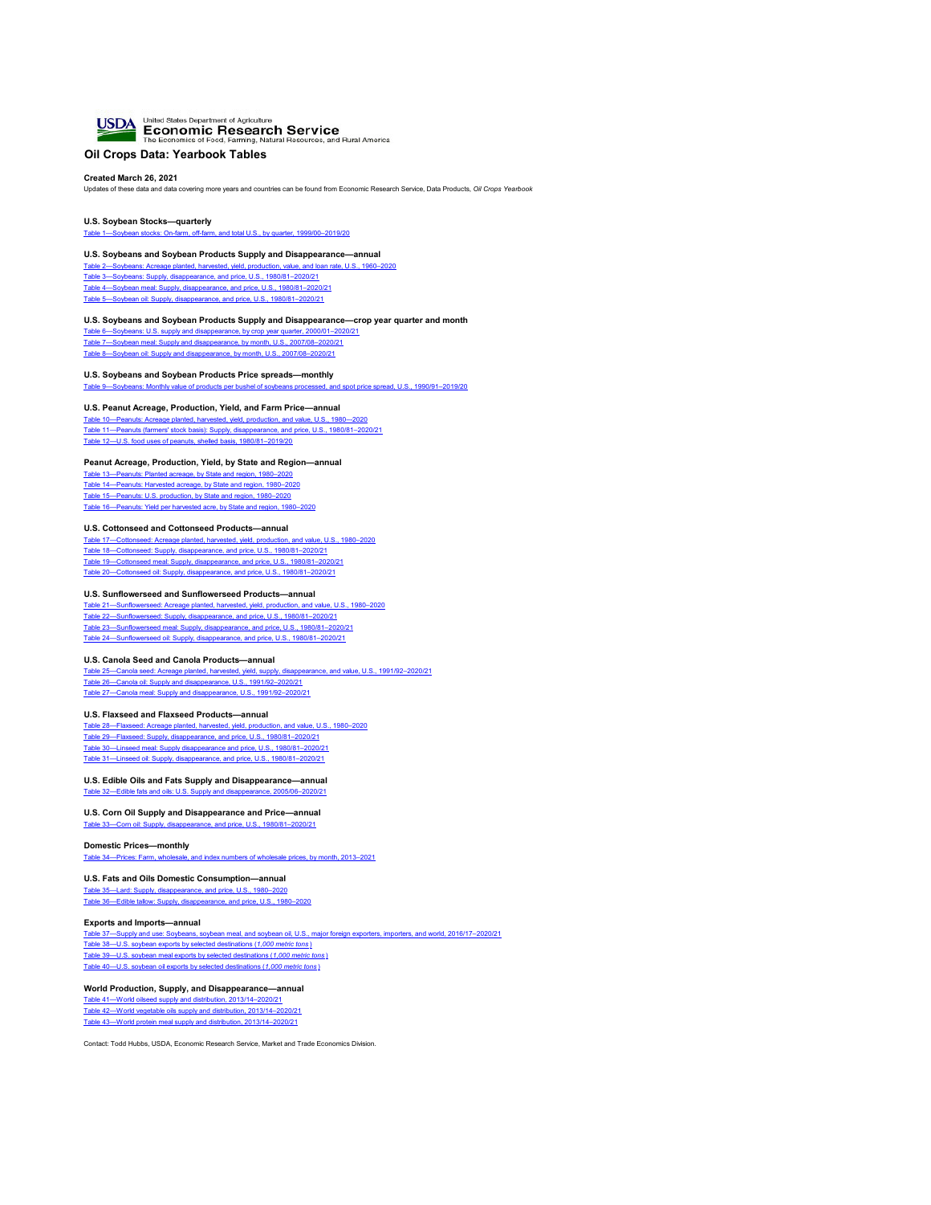USDA United States Department of Agriculture
**Economic Research Service**
The Economics of Food, Farming, Natural Resources, and Rural America

# Oil Crops Data: Yearbook Tables

**Created March 26, 2021**

Updates of these data and data covering more years and countries can be found from Economic Research Service, Data Products, *Oil Crops Yearbook*

### U.S. Soybean Stocks—quarterly

Table 1—Soybean stocks: On-farm, off-farm, and total U.S., by quarter, 1999/00–2019/20

### U.S. Soybeans and Soybean Products Supply and Disappearance—annual

Table 2—Soybeans: Acreage planted, harvested, yield, production, value, and loan rate, U.S., 1960–2020
Table 3—Soybeans: Supply, disappearance, and price, U.S., 1980/81–2020/21
Table 4—Soybean meal: Supply, disappearance, and price, U.S., 1980/81–2020/21
Table 5—Soybean oil: Supply, disappearance, and price, U.S., 1980/81–2020/21

### U.S. Soybeans and Soybean Products Supply and Disappearance—crop year quarter and month

Table 6—Soybeans: U.S. supply and disappearance, by crop year quarter, 2000/01–2020/21
Table 7—Soybean meal: Supply and disappearance, by month, U.S., 2007/08–2020/21
Table 8—Soybean oil: Supply and disappearance, by month, U.S., 2007/08–2020/21

### U.S. Soybeans and Soybean Products Price spreads—monthly

Table 9—Soybeans: Monthly value of products per bushel of soybeans processed, and spot price spread, U.S., 1990/91–2019/20

### U.S. Peanut Acreage, Production, Yield, and Farm Price—annual

Table 10—Peanuts: Acreage planted, harvested, yield, production, and value, U.S., 1980—2020
Table 11—Peanuts (farmers' stock basis): Supply, disappearance, and price, U.S., 1980/81–2020/21
Table 12—U.S. food uses of peanuts, shelled basis, 1980/81–2019/20

### Peanut Acreage, Production, Yield, by State and Region—annual

Table 13—Peanuts: Planted acreage, by State and region, 1980–2020
Table 14—Peanuts: Harvested acreage, by State and region, 1980–2020
Table 15—Peanuts: U.S. production, by State and region, 1980–2020
Table 16—Peanuts: Yield per harvested acre, by State and region, 1980–2020

### U.S. Cottonseed and Cottonseed Products—annual

Table 17—Cottonseed: Acreage planted, harvested, yield, production, and value, U.S., 1980–2020
Table 18—Cottonseed: Supply, disappearance, and price, U.S., 1980/81–2020/21
Table 19—Cottonseed meal: Supply, disappearance, and price, U.S., 1980/81–2020/21
Table 20—Cottonseed oil: Supply, disappearance, and price, U.S., 1980/81–2020/21

### U.S. Sunflowerseed and Sunflowerseed Products—annual

Table 21—Sunflowerseed: Acreage planted, harvested, yield, production, and value, U.S., 1980–2020
Table 22—Sunflowerseed: Supply, disappearance, and price, U.S., 1980/81–2020/21
Table 23—Sunflowerseed meal: Supply, disappearance, and price, U.S., 1980/81–2020/21
Table 24—Sunflowerseed oil: Supply, disappearance, and price, U.S., 1980/81–2020/21

### U.S. Canola Seed and Canola Products—annual

Table 25—Canola seed: Acreage planted, harvested, yield, supply, disappearance, and value, U.S., 1991/92–2020/21
Table 26—Canola oil: Supply and disappearance, U.S., 1991/92–2020/21
Table 27—Canola meal: Supply and disappearance, U.S., 1991/92–2020/21

### U.S. Flaxseed and Flaxseed Products—annual

Table 28—Flaxseed: Acreage planted, harvested, yield, production, and value, U.S., 1980–2020
Table 29—Flaxseed: Supply, disappearance, and price, U.S., 1980/81–2020/21
Table 30—Linseed meal: Supply disappearance and price, U.S., 1980/81–2020/21
Table 31—Linseed oil: Supply, disappearance, and price, U.S., 1980/81–2020/21

### U.S. Edible Oils and Fats Supply and Disappearance—annual

Table 32—Edible fats and oils: U.S. Supply and disappearance, 2005/06–2020/21

### U.S. Corn Oil Supply and Disappearance and Price—annual

Table 33—Corn oil: Supply, disappearance, and price, U.S., 1980/81–2020/21

### Domestic Prices—monthly

Table 34—Prices: Farm, wholesale, and index numbers of wholesale prices, by month, 2013–2021

### U.S. Fats and Oils Domestic Consumption—annual

Table 35—Lard: Supply, disappearance, and price, U.S., 1980–2020
Table 36—Edible tallow: Supply, disappearance, and price, U.S., 1980–2020

### Exports and Imports—annual

Table 37—Supply and use: Soybeans, soybean meal, and soybean oil, U.S., major foreign exporters, importers, and world, 2016/17–2020/21
Table 38—U.S. soybean exports by selected destinations (*1,000 metric tons*)
Table 39—U.S. soybean meal exports by selected destinations (*1,000 metric tons*)
Table 40—U.S. soybean oil exports by selected destinations (*1,000 metric tons*)

### World Production, Supply, and Disappearance—annual

Table 41—World oilseed supply and distribution, 2013/14–2020/21
Table 42—World vegetable oils supply and distribution, 2013/14–2020/21
Table 43—World protein meal supply and distribution, 2013/14–2020/21

Contact: Todd Hubbs, USDA, Economic Research Service, Market and Trade Economics Division.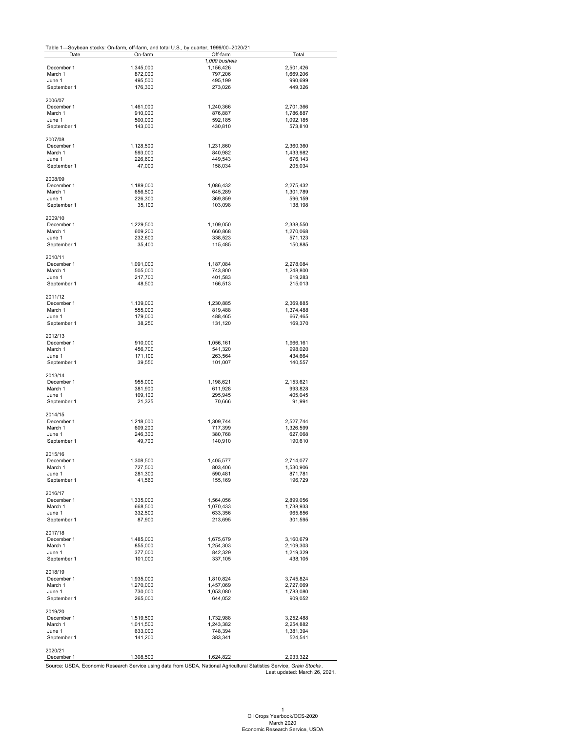Table 1—Soybean stocks: On-farm, off-farm, and total U.S., by quarter, 1999/00–2020/21

| Date | On-farm | Off-farm | Total |
|---|---|---|---|
| | | *1,000 bushels* | |
| December 1 | 1,345,000 | 1,156,426 | 2,501,426 |
| March 1 | 872,000 | 797,206 | 1,669,206 |
| June 1 | 495,500 | 495,199 | 990,699 |
| September 1 | 176,300 | 273,026 | 449,326 |
| | | | |
| 2006/07 | | | |
| December 1 | 1,461,000 | 1,240,366 | 2,701,366 |
| March 1 | 910,000 | 876,887 | 1,786,887 |
| June 1 | 500,000 | 592,185 | 1,092,185 |
| September 1 | 143,000 | 430,810 | 573,810 |
| | | | |
| 2007/08 | | | |
| December 1 | 1,128,500 | 1,231,860 | 2,360,360 |
| March 1 | 593,000 | 840,982 | 1,433,982 |
| June 1 | 226,600 | 449,543 | 676,143 |
| September 1 | 47,000 | 158,034 | 205,034 |
| | | | |
| 2008/09 | | | |
| December 1 | 1,189,000 | 1,086,432 | 2,275,432 |
| March 1 | 656,500 | 645,289 | 1,301,789 |
| June 1 | 226,300 | 369,859 | 596,159 |
| September 1 | 35,100 | 103,098 | 138,198 |
| | | | |
| 2009/10 | | | |
| December 1 | 1,229,500 | 1,109,050 | 2,338,550 |
| March 1 | 609,200 | 660,868 | 1,270,068 |
| June 1 | 232,600 | 338,523 | 571,123 |
| September 1 | 35,400 | 115,485 | 150,885 |
| | | | |
| 2010/11 | | | |
| December 1 | 1,091,000 | 1,187,084 | 2,278,084 |
| March 1 | 505,000 | 743,800 | 1,248,800 |
| June 1 | 217,700 | 401,583 | 619,283 |
| September 1 | 48,500 | 166,513 | 215,013 |
| | | | |
| 2011/12 | | | |
| December 1 | 1,139,000 | 1,230,885 | 2,369,885 |
| March 1 | 555,000 | 819,488 | 1,374,488 |
| June 1 | 179,000 | 488,465 | 667,465 |
| September 1 | 38,250 | 131,120 | 169,370 |
| | | | |
| 2012/13 | | | |
| December 1 | 910,000 | 1,056,161 | 1,966,161 |
| March 1 | 456,700 | 541,320 | 998,020 |
| June 1 | 171,100 | 263,564 | 434,664 |
| September 1 | 39,550 | 101,007 | 140,557 |
| | | | |
| 2013/14 | | | |
| December 1 | 955,000 | 1,198,621 | 2,153,621 |
| March 1 | 381,900 | 611,928 | 993,828 |
| June 1 | 109,100 | 295,945 | 405,045 |
| September 1 | 21,325 | 70,666 | 91,991 |
| | | | |
| 2014/15 | | | |
| December 1 | 1,218,000 | 1,309,744 | 2,527,744 |
| March 1 | 609,200 | 717,399 | 1,326,599 |
| June 1 | 246,300 | 380,768 | 627,068 |
| September 1 | 49,700 | 140,910 | 190,610 |
| | | | |
| 2015/16 | | | |
| December 1 | 1,308,500 | 1,405,577 | 2,714,077 |
| March 1 | 727,500 | 803,406 | 1,530,906 |
| June 1 | 281,300 | 590,481 | 871,781 |
| September 1 | 41,560 | 155,169 | 196,729 |
| | | | |
| 2016/17 | | | |
| December 1 | 1,335,000 | 1,564,056 | 2,899,056 |
| March 1 | 668,500 | 1,070,433 | 1,738,933 |
| June 1 | 332,500 | 633,356 | 965,856 |
| September 1 | 87,900 | 213,695 | 301,595 |
| | | | |
| 2017/18 | | | |
| December 1 | 1,485,000 | 1,675,679 | 3,160,679 |
| March 1 | 855,000 | 1,254,303 | 2,109,303 |
| June 1 | 377,000 | 842,329 | 1,219,329 |
| September 1 | 101,000 | 337,105 | 438,105 |
| | | | |
| 2018/19 | | | |
| December 1 | 1,935,000 | 1,810,824 | 3,745,824 |
| March 1 | 1,270,000 | 1,457,069 | 2,727,069 |
| June 1 | 730,000 | 1,053,080 | 1,783,080 |
| September 1 | 265,000 | 644,052 | 909,052 |
| | | | |
| 2019/20 | | | |
| December 1 | 1,519,500 | 1,732,988 | 3,252,488 |
| March 1 | 1,011,500 | 1,243,382 | 2,254,882 |
| June 1 | 633,000 | 748,394 | 1,381,394 |
| September 1 | 141,200 | 383,341 | 524,541 |
| | | | |
| 2020/21 | | | |
| December 1 | 1,308,500 | 1,624,822 | 2,933,322 |

Source: USDA, Economic Research Service using data from USDA, National Agricultural Statistics Service, *Grain Stocks*.

Last updated: March 26, 2021.

Oil Crops Yearbook/OCS-2020
March 2020
Economic Research Service, USDA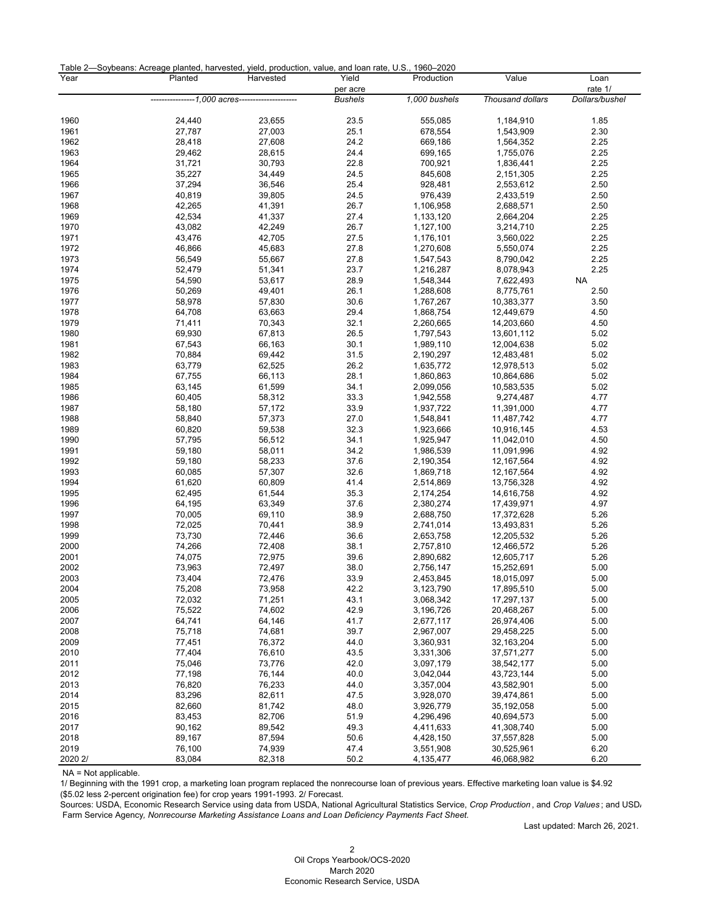Table 2—Soybeans: Acreage planted, harvested, yield, production, value, and loan rate, U.S., 1960–2020

| Year | Planted | Harvested | Yield per acre | Production | Value | Loan rate 1/ |
|---|---|---|---|---|---|---|
| | 1,000 acres | | *Bushels* | *1,000 bushels* | *Thousand dollars* | *Dollars/bushel* |
| 1960 | 24,440 | 23,655 | 23.5 | 555,085 | 1,184,910 | 1.85 |
| 1961 | 27,787 | 27,003 | 25.1 | 678,554 | 1,543,909 | 2.30 |
| 1962 | 28,418 | 27,608 | 24.2 | 669,186 | 1,564,352 | 2.25 |
| 1963 | 29,462 | 28,615 | 24.4 | 699,165 | 1,755,076 | 2.25 |
| 1964 | 31,721 | 30,793 | 22.8 | 700,921 | 1,836,441 | 2.25 |
| 1965 | 35,227 | 34,449 | 24.5 | 845,608 | 2,151,305 | 2.25 |
| 1966 | 37,294 | 36,546 | 25.4 | 928,481 | 2,553,612 | 2.50 |
| 1967 | 40,819 | 39,805 | 24.5 | 976,439 | 2,433,519 | 2.50 |
| 1968 | 42,265 | 41,391 | 26.7 | 1,106,958 | 2,688,571 | 2.50 |
| 1969 | 42,534 | 41,337 | 27.4 | 1,133,120 | 2,664,204 | 2.25 |
| 1970 | 43,082 | 42,249 | 26.7 | 1,127,100 | 3,214,710 | 2.25 |
| 1971 | 43,476 | 42,705 | 27.5 | 1,176,101 | 3,560,022 | 2.25 |
| 1972 | 46,866 | 45,683 | 27.8 | 1,270,608 | 5,550,074 | 2.25 |
| 1973 | 56,549 | 55,667 | 27.8 | 1,547,543 | 8,790,042 | 2.25 |
| 1974 | 52,479 | 51,341 | 23.7 | 1,216,287 | 8,078,943 | 2.25 |
| 1975 | 54,590 | 53,617 | 28.9 | 1,548,344 | 7,622,493 | NA |
| 1976 | 50,269 | 49,401 | 26.1 | 1,288,608 | 8,775,761 | 2.50 |
| 1977 | 58,978 | 57,830 | 30.6 | 1,767,267 | 10,383,377 | 3.50 |
| 1978 | 64,708 | 63,663 | 29.4 | 1,868,754 | 12,449,679 | 4.50 |
| 1979 | 71,411 | 70,343 | 32.1 | 2,260,665 | 14,203,660 | 4.50 |
| 1980 | 69,930 | 67,813 | 26.5 | 1,797,543 | 13,601,112 | 5.02 |
| 1981 | 67,543 | 66,163 | 30.1 | 1,989,110 | 12,004,638 | 5.02 |
| 1982 | 70,884 | 69,442 | 31.5 | 2,190,297 | 12,483,481 | 5.02 |
| 1983 | 63,779 | 62,525 | 26.2 | 1,635,772 | 12,978,513 | 5.02 |
| 1984 | 67,755 | 66,113 | 28.1 | 1,860,863 | 10,864,686 | 5.02 |
| 1985 | 63,145 | 61,599 | 34.1 | 2,099,056 | 10,583,535 | 5.02 |
| 1986 | 60,405 | 58,312 | 33.3 | 1,942,558 | 9,274,487 | 4.77 |
| 1987 | 58,180 | 57,172 | 33.9 | 1,937,722 | 11,391,000 | 4.77 |
| 1988 | 58,840 | 57,373 | 27.0 | 1,548,841 | 11,487,742 | 4.77 |
| 1989 | 60,820 | 59,538 | 32.3 | 1,923,666 | 10,916,145 | 4.53 |
| 1990 | 57,795 | 56,512 | 34.1 | 1,925,947 | 11,042,010 | 4.50 |
| 1991 | 59,180 | 58,011 | 34.2 | 1,986,539 | 11,091,996 | 4.92 |
| 1992 | 59,180 | 58,233 | 37.6 | 2,190,354 | 12,167,564 | 4.92 |
| 1993 | 60,085 | 57,307 | 32.6 | 1,869,718 | 12,167,564 | 4.92 |
| 1994 | 61,620 | 60,809 | 41.4 | 2,514,869 | 13,756,328 | 4.92 |
| 1995 | 62,495 | 61,544 | 35.3 | 2,174,254 | 14,616,758 | 4.92 |
| 1996 | 64,195 | 63,349 | 37.6 | 2,380,274 | 17,439,971 | 4.97 |
| 1997 | 70,005 | 69,110 | 38.9 | 2,688,750 | 17,372,628 | 5.26 |
| 1998 | 72,025 | 70,441 | 38.9 | 2,741,014 | 13,493,831 | 5.26 |
| 1999 | 73,730 | 72,446 | 36.6 | 2,653,758 | 12,205,532 | 5.26 |
| 2000 | 74,266 | 72,408 | 38.1 | 2,757,810 | 12,466,572 | 5.26 |
| 2001 | 74,075 | 72,975 | 39.6 | 2,890,682 | 12,605,717 | 5.26 |
| 2002 | 73,963 | 72,497 | 38.0 | 2,756,147 | 15,252,691 | 5.00 |
| 2003 | 73,404 | 72,476 | 33.9 | 2,453,845 | 18,015,097 | 5.00 |
| 2004 | 75,208 | 73,958 | 42.2 | 3,123,790 | 17,895,510 | 5.00 |
| 2005 | 72,032 | 71,251 | 43.1 | 3,068,342 | 17,297,137 | 5.00 |
| 2006 | 75,522 | 74,602 | 42.9 | 3,196,726 | 20,468,267 | 5.00 |
| 2007 | 64,741 | 64,146 | 41.7 | 2,677,117 | 26,974,406 | 5.00 |
| 2008 | 75,718 | 74,681 | 39.7 | 2,967,007 | 29,458,225 | 5.00 |
| 2009 | 77,451 | 76,372 | 44.0 | 3,360,931 | 32,163,204 | 5.00 |
| 2010 | 77,404 | 76,610 | 43.5 | 3,331,306 | 37,571,277 | 5.00 |
| 2011 | 75,046 | 73,776 | 42.0 | 3,097,179 | 38,542,177 | 5.00 |
| 2012 | 77,198 | 76,144 | 40.0 | 3,042,044 | 43,723,144 | 5.00 |
| 2013 | 76,820 | 76,233 | 44.0 | 3,357,004 | 43,582,901 | 5.00 |
| 2014 | 83,296 | 82,611 | 47.5 | 3,928,070 | 39,474,861 | 5.00 |
| 2015 | 82,660 | 81,742 | 48.0 | 3,926,779 | 35,192,058 | 5.00 |
| 2016 | 83,453 | 82,706 | 51.9 | 4,296,496 | 40,694,573 | 5.00 |
| 2017 | 90,162 | 89,542 | 49.3 | 4,411,633 | 41,308,740 | 5.00 |
| 2018 | 89,167 | 87,594 | 50.6 | 4,428,150 | 37,557,828 | 5.00 |
| 2019 | 76,100 | 74,939 | 47.4 | 3,551,908 | 30,525,961 | 6.20 |
| 2020 2/ | 83,084 | 82,318 | 50.2 | 4,135,477 | 46,068,982 | 6.20 |

NA = Not applicable.

1/ Beginning with the 1991 crop, a marketing loan program replaced the nonrecourse loan of previous years. Effective marketing loan value is $4.92 ($5.02 less 2-percent origination fee) for crop years 1991-1993. 2/ Forecast.

Sources: USDA, Economic Research Service using data from USDA, National Agricultural Statistics Service, *Crop Production*, and *Crop Values*; and USDA Farm Service Agency, *Nonrecourse Marketing Assistance Loans and Loan Deficiency Payments Fact Sheet.*

Last updated: March 26, 2021.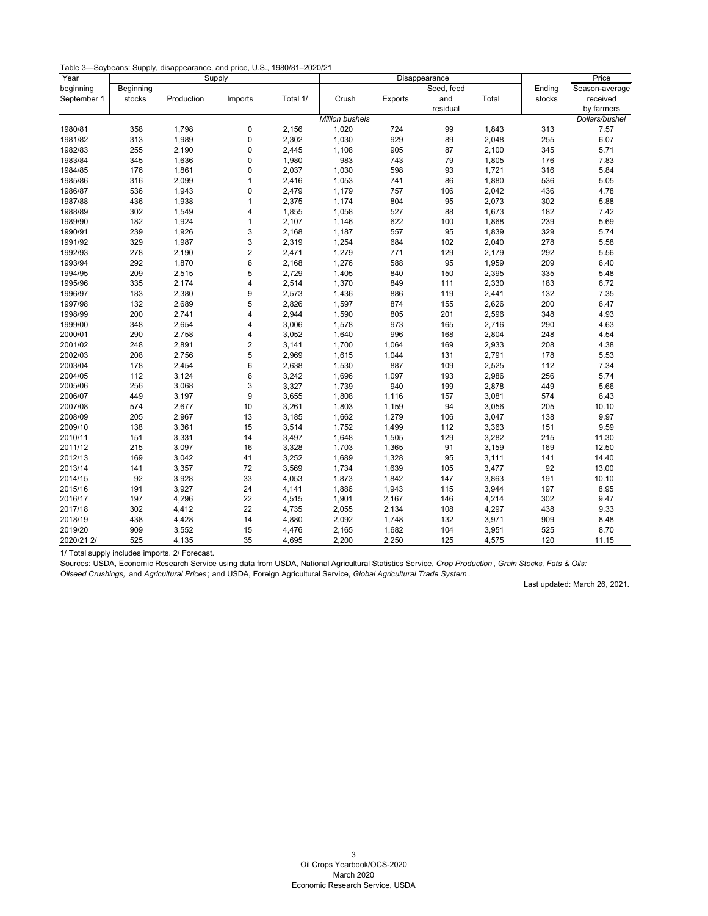Table 3—Soybeans: Supply, disappearance, and price, U.S., 1980/81–2020/21

| Year | Supply | | | | Disappearance | | | | | Price |
|---|---|---|---|---|---|---|---|---|---|---|
| beginning September 1 | Beginning stocks | Production | Imports | Total 1/ | Crush | Exports | Seed, feed and residual | Total | Ending stocks | Season-average received by farmers |
| | *Million bushels* | | | | | | | | | *Dollars/bushel* |
| 1980/81 | 358 | 1,798 | 0 | 2,156 | 1,020 | 724 | 99 | 1,843 | 313 | 7.57 |
| 1981/82 | 313 | 1,989 | 0 | 2,302 | 1,030 | 929 | 89 | 2,048 | 255 | 6.07 |
| 1982/83 | 255 | 2,190 | 0 | 2,445 | 1,108 | 905 | 87 | 2,100 | 345 | 5.71 |
| 1983/84 | 345 | 1,636 | 0 | 1,980 | 983 | 743 | 79 | 1,805 | 176 | 7.83 |
| 1984/85 | 176 | 1,861 | 0 | 2,037 | 1,030 | 598 | 93 | 1,721 | 316 | 5.84 |
| 1985/86 | 316 | 2,099 | 1 | 2,416 | 1,053 | 741 | 86 | 1,880 | 536 | 5.05 |
| 1986/87 | 536 | 1,943 | 0 | 2,479 | 1,179 | 757 | 106 | 2,042 | 436 | 4.78 |
| 1987/88 | 436 | 1,938 | 1 | 2,375 | 1,174 | 804 | 95 | 2,073 | 302 | 5.88 |
| 1988/89 | 302 | 1,549 | 4 | 1,855 | 1,058 | 527 | 88 | 1,673 | 182 | 7.42 |
| 1989/90 | 182 | 1,924 | 1 | 2,107 | 1,146 | 622 | 100 | 1,868 | 239 | 5.69 |
| 1990/91 | 239 | 1,926 | 3 | 2,168 | 1,187 | 557 | 95 | 1,839 | 329 | 5.74 |
| 1991/92 | 329 | 1,987 | 3 | 2,319 | 1,254 | 684 | 102 | 2,040 | 278 | 5.58 |
| 1992/93 | 278 | 2,190 | 2 | 2,471 | 1,279 | 771 | 129 | 2,179 | 292 | 5.56 |
| 1993/94 | 292 | 1,870 | 6 | 2,168 | 1,276 | 588 | 95 | 1,959 | 209 | 6.40 |
| 1994/95 | 209 | 2,515 | 5 | 2,729 | 1,405 | 840 | 150 | 2,395 | 335 | 5.48 |
| 1995/96 | 335 | 2,174 | 4 | 2,514 | 1,370 | 849 | 111 | 2,330 | 183 | 6.72 |
| 1996/97 | 183 | 2,380 | 9 | 2,573 | 1,436 | 886 | 119 | 2,441 | 132 | 7.35 |
| 1997/98 | 132 | 2,689 | 5 | 2,826 | 1,597 | 874 | 155 | 2,626 | 200 | 6.47 |
| 1998/99 | 200 | 2,741 | 4 | 2,944 | 1,590 | 805 | 201 | 2,596 | 348 | 4.93 |
| 1999/00 | 348 | 2,654 | 4 | 3,006 | 1,578 | 973 | 165 | 2,716 | 290 | 4.63 |
| 2000/01 | 290 | 2,758 | 4 | 3,052 | 1,640 | 996 | 168 | 2,804 | 248 | 4.54 |
| 2001/02 | 248 | 2,891 | 2 | 3,141 | 1,700 | 1,064 | 169 | 2,933 | 208 | 4.38 |
| 2002/03 | 208 | 2,756 | 5 | 2,969 | 1,615 | 1,044 | 131 | 2,791 | 178 | 5.53 |
| 2003/04 | 178 | 2,454 | 6 | 2,638 | 1,530 | 887 | 109 | 2,525 | 112 | 7.34 |
| 2004/05 | 112 | 3,124 | 6 | 3,242 | 1,696 | 1,097 | 193 | 2,986 | 256 | 5.74 |
| 2005/06 | 256 | 3,068 | 3 | 3,327 | 1,739 | 940 | 199 | 2,878 | 449 | 5.66 |
| 2006/07 | 449 | 3,197 | 9 | 3,655 | 1,808 | 1,116 | 157 | 3,081 | 574 | 6.43 |
| 2007/08 | 574 | 2,677 | 10 | 3,261 | 1,803 | 1,159 | 94 | 3,056 | 205 | 10.10 |
| 2008/09 | 205 | 2,967 | 13 | 3,185 | 1,662 | 1,279 | 106 | 3,047 | 138 | 9.97 |
| 2009/10 | 138 | 3,361 | 15 | 3,514 | 1,752 | 1,499 | 112 | 3,363 | 151 | 9.59 |
| 2010/11 | 151 | 3,331 | 14 | 3,497 | 1,648 | 1,505 | 129 | 3,282 | 215 | 11.30 |
| 2011/12 | 215 | 3,097 | 16 | 3,328 | 1,703 | 1,365 | 91 | 3,159 | 169 | 12.50 |
| 2012/13 | 169 | 3,042 | 41 | 3,252 | 1,689 | 1,328 | 95 | 3,111 | 141 | 14.40 |
| 2013/14 | 141 | 3,357 | 72 | 3,569 | 1,734 | 1,639 | 105 | 3,477 | 92 | 13.00 |
| 2014/15 | 92 | 3,928 | 33 | 4,053 | 1,873 | 1,842 | 147 | 3,863 | 191 | 10.10 |
| 2015/16 | 191 | 3,927 | 24 | 4,141 | 1,886 | 1,943 | 115 | 3,944 | 197 | 8.95 |
| 2016/17 | 197 | 4,296 | 22 | 4,515 | 1,901 | 2,167 | 146 | 4,214 | 302 | 9.47 |
| 2017/18 | 302 | 4,412 | 22 | 4,735 | 2,055 | 2,134 | 108 | 4,297 | 438 | 9.33 |
| 2018/19 | 438 | 4,428 | 14 | 4,880 | 2,092 | 1,748 | 132 | 3,971 | 909 | 8.48 |
| 2019/20 | 909 | 3,552 | 15 | 4,476 | 2,165 | 1,682 | 104 | 3,951 | 525 | 8.70 |
| 2020/21 2/ | 525 | 4,135 | 35 | 4,695 | 2,200 | 2,250 | 125 | 4,575 | 120 | 11.15 |

1/ Total supply includes imports. 2/ Forecast.

Sources: USDA, Economic Research Service using data from USDA, National Agricultural Statistics Service, *Crop Production*, *Grain Stocks, Fats & Oils: Oilseed Crushings,* and *Agricultural Prices*; and USDA, Foreign Agricultural Service, *Global Agricultural Trade System*.

Last updated: March 26, 2021.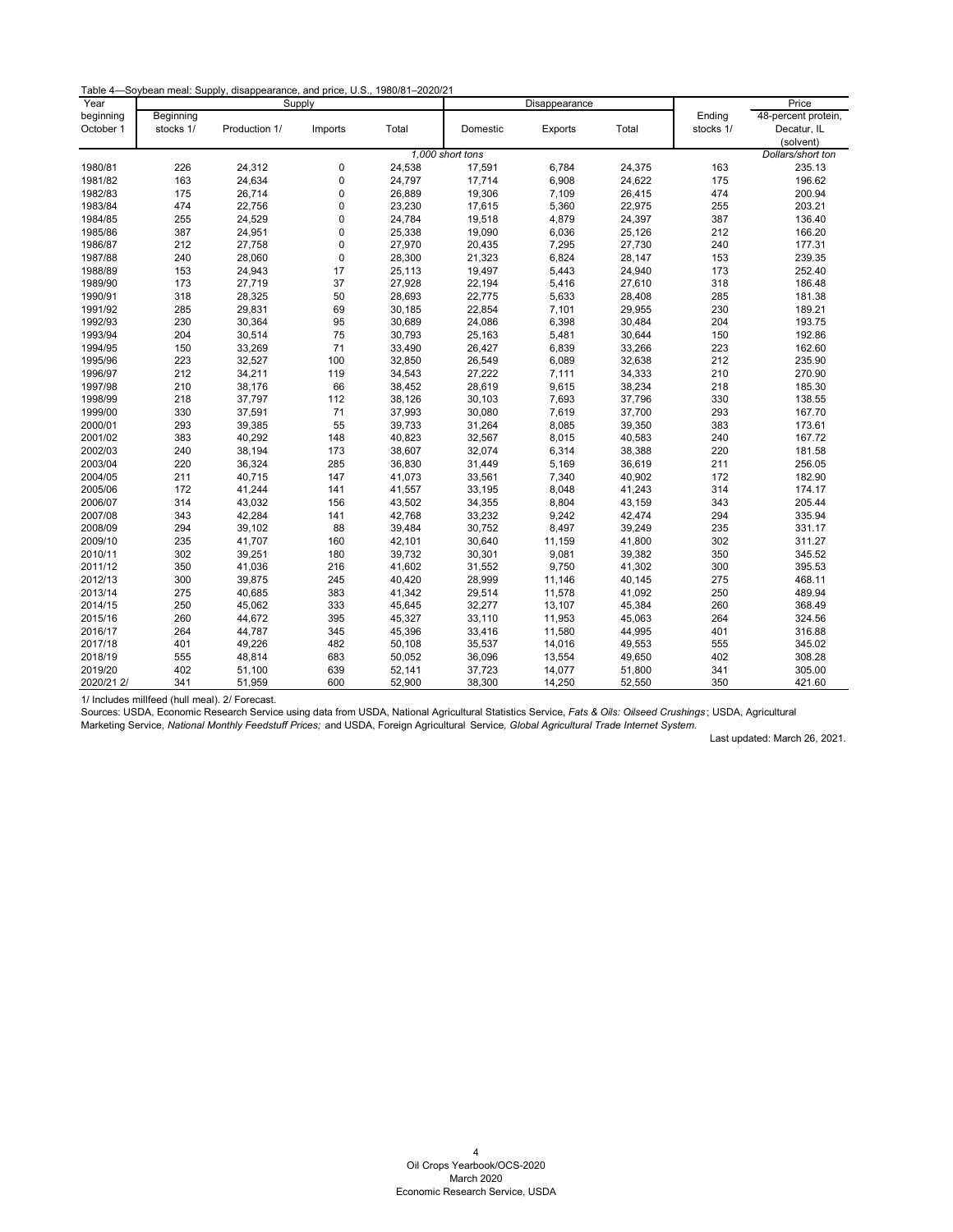Table 4—Soybean meal: Supply, disappearance, and price, U.S., 1980/81–2020/21

| Year beginning October 1 | Supply | | | | Disappearance | | | Ending stocks 1/ | Price |
|---|---|---|---|---|---|---|---|---|---|
| | Beginning stocks 1/ | Production 1/ | Imports | Total | Domestic | Exports | Total | | 48-percent protein, Decatur, IL (solvent) |
| | *1,000 short tons* | | | | | | | | *Dollars/short ton* |
| 1980/81 | 226 | 24,312 | 0 | 24,538 | 17,591 | 6,784 | 24,375 | 163 | 235.13 |
| 1981/82 | 163 | 24,634 | 0 | 24,797 | 17,714 | 6,908 | 24,622 | 175 | 196.62 |
| 1982/83 | 175 | 26,714 | 0 | 26,889 | 19,306 | 7,109 | 26,415 | 474 | 200.94 |
| 1983/84 | 474 | 22,756 | 0 | 23,230 | 17,615 | 5,360 | 22,975 | 255 | 203.21 |
| 1984/85 | 255 | 24,529 | 0 | 24,784 | 19,518 | 4,879 | 24,397 | 387 | 136.40 |
| 1985/86 | 387 | 24,951 | 0 | 25,338 | 19,090 | 6,036 | 25,126 | 212 | 166.20 |
| 1986/87 | 212 | 27,758 | 0 | 27,970 | 20,435 | 7,295 | 27,730 | 240 | 177.31 |
| 1987/88 | 240 | 28,060 | 0 | 28,300 | 21,323 | 6,824 | 28,147 | 153 | 239.35 |
| 1988/89 | 153 | 24,943 | 17 | 25,113 | 19,497 | 5,443 | 24,940 | 173 | 252.40 |
| 1989/90 | 173 | 27,719 | 37 | 27,928 | 22,194 | 5,416 | 27,610 | 318 | 186.48 |
| 1990/91 | 318 | 28,325 | 50 | 28,693 | 22,775 | 5,633 | 28,408 | 285 | 181.38 |
| 1991/92 | 285 | 29,831 | 69 | 30,185 | 22,854 | 7,101 | 29,955 | 230 | 189.21 |
| 1992/93 | 230 | 30,364 | 95 | 30,689 | 24,086 | 6,398 | 30,484 | 204 | 193.75 |
| 1993/94 | 204 | 30,514 | 75 | 30,793 | 25,163 | 5,481 | 30,644 | 150 | 192.86 |
| 1994/95 | 150 | 33,269 | 71 | 33,490 | 26,427 | 6,839 | 33,266 | 223 | 162.60 |
| 1995/96 | 223 | 32,527 | 100 | 32,850 | 26,549 | 6,089 | 32,638 | 212 | 235.90 |
| 1996/97 | 212 | 34,211 | 119 | 34,543 | 27,222 | 7,111 | 34,333 | 210 | 270.90 |
| 1997/98 | 210 | 38,176 | 66 | 38,452 | 28,619 | 9,615 | 38,234 | 218 | 185.30 |
| 1998/99 | 218 | 37,797 | 112 | 38,126 | 30,103 | 7,693 | 37,796 | 330 | 138.55 |
| 1999/00 | 330 | 37,591 | 71 | 37,993 | 30,080 | 7,619 | 37,700 | 293 | 167.70 |
| 2000/01 | 293 | 39,385 | 55 | 39,733 | 31,264 | 8,085 | 39,350 | 383 | 173.61 |
| 2001/02 | 383 | 40,292 | 148 | 40,823 | 32,567 | 8,015 | 40,583 | 240 | 167.72 |
| 2002/03 | 240 | 38,194 | 173 | 38,607 | 32,074 | 6,314 | 38,388 | 220 | 181.58 |
| 2003/04 | 220 | 36,324 | 285 | 36,830 | 31,449 | 5,169 | 36,619 | 211 | 256.05 |
| 2004/05 | 211 | 40,715 | 147 | 41,073 | 33,561 | 7,340 | 40,902 | 172 | 182.90 |
| 2005/06 | 172 | 41,244 | 141 | 41,557 | 33,195 | 8,048 | 41,243 | 314 | 174.17 |
| 2006/07 | 314 | 43,032 | 156 | 43,502 | 34,355 | 8,804 | 43,159 | 343 | 205.44 |
| 2007/08 | 343 | 42,284 | 141 | 42,768 | 33,232 | 9,242 | 42,474 | 294 | 335.94 |
| 2008/09 | 294 | 39,102 | 88 | 39,484 | 30,752 | 8,497 | 39,249 | 235 | 331.17 |
| 2009/10 | 235 | 41,707 | 160 | 42,101 | 30,640 | 11,159 | 41,800 | 302 | 311.27 |
| 2010/11 | 302 | 39,251 | 180 | 39,732 | 30,301 | 9,081 | 39,382 | 350 | 345.52 |
| 2011/12 | 350 | 41,036 | 216 | 41,602 | 31,552 | 9,750 | 41,302 | 300 | 395.53 |
| 2012/13 | 300 | 39,875 | 245 | 40,420 | 28,999 | 11,146 | 40,145 | 275 | 468.11 |
| 2013/14 | 275 | 40,685 | 383 | 41,342 | 29,514 | 11,578 | 41,092 | 250 | 489.94 |
| 2014/15 | 250 | 45,062 | 333 | 45,645 | 32,277 | 13,107 | 45,384 | 260 | 368.49 |
| 2015/16 | 260 | 44,672 | 395 | 45,327 | 33,110 | 11,953 | 45,063 | 264 | 324.56 |
| 2016/17 | 264 | 44,787 | 345 | 45,396 | 33,416 | 11,580 | 44,995 | 401 | 316.88 |
| 2017/18 | 401 | 49,226 | 482 | 50,108 | 35,537 | 14,016 | 49,553 | 555 | 345.02 |
| 2018/19 | 555 | 48,814 | 683 | 50,052 | 36,096 | 13,554 | 49,650 | 402 | 308.28 |
| 2019/20 | 402 | 51,100 | 639 | 52,141 | 37,723 | 14,077 | 51,800 | 341 | 305.00 |
| 2020/21 2/ | 341 | 51,959 | 600 | 52,900 | 38,300 | 14,250 | 52,550 | 350 | 421.60 |

1/ Includes millfeed (hull meal). 2/ Forecast.

Sources: USDA, Economic Research Service using data from USDA, National Agricultural Statistics Service, *Fats & Oils: Oilseed Crushings*; USDA, Agricultural Marketing Service, *National Monthly Feedstuff Prices;* and USDA, Foreign Agricultural Service, *Global Agricultural Trade Internet System.*

Last updated: March 26, 2021.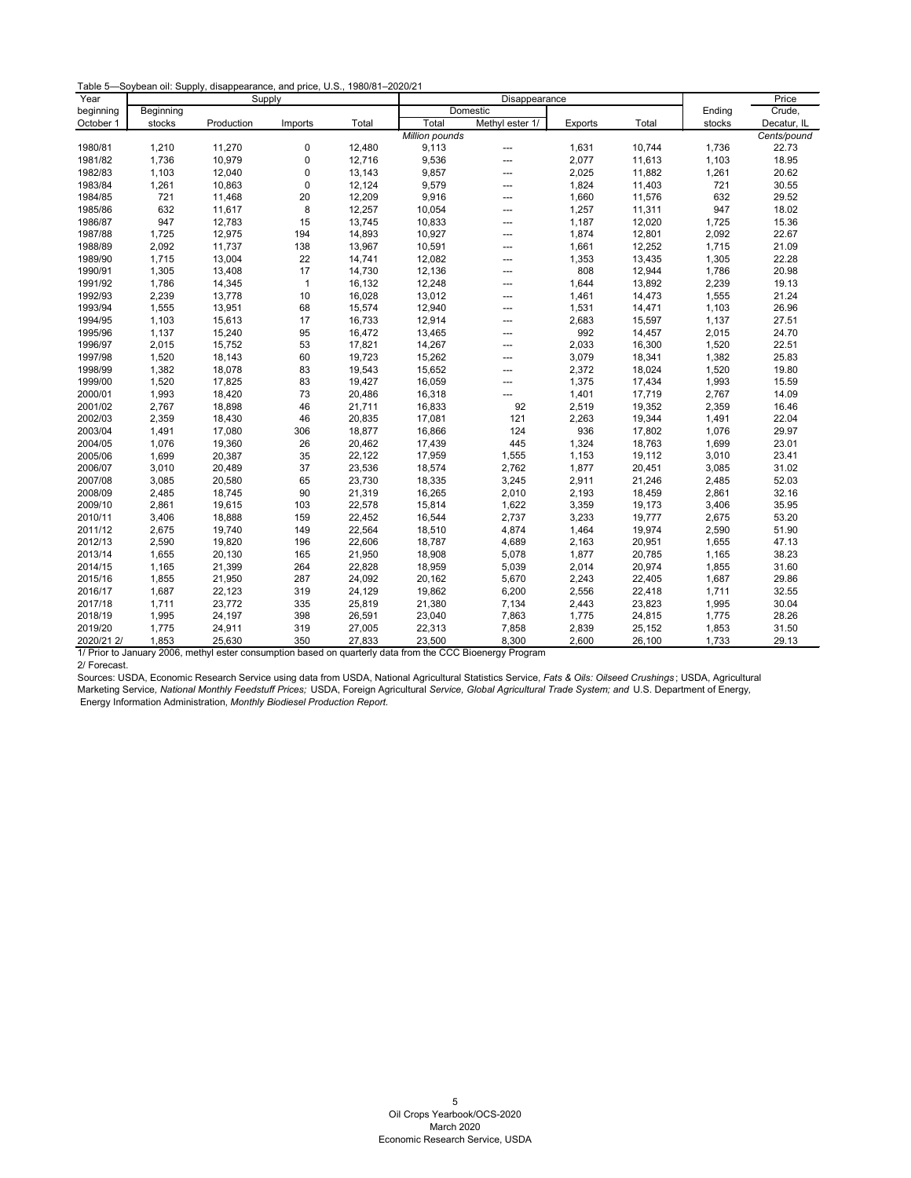Table 5—Soybean oil: Supply, disappearance, and price, U.S., 1980/81–2020/21

| Year beginning October 1 | Supply | | | | Disappearance | | | | Ending stocks | Price |
|---|---|---|---|---|---|---|---|---|---|---|
| | Beginning stocks | Production | Imports | Total | Domestic | | Exports | Total | | Crude, Decatur, IL |
| | | | | | Total | Methyl ester 1/ | | | | |
| | *Million pounds* | | | | | | | | | *Cents/pound* |
| 1980/81 | 1,210 | 11,270 | 0 | 12,480 | 9,113 | --- | 1,631 | 10,744 | 1,736 | 22.73 |
| 1981/82 | 1,736 | 10,979 | 0 | 12,716 | 9,536 | --- | 2,077 | 11,613 | 1,103 | 18.95 |
| 1982/83 | 1,103 | 12,040 | 0 | 13,143 | 9,857 | --- | 2,025 | 11,882 | 1,261 | 20.62 |
| 1983/84 | 1,261 | 10,863 | 0 | 12,124 | 9,579 | --- | 1,824 | 11,403 | 721 | 30.55 |
| 1984/85 | 721 | 11,468 | 20 | 12,209 | 9,916 | --- | 1,660 | 11,576 | 632 | 29.52 |
| 1985/86 | 632 | 11,617 | 8 | 12,257 | 10,054 | --- | 1,257 | 11,311 | 947 | 18.02 |
| 1986/87 | 947 | 12,783 | 15 | 13,745 | 10,833 | --- | 1,187 | 12,020 | 1,725 | 15.36 |
| 1987/88 | 1,725 | 12,975 | 194 | 14,893 | 10,927 | --- | 1,874 | 12,801 | 2,092 | 22.67 |
| 1988/89 | 2,092 | 11,737 | 138 | 13,967 | 10,591 | --- | 1,661 | 12,252 | 1,715 | 21.09 |
| 1989/90 | 1,715 | 13,004 | 22 | 14,741 | 12,082 | --- | 1,353 | 13,435 | 1,305 | 22.28 |
| 1990/91 | 1,305 | 13,408 | 17 | 14,730 | 12,136 | --- | 808 | 12,944 | 1,786 | 20.98 |
| 1991/92 | 1,786 | 14,345 | 1 | 16,132 | 12,248 | --- | 1,644 | 13,892 | 2,239 | 19.13 |
| 1992/93 | 2,239 | 13,778 | 10 | 16,028 | 13,012 | --- | 1,461 | 14,473 | 1,555 | 21.24 |
| 1993/94 | 1,555 | 13,951 | 68 | 15,574 | 12,940 | --- | 1,531 | 14,471 | 1,103 | 26.96 |
| 1994/95 | 1,103 | 15,613 | 17 | 16,733 | 12,914 | --- | 2,683 | 15,597 | 1,137 | 27.51 |
| 1995/96 | 1,137 | 15,240 | 95 | 16,472 | 13,465 | --- | 992 | 14,457 | 2,015 | 24.70 |
| 1996/97 | 2,015 | 15,752 | 53 | 17,821 | 14,267 | --- | 2,033 | 16,300 | 1,520 | 22.51 |
| 1997/98 | 1,520 | 18,143 | 60 | 19,723 | 15,262 | --- | 3,079 | 18,341 | 1,382 | 25.83 |
| 1998/99 | 1,382 | 18,078 | 83 | 19,543 | 15,652 | --- | 2,372 | 18,024 | 1,520 | 19.80 |
| 1999/00 | 1,520 | 17,825 | 83 | 19,427 | 16,059 | --- | 1,375 | 17,434 | 1,993 | 15.59 |
| 2000/01 | 1,993 | 18,420 | 73 | 20,486 | 16,318 | --- | 1,401 | 17,719 | 2,767 | 14.09 |
| 2001/02 | 2,767 | 18,898 | 46 | 21,711 | 16,833 | 92 | 2,519 | 19,352 | 2,359 | 16.46 |
| 2002/03 | 2,359 | 18,430 | 46 | 20,835 | 17,081 | 121 | 2,263 | 19,344 | 1,491 | 22.04 |
| 2003/04 | 1,491 | 17,080 | 306 | 18,877 | 16,866 | 124 | 936 | 17,802 | 1,076 | 29.97 |
| 2004/05 | 1,076 | 19,360 | 26 | 20,462 | 17,439 | 445 | 1,324 | 18,763 | 1,699 | 23.01 |
| 2005/06 | 1,699 | 20,387 | 35 | 22,122 | 17,959 | 1,555 | 1,153 | 19,112 | 3,010 | 23.41 |
| 2006/07 | 3,010 | 20,489 | 37 | 23,536 | 18,574 | 2,762 | 1,877 | 20,451 | 3,085 | 31.02 |
| 2007/08 | 3,085 | 20,580 | 65 | 23,730 | 18,335 | 3,245 | 2,911 | 21,246 | 2,485 | 52.03 |
| 2008/09 | 2,485 | 18,745 | 90 | 21,319 | 16,265 | 2,010 | 2,193 | 18,459 | 2,861 | 32.16 |
| 2009/10 | 2,861 | 19,615 | 103 | 22,578 | 15,814 | 1,622 | 3,359 | 19,173 | 3,406 | 35.95 |
| 2010/11 | 3,406 | 18,888 | 159 | 22,452 | 16,544 | 2,737 | 3,233 | 19,777 | 2,675 | 53.20 |
| 2011/12 | 2,675 | 19,740 | 149 | 22,564 | 18,510 | 4,874 | 1,464 | 19,974 | 2,590 | 51.90 |
| 2012/13 | 2,590 | 19,820 | 196 | 22,606 | 18,787 | 4,689 | 2,163 | 20,951 | 1,655 | 47.13 |
| 2013/14 | 1,655 | 20,130 | 165 | 21,950 | 18,908 | 5,078 | 1,877 | 20,785 | 1,165 | 38.23 |
| 2014/15 | 1,165 | 21,399 | 264 | 22,828 | 18,959 | 5,039 | 2,014 | 20,974 | 1,855 | 31.60 |
| 2015/16 | 1,855 | 21,950 | 287 | 24,092 | 20,162 | 5,670 | 2,243 | 22,405 | 1,687 | 29.86 |
| 2016/17 | 1,687 | 22,123 | 319 | 24,129 | 19,862 | 6,200 | 2,556 | 22,418 | 1,711 | 32.55 |
| 2017/18 | 1,711 | 23,772 | 335 | 25,819 | 21,380 | 7,134 | 2,443 | 23,823 | 1,995 | 30.04 |
| 2018/19 | 1,995 | 24,197 | 398 | 26,591 | 23,040 | 7,863 | 1,775 | 24,815 | 1,775 | 28.26 |
| 2019/20 | 1,775 | 24,911 | 319 | 27,005 | 22,313 | 7,858 | 2,839 | 25,152 | 1,853 | 31.50 |
| 2020/21 2/ | 1,853 | 25,630 | 350 | 27,833 | 23,500 | 8,300 | 2,600 | 26,100 | 1,733 | 29.13 |

1/ Prior to January 2006, methyl ester consumption based on quarterly data from the CCC Bioenergy Program

2/ Forecast.

Sources: USDA, Economic Research Service using data from USDA, National Agricultural Statistics Service, *Fats & Oils: Oilseed Crushings*; USDA, Agricultural Marketing Service, *National Monthly Feedstuff Prices;* USDA, Foreign Agricultural *Service, Global Agricultural Trade System; and* U.S. Department of Energy, Energy Information Administration, *Monthly Biodiesel Production Report.*

Oil Crops Yearbook/OCS-2020
March 2020
Economic Research Service, USDA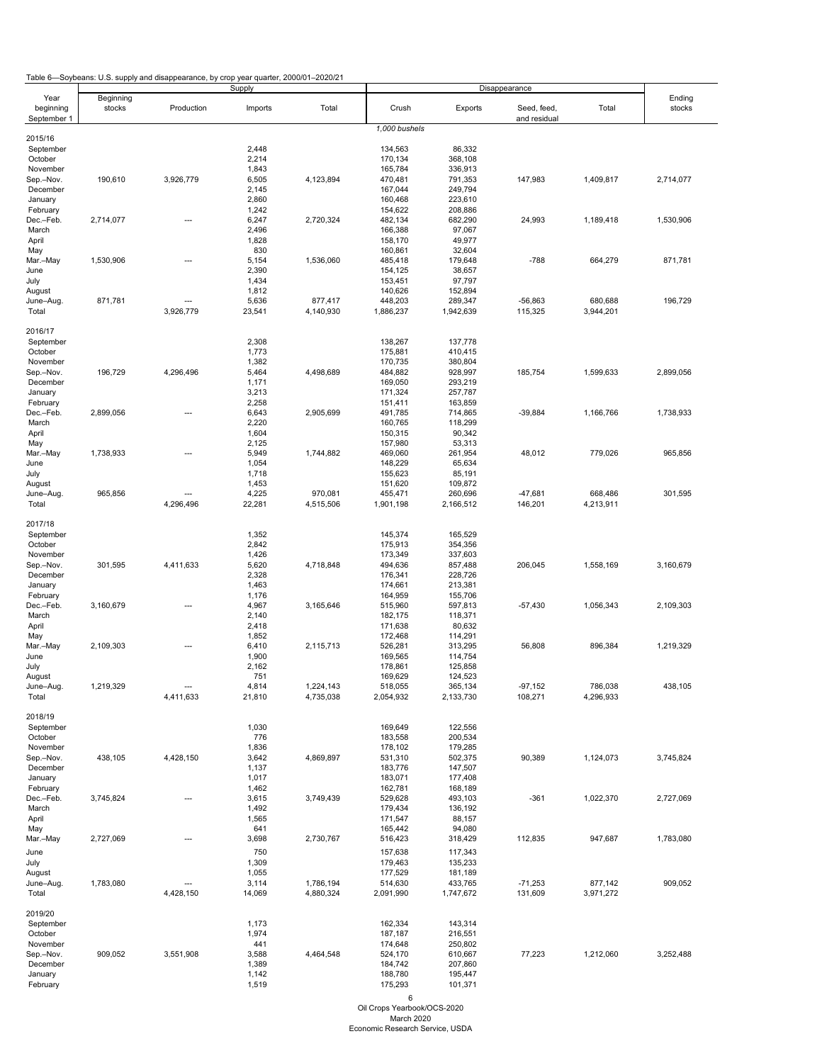Table 6—Soybeans: U.S. supply and disappearance, by crop year quarter, 2000/01–2020/21

| Year beginning September 1 | Supply | | | | Disappearance | | | | Ending stocks |
|---|---|---|---|---|---|---|---|---|---|
| | Beginning stocks | Production | Imports | Total | Crush | Exports | Seed, feed, and residual | Total | |
| | | | | | 1,000 bushels | | | | |
| 2015/16 | | | | | | | | | |
| September | | | 2,448 | | 134,563 | 86,332 | | | |
| October | | | 2,214 | | 170,134 | 368,108 | | | |
| November | | | 1,843 | | 165,784 | 336,913 | | | |
| Sep.–Nov. | 190,610 | 3,926,779 | 6,505 | 4,123,894 | 470,481 | 791,353 | 147,983 | 1,409,817 | 2,714,077 |
| December | | | 2,145 | | 167,044 | 249,794 | | | |
| January | | | 2,860 | | 160,468 | 223,610 | | | |
| February | | | 1,242 | | 154,622 | 208,886 | | | |
| Dec.–Feb. | 2,714,077 | --- | 6,247 | 2,720,324 | 482,134 | 682,290 | 24,993 | 1,189,418 | 1,530,906 |
| March | | | 2,496 | | 166,388 | 97,067 | | | |
| April | | | 1,828 | | 158,170 | 49,977 | | | |
| May | | | 830 | | 160,861 | 32,604 | | | |
| Mar.–May | 1,530,906 | --- | 5,154 | 1,536,060 | 485,418 | 179,648 | -788 | 664,279 | 871,781 |
| June | | | 2,390 | | 154,125 | 38,657 | | | |
| July | | | 1,434 | | 153,451 | 97,797 | | | |
| August | | | 1,812 | | 140,626 | 152,894 | | | |
| June–Aug. | 871,781 | --- | 5,636 | 877,417 | 448,203 | 289,347 | -56,863 | 680,688 | 196,729 |
| Total | | 3,926,779 | 23,541 | 4,140,930 | 1,886,237 | 1,942,639 | 115,325 | 3,944,201 | |
| 2016/17 | | | | | | | | | |
| September | | | 2,308 | | 138,267 | 137,778 | | | |
| October | | | 1,773 | | 175,881 | 410,415 | | | |
| November | | | 1,382 | | 170,735 | 380,804 | | | |
| Sep.–Nov. | 196,729 | 4,296,496 | 5,464 | 4,498,689 | 484,882 | 928,997 | 185,754 | 1,599,633 | 2,899,056 |
| December | | | 1,171 | | 169,050 | 293,219 | | | |
| January | | | 3,213 | | 171,324 | 257,787 | | | |
| February | | | 2,258 | | 151,411 | 163,859 | | | |
| Dec.–Feb. | 2,899,056 | --- | 6,643 | 2,905,699 | 491,785 | 714,865 | -39,884 | 1,166,766 | 1,738,933 |
| March | | | 2,220 | | 160,765 | 118,299 | | | |
| April | | | 1,604 | | 150,315 | 90,342 | | | |
| May | | | 2,125 | | 157,980 | 53,313 | | | |
| Mar.–May | 1,738,933 | --- | 5,949 | 1,744,882 | 469,060 | 261,954 | 48,012 | 779,026 | 965,856 |
| June | | | 1,054 | | 148,229 | 65,634 | | | |
| July | | | 1,718 | | 155,623 | 85,191 | | | |
| August | | | 1,453 | | 151,620 | 109,872 | | | |
| June–Aug. | 965,856 | --- | 4,225 | 970,081 | 455,471 | 260,696 | -47,681 | 668,486 | 301,595 |
| Total | | 4,296,496 | 22,281 | 4,515,506 | 1,901,198 | 2,166,512 | 146,201 | 4,213,911 | |
| 2017/18 | | | | | | | | | |
| September | | | 1,352 | | 145,374 | 165,529 | | | |
| October | | | 2,842 | | 175,913 | 354,356 | | | |
| November | | | 1,426 | | 173,349 | 337,603 | | | |
| Sep.–Nov. | 301,595 | 4,411,633 | 5,620 | 4,718,848 | 494,636 | 857,488 | 206,045 | 1,558,169 | 3,160,679 |
| December | | | 2,328 | | 176,341 | 228,726 | | | |
| January | | | 1,463 | | 174,661 | 213,381 | | | |
| February | | | 1,176 | | 164,959 | 155,706 | | | |
| Dec.–Feb. | 3,160,679 | --- | 4,967 | 3,165,646 | 515,960 | 597,813 | -57,430 | 1,056,343 | 2,109,303 |
| March | | | 2,140 | | 182,175 | 118,371 | | | |
| April | | | 2,418 | | 171,638 | 80,632 | | | |
| May | | | 1,852 | | 172,468 | 114,291 | | | |
| Mar.–May | 2,109,303 | --- | 6,410 | 2,115,713 | 526,281 | 313,295 | 56,808 | 896,384 | 1,219,329 |
| June | | | 1,900 | | 169,565 | 114,754 | | | |
| July | | | 2,162 | | 178,861 | 125,858 | | | |
| August | | | 751 | | 169,629 | 124,523 | | | |
| June–Aug. | 1,219,329 | --- | 4,814 | 1,224,143 | 518,055 | 365,134 | -97,152 | 786,038 | 438,105 |
| Total | | 4,411,633 | 21,810 | 4,735,038 | 2,054,932 | 2,133,730 | 108,271 | 4,296,933 | |
| 2018/19 | | | | | | | | | |
| September | | | 1,030 | | 169,649 | 122,556 | | | |
| October | | | 776 | | 183,558 | 200,534 | | | |
| November | | | 1,836 | | 178,102 | 179,285 | | | |
| Sep.–Nov. | 438,105 | 4,428,150 | 3,642 | 4,869,897 | 531,310 | 502,375 | 90,389 | 1,124,073 | 3,745,824 |
| December | | | 1,137 | | 183,776 | 147,507 | | | |
| January | | | 1,017 | | 183,071 | 177,408 | | | |
| February | | | 1,462 | | 162,781 | 168,189 | | | |
| Dec.–Feb. | 3,745,824 | --- | 3,615 | 3,749,439 | 529,628 | 493,103 | -361 | 1,022,370 | 2,727,069 |
| March | | | 1,492 | | 179,434 | 136,192 | | | |
| April | | | 1,565 | | 171,547 | 88,157 | | | |
| May | | | 641 | | 165,442 | 94,080 | | | |
| Mar.–May | 2,727,069 | --- | 3,698 | 2,730,767 | 516,423 | 318,429 | 112,835 | 947,687 | 1,783,080 |
| June | | | 750 | | 157,638 | 117,343 | | | |
| July | | | 1,309 | | 179,463 | 135,233 | | | |
| August | | | 1,055 | | 177,529 | 181,189 | | | |
| June–Aug. | 1,783,080 | --- | 3,114 | 1,786,194 | 514,630 | 433,765 | -71,253 | 877,142 | 909,052 |
| Total | | 4,428,150 | 14,069 | 4,880,324 | 2,091,990 | 1,747,672 | 131,609 | 3,971,272 | |
| 2019/20 | | | | | | | | | |
| September | | | 1,173 | | 162,334 | 143,314 | | | |
| October | | | 1,974 | | 187,187 | 216,551 | | | |
| November | | | 441 | | 174,648 | 250,802 | | | |
| Sep.–Nov. | 909,052 | 3,551,908 | 3,588 | 4,464,548 | 524,170 | 610,667 | 77,223 | 1,212,060 | 3,252,488 |
| December | | | 1,389 | | 184,742 | 207,860 | | | |
| January | | | 1,142 | | 188,780 | 195,447 | | | |
| February | | | 1,519 | | 175,293 | 101,371 | | | |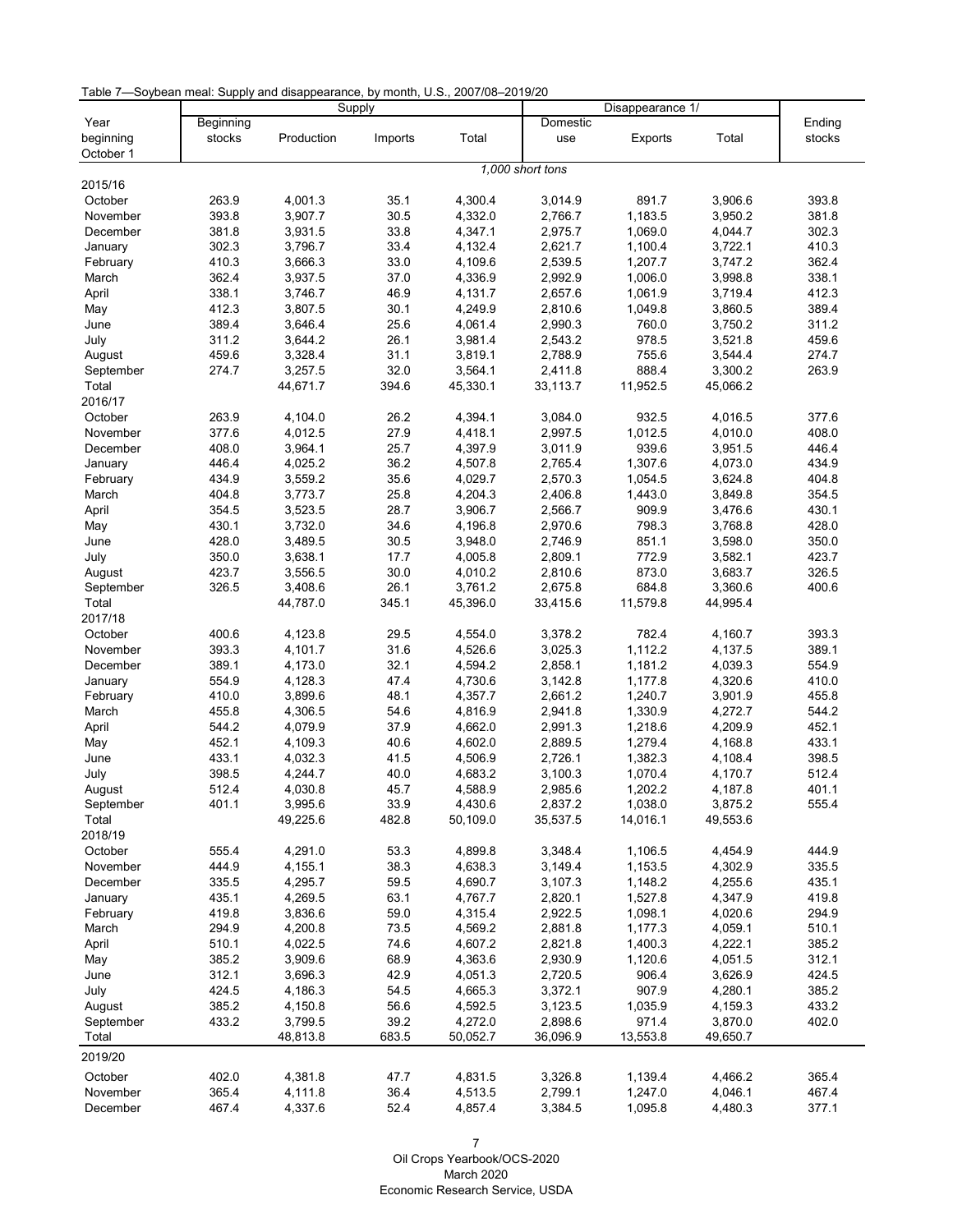Table 7—Soybean meal: Supply and disappearance, by month, U.S., 2007/08–2019/20

| Year beginning October 1 | Supply | | | | Disappearance 1/ | | | Ending stocks |
|---|---|---|---|---|---|---|---|---|
| | Beginning stocks | Production | Imports | Total | Domestic use | Exports | Total | |
| | *1,000 short tons* | | | | | | | |
| 2015/16 | | | | | | | | |
| October | 263.9 | 4,001.3 | 35.1 | 4,300.4 | 3,014.9 | 891.7 | 3,906.6 | 393.8 |
| November | 393.8 | 3,907.7 | 30.5 | 4,332.0 | 2,766.7 | 1,183.5 | 3,950.2 | 381.8 |
| December | 381.8 | 3,931.5 | 33.8 | 4,347.1 | 2,975.7 | 1,069.0 | 4,044.7 | 302.3 |
| January | 302.3 | 3,796.7 | 33.4 | 4,132.4 | 2,621.7 | 1,100.4 | 3,722.1 | 410.3 |
| February | 410.3 | 3,666.3 | 33.0 | 4,109.6 | 2,539.5 | 1,207.7 | 3,747.2 | 362.4 |
| March | 362.4 | 3,937.5 | 37.0 | 4,336.9 | 2,992.9 | 1,006.0 | 3,998.8 | 338.1 |
| April | 338.1 | 3,746.7 | 46.9 | 4,131.7 | 2,657.6 | 1,061.9 | 3,719.4 | 412.3 |
| May | 412.3 | 3,807.5 | 30.1 | 4,249.9 | 2,810.6 | 1,049.8 | 3,860.5 | 389.4 |
| June | 389.4 | 3,646.4 | 25.6 | 4,061.4 | 2,990.3 | 760.0 | 3,750.2 | 311.2 |
| July | 311.2 | 3,644.2 | 26.1 | 3,981.4 | 2,543.2 | 978.5 | 3,521.8 | 459.6 |
| August | 459.6 | 3,328.4 | 31.1 | 3,819.1 | 2,788.9 | 755.6 | 3,544.4 | 274.7 |
| September | 274.7 | 3,257.5 | 32.0 | 3,564.1 | 2,411.8 | 888.4 | 3,300.2 | 263.9 |
| Total | | 44,671.7 | 394.6 | 45,330.1 | 33,113.7 | 11,952.5 | 45,066.2 | |
| 2016/17 | | | | | | | | |
| October | 263.9 | 4,104.0 | 26.2 | 4,394.1 | 3,084.0 | 932.5 | 4,016.5 | 377.6 |
| November | 377.6 | 4,012.5 | 27.9 | 4,418.1 | 2,997.5 | 1,012.5 | 4,010.0 | 408.0 |
| December | 408.0 | 3,964.1 | 25.7 | 4,397.9 | 3,011.9 | 939.6 | 3,951.5 | 446.4 |
| January | 446.4 | 4,025.2 | 36.2 | 4,507.8 | 2,765.4 | 1,307.6 | 4,073.0 | 434.9 |
| February | 434.9 | 3,559.2 | 35.6 | 4,029.7 | 2,570.3 | 1,054.5 | 3,624.8 | 404.8 |
| March | 404.8 | 3,773.7 | 25.8 | 4,204.3 | 2,406.8 | 1,443.0 | 3,849.8 | 354.5 |
| April | 354.5 | 3,523.5 | 28.7 | 3,906.7 | 2,566.7 | 909.9 | 3,476.6 | 430.1 |
| May | 430.1 | 3,732.0 | 34.6 | 4,196.8 | 2,970.6 | 798.3 | 3,768.8 | 428.0 |
| June | 428.0 | 3,489.5 | 30.5 | 3,948.0 | 2,746.9 | 851.1 | 3,598.0 | 350.0 |
| July | 350.0 | 3,638.1 | 17.7 | 4,005.8 | 2,809.1 | 772.9 | 3,582.1 | 423.7 |
| August | 423.7 | 3,556.5 | 30.0 | 4,010.2 | 2,810.6 | 873.0 | 3,683.7 | 326.5 |
| September | 326.5 | 3,408.6 | 26.1 | 3,761.2 | 2,675.8 | 684.8 | 3,360.6 | 400.6 |
| Total | | 44,787.0 | 345.1 | 45,396.0 | 33,415.6 | 11,579.8 | 44,995.4 | |
| 2017/18 | | | | | | | | |
| October | 400.6 | 4,123.8 | 29.5 | 4,554.0 | 3,378.2 | 782.4 | 4,160.7 | 393.3 |
| November | 393.3 | 4,101.7 | 31.6 | 4,526.6 | 3,025.3 | 1,112.2 | 4,137.5 | 389.1 |
| December | 389.1 | 4,173.0 | 32.1 | 4,594.2 | 2,858.1 | 1,181.2 | 4,039.3 | 554.9 |
| January | 554.9 | 4,128.3 | 47.4 | 4,730.6 | 3,142.8 | 1,177.8 | 4,320.6 | 410.0 |
| February | 410.0 | 3,899.6 | 48.1 | 4,357.7 | 2,661.2 | 1,240.7 | 3,901.9 | 455.8 |
| March | 455.8 | 4,306.5 | 54.6 | 4,816.9 | 2,941.8 | 1,330.9 | 4,272.7 | 544.2 |
| April | 544.2 | 4,079.9 | 37.9 | 4,662.0 | 2,991.3 | 1,218.6 | 4,209.9 | 452.1 |
| May | 452.1 | 4,109.3 | 40.6 | 4,602.0 | 2,889.5 | 1,279.4 | 4,168.8 | 433.1 |
| June | 433.1 | 4,032.3 | 41.5 | 4,506.9 | 2,726.1 | 1,382.3 | 4,108.4 | 398.5 |
| July | 398.5 | 4,244.7 | 40.0 | 4,683.2 | 3,100.3 | 1,070.4 | 4,170.7 | 512.4 |
| August | 512.4 | 4,030.8 | 45.7 | 4,588.9 | 2,985.6 | 1,202.2 | 4,187.8 | 401.1 |
| September | 401.1 | 3,995.6 | 33.9 | 4,430.6 | 2,837.2 | 1,038.0 | 3,875.2 | 555.4 |
| Total | | 49,225.6 | 482.8 | 50,109.0 | 35,537.5 | 14,016.1 | 49,553.6 | |
| 2018/19 | | | | | | | | |
| October | 555.4 | 4,291.0 | 53.3 | 4,899.8 | 3,348.4 | 1,106.5 | 4,454.9 | 444.9 |
| November | 444.9 | 4,155.1 | 38.3 | 4,638.3 | 3,149.4 | 1,153.5 | 4,302.9 | 335.5 |
| December | 335.5 | 4,295.7 | 59.5 | 4,690.7 | 3,107.3 | 1,148.2 | 4,255.6 | 435.1 |
| January | 435.1 | 4,269.5 | 63.1 | 4,767.7 | 2,820.1 | 1,527.8 | 4,347.9 | 419.8 |
| February | 419.8 | 3,836.6 | 59.0 | 4,315.4 | 2,922.5 | 1,098.1 | 4,020.6 | 294.9 |
| March | 294.9 | 4,200.8 | 73.5 | 4,569.2 | 2,881.8 | 1,177.3 | 4,059.1 | 510.1 |
| April | 510.1 | 4,022.5 | 74.6 | 4,607.2 | 2,821.8 | 1,400.3 | 4,222.1 | 385.2 |
| May | 385.2 | 3,909.6 | 68.9 | 4,363.6 | 2,930.9 | 1,120.6 | 4,051.5 | 312.1 |
| June | 312.1 | 3,696.3 | 42.9 | 4,051.3 | 2,720.5 | 906.4 | 3,626.9 | 424.5 |
| July | 424.5 | 4,186.3 | 54.5 | 4,665.3 | 3,372.1 | 907.9 | 4,280.1 | 385.2 |
| August | 385.2 | 4,150.8 | 56.6 | 4,592.5 | 3,123.5 | 1,035.9 | 4,159.3 | 433.2 |
| September | 433.2 | 3,799.5 | 39.2 | 4,272.0 | 2,898.6 | 971.4 | 3,870.0 | 402.0 |
| Total | | 48,813.8 | 683.5 | 50,052.7 | 36,096.9 | 13,553.8 | 49,650.7 | |
| 2019/20 | | | | | | | | |
| October | 402.0 | 4,381.8 | 47.7 | 4,831.5 | 3,326.8 | 1,139.4 | 4,466.2 | 365.4 |
| November | 365.4 | 4,111.8 | 36.4 | 4,513.5 | 2,799.1 | 1,247.0 | 4,046.1 | 467.4 |
| December | 467.4 | 4,337.6 | 52.4 | 4,857.4 | 3,384.5 | 1,095.8 | 4,480.3 | 377.1 |

Oil Crops Yearbook/OCS-2020
March 2020
Economic Research Service, USDA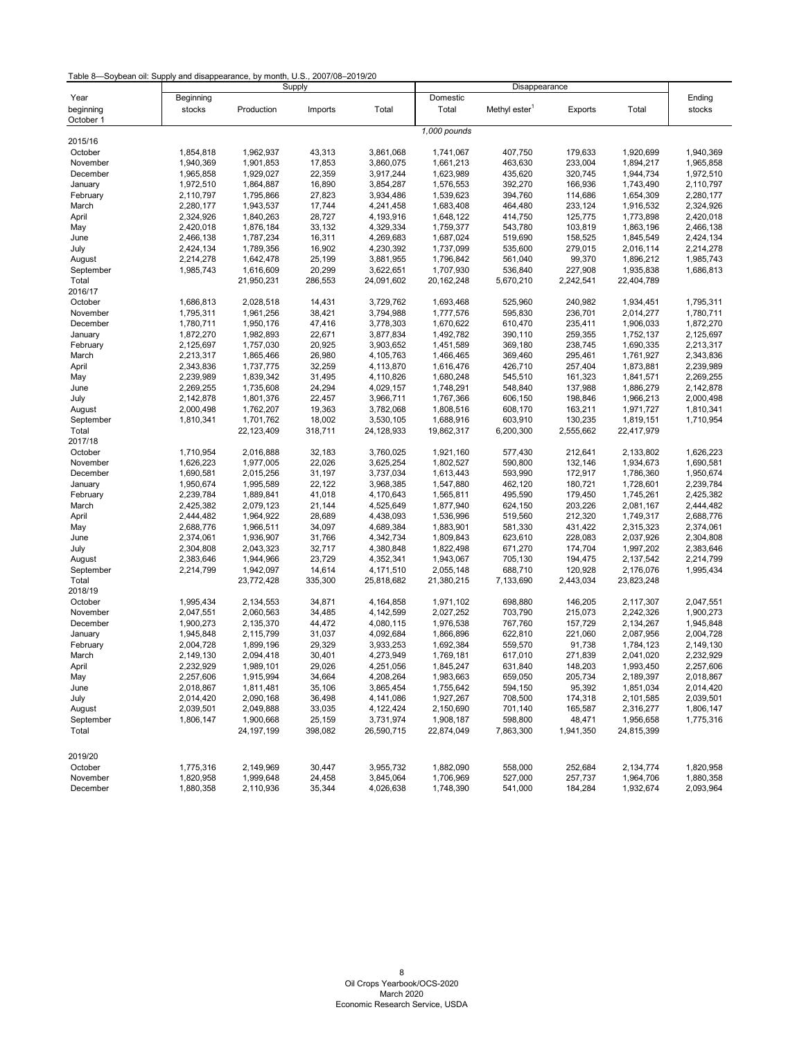Table 8—Soybean oil: Supply and disappearance, by month, U.S., 2007/08–2019/20

| Year beginning October 1 | Supply | | | | Disappearance | | | | Ending stocks |
|---|---|---|---|---|---|---|---|---|---|
| | Beginning stocks | Production | Imports | Total | Domestic Total | Methyl ester[1] | Exports | Total | |
| | | | | | 1,000 pounds | | | | |
| 2015/16 | | | | | | | | | |
| October | 1,854,818 | 1,962,937 | 43,313 | 3,861,068 | 1,741,067 | 407,750 | 179,633 | 1,920,699 | 1,940,369 |
| November | 1,940,369 | 1,901,853 | 17,853 | 3,860,075 | 1,661,213 | 463,630 | 233,004 | 1,894,217 | 1,965,858 |
| December | 1,965,858 | 1,929,027 | 22,359 | 3,917,244 | 1,623,989 | 435,620 | 320,745 | 1,944,734 | 1,972,510 |
| January | 1,972,510 | 1,864,887 | 16,890 | 3,854,287 | 1,576,553 | 392,270 | 166,936 | 1,743,490 | 2,110,797 |
| February | 2,110,797 | 1,795,866 | 27,823 | 3,934,486 | 1,539,623 | 394,760 | 114,686 | 1,654,309 | 2,280,177 |
| March | 2,280,177 | 1,943,537 | 17,744 | 4,241,458 | 1,683,408 | 464,480 | 233,124 | 1,916,532 | 2,324,926 |
| April | 2,324,926 | 1,840,263 | 28,727 | 4,193,916 | 1,648,122 | 414,750 | 125,775 | 1,773,898 | 2,420,018 |
| May | 2,420,018 | 1,876,184 | 33,132 | 4,329,334 | 1,759,377 | 543,780 | 103,819 | 1,863,196 | 2,466,138 |
| June | 2,466,138 | 1,787,234 | 16,311 | 4,269,683 | 1,687,024 | 519,690 | 158,525 | 1,845,549 | 2,424,134 |
| July | 2,424,134 | 1,789,356 | 16,902 | 4,230,392 | 1,737,099 | 535,600 | 279,015 | 2,016,114 | 2,214,278 |
| August | 2,214,278 | 1,642,478 | 25,199 | 3,881,955 | 1,796,842 | 561,040 | 99,370 | 1,896,212 | 1,985,743 |
| September | 1,985,743 | 1,616,609 | 20,299 | 3,622,651 | 1,707,930 | 536,840 | 227,908 | 1,935,838 | 1,686,813 |
| Total | | 21,950,231 | 286,553 | 24,091,602 | 20,162,248 | 5,670,210 | 2,242,541 | 22,404,789 | |
| 2016/17 | | | | | | | | | |
| October | 1,686,813 | 2,028,518 | 14,431 | 3,729,762 | 1,693,468 | 525,960 | 240,982 | 1,934,451 | 1,795,311 |
| November | 1,795,311 | 1,961,256 | 38,421 | 3,794,988 | 1,777,576 | 595,830 | 236,701 | 2,014,277 | 1,780,711 |
| December | 1,780,711 | 1,950,176 | 47,416 | 3,778,303 | 1,670,622 | 610,470 | 235,411 | 1,906,033 | 1,872,270 |
| January | 1,872,270 | 1,982,893 | 22,671 | 3,877,834 | 1,492,782 | 390,110 | 259,355 | 1,752,137 | 2,125,697 |
| February | 2,125,697 | 1,757,030 | 20,925 | 3,903,652 | 1,451,589 | 369,180 | 238,745 | 1,690,335 | 2,213,317 |
| March | 2,213,317 | 1,865,466 | 26,980 | 4,105,763 | 1,466,465 | 369,460 | 295,461 | 1,761,927 | 2,343,836 |
| April | 2,343,836 | 1,737,775 | 32,259 | 4,113,870 | 1,616,476 | 426,710 | 257,404 | 1,873,881 | 2,239,989 |
| May | 2,239,989 | 1,839,342 | 31,495 | 4,110,826 | 1,680,248 | 545,510 | 161,323 | 1,841,571 | 2,269,255 |
| June | 2,269,255 | 1,735,608 | 24,294 | 4,029,157 | 1,748,291 | 548,840 | 137,988 | 1,886,279 | 2,142,878 |
| July | 2,142,878 | 1,801,376 | 22,457 | 3,966,711 | 1,767,366 | 606,150 | 198,846 | 1,966,213 | 2,000,498 |
| August | 2,000,498 | 1,762,207 | 19,363 | 3,782,068 | 1,808,516 | 608,170 | 163,211 | 1,971,727 | 1,810,341 |
| September | 1,810,341 | 1,701,762 | 18,002 | 3,530,105 | 1,688,916 | 603,910 | 130,235 | 1,819,151 | 1,710,954 |
| Total | | 22,123,409 | 318,711 | 24,128,933 | 19,862,317 | 6,200,300 | 2,555,662 | 22,417,979 | |
| 2017/18 | | | | | | | | | |
| October | 1,710,954 | 2,016,888 | 32,183 | 3,760,025 | 1,921,160 | 577,430 | 212,641 | 2,133,802 | 1,626,223 |
| November | 1,626,223 | 1,977,005 | 22,026 | 3,625,254 | 1,802,527 | 590,800 | 132,146 | 1,934,673 | 1,690,581 |
| December | 1,690,581 | 2,015,256 | 31,197 | 3,737,034 | 1,613,443 | 593,990 | 172,917 | 1,786,360 | 1,950,674 |
| January | 1,950,674 | 1,995,589 | 22,122 | 3,968,385 | 1,547,880 | 462,120 | 180,721 | 1,728,601 | 2,239,784 |
| February | 2,239,784 | 1,889,841 | 41,018 | 4,170,643 | 1,565,811 | 495,590 | 179,450 | 1,745,261 | 2,425,382 |
| March | 2,425,382 | 2,079,123 | 21,144 | 4,525,649 | 1,877,940 | 624,150 | 203,226 | 2,081,167 | 2,444,482 |
| April | 2,444,482 | 1,964,922 | 28,689 | 4,438,093 | 1,536,996 | 519,560 | 212,320 | 1,749,317 | 2,688,776 |
| May | 2,688,776 | 1,966,511 | 34,097 | 4,689,384 | 1,883,901 | 581,330 | 431,422 | 2,315,323 | 2,374,061 |
| June | 2,374,061 | 1,936,907 | 31,766 | 4,342,734 | 1,809,843 | 623,610 | 228,083 | 2,037,926 | 2,304,808 |
| July | 2,304,808 | 2,043,323 | 32,717 | 4,380,848 | 1,822,498 | 671,270 | 174,704 | 1,997,202 | 2,383,646 |
| August | 2,383,646 | 1,944,966 | 23,729 | 4,352,341 | 1,943,067 | 705,130 | 194,475 | 2,137,542 | 2,214,799 |
| September | 2,214,799 | 1,942,097 | 14,614 | 4,171,510 | 2,055,148 | 688,710 | 120,928 | 2,176,076 | 1,995,434 |
| Total | | 23,772,428 | 335,300 | 25,818,682 | 21,380,215 | 7,133,690 | 2,443,034 | 23,823,248 | |
| 2018/19 | | | | | | | | | |
| October | 1,995,434 | 2,134,553 | 34,871 | 4,164,858 | 1,971,102 | 698,880 | 146,205 | 2,117,307 | 2,047,551 |
| November | 2,047,551 | 2,060,563 | 34,485 | 4,142,599 | 2,027,252 | 703,790 | 215,073 | 2,242,326 | 1,900,273 |
| December | 1,900,273 | 2,135,370 | 44,472 | 4,080,115 | 1,976,538 | 767,760 | 157,729 | 2,134,267 | 1,945,848 |
| January | 1,945,848 | 2,115,799 | 31,037 | 4,092,684 | 1,866,896 | 622,810 | 221,060 | 2,087,956 | 2,004,728 |
| February | 2,004,728 | 1,899,196 | 29,329 | 3,933,253 | 1,692,384 | 559,570 | 91,738 | 1,784,123 | 2,149,130 |
| March | 2,149,130 | 2,094,418 | 30,401 | 4,273,949 | 1,769,181 | 617,010 | 271,839 | 2,041,020 | 2,232,929 |
| April | 2,232,929 | 1,989,101 | 29,026 | 4,251,056 | 1,845,247 | 631,840 | 148,203 | 1,993,450 | 2,257,606 |
| May | 2,257,606 | 1,915,994 | 34,664 | 4,208,264 | 1,983,663 | 659,050 | 205,734 | 2,189,397 | 2,018,867 |
| June | 2,018,867 | 1,811,481 | 35,106 | 3,865,454 | 1,755,642 | 594,150 | 95,392 | 1,851,034 | 2,014,420 |
| July | 2,014,420 | 2,090,168 | 36,498 | 4,141,086 | 1,927,267 | 708,500 | 174,318 | 2,101,585 | 2,039,501 |
| August | 2,039,501 | 2,049,888 | 33,035 | 4,122,424 | 2,150,690 | 701,140 | 165,587 | 2,316,277 | 1,806,147 |
| September | 1,806,147 | 1,900,668 | 25,159 | 3,731,974 | 1,908,187 | 598,800 | 48,471 | 1,956,658 | 1,775,316 |
| Total | | 24,197,199 | 398,082 | 26,590,715 | 22,874,049 | 7,863,300 | 1,941,350 | 24,815,399 | |
| 2019/20 | | | | | | | | | |
| October | 1,775,316 | 2,149,969 | 30,447 | 3,955,732 | 1,882,090 | 558,000 | 252,684 | 2,134,774 | 1,820,958 |
| November | 1,820,958 | 1,999,648 | 24,458 | 3,845,064 | 1,706,969 | 527,000 | 257,737 | 1,964,706 | 1,880,358 |
| December | 1,880,358 | 2,110,936 | 35,344 | 4,026,638 | 1,748,390 | 541,000 | 184,284 | 1,932,674 | 2,093,964 |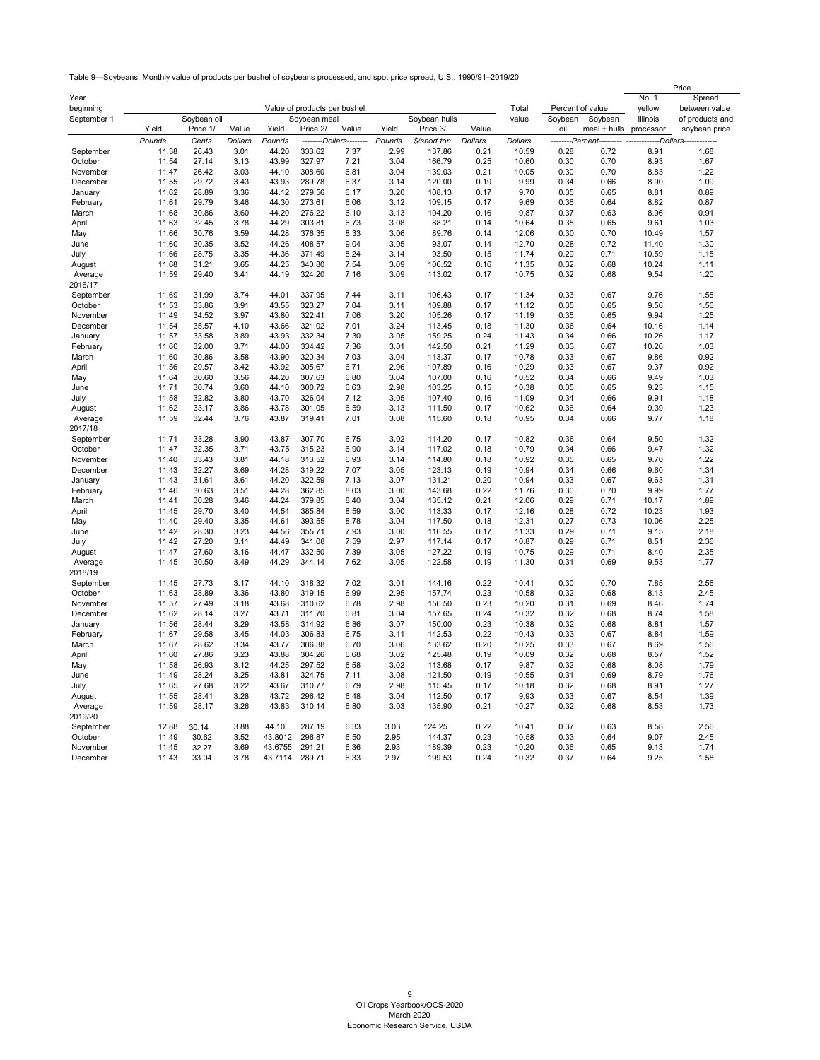Table 9—Soybeans: Monthly value of products per bushel of soybeans processed, and spot price spread, U.S., 1990/91–2019/20

| Year beginning September 1 | Value of products per bushel | | | | | | | | | Total value | Percent of value | | Price | |
|---|---|---|---|---|---|---|---|---|---|---|---|---|---|---|
| | Soybean oil | | | Soybean meal | | | Soybean hulls | | | | Soybean oil | Soybean meal + hulls | No. 1 yellow Illinois processor | Spread between value of products and soybean price |
| | Yield | Price 1/ | Value | Yield | Price 2/ | Value | Yield | Price 3/ | Value | | | | | |
| | Pounds | Cents | Dollars | Pounds | --------Dollars-------- | | Pounds | $/short ton | Dollars | Dollars | --------Percent-------- | | ------------Dollars------------ | |
| September | 11.38 | 26.43 | 3.01 | 44.20 | 333.62 | 7.37 | 2.99 | 137.86 | 0.21 | 10.59 | 0.28 | 0.72 | 8.91 | 1.68 |
| October | 11.54 | 27.14 | 3.13 | 43.99 | 327.97 | 7.21 | 3.04 | 166.79 | 0.25 | 10.60 | 0.30 | 0.70 | 8.93 | 1.67 |
| November | 11.47 | 26.42 | 3.03 | 44.10 | 308.60 | 6.81 | 3.04 | 139.03 | 0.21 | 10.05 | 0.30 | 0.70 | 8.83 | 1.22 |
| December | 11.55 | 29.72 | 3.43 | 43.93 | 289.78 | 6.37 | 3.14 | 120.00 | 0.19 | 9.99 | 0.34 | 0.66 | 8.90 | 1.09 |
| January | 11.62 | 28.89 | 3.36 | 44.12 | 279.56 | 6.17 | 3.20 | 108.13 | 0.17 | 9.70 | 0.35 | 0.65 | 8.81 | 0.89 |
| February | 11.61 | 29.79 | 3.46 | 44.30 | 273.61 | 6.06 | 3.12 | 109.15 | 0.17 | 9.69 | 0.36 | 0.64 | 8.82 | 0.87 |
| March | 11.68 | 30.86 | 3.60 | 44.20 | 276.22 | 6.10 | 3.13 | 104.20 | 0.16 | 9.87 | 0.37 | 0.63 | 8.96 | 0.91 |
| April | 11.63 | 32.45 | 3.78 | 44.29 | 303.81 | 6.73 | 3.08 | 88.21 | 0.14 | 10.64 | 0.35 | 0.65 | 9.61 | 1.03 |
| May | 11.66 | 30.76 | 3.59 | 44.28 | 376.35 | 8.33 | 3.06 | 89.76 | 0.14 | 12.06 | 0.30 | 0.70 | 10.49 | 1.57 |
| June | 11.60 | 30.35 | 3.52 | 44.26 | 408.57 | 9.04 | 3.05 | 93.07 | 0.14 | 12.70 | 0.28 | 0.72 | 11.40 | 1.30 |
| July | 11.66 | 28.75 | 3.35 | 44.36 | 371.49 | 8.24 | 3.14 | 93.50 | 0.15 | 11.74 | 0.29 | 0.71 | 10.59 | 1.15 |
| August | 11.68 | 31.21 | 3.65 | 44.25 | 340.80 | 7.54 | 3.09 | 106.52 | 0.16 | 11.35 | 0.32 | 0.68 | 10.24 | 1.11 |
| Average | 11.59 | 29.40 | 3.41 | 44.19 | 324.20 | 7.16 | 3.09 | 113.02 | 0.17 | 10.75 | 0.32 | 0.68 | 9.54 | 1.20 |
| 2016/17 | | | | | | | | | | | | | | |
| September | 11.69 | 31.99 | 3.74 | 44.01 | 337.95 | 7.44 | 3.11 | 106.43 | 0.17 | 11.34 | 0.33 | 0.67 | 9.76 | 1.58 |
| October | 11.53 | 33.86 | 3.91 | 43.55 | 323.27 | 7.04 | 3.11 | 109.88 | 0.17 | 11.12 | 0.35 | 0.65 | 9.56 | 1.56 |
| November | 11.49 | 34.52 | 3.97 | 43.80 | 322.41 | 7.06 | 3.20 | 105.26 | 0.17 | 11.19 | 0.35 | 0.65 | 9.94 | 1.25 |
| December | 11.54 | 35.57 | 4.10 | 43.66 | 321.02 | 7.01 | 3.24 | 113.45 | 0.18 | 11.30 | 0.36 | 0.64 | 10.16 | 1.14 |
| January | 11.57 | 33.58 | 3.89 | 43.93 | 332.34 | 7.30 | 3.05 | 159.25 | 0.24 | 11.43 | 0.34 | 0.66 | 10.26 | 1.17 |
| February | 11.60 | 32.00 | 3.71 | 44.00 | 334.42 | 7.36 | 3.01 | 142.50 | 0.21 | 11.29 | 0.33 | 0.67 | 10.26 | 1.03 |
| March | 11.60 | 30.86 | 3.58 | 43.90 | 320.34 | 7.03 | 3.04 | 113.37 | 0.17 | 10.78 | 0.33 | 0.67 | 9.86 | 0.92 |
| April | 11.56 | 29.57 | 3.42 | 43.92 | 305.67 | 6.71 | 2.96 | 107.89 | 0.16 | 10.29 | 0.33 | 0.67 | 9.37 | 0.92 |
| May | 11.64 | 30.60 | 3.56 | 44.20 | 307.63 | 6.80 | 3.04 | 107.00 | 0.16 | 10.52 | 0.34 | 0.66 | 9.49 | 1.03 |
| June | 11.71 | 30.74 | 3.60 | 44.10 | 300.72 | 6.63 | 2.98 | 103.25 | 0.15 | 10.38 | 0.35 | 0.65 | 9.23 | 1.15 |
| July | 11.58 | 32.82 | 3.80 | 43.70 | 326.04 | 7.12 | 3.05 | 107.40 | 0.16 | 11.09 | 0.34 | 0.66 | 9.91 | 1.18 |
| August | 11.62 | 33.17 | 3.86 | 43.78 | 301.05 | 6.59 | 3.13 | 111.50 | 0.17 | 10.62 | 0.36 | 0.64 | 9.39 | 1.23 |
| Average | 11.59 | 32.44 | 3.76 | 43.87 | 319.41 | 7.01 | 3.08 | 115.60 | 0.18 | 10.95 | 0.34 | 0.66 | 9.77 | 1.18 |
| 2017/18 | | | | | | | | | | | | | | |
| September | 11.71 | 33.28 | 3.90 | 43.87 | 307.70 | 6.75 | 3.02 | 114.20 | 0.17 | 10.82 | 0.36 | 0.64 | 9.50 | 1.32 |
| October | 11.47 | 32.35 | 3.71 | 43.75 | 315.23 | 6.90 | 3.14 | 117.02 | 0.18 | 10.79 | 0.34 | 0.66 | 9.47 | 1.32 |
| November | 11.40 | 33.43 | 3.81 | 44.18 | 313.52 | 6.93 | 3.14 | 114.80 | 0.18 | 10.92 | 0.35 | 0.65 | 9.70 | 1.22 |
| December | 11.43 | 32.27 | 3.69 | 44.28 | 319.22 | 7.07 | 3.05 | 123.13 | 0.19 | 10.94 | 0.34 | 0.66 | 9.60 | 1.34 |
| January | 11.43 | 31.61 | 3.61 | 44.20 | 322.59 | 7.13 | 3.07 | 131.21 | 0.20 | 10.94 | 0.33 | 0.67 | 9.63 | 1.31 |
| February | 11.46 | 30.63 | 3.51 | 44.28 | 362.85 | 8.03 | 3.00 | 143.68 | 0.22 | 11.76 | 0.30 | 0.70 | 9.99 | 1.77 |
| March | 11.41 | 30.28 | 3.46 | 44.24 | 379.85 | 8.40 | 3.04 | 135.12 | 0.21 | 12.06 | 0.29 | 0.71 | 10.17 | 1.89 |
| April | 11.45 | 29.70 | 3.40 | 44.54 | 385.84 | 8.59 | 3.00 | 113.33 | 0.17 | 12.16 | 0.28 | 0.72 | 10.23 | 1.93 |
| May | 11.40 | 29.40 | 3.35 | 44.61 | 393.55 | 8.78 | 3.04 | 117.50 | 0.18 | 12.31 | 0.27 | 0.73 | 10.06 | 2.25 |
| June | 11.42 | 28.30 | 3.23 | 44.56 | 355.71 | 7.93 | 3.00 | 116.55 | 0.17 | 11.33 | 0.29 | 0.71 | 9.15 | 2.18 |
| July | 11.42 | 27.20 | 3.11 | 44.49 | 341.08 | 7.59 | 2.97 | 117.14 | 0.17 | 10.87 | 0.29 | 0.71 | 8.51 | 2.36 |
| August | 11.47 | 27.60 | 3.16 | 44.47 | 332.50 | 7.39 | 3.05 | 127.22 | 0.19 | 10.75 | 0.29 | 0.71 | 8.40 | 2.35 |
| Average | 11.45 | 30.50 | 3.49 | 44.29 | 344.14 | 7.62 | 3.05 | 122.58 | 0.19 | 11.30 | 0.31 | 0.69 | 9.53 | 1.77 |
| 2018/19 | | | | | | | | | | | | | | |
| September | 11.45 | 27.73 | 3.17 | 44.10 | 318.32 | 7.02 | 3.01 | 144.16 | 0.22 | 10.41 | 0.30 | 0.70 | 7.85 | 2.56 |
| October | 11.63 | 28.89 | 3.36 | 43.80 | 319.15 | 6.99 | 2.95 | 157.74 | 0.23 | 10.58 | 0.32 | 0.68 | 8.13 | 2.45 |
| November | 11.57 | 27.49 | 3.18 | 43.68 | 310.62 | 6.78 | 2.98 | 156.50 | 0.23 | 10.20 | 0.31 | 0.69 | 8.46 | 1.74 |
| December | 11.62 | 28.14 | 3.27 | 43.71 | 311.70 | 6.81 | 3.04 | 157.65 | 0.24 | 10.32 | 0.32 | 0.68 | 8.74 | 1.58 |
| January | 11.56 | 28.44 | 3.29 | 43.58 | 314.92 | 6.86 | 3.07 | 150.00 | 0.23 | 10.38 | 0.32 | 0.68 | 8.81 | 1.57 |
| February | 11.67 | 29.58 | 3.45 | 44.03 | 306.83 | 6.75 | 3.11 | 142.53 | 0.22 | 10.43 | 0.33 | 0.67 | 8.84 | 1.59 |
| March | 11.67 | 28.62 | 3.34 | 43.77 | 306.38 | 6.70 | 3.06 | 133.62 | 0.20 | 10.25 | 0.33 | 0.67 | 8.69 | 1.56 |
| April | 11.60 | 27.86 | 3.23 | 43.88 | 304.26 | 6.68 | 3.02 | 125.48 | 0.19 | 10.09 | 0.32 | 0.68 | 8.57 | 1.52 |
| May | 11.58 | 26.93 | 3.12 | 44.25 | 297.52 | 6.58 | 3.02 | 113.68 | 0.17 | 9.87 | 0.32 | 0.68 | 8.08 | 1.79 |
| June | 11.49 | 28.24 | 3.25 | 43.81 | 324.75 | 7.11 | 3.08 | 121.50 | 0.19 | 10.55 | 0.31 | 0.69 | 8.79 | 1.76 |
| July | 11.65 | 27.68 | 3.22 | 43.67 | 310.77 | 6.79 | 2.98 | 115.45 | 0.17 | 10.18 | 0.32 | 0.68 | 8.91 | 1.27 |
| August | 11.55 | 28.41 | 3.28 | 43.72 | 296.42 | 6.48 | 3.04 | 112.50 | 0.17 | 9.93 | 0.33 | 0.67 | 8.54 | 1.39 |
| Average | 11.59 | 28.17 | 3.26 | 43.83 | 310.14 | 6.80 | 3.03 | 135.90 | 0.21 | 10.27 | 0.32 | 0.68 | 8.53 | 1.73 |
| 2019/20 | | | | | | | | | | | | | | |
| September | 12.88 | 30.14 | 3.88 | 44.10 | 287.19 | 6.33 | 3.03 | 124.25 | 0.22 | 10.41 | 0.37 | 0.63 | 8.58 | 2.56 |
| October | 11.49 | 30.62 | 3.52 | 43.8012 | 296.87 | 6.50 | 2.95 | 144.37 | 0.23 | 10.58 | 0.33 | 0.64 | 9.07 | 2.45 |
| November | 11.45 | 32.27 | 3.69 | 43.6755 | 291.21 | 6.36 | 2.93 | 189.39 | 0.23 | 10.20 | 0.36 | 0.65 | 9.13 | 1.74 |
| December | 11.43 | 33.04 | 3.78 | 43.7114 | 289.71 | 6.33 | 2.97 | 199.53 | 0.24 | 10.32 | 0.37 | 0.64 | 9.25 | 1.58 |

Oil Crops Yearbook/OCS-2020
March 2020
Economic Research Service, USDA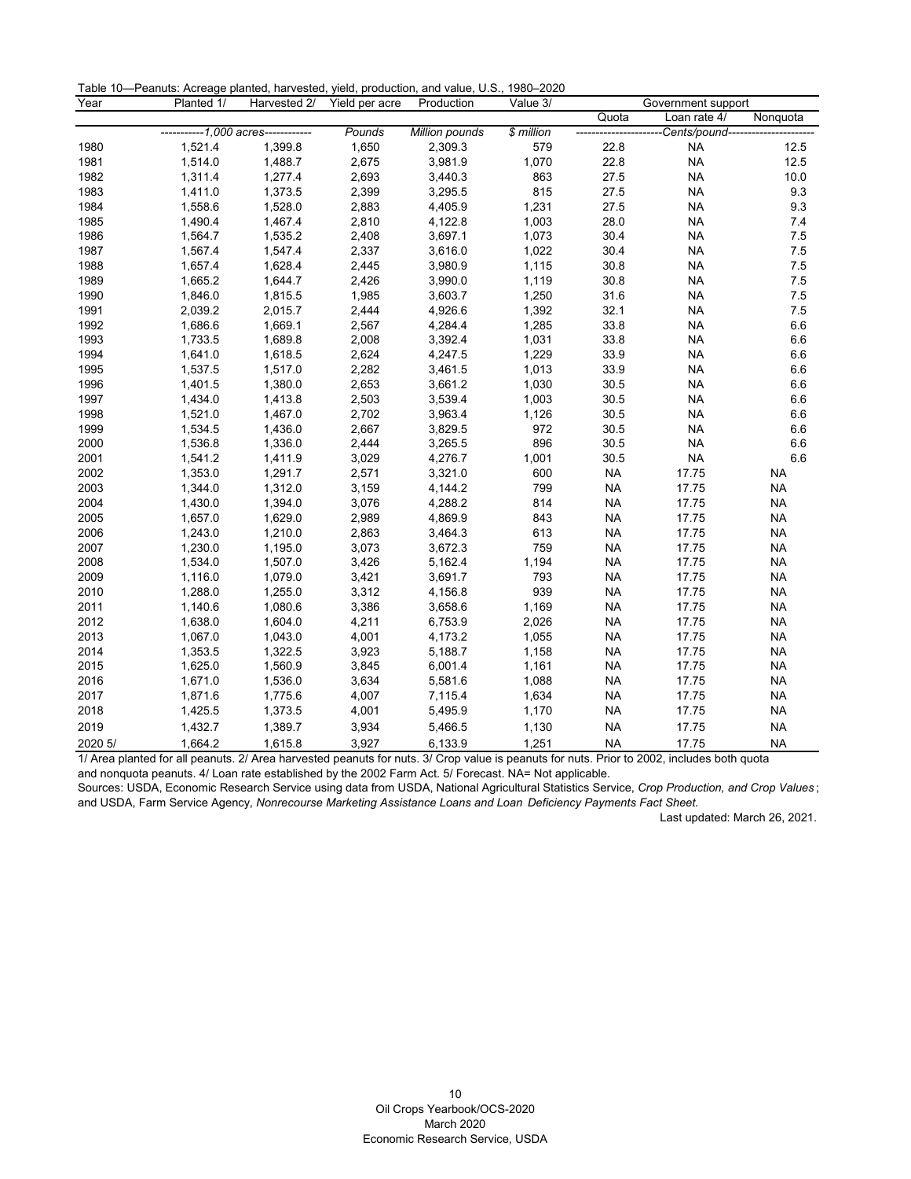Table 10—Peanuts: Acreage planted, harvested, yield, production, and value, U.S., 1980–2020

| Year | Planted 1/ | Harvested 2/ | Yield per acre | Production | Value 3/ | Government support | | |
|---|---|---|---|---|---|---|---|---|
| | | | | | | Quota | Loan rate 4/ | Nonquota |
| | *1,000 acres* | | *Pounds* | *Million pounds* | *$ million* | *Cents/pound* | | |
| 1980 | 1,521.4 | 1,399.8 | 1,650 | 2,309.3 | 579 | 22.8 | NA | 12.5 |
| 1981 | 1,514.0 | 1,488.7 | 2,675 | 3,981.9 | 1,070 | 22.8 | NA | 12.5 |
| 1982 | 1,311.4 | 1,277.4 | 2,693 | 3,440.3 | 863 | 27.5 | NA | 10.0 |
| 1983 | 1,411.0 | 1,373.5 | 2,399 | 3,295.5 | 815 | 27.5 | NA | 9.3 |
| 1984 | 1,558.6 | 1,528.0 | 2,883 | 4,405.9 | 1,231 | 27.5 | NA | 9.3 |
| 1985 | 1,490.4 | 1,467.4 | 2,810 | 4,122.8 | 1,003 | 28.0 | NA | 7.4 |
| 1986 | 1,564.7 | 1,535.2 | 2,408 | 3,697.1 | 1,073 | 30.4 | NA | 7.5 |
| 1987 | 1,567.4 | 1,547.4 | 2,337 | 3,616.0 | 1,022 | 30.4 | NA | 7.5 |
| 1988 | 1,657.4 | 1,628.4 | 2,445 | 3,980.9 | 1,115 | 30.8 | NA | 7.5 |
| 1989 | 1,665.2 | 1,644.7 | 2,426 | 3,990.0 | 1,119 | 30.8 | NA | 7.5 |
| 1990 | 1,846.0 | 1,815.5 | 1,985 | 3,603.7 | 1,250 | 31.6 | NA | 7.5 |
| 1991 | 2,039.2 | 2,015.7 | 2,444 | 4,926.6 | 1,392 | 32.1 | NA | 7.5 |
| 1992 | 1,686.6 | 1,669.1 | 2,567 | 4,284.4 | 1,285 | 33.8 | NA | 6.6 |
| 1993 | 1,733.5 | 1,689.8 | 2,008 | 3,392.4 | 1,031 | 33.8 | NA | 6.6 |
| 1994 | 1,641.0 | 1,618.5 | 2,624 | 4,247.5 | 1,229 | 33.9 | NA | 6.6 |
| 1995 | 1,537.5 | 1,517.0 | 2,282 | 3,461.5 | 1,013 | 33.9 | NA | 6.6 |
| 1996 | 1,401.5 | 1,380.0 | 2,653 | 3,661.2 | 1,030 | 30.5 | NA | 6.6 |
| 1997 | 1,434.0 | 1,413.8 | 2,503 | 3,539.4 | 1,003 | 30.5 | NA | 6.6 |
| 1998 | 1,521.0 | 1,467.0 | 2,702 | 3,963.4 | 1,126 | 30.5 | NA | 6.6 |
| 1999 | 1,534.5 | 1,436.0 | 2,667 | 3,829.5 | 972 | 30.5 | NA | 6.6 |
| 2000 | 1,536.8 | 1,336.0 | 2,444 | 3,265.5 | 896 | 30.5 | NA | 6.6 |
| 2001 | 1,541.2 | 1,411.9 | 3,029 | 4,276.7 | 1,001 | 30.5 | NA | 6.6 |
| 2002 | 1,353.0 | 1,291.7 | 2,571 | 3,321.0 | 600 | NA | 17.75 | NA |
| 2003 | 1,344.0 | 1,312.0 | 3,159 | 4,144.2 | 799 | NA | 17.75 | NA |
| 2004 | 1,430.0 | 1,394.0 | 3,076 | 4,288.2 | 814 | NA | 17.75 | NA |
| 2005 | 1,657.0 | 1,629.0 | 2,989 | 4,869.9 | 843 | NA | 17.75 | NA |
| 2006 | 1,243.0 | 1,210.0 | 2,863 | 3,464.3 | 613 | NA | 17.75 | NA |
| 2007 | 1,230.0 | 1,195.0 | 3,073 | 3,672.3 | 759 | NA | 17.75 | NA |
| 2008 | 1,534.0 | 1,507.0 | 3,426 | 5,162.4 | 1,194 | NA | 17.75 | NA |
| 2009 | 1,116.0 | 1,079.0 | 3,421 | 3,691.7 | 793 | NA | 17.75 | NA |
| 2010 | 1,288.0 | 1,255.0 | 3,312 | 4,156.8 | 939 | NA | 17.75 | NA |
| 2011 | 1,140.6 | 1,080.6 | 3,386 | 3,658.6 | 1,169 | NA | 17.75 | NA |
| 2012 | 1,638.0 | 1,604.0 | 4,211 | 6,753.9 | 2,026 | NA | 17.75 | NA |
| 2013 | 1,067.0 | 1,043.0 | 4,001 | 4,173.2 | 1,055 | NA | 17.75 | NA |
| 2014 | 1,353.5 | 1,322.5 | 3,923 | 5,188.7 | 1,158 | NA | 17.75 | NA |
| 2015 | 1,625.0 | 1,560.9 | 3,845 | 6,001.4 | 1,161 | NA | 17.75 | NA |
| 2016 | 1,671.0 | 1,536.0 | 3,634 | 5,581.6 | 1,088 | NA | 17.75 | NA |
| 2017 | 1,871.6 | 1,775.6 | 4,007 | 7,115.4 | 1,634 | NA | 17.75 | NA |
| 2018 | 1,425.5 | 1,373.5 | 4,001 | 5,495.9 | 1,170 | NA | 17.75 | NA |
| 2019 | 1,432.7 | 1,389.7 | 3,934 | 5,466.5 | 1,130 | NA | 17.75 | NA |
| 2020 5/ | 1,664.2 | 1,615.8 | 3,927 | 6,133.9 | 1,251 | NA | 17.75 | NA |

1/ Area planted for all peanuts. 2/ Area harvested peanuts for nuts. 3/ Crop value is peanuts for nuts. Prior to 2002, includes both quota and nonquota peanuts. 4/ Loan rate established by the 2002 Farm Act. 5/ Forecast. NA= Not applicable.

Sources: USDA, Economic Research Service using data from USDA, National Agricultural Statistics Service, *Crop Production, and Crop Values*; and USDA, Farm Service Agency, *Nonrecourse Marketing Assistance Loans and Loan Deficiency Payments Fact Sheet.*

Last updated: March 26, 2021.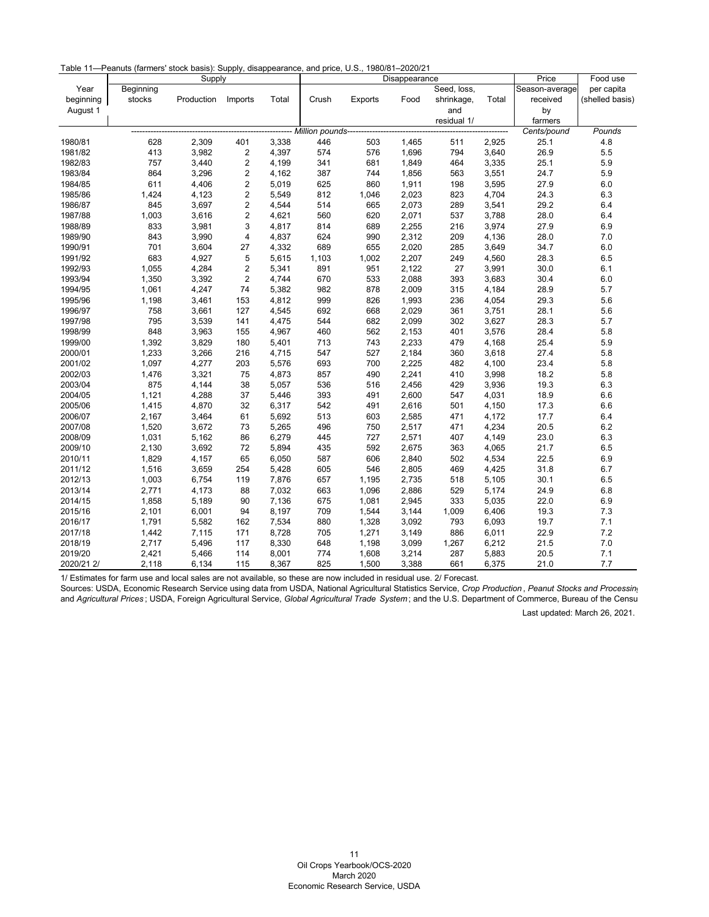Table 11—Peanuts (farmers' stock basis): Supply, disappearance, and price, U.S., 1980/81–2020/21

| Year beginning August 1 | Supply | | | | Disappearance | | | | | Price | Food use |
|---|---|---|---|---|---|---|---|---|---|---|---|
| | Beginning stocks | Production | Imports | Total | Crush | Exports | Food | Seed, loss, shrinkage, and residual 1/ | Total | Season-average received by farmers | per capita (shelled basis) |
| | Million pounds | | | | | | | | | *Cents/pound* | *Pounds* |
| 1980/81 | 628 | 2,309 | 401 | 3,338 | 446 | 503 | 1,465 | 511 | 2,925 | 25.1 | 4.8 |
| 1981/82 | 413 | 3,982 | 2 | 4,397 | 574 | 576 | 1,696 | 794 | 3,640 | 26.9 | 5.5 |
| 1982/83 | 757 | 3,440 | 2 | 4,199 | 341 | 681 | 1,849 | 464 | 3,335 | 25.1 | 5.9 |
| 1983/84 | 864 | 3,296 | 2 | 4,162 | 387 | 744 | 1,856 | 563 | 3,551 | 24.7 | 5.9 |
| 1984/85 | 611 | 4,406 | 2 | 5,019 | 625 | 860 | 1,911 | 198 | 3,595 | 27.9 | 6.0 |
| 1985/86 | 1,424 | 4,123 | 2 | 5,549 | 812 | 1,046 | 2,023 | 823 | 4,704 | 24.3 | 6.3 |
| 1986/87 | 845 | 3,697 | 2 | 4,544 | 514 | 665 | 2,073 | 289 | 3,541 | 29.2 | 6.4 |
| 1987/88 | 1,003 | 3,616 | 2 | 4,621 | 560 | 620 | 2,071 | 537 | 3,788 | 28.0 | 6.4 |
| 1988/89 | 833 | 3,981 | 3 | 4,817 | 814 | 689 | 2,255 | 216 | 3,974 | 27.9 | 6.9 |
| 1989/90 | 843 | 3,990 | 4 | 4,837 | 624 | 990 | 2,312 | 209 | 4,136 | 28.0 | 7.0 |
| 1990/91 | 701 | 3,604 | 27 | 4,332 | 689 | 655 | 2,020 | 285 | 3,649 | 34.7 | 6.0 |
| 1991/92 | 683 | 4,927 | 5 | 5,615 | 1,103 | 1,002 | 2,207 | 249 | 4,560 | 28.3 | 6.5 |
| 1992/93 | 1,055 | 4,284 | 2 | 5,341 | 891 | 951 | 2,122 | 27 | 3,991 | 30.0 | 6.1 |
| 1993/94 | 1,350 | 3,392 | 2 | 4,744 | 670 | 533 | 2,088 | 393 | 3,683 | 30.4 | 6.0 |
| 1994/95 | 1,061 | 4,247 | 74 | 5,382 | 982 | 878 | 2,009 | 315 | 4,184 | 28.9 | 5.7 |
| 1995/96 | 1,198 | 3,461 | 153 | 4,812 | 999 | 826 | 1,993 | 236 | 4,054 | 29.3 | 5.6 |
| 1996/97 | 758 | 3,661 | 127 | 4,545 | 692 | 668 | 2,029 | 361 | 3,751 | 28.1 | 5.6 |
| 1997/98 | 795 | 3,539 | 141 | 4,475 | 544 | 682 | 2,099 | 302 | 3,627 | 28.3 | 5.7 |
| 1998/99 | 848 | 3,963 | 155 | 4,967 | 460 | 562 | 2,153 | 401 | 3,576 | 28.4 | 5.8 |
| 1999/00 | 1,392 | 3,829 | 180 | 5,401 | 713 | 743 | 2,233 | 479 | 4,168 | 25.4 | 5.9 |
| 2000/01 | 1,233 | 3,266 | 216 | 4,715 | 547 | 527 | 2,184 | 360 | 3,618 | 27.4 | 5.8 |
| 2001/02 | 1,097 | 4,277 | 203 | 5,576 | 693 | 700 | 2,225 | 482 | 4,100 | 23.4 | 5.8 |
| 2002/03 | 1,476 | 3,321 | 75 | 4,873 | 857 | 490 | 2,241 | 410 | 3,998 | 18.2 | 5.8 |
| 2003/04 | 875 | 4,144 | 38 | 5,057 | 536 | 516 | 2,456 | 429 | 3,936 | 19.3 | 6.3 |
| 2004/05 | 1,121 | 4,288 | 37 | 5,446 | 393 | 491 | 2,600 | 547 | 4,031 | 18.9 | 6.6 |
| 2005/06 | 1,415 | 4,870 | 32 | 6,317 | 542 | 491 | 2,616 | 501 | 4,150 | 17.3 | 6.6 |
| 2006/07 | 2,167 | 3,464 | 61 | 5,692 | 513 | 603 | 2,585 | 471 | 4,172 | 17.7 | 6.4 |
| 2007/08 | 1,520 | 3,672 | 73 | 5,265 | 496 | 750 | 2,517 | 471 | 4,234 | 20.5 | 6.2 |
| 2008/09 | 1,031 | 5,162 | 86 | 6,279 | 445 | 727 | 2,571 | 407 | 4,149 | 23.0 | 6.3 |
| 2009/10 | 2,130 | 3,692 | 72 | 5,894 | 435 | 592 | 2,675 | 363 | 4,065 | 21.7 | 6.5 |
| 2010/11 | 1,829 | 4,157 | 65 | 6,050 | 587 | 606 | 2,840 | 502 | 4,534 | 22.5 | 6.9 |
| 2011/12 | 1,516 | 3,659 | 254 | 5,428 | 605 | 546 | 2,805 | 469 | 4,425 | 31.8 | 6.7 |
| 2012/13 | 1,003 | 6,754 | 119 | 7,876 | 657 | 1,195 | 2,735 | 518 | 5,105 | 30.1 | 6.5 |
| 2013/14 | 2,771 | 4,173 | 88 | 7,032 | 663 | 1,096 | 2,886 | 529 | 5,174 | 24.9 | 6.8 |
| 2014/15 | 1,858 | 5,189 | 90 | 7,136 | 675 | 1,081 | 2,945 | 333 | 5,035 | 22.0 | 6.9 |
| 2015/16 | 2,101 | 6,001 | 94 | 8,197 | 709 | 1,544 | 3,144 | 1,009 | 6,406 | 19.3 | 7.3 |
| 2016/17 | 1,791 | 5,582 | 162 | 7,534 | 880 | 1,328 | 3,092 | 793 | 6,093 | 19.7 | 7.1 |
| 2017/18 | 1,442 | 7,115 | 171 | 8,728 | 705 | 1,271 | 3,149 | 886 | 6,011 | 22.9 | 7.2 |
| 2018/19 | 2,717 | 5,496 | 117 | 8,330 | 648 | 1,198 | 3,099 | 1,267 | 6,212 | 21.5 | 7.0 |
| 2019/20 | 2,421 | 5,466 | 114 | 8,001 | 774 | 1,608 | 3,214 | 287 | 5,883 | 20.5 | 7.1 |
| 2020/21 2/ | 2,118 | 6,134 | 115 | 8,367 | 825 | 1,500 | 3,388 | 661 | 6,375 | 21.0 | 7.7 |

1/ Estimates for farm use and local sales are not available, so these are now included in residual use. 2/ Forecast.

Sources: USDA, Economic Research Service using data from USDA, National Agricultural Statistics Service, *Crop Production*, *Peanut Stocks and Processing* and *Agricultural Prices*; USDA, Foreign Agricultural Service, *Global Agricultural Trade System*; and the U.S. Department of Commerce, Bureau of the Census.

Last updated: March 26, 2021.

Oil Crops Yearbook/OCS-2020
March 2020
Economic Research Service, USDA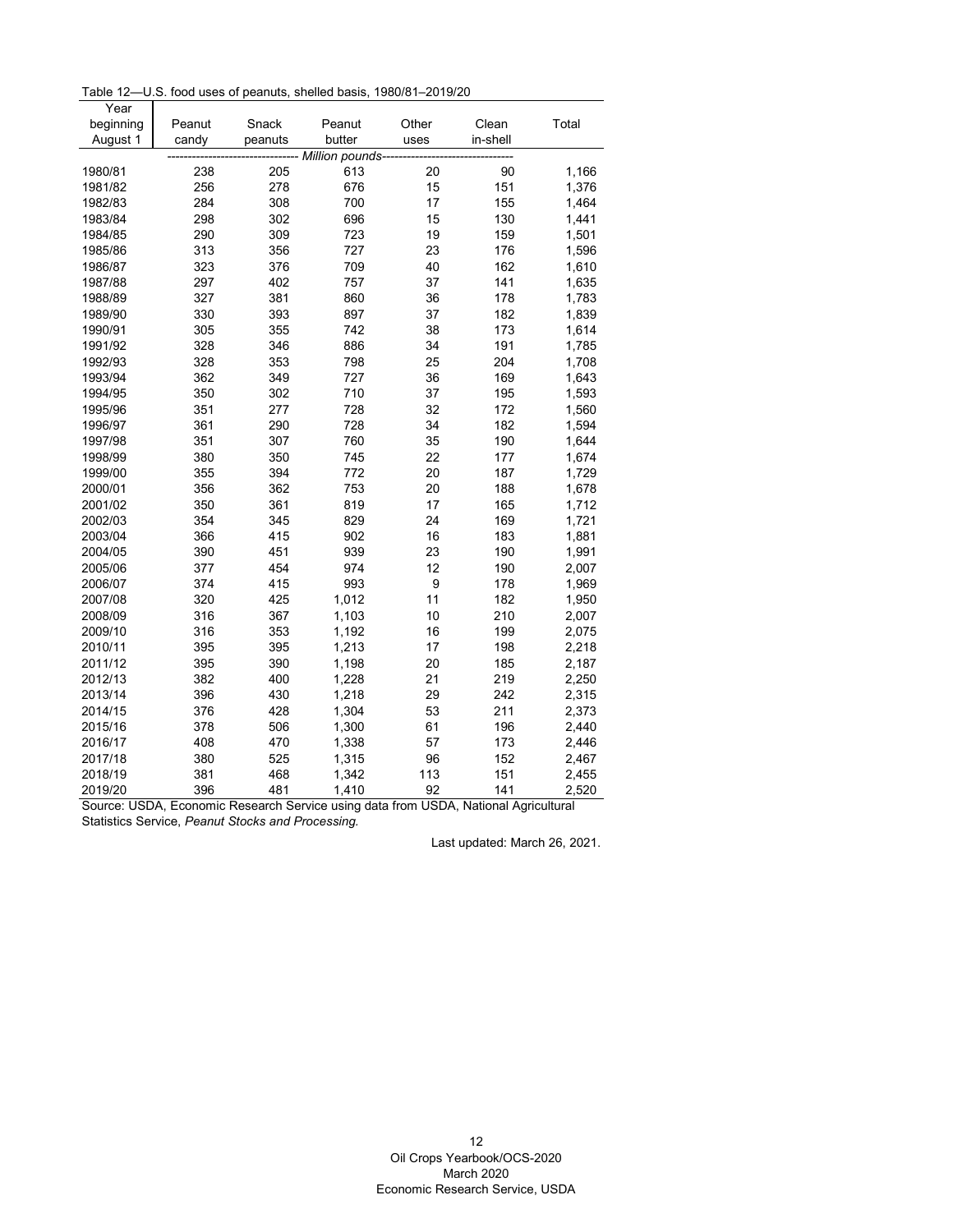Table 12—U.S. food uses of peanuts, shelled basis, 1980/81–2019/20

| Year beginning August 1 | Peanut candy | Snack peanuts | Peanut butter | Other uses | Clean in-shell | Total |
|---|---|---|---|---|---|---|
| | *Million pounds* | | | | | |
| 1980/81 | 238 | 205 | 613 | 20 | 90 | 1,166 |
| 1981/82 | 256 | 278 | 676 | 15 | 151 | 1,376 |
| 1982/83 | 284 | 308 | 700 | 17 | 155 | 1,464 |
| 1983/84 | 298 | 302 | 696 | 15 | 130 | 1,441 |
| 1984/85 | 290 | 309 | 723 | 19 | 159 | 1,501 |
| 1985/86 | 313 | 356 | 727 | 23 | 176 | 1,596 |
| 1986/87 | 323 | 376 | 709 | 40 | 162 | 1,610 |
| 1987/88 | 297 | 402 | 757 | 37 | 141 | 1,635 |
| 1988/89 | 327 | 381 | 860 | 36 | 178 | 1,783 |
| 1989/90 | 330 | 393 | 897 | 37 | 182 | 1,839 |
| 1990/91 | 305 | 355 | 742 | 38 | 173 | 1,614 |
| 1991/92 | 328 | 346 | 886 | 34 | 191 | 1,785 |
| 1992/93 | 328 | 353 | 798 | 25 | 204 | 1,708 |
| 1993/94 | 362 | 349 | 727 | 36 | 169 | 1,643 |
| 1994/95 | 350 | 302 | 710 | 37 | 195 | 1,593 |
| 1995/96 | 351 | 277 | 728 | 32 | 172 | 1,560 |
| 1996/97 | 361 | 290 | 728 | 34 | 182 | 1,594 |
| 1997/98 | 351 | 307 | 760 | 35 | 190 | 1,644 |
| 1998/99 | 380 | 350 | 745 | 22 | 177 | 1,674 |
| 1999/00 | 355 | 394 | 772 | 20 | 187 | 1,729 |
| 2000/01 | 356 | 362 | 753 | 20 | 188 | 1,678 |
| 2001/02 | 350 | 361 | 819 | 17 | 165 | 1,712 |
| 2002/03 | 354 | 345 | 829 | 24 | 169 | 1,721 |
| 2003/04 | 366 | 415 | 902 | 16 | 183 | 1,881 |
| 2004/05 | 390 | 451 | 939 | 23 | 190 | 1,991 |
| 2005/06 | 377 | 454 | 974 | 12 | 190 | 2,007 |
| 2006/07 | 374 | 415 | 993 | 9 | 178 | 1,969 |
| 2007/08 | 320 | 425 | 1,012 | 11 | 182 | 1,950 |
| 2008/09 | 316 | 367 | 1,103 | 10 | 210 | 2,007 |
| 2009/10 | 316 | 353 | 1,192 | 16 | 199 | 2,075 |
| 2010/11 | 395 | 395 | 1,213 | 17 | 198 | 2,218 |
| 2011/12 | 395 | 390 | 1,198 | 20 | 185 | 2,187 |
| 2012/13 | 382 | 400 | 1,228 | 21 | 219 | 2,250 |
| 2013/14 | 396 | 430 | 1,218 | 29 | 242 | 2,315 |
| 2014/15 | 376 | 428 | 1,304 | 53 | 211 | 2,373 |
| 2015/16 | 378 | 506 | 1,300 | 61 | 196 | 2,440 |
| 2016/17 | 408 | 470 | 1,338 | 57 | 173 | 2,446 |
| 2017/18 | 380 | 525 | 1,315 | 96 | 152 | 2,467 |
| 2018/19 | 381 | 468 | 1,342 | 113 | 151 | 2,455 |
| 2019/20 | 396 | 481 | 1,410 | 92 | 141 | 2,520 |

Source: USDA, Economic Research Service using data from USDA, National Agricultural Statistics Service, *Peanut Stocks and Processing.*

Last updated: March 26, 2021.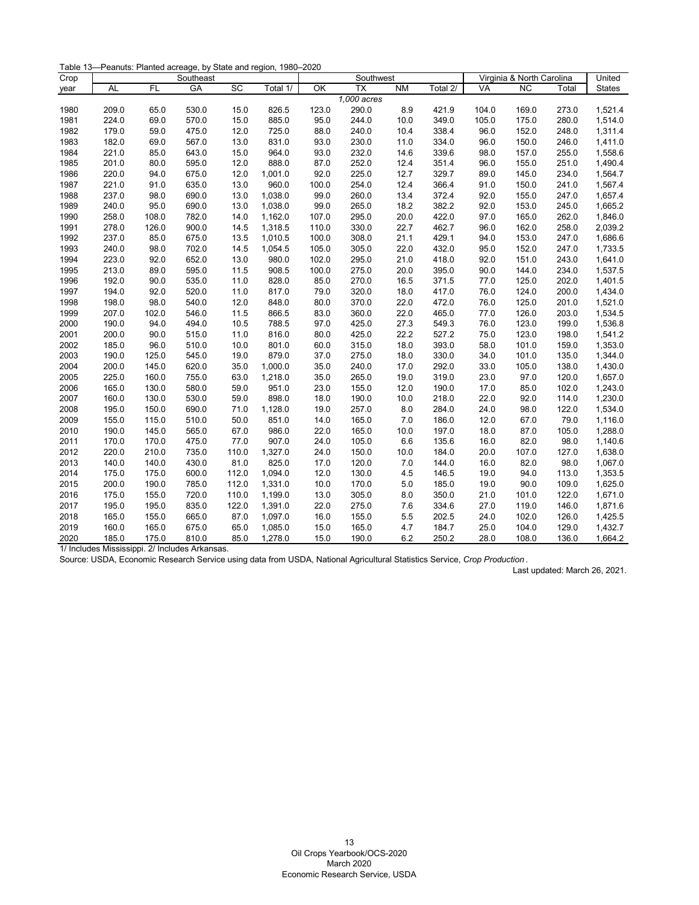Table 13—Peanuts: Planted acreage, by State and region, 1980–2020

| Crop | Southeast | | | | | Southwest | | | | Virginia & North Carolina | | | United |
|---|---|---|---|---|---|---|---|---|---|---|---|---|---|
| year | AL | FL | GA | SC | Total 1/ | OK | TX | NM | Total 2/ | VA | NC | Total | States |
| | | | | | | | *1,000 acres* | | | | | | |
| 1980 | 209.0 | 65.0 | 530.0 | 15.0 | 826.5 | 123.0 | 290.0 | 8.9 | 421.9 | 104.0 | 169.0 | 273.0 | 1,521.4 |
| 1981 | 224.0 | 69.0 | 570.0 | 15.0 | 885.0 | 95.0 | 244.0 | 10.0 | 349.0 | 105.0 | 175.0 | 280.0 | 1,514.0 |
| 1982 | 179.0 | 59.0 | 475.0 | 12.0 | 725.0 | 88.0 | 240.0 | 10.4 | 338.4 | 96.0 | 152.0 | 248.0 | 1,311.4 |
| 1983 | 182.0 | 69.0 | 567.0 | 13.0 | 831.0 | 93.0 | 230.0 | 11.0 | 334.0 | 96.0 | 150.0 | 246.0 | 1,411.0 |
| 1984 | 221.0 | 85.0 | 643.0 | 15.0 | 964.0 | 93.0 | 232.0 | 14.6 | 339.6 | 98.0 | 157.0 | 255.0 | 1,558.6 |
| 1985 | 201.0 | 80.0 | 595.0 | 12.0 | 888.0 | 87.0 | 252.0 | 12.4 | 351.4 | 96.0 | 155.0 | 251.0 | 1,490.4 |
| 1986 | 220.0 | 94.0 | 675.0 | 12.0 | 1,001.0 | 92.0 | 225.0 | 12.7 | 329.7 | 89.0 | 145.0 | 234.0 | 1,564.7 |
| 1987 | 221.0 | 91.0 | 635.0 | 13.0 | 960.0 | 100.0 | 254.0 | 12.4 | 366.4 | 91.0 | 150.0 | 241.0 | 1,567.4 |
| 1988 | 237.0 | 98.0 | 690.0 | 13.0 | 1,038.0 | 99.0 | 260.0 | 13.4 | 372.4 | 92.0 | 155.0 | 247.0 | 1,657.4 |
| 1989 | 240.0 | 95.0 | 690.0 | 13.0 | 1,038.0 | 99.0 | 265.0 | 18.2 | 382.2 | 92.0 | 153.0 | 245.0 | 1,665.2 |
| 1990 | 258.0 | 108.0 | 782.0 | 14.0 | 1,162.0 | 107.0 | 295.0 | 20.0 | 422.0 | 97.0 | 165.0 | 262.0 | 1,846.0 |
| 1991 | 278.0 | 126.0 | 900.0 | 14.5 | 1,318.5 | 110.0 | 330.0 | 22.7 | 462.7 | 96.0 | 162.0 | 258.0 | 2,039.2 |
| 1992 | 237.0 | 85.0 | 675.0 | 13.5 | 1,010.5 | 100.0 | 308.0 | 21.1 | 429.1 | 94.0 | 153.0 | 247.0 | 1,686.6 |
| 1993 | 240.0 | 98.0 | 702.0 | 14.5 | 1,054.5 | 105.0 | 305.0 | 22.0 | 432.0 | 95.0 | 152.0 | 247.0 | 1,733.5 |
| 1994 | 223.0 | 92.0 | 652.0 | 13.0 | 980.0 | 102.0 | 295.0 | 21.0 | 418.0 | 92.0 | 151.0 | 243.0 | 1,641.0 |
| 1995 | 213.0 | 89.0 | 595.0 | 11.5 | 908.5 | 100.0 | 275.0 | 20.0 | 395.0 | 90.0 | 144.0 | 234.0 | 1,537.5 |
| 1996 | 192.0 | 90.0 | 535.0 | 11.0 | 828.0 | 85.0 | 270.0 | 16.5 | 371.5 | 77.0 | 125.0 | 202.0 | 1,401.5 |
| 1997 | 194.0 | 92.0 | 520.0 | 11.0 | 817.0 | 79.0 | 320.0 | 18.0 | 417.0 | 76.0 | 124.0 | 200.0 | 1,434.0 |
| 1998 | 198.0 | 98.0 | 540.0 | 12.0 | 848.0 | 80.0 | 370.0 | 22.0 | 472.0 | 76.0 | 125.0 | 201.0 | 1,521.0 |
| 1999 | 207.0 | 102.0 | 546.0 | 11.5 | 866.5 | 83.0 | 360.0 | 22.0 | 465.0 | 77.0 | 126.0 | 203.0 | 1,534.5 |
| 2000 | 190.0 | 94.0 | 494.0 | 10.5 | 788.5 | 97.0 | 425.0 | 27.3 | 549.3 | 76.0 | 123.0 | 199.0 | 1,536.8 |
| 2001 | 200.0 | 90.0 | 515.0 | 11.0 | 816.0 | 80.0 | 425.0 | 22.2 | 527.2 | 75.0 | 123.0 | 198.0 | 1,541.2 |
| 2002 | 185.0 | 96.0 | 510.0 | 10.0 | 801.0 | 60.0 | 315.0 | 18.0 | 393.0 | 58.0 | 101.0 | 159.0 | 1,353.0 |
| 2003 | 190.0 | 125.0 | 545.0 | 19.0 | 879.0 | 37.0 | 275.0 | 18.0 | 330.0 | 34.0 | 101.0 | 135.0 | 1,344.0 |
| 2004 | 200.0 | 145.0 | 620.0 | 35.0 | 1,000.0 | 35.0 | 240.0 | 17.0 | 292.0 | 33.0 | 105.0 | 138.0 | 1,430.0 |
| 2005 | 225.0 | 160.0 | 755.0 | 63.0 | 1,218.0 | 35.0 | 265.0 | 19.0 | 319.0 | 23.0 | 97.0 | 120.0 | 1,657.0 |
| 2006 | 165.0 | 130.0 | 580.0 | 59.0 | 951.0 | 23.0 | 155.0 | 12.0 | 190.0 | 17.0 | 85.0 | 102.0 | 1,243.0 |
| 2007 | 160.0 | 130.0 | 530.0 | 59.0 | 898.0 | 18.0 | 190.0 | 10.0 | 218.0 | 22.0 | 92.0 | 114.0 | 1,230.0 |
| 2008 | 195.0 | 150.0 | 690.0 | 71.0 | 1,128.0 | 19.0 | 257.0 | 8.0 | 284.0 | 24.0 | 98.0 | 122.0 | 1,534.0 |
| 2009 | 155.0 | 115.0 | 510.0 | 50.0 | 851.0 | 14.0 | 165.0 | 7.0 | 186.0 | 12.0 | 67.0 | 79.0 | 1,116.0 |
| 2010 | 190.0 | 145.0 | 565.0 | 67.0 | 986.0 | 22.0 | 165.0 | 10.0 | 197.0 | 18.0 | 87.0 | 105.0 | 1,288.0 |
| 2011 | 170.0 | 170.0 | 475.0 | 77.0 | 907.0 | 24.0 | 105.0 | 6.6 | 135.6 | 16.0 | 82.0 | 98.0 | 1,140.6 |
| 2012 | 220.0 | 210.0 | 735.0 | 110.0 | 1,327.0 | 24.0 | 150.0 | 10.0 | 184.0 | 20.0 | 107.0 | 127.0 | 1,638.0 |
| 2013 | 140.0 | 140.0 | 430.0 | 81.0 | 825.0 | 17.0 | 120.0 | 7.0 | 144.0 | 16.0 | 82.0 | 98.0 | 1,067.0 |
| 2014 | 175.0 | 175.0 | 600.0 | 112.0 | 1,094.0 | 12.0 | 130.0 | 4.5 | 146.5 | 19.0 | 94.0 | 113.0 | 1,353.5 |
| 2015 | 200.0 | 190.0 | 785.0 | 112.0 | 1,331.0 | 10.0 | 170.0 | 5.0 | 185.0 | 19.0 | 90.0 | 109.0 | 1,625.0 |
| 2016 | 175.0 | 155.0 | 720.0 | 110.0 | 1,199.0 | 13.0 | 305.0 | 8.0 | 350.0 | 21.0 | 101.0 | 122.0 | 1,671.0 |
| 2017 | 195.0 | 195.0 | 835.0 | 122.0 | 1,391.0 | 22.0 | 275.0 | 7.6 | 334.6 | 27.0 | 119.0 | 146.0 | 1,871.6 |
| 2018 | 165.0 | 155.0 | 665.0 | 87.0 | 1,097.0 | 16.0 | 155.0 | 5.5 | 202.5 | 24.0 | 102.0 | 126.0 | 1,425.5 |
| 2019 | 160.0 | 165.0 | 675.0 | 65.0 | 1,085.0 | 15.0 | 165.0 | 4.7 | 184.7 | 25.0 | 104.0 | 129.0 | 1,432.7 |
| 2020 | 185.0 | 175.0 | 810.0 | 85.0 | 1,278.0 | 15.0 | 190.0 | 6.2 | 250.2 | 28.0 | 108.0 | 136.0 | 1,664.2 |

1/ Includes Mississippi. 2/ Includes Arkansas.

Source: USDA, Economic Research Service using data from USDA, National Agricultural Statistics Service, *Crop Production*.

Last updated: March 26, 2021.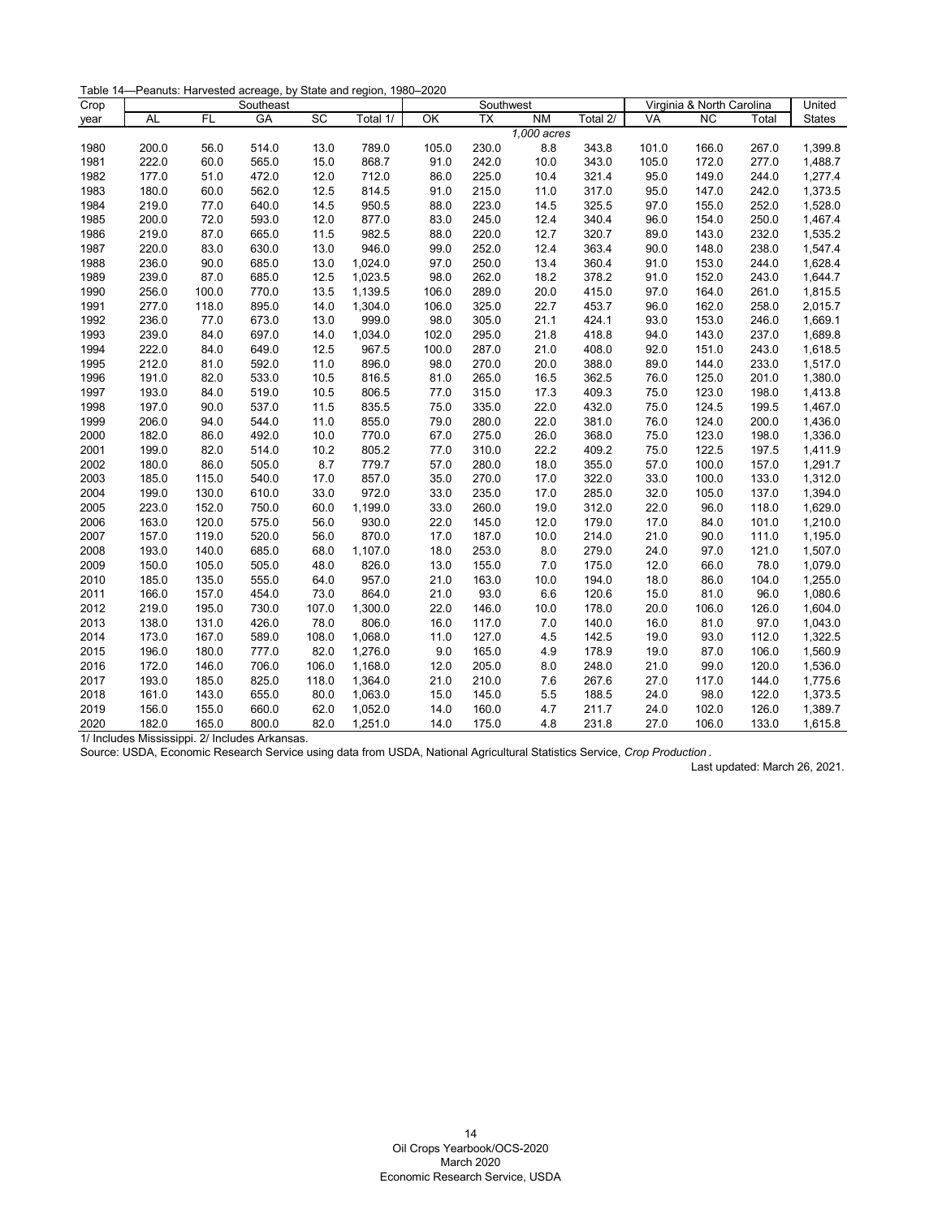Table 14—Peanuts: Harvested acreage, by State and region, 1980–2020

| Crop | Southeast | | | | | Southwest | | | | Virginia & North Carolina | | | United |
|---|---|---|---|---|---|---|---|---|---|---|---|---|---|
| year | AL | FL | GA | SC | Total 1/ | OK | TX | NM | Total 2/ | VA | NC | Total | States |
| | | | | | | | | *1,000 acres* | | | | | |
| 1980 | 200.0 | 56.0 | 514.0 | 13.0 | 789.0 | 105.0 | 230.0 | 8.8 | 343.8 | 101.0 | 166.0 | 267.0 | 1,399.8 |
| 1981 | 222.0 | 60.0 | 565.0 | 15.0 | 868.7 | 91.0 | 242.0 | 10.0 | 343.0 | 105.0 | 172.0 | 277.0 | 1,488.7 |
| 1982 | 177.0 | 51.0 | 472.0 | 12.0 | 712.0 | 86.0 | 225.0 | 10.4 | 321.4 | 95.0 | 149.0 | 244.0 | 1,277.4 |
| 1983 | 180.0 | 60.0 | 562.0 | 12.5 | 814.5 | 91.0 | 215.0 | 11.0 | 317.0 | 95.0 | 147.0 | 242.0 | 1,373.5 |
| 1984 | 219.0 | 77.0 | 640.0 | 14.5 | 950.5 | 88.0 | 223.0 | 14.5 | 325.5 | 97.0 | 155.0 | 252.0 | 1,528.0 |
| 1985 | 200.0 | 72.0 | 593.0 | 12.0 | 877.0 | 83.0 | 245.0 | 12.4 | 340.4 | 96.0 | 154.0 | 250.0 | 1,467.4 |
| 1986 | 219.0 | 87.0 | 665.0 | 11.5 | 982.5 | 88.0 | 220.0 | 12.7 | 320.7 | 89.0 | 143.0 | 232.0 | 1,535.2 |
| 1987 | 220.0 | 83.0 | 630.0 | 13.0 | 946.0 | 99.0 | 252.0 | 12.4 | 363.4 | 90.0 | 148.0 | 238.0 | 1,547.4 |
| 1988 | 236.0 | 90.0 | 685.0 | 13.0 | 1,024.0 | 97.0 | 250.0 | 13.4 | 360.4 | 91.0 | 153.0 | 244.0 | 1,628.4 |
| 1989 | 239.0 | 87.0 | 685.0 | 12.5 | 1,023.5 | 98.0 | 262.0 | 18.2 | 378.2 | 91.0 | 152.0 | 243.0 | 1,644.7 |
| 1990 | 256.0 | 100.0 | 770.0 | 13.5 | 1,139.5 | 106.0 | 289.0 | 20.0 | 415.0 | 97.0 | 164.0 | 261.0 | 1,815.5 |
| 1991 | 277.0 | 118.0 | 895.0 | 14.0 | 1,304.0 | 106.0 | 325.0 | 22.7 | 453.7 | 96.0 | 162.0 | 258.0 | 2,015.7 |
| 1992 | 236.0 | 77.0 | 673.0 | 13.0 | 999.0 | 98.0 | 305.0 | 21.1 | 424.1 | 93.0 | 153.0 | 246.0 | 1,669.1 |
| 1993 | 239.0 | 84.0 | 697.0 | 14.0 | 1,034.0 | 102.0 | 295.0 | 21.8 | 418.8 | 94.0 | 143.0 | 237.0 | 1,689.8 |
| 1994 | 222.0 | 84.0 | 649.0 | 12.5 | 967.5 | 100.0 | 287.0 | 21.0 | 408.0 | 92.0 | 151.0 | 243.0 | 1,618.5 |
| 1995 | 212.0 | 81.0 | 592.0 | 11.0 | 896.0 | 98.0 | 270.0 | 20.0 | 388.0 | 89.0 | 144.0 | 233.0 | 1,517.0 |
| 1996 | 191.0 | 82.0 | 533.0 | 10.5 | 816.5 | 81.0 | 265.0 | 16.5 | 362.5 | 76.0 | 125.0 | 201.0 | 1,380.0 |
| 1997 | 193.0 | 84.0 | 519.0 | 10.5 | 806.5 | 77.0 | 315.0 | 17.3 | 409.3 | 75.0 | 123.0 | 198.0 | 1,413.8 |
| 1998 | 197.0 | 90.0 | 537.0 | 11.5 | 835.5 | 75.0 | 335.0 | 22.0 | 432.0 | 75.0 | 124.5 | 199.5 | 1,467.0 |
| 1999 | 206.0 | 94.0 | 544.0 | 11.0 | 855.0 | 79.0 | 280.0 | 22.0 | 381.0 | 76.0 | 124.0 | 200.0 | 1,436.0 |
| 2000 | 182.0 | 86.0 | 492.0 | 10.0 | 770.0 | 67.0 | 275.0 | 26.0 | 368.0 | 75.0 | 123.0 | 198.0 | 1,336.0 |
| 2001 | 199.0 | 82.0 | 514.0 | 10.2 | 805.2 | 77.0 | 310.0 | 22.2 | 409.2 | 75.0 | 122.5 | 197.5 | 1,411.9 |
| 2002 | 180.0 | 86.0 | 505.0 | 8.7 | 779.7 | 57.0 | 280.0 | 18.0 | 355.0 | 57.0 | 100.0 | 157.0 | 1,291.7 |
| 2003 | 185.0 | 115.0 | 540.0 | 17.0 | 857.0 | 35.0 | 270.0 | 17.0 | 322.0 | 33.0 | 100.0 | 133.0 | 1,312.0 |
| 2004 | 199.0 | 130.0 | 610.0 | 33.0 | 972.0 | 33.0 | 235.0 | 17.0 | 285.0 | 32.0 | 105.0 | 137.0 | 1,394.0 |
| 2005 | 223.0 | 152.0 | 750.0 | 60.0 | 1,199.0 | 33.0 | 260.0 | 19.0 | 312.0 | 22.0 | 96.0 | 118.0 | 1,629.0 |
| 2006 | 163.0 | 120.0 | 575.0 | 56.0 | 930.0 | 22.0 | 145.0 | 12.0 | 179.0 | 17.0 | 84.0 | 101.0 | 1,210.0 |
| 2007 | 157.0 | 119.0 | 520.0 | 56.0 | 870.0 | 17.0 | 187.0 | 10.0 | 214.0 | 21.0 | 90.0 | 111.0 | 1,195.0 |
| 2008 | 193.0 | 140.0 | 685.0 | 68.0 | 1,107.0 | 18.0 | 253.0 | 8.0 | 279.0 | 24.0 | 97.0 | 121.0 | 1,507.0 |
| 2009 | 150.0 | 105.0 | 505.0 | 48.0 | 826.0 | 13.0 | 155.0 | 7.0 | 175.0 | 12.0 | 66.0 | 78.0 | 1,079.0 |
| 2010 | 185.0 | 135.0 | 555.0 | 64.0 | 957.0 | 21.0 | 163.0 | 10.0 | 194.0 | 18.0 | 86.0 | 104.0 | 1,255.0 |
| 2011 | 166.0 | 157.0 | 454.0 | 73.0 | 864.0 | 21.0 | 93.0 | 6.6 | 120.6 | 15.0 | 81.0 | 96.0 | 1,080.6 |
| 2012 | 219.0 | 195.0 | 730.0 | 107.0 | 1,300.0 | 22.0 | 146.0 | 10.0 | 178.0 | 20.0 | 106.0 | 126.0 | 1,604.0 |
| 2013 | 138.0 | 131.0 | 426.0 | 78.0 | 806.0 | 16.0 | 117.0 | 7.0 | 140.0 | 16.0 | 81.0 | 97.0 | 1,043.0 |
| 2014 | 173.0 | 167.0 | 589.0 | 108.0 | 1,068.0 | 11.0 | 127.0 | 4.5 | 142.5 | 19.0 | 93.0 | 112.0 | 1,322.5 |
| 2015 | 196.0 | 180.0 | 777.0 | 82.0 | 1,276.0 | 9.0 | 165.0 | 4.9 | 178.9 | 19.0 | 87.0 | 106.0 | 1,560.9 |
| 2016 | 172.0 | 146.0 | 706.0 | 106.0 | 1,168.0 | 12.0 | 205.0 | 8.0 | 248.0 | 21.0 | 99.0 | 120.0 | 1,536.0 |
| 2017 | 193.0 | 185.0 | 825.0 | 118.0 | 1,364.0 | 21.0 | 210.0 | 7.6 | 267.6 | 27.0 | 117.0 | 144.0 | 1,775.6 |
| 2018 | 161.0 | 143.0 | 655.0 | 80.0 | 1,063.0 | 15.0 | 145.0 | 5.5 | 188.5 | 24.0 | 98.0 | 122.0 | 1,373.5 |
| 2019 | 156.0 | 155.0 | 660.0 | 62.0 | 1,052.0 | 14.0 | 160.0 | 4.7 | 211.7 | 24.0 | 102.0 | 126.0 | 1,389.7 |
| 2020 | 182.0 | 165.0 | 800.0 | 82.0 | 1,251.0 | 14.0 | 175.0 | 4.8 | 231.8 | 27.0 | 106.0 | 133.0 | 1,615.8 |

1/ Includes Mississippi. 2/ Includes Arkansas.

Source: USDA, Economic Research Service using data from USDA, National Agricultural Statistics Service, *Crop Production*.

Last updated: March 26, 2021.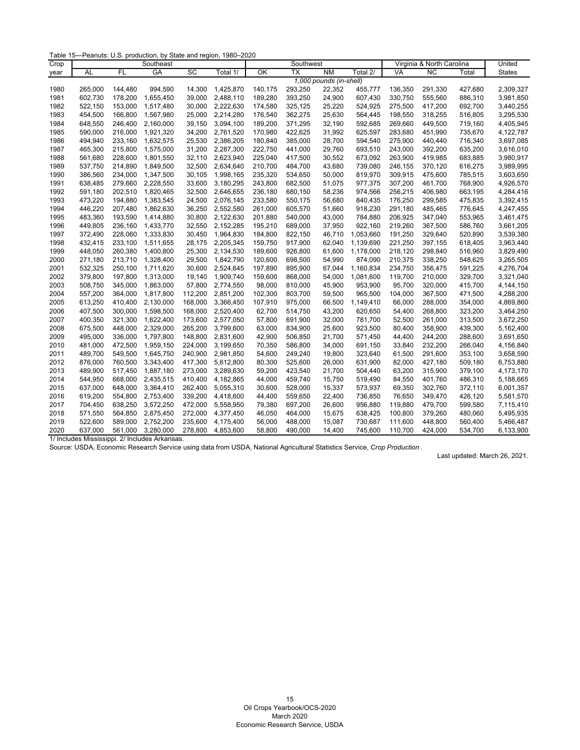Table 15—Peanuts: U.S. production, by State and region, 1980–2020

| Crop | Southeast | | | | | Southwest | | | | Virginia & North Carolina | | | United |
|---|---|---|---|---|---|---|---|---|---|---|---|---|---|
| year | AL | FL | GA | SC | Total 1/ | OK | TX | NM | Total 2/ | VA | NC | Total | States |
| | 1,000 pounds (in-shell) | | | | | | | | | | | | |
| 1980 | 265,000 | 144,480 | 994,590 | 14,300 | 1,425,870 | 140,175 | 293,250 | 22,352 | 455,777 | 136,350 | 291,330 | 427,680 | 2,309,327 |
| 1981 | 602,730 | 178,200 | 1,655,450 | 39,000 | 2,488,110 | 189,280 | 393,250 | 24,900 | 607,430 | 330,750 | 555,560 | 886,310 | 3,981,850 |
| 1982 | 522,150 | 153,000 | 1,517,480 | 30,000 | 2,222,630 | 174,580 | 325,125 | 25,220 | 524,925 | 275,500 | 417,200 | 692,700 | 3,440,255 |
| 1983 | 454,500 | 166,800 | 1,567,980 | 25,000 | 2,214,280 | 176,540 | 362,275 | 25,630 | 564,445 | 198,550 | 318,255 | 516,805 | 3,295,530 |
| 1984 | 648,550 | 246,400 | 2,160,000 | 39,150 | 3,094,100 | 189,200 | 371,295 | 32,190 | 592,685 | 269,660 | 449,500 | 719,160 | 4,405,945 |
| 1985 | 590,000 | 216,000 | 1,921,320 | 34,200 | 2,761,520 | 170,980 | 422,625 | 31,992 | 625,597 | 283,680 | 451,990 | 735,670 | 4,122,787 |
| 1986 | 494,940 | 233,160 | 1,632,575 | 25,530 | 2,386,205 | 180,840 | 385,000 | 28,700 | 594,540 | 275,900 | 440,440 | 716,340 | 3,697,085 |
| 1987 | 465,300 | 215,800 | 1,575,000 | 31,200 | 2,287,300 | 222,750 | 441,000 | 29,760 | 693,510 | 243,000 | 392,200 | 635,200 | 3,616,010 |
| 1988 | 561,680 | 228,600 | 1,801,550 | 32,110 | 2,623,940 | 225,040 | 417,500 | 30,552 | 673,092 | 263,900 | 419,985 | 683,885 | 3,980,917 |
| 1989 | 537,750 | 214,890 | 1,849,500 | 32,500 | 2,634,640 | 210,700 | 484,700 | 43,680 | 739,080 | 246,155 | 370,120 | 616,275 | 3,989,995 |
| 1990 | 386,560 | 234,000 | 1,347,500 | 30,105 | 1,998,165 | 235,320 | 534,650 | 50,000 | 819,970 | 309,915 | 475,600 | 785,515 | 3,603,650 |
| 1991 | 638,485 | 279,660 | 2,228,550 | 33,600 | 3,180,295 | 243,800 | 682,500 | 51,075 | 977,375 | 307,200 | 461,700 | 768,900 | 4,926,570 |
| 1992 | 591,180 | 202,510 | 1,820,465 | 32,500 | 2,646,655 | 236,180 | 680,150 | 58,236 | 974,566 | 256,215 | 406,980 | 663,195 | 4,284,416 |
| 1993 | 473,220 | 194,880 | 1,383,545 | 24,500 | 2,076,145 | 233,580 | 550,175 | 56,680 | 840,435 | 176,250 | 299,585 | 475,835 | 3,392,415 |
| 1994 | 446,220 | 207,480 | 1,862,630 | 36,250 | 2,552,580 | 261,000 | 605,570 | 51,660 | 918,230 | 291,180 | 485,465 | 776,645 | 4,247,455 |
| 1995 | 483,360 | 193,590 | 1,414,880 | 30,800 | 2,122,630 | 201,880 | 540,000 | 43,000 | 784,880 | 206,925 | 347,040 | 553,965 | 3,461,475 |
| 1996 | 449,805 | 236,160 | 1,433,770 | 32,550 | 2,152,285 | 195,210 | 689,000 | 37,950 | 922,160 | 219,260 | 367,500 | 586,760 | 3,661,205 |
| 1997 | 372,490 | 228,060 | 1,333,830 | 30,450 | 1,964,830 | 184,800 | 822,150 | 46,710 | 1,053,660 | 191,250 | 329,640 | 520,890 | 3,539,380 |
| 1998 | 432,415 | 233,100 | 1,511,655 | 28,175 | 2,205,345 | 159,750 | 917,900 | 62,040 | 1,139,690 | 221,250 | 397,155 | 618,405 | 3,963,440 |
| 1999 | 448,050 | 260,380 | 1,400,800 | 25,300 | 2,134,530 | 189,600 | 926,800 | 61,600 | 1,178,000 | 218,120 | 298,840 | 516,960 | 3,829,490 |
| 2000 | 271,180 | 213,710 | 1,328,400 | 29,500 | 1,842,790 | 120,600 | 698,500 | 54,990 | 874,090 | 210,375 | 338,250 | 548,625 | 3,265,505 |
| 2001 | 532,325 | 250,100 | 1,711,620 | 30,600 | 2,524,645 | 197,890 | 895,900 | 67,044 | 1,160,834 | 234,750 | 356,475 | 591,225 | 4,276,704 |
| 2002 | 379,800 | 197,800 | 1,313,000 | 19,140 | 1,909,740 | 159,600 | 868,000 | 54,000 | 1,081,600 | 119,700 | 210,000 | 329,700 | 3,321,040 |
| 2003 | 508,750 | 345,000 | 1,863,000 | 57,800 | 2,774,550 | 98,000 | 810,000 | 45,900 | 953,900 | 95,700 | 320,000 | 415,700 | 4,144,150 |
| 2004 | 557,200 | 364,000 | 1,817,800 | 112,200 | 2,851,200 | 102,300 | 803,700 | 59,500 | 965,500 | 104,000 | 367,500 | 471,500 | 4,288,200 |
| 2005 | 613,250 | 410,400 | 2,130,000 | 168,000 | 3,366,450 | 107,910 | 975,000 | 66,500 | 1,149,410 | 66,000 | 288,000 | 354,000 | 4,869,860 |
| 2006 | 407,500 | 300,000 | 1,598,500 | 168,000 | 2,520,400 | 62,700 | 514,750 | 43,200 | 620,650 | 54,400 | 268,800 | 323,200 | 3,464,250 |
| 2007 | 400,350 | 321,300 | 1,622,400 | 173,600 | 2,577,050 | 57,800 | 691,900 | 32,000 | 781,700 | 52,500 | 261,000 | 313,500 | 3,672,250 |
| 2008 | 675,500 | 448,000 | 2,329,000 | 265,200 | 3,799,600 | 63,000 | 834,900 | 25,600 | 923,500 | 80,400 | 358,900 | 439,300 | 5,162,400 |
| 2009 | 495,000 | 336,000 | 1,797,800 | 148,800 | 2,831,600 | 42,900 | 506,850 | 21,700 | 571,450 | 44,400 | 244,200 | 288,600 | 3,691,650 |
| 2010 | 481,000 | 472,500 | 1,959,150 | 224,000 | 3,199,650 | 70,350 | 586,800 | 34,000 | 691,150 | 33,840 | 232,200 | 266,040 | 4,156,840 |
| 2011 | 489,700 | 549,500 | 1,645,750 | 240,900 | 2,981,850 | 54,600 | 249,240 | 19,800 | 323,640 | 61,500 | 291,600 | 353,100 | 3,658,590 |
| 2012 | 876,000 | 760,500 | 3,343,400 | 417,300 | 5,612,800 | 80,300 | 525,600 | 26,000 | 631,900 | 82,000 | 427,180 | 509,180 | 6,753,880 |
| 2013 | 489,900 | 517,450 | 1,887,180 | 273,000 | 3,289,630 | 59,200 | 423,540 | 21,700 | 504,440 | 63,200 | 315,900 | 379,100 | 4,173,170 |
| 2014 | 544,950 | 668,000 | 2,435,515 | 410,400 | 4,182,865 | 44,000 | 459,740 | 15,750 | 519,490 | 84,550 | 401,760 | 486,310 | 5,188,665 |
| 2015 | 637,000 | 648,000 | 3,364,410 | 262,400 | 5,055,310 | 30,600 | 528,000 | 15,337 | 573,937 | 69,350 | 302,760 | 372,110 | 6,001,357 |
| 2016 | 619,200 | 554,800 | 2,753,400 | 339,200 | 4,418,600 | 44,400 | 559,650 | 22,400 | 736,850 | 76,650 | 349,470 | 426,120 | 5,581,570 |
| 2017 | 704,450 | 638,250 | 3,572,250 | 472,000 | 5,558,950 | 79,380 | 697,200 | 26,600 | 956,880 | 119,880 | 479,700 | 599,580 | 7,115,410 |
| 2018 | 571,550 | 564,850 | 2,875,450 | 272,000 | 4,377,450 | 46,050 | 464,000 | 15,675 | 638,425 | 100,800 | 379,260 | 480,060 | 5,495,935 |
| 2019 | 522,600 | 589,000 | 2,752,200 | 235,600 | 4,175,400 | 56,000 | 488,000 | 15,087 | 730,687 | 111,600 | 448,800 | 560,400 | 5,466,487 |
| 2020 | 637,000 | 561,000 | 3,280,000 | 278,800 | 4,853,600 | 58,800 | 490,000 | 14,400 | 745,600 | 110,700 | 424,000 | 534,700 | 6,133,900 |

1/ Includes Mississippi. 2/ Includes Arkansas.

Source: USDA, Economic Research Service using data from USDA, National Agricultural Statistics Service, *Crop Production*.

Last updated: March 26, 2021.

Oil Crops Yearbook/OCS-2020
March 2020
Economic Research Service, USDA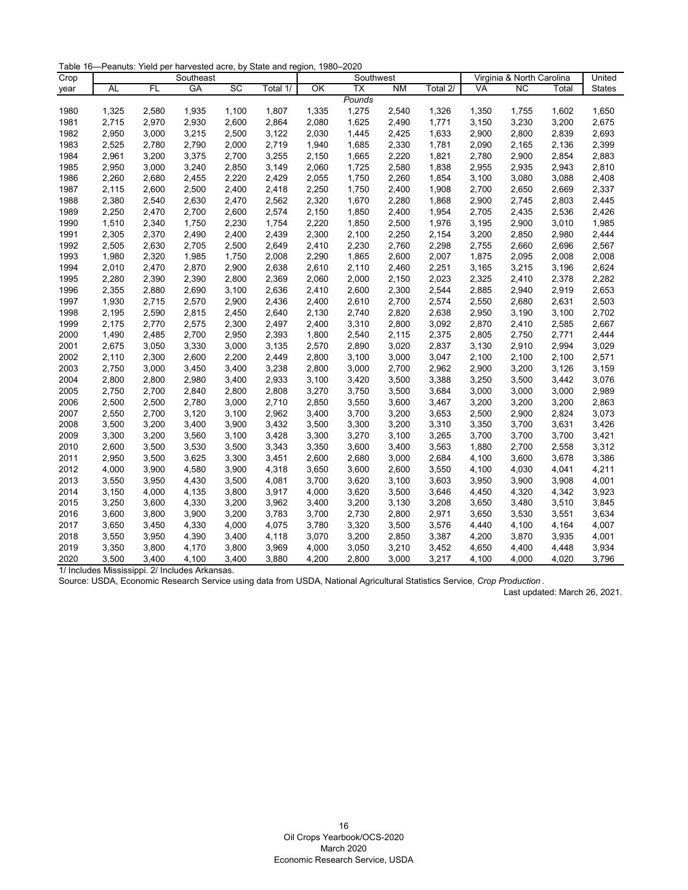Table 16—Peanuts: Yield per harvested acre, by State and region, 1980–2020

| Crop | Southeast | | | | | Southwest | | | | Virginia & North Carolina | | | United |
|---|---|---|---|---|---|---|---|---|---|---|---|---|---|
| year | AL | FL | GA | SC | Total 1/ | OK | TX | NM | Total 2/ | VA | NC | Total | States |
| | *Pounds* | | | | | | | | | | | | |
| 1980 | 1,325 | 2,580 | 1,935 | 1,100 | 1,807 | 1,335 | 1,275 | 2,540 | 1,326 | 1,350 | 1,755 | 1,602 | 1,650 |
| 1981 | 2,715 | 2,970 | 2,930 | 2,600 | 2,864 | 2,080 | 1,625 | 2,490 | 1,771 | 3,150 | 3,230 | 3,200 | 2,675 |
| 1982 | 2,950 | 3,000 | 3,215 | 2,500 | 3,122 | 2,030 | 1,445 | 2,425 | 1,633 | 2,900 | 2,800 | 2,839 | 2,693 |
| 1983 | 2,525 | 2,780 | 2,790 | 2,000 | 2,719 | 1,940 | 1,685 | 2,330 | 1,781 | 2,090 | 2,165 | 2,136 | 2,399 |
| 1984 | 2,961 | 3,200 | 3,375 | 2,700 | 3,255 | 2,150 | 1,665 | 2,220 | 1,821 | 2,780 | 2,900 | 2,854 | 2,883 |
| 1985 | 2,950 | 3,000 | 3,240 | 2,850 | 3,149 | 2,060 | 1,725 | 2,580 | 1,838 | 2,955 | 2,935 | 2,943 | 2,810 |
| 1986 | 2,260 | 2,680 | 2,455 | 2,220 | 2,429 | 2,055 | 1,750 | 2,260 | 1,854 | 3,100 | 3,080 | 3,088 | 2,408 |
| 1987 | 2,115 | 2,600 | 2,500 | 2,400 | 2,418 | 2,250 | 1,750 | 2,400 | 1,908 | 2,700 | 2,650 | 2,669 | 2,337 |
| 1988 | 2,380 | 2,540 | 2,630 | 2,470 | 2,562 | 2,320 | 1,670 | 2,280 | 1,868 | 2,900 | 2,745 | 2,803 | 2,445 |
| 1989 | 2,250 | 2,470 | 2,700 | 2,600 | 2,574 | 2,150 | 1,850 | 2,400 | 1,954 | 2,705 | 2,435 | 2,536 | 2,426 |
| 1990 | 1,510 | 2,340 | 1,750 | 2,230 | 1,754 | 2,220 | 1,850 | 2,500 | 1,976 | 3,195 | 2,900 | 3,010 | 1,985 |
| 1991 | 2,305 | 2,370 | 2,490 | 2,400 | 2,439 | 2,300 | 2,100 | 2,250 | 2,154 | 3,200 | 2,850 | 2,980 | 2,444 |
| 1992 | 2,505 | 2,630 | 2,705 | 2,500 | 2,649 | 2,410 | 2,230 | 2,760 | 2,298 | 2,755 | 2,660 | 2,696 | 2,567 |
| 1993 | 1,980 | 2,320 | 1,985 | 1,750 | 2,008 | 2,290 | 1,865 | 2,600 | 2,007 | 1,875 | 2,095 | 2,008 | 2,008 |
| 1994 | 2,010 | 2,470 | 2,870 | 2,900 | 2,638 | 2,610 | 2,110 | 2,460 | 2,251 | 3,165 | 3,215 | 3,196 | 2,624 |
| 1995 | 2,280 | 2,390 | 2,390 | 2,800 | 2,369 | 2,060 | 2,000 | 2,150 | 2,023 | 2,325 | 2,410 | 2,378 | 2,282 |
| 1996 | 2,355 | 2,880 | 2,690 | 3,100 | 2,636 | 2,410 | 2,600 | 2,300 | 2,544 | 2,885 | 2,940 | 2,919 | 2,653 |
| 1997 | 1,930 | 2,715 | 2,570 | 2,900 | 2,436 | 2,400 | 2,610 | 2,700 | 2,574 | 2,550 | 2,680 | 2,631 | 2,503 |
| 1998 | 2,195 | 2,590 | 2,815 | 2,450 | 2,640 | 2,130 | 2,740 | 2,820 | 2,638 | 2,950 | 3,190 | 3,100 | 2,702 |
| 1999 | 2,175 | 2,770 | 2,575 | 2,300 | 2,497 | 2,400 | 3,310 | 2,800 | 3,092 | 2,870 | 2,410 | 2,585 | 2,667 |
| 2000 | 1,490 | 2,485 | 2,700 | 2,950 | 2,393 | 1,800 | 2,540 | 2,115 | 2,375 | 2,805 | 2,750 | 2,771 | 2,444 |
| 2001 | 2,675 | 3,050 | 3,330 | 3,000 | 3,135 | 2,570 | 2,890 | 3,020 | 2,837 | 3,130 | 2,910 | 2,994 | 3,029 |
| 2002 | 2,110 | 2,300 | 2,600 | 2,200 | 2,449 | 2,800 | 3,100 | 3,000 | 3,047 | 2,100 | 2,100 | 2,100 | 2,571 |
| 2003 | 2,750 | 3,000 | 3,450 | 3,400 | 3,238 | 2,800 | 3,000 | 2,700 | 2,962 | 2,900 | 3,200 | 3,126 | 3,159 |
| 2004 | 2,800 | 2,800 | 2,980 | 3,400 | 2,933 | 3,100 | 3,420 | 3,500 | 3,388 | 3,250 | 3,500 | 3,442 | 3,076 |
| 2005 | 2,750 | 2,700 | 2,840 | 2,800 | 2,808 | 3,270 | 3,750 | 3,500 | 3,684 | 3,000 | 3,000 | 3,000 | 2,989 |
| 2006 | 2,500 | 2,500 | 2,780 | 3,000 | 2,710 | 2,850 | 3,550 | 3,600 | 3,467 | 3,200 | 3,200 | 3,200 | 2,863 |
| 2007 | 2,550 | 2,700 | 3,120 | 3,100 | 2,962 | 3,400 | 3,700 | 3,200 | 3,653 | 2,500 | 2,900 | 2,824 | 3,073 |
| 2008 | 3,500 | 3,200 | 3,400 | 3,900 | 3,432 | 3,500 | 3,300 | 3,200 | 3,310 | 3,350 | 3,700 | 3,631 | 3,426 |
| 2009 | 3,300 | 3,200 | 3,560 | 3,100 | 3,428 | 3,300 | 3,270 | 3,100 | 3,265 | 3,700 | 3,700 | 3,700 | 3,421 |
| 2010 | 2,600 | 3,500 | 3,530 | 3,500 | 3,343 | 3,350 | 3,600 | 3,400 | 3,563 | 1,880 | 2,700 | 2,558 | 3,312 |
| 2011 | 2,950 | 3,500 | 3,625 | 3,300 | 3,451 | 2,600 | 2,680 | 3,000 | 2,684 | 4,100 | 3,600 | 3,678 | 3,386 |
| 2012 | 4,000 | 3,900 | 4,580 | 3,900 | 4,318 | 3,650 | 3,600 | 2,600 | 3,550 | 4,100 | 4,030 | 4,041 | 4,211 |
| 2013 | 3,550 | 3,950 | 4,430 | 3,500 | 4,081 | 3,700 | 3,620 | 3,100 | 3,603 | 3,950 | 3,900 | 3,908 | 4,001 |
| 2014 | 3,150 | 4,000 | 4,135 | 3,800 | 3,917 | 4,000 | 3,620 | 3,500 | 3,646 | 4,450 | 4,320 | 4,342 | 3,923 |
| 2015 | 3,250 | 3,600 | 4,330 | 3,200 | 3,962 | 3,400 | 3,200 | 3,130 | 3,208 | 3,650 | 3,480 | 3,510 | 3,845 |
| 2016 | 3,600 | 3,800 | 3,900 | 3,200 | 3,783 | 3,700 | 2,730 | 2,800 | 2,971 | 3,650 | 3,530 | 3,551 | 3,634 |
| 2017 | 3,650 | 3,450 | 4,330 | 4,000 | 4,075 | 3,780 | 3,320 | 3,500 | 3,576 | 4,440 | 4,100 | 4,164 | 4,007 |
| 2018 | 3,550 | 3,950 | 4,390 | 3,400 | 4,118 | 3,070 | 3,200 | 2,850 | 3,387 | 4,200 | 3,870 | 3,935 | 4,001 |
| 2019 | 3,350 | 3,800 | 4,170 | 3,800 | 3,969 | 4,000 | 3,050 | 3,210 | 3,452 | 4,650 | 4,400 | 4,448 | 3,934 |
| 2020 | 3,500 | 3,400 | 4,100 | 3,400 | 3,880 | 4,200 | 2,800 | 3,000 | 3,217 | 4,100 | 4,000 | 4,020 | 3,796 |

1/ Includes Mississippi. 2/ Includes Arkansas.

Source: USDA, Economic Research Service using data from USDA, National Agricultural Statistics Service, *Crop Production*.

Last updated: March 26, 2021.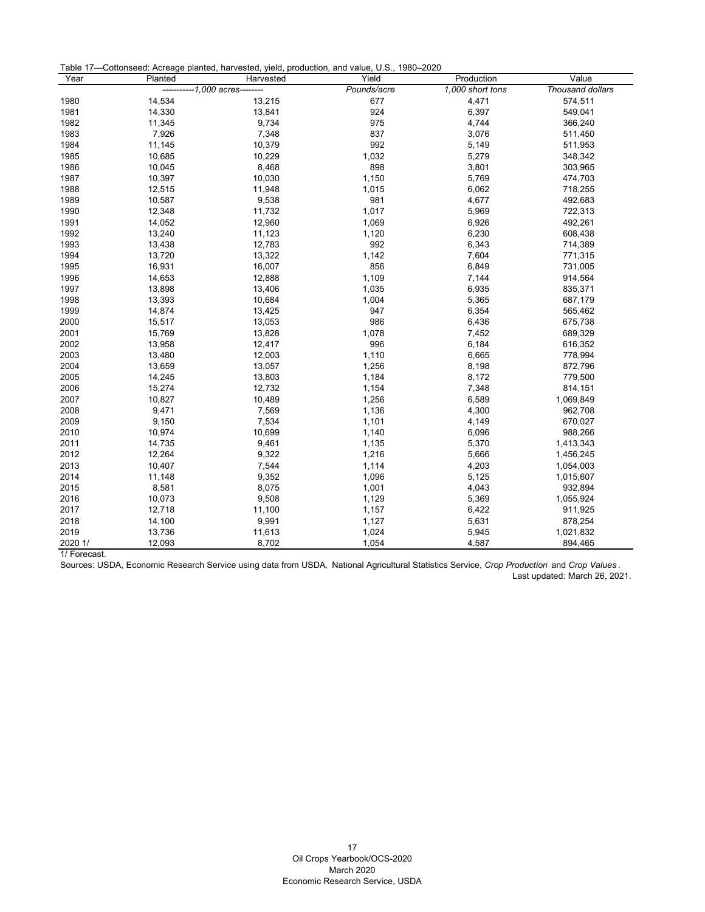Table 17—Cottonseed: Acreage planted, harvested, yield, production, and value, U.S., 1980–2020

| Year | Planted | Harvested | Yield | Production | Value |
|---|---|---|---|---|---|
| | -----------1,000 acres-------- | | Pounds/acre | 1,000 short tons | Thousand dollars |
| 1980 | 14,534 | 13,215 | 677 | 4,471 | 574,511 |
| 1981 | 14,330 | 13,841 | 924 | 6,397 | 549,041 |
| 1982 | 11,345 | 9,734 | 975 | 4,744 | 366,240 |
| 1983 | 7,926 | 7,348 | 837 | 3,076 | 511,450 |
| 1984 | 11,145 | 10,379 | 992 | 5,149 | 511,953 |
| 1985 | 10,685 | 10,229 | 1,032 | 5,279 | 348,342 |
| 1986 | 10,045 | 8,468 | 898 | 3,801 | 303,965 |
| 1987 | 10,397 | 10,030 | 1,150 | 5,769 | 474,703 |
| 1988 | 12,515 | 11,948 | 1,015 | 6,062 | 718,255 |
| 1989 | 10,587 | 9,538 | 981 | 4,677 | 492,683 |
| 1990 | 12,348 | 11,732 | 1,017 | 5,969 | 722,313 |
| 1991 | 14,052 | 12,960 | 1,069 | 6,926 | 492,261 |
| 1992 | 13,240 | 11,123 | 1,120 | 6,230 | 608,438 |
| 1993 | 13,438 | 12,783 | 992 | 6,343 | 714,389 |
| 1994 | 13,720 | 13,322 | 1,142 | 7,604 | 771,315 |
| 1995 | 16,931 | 16,007 | 856 | 6,849 | 731,005 |
| 1996 | 14,653 | 12,888 | 1,109 | 7,144 | 914,564 |
| 1997 | 13,898 | 13,406 | 1,035 | 6,935 | 835,371 |
| 1998 | 13,393 | 10,684 | 1,004 | 5,365 | 687,179 |
| 1999 | 14,874 | 13,425 | 947 | 6,354 | 565,462 |
| 2000 | 15,517 | 13,053 | 986 | 6,436 | 675,738 |
| 2001 | 15,769 | 13,828 | 1,078 | 7,452 | 689,329 |
| 2002 | 13,958 | 12,417 | 996 | 6,184 | 616,352 |
| 2003 | 13,480 | 12,003 | 1,110 | 6,665 | 778,994 |
| 2004 | 13,659 | 13,057 | 1,256 | 8,198 | 872,796 |
| 2005 | 14,245 | 13,803 | 1,184 | 8,172 | 779,500 |
| 2006 | 15,274 | 12,732 | 1,154 | 7,348 | 814,151 |
| 2007 | 10,827 | 10,489 | 1,256 | 6,589 | 1,069,849 |
| 2008 | 9,471 | 7,569 | 1,136 | 4,300 | 962,708 |
| 2009 | 9,150 | 7,534 | 1,101 | 4,149 | 670,027 |
| 2010 | 10,974 | 10,699 | 1,140 | 6,096 | 988,266 |
| 2011 | 14,735 | 9,461 | 1,135 | 5,370 | 1,413,343 |
| 2012 | 12,264 | 9,322 | 1,216 | 5,666 | 1,456,245 |
| 2013 | 10,407 | 7,544 | 1,114 | 4,203 | 1,054,003 |
| 2014 | 11,148 | 9,352 | 1,096 | 5,125 | 1,015,607 |
| 2015 | 8,581 | 8,075 | 1,001 | 4,043 | 932,894 |
| 2016 | 10,073 | 9,508 | 1,129 | 5,369 | 1,055,924 |
| 2017 | 12,718 | 11,100 | 1,157 | 6,422 | 911,925 |
| 2018 | 14,100 | 9,991 | 1,127 | 5,631 | 878,254 |
| 2019 | 13,736 | 11,613 | 1,024 | 5,945 | 1,021,832 |
| 2020 1/ | 12,093 | 8,702 | 1,054 | 4,587 | 894,465 |

1/ Forecast.

Sources: USDA, Economic Research Service using data from USDA, National Agricultural Statistics Service, *Crop Production* and *Crop Values*.

Last updated: March 26, 2021.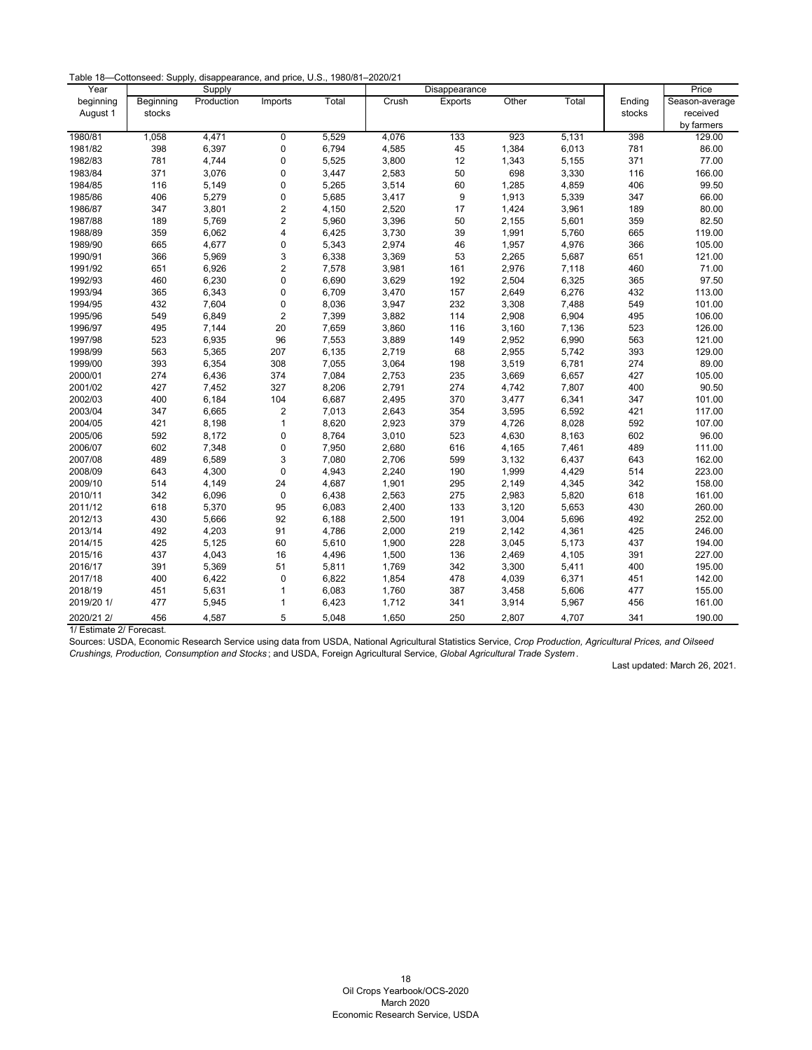Table 18—Cottonseed: Supply, disappearance, and price, U.S., 1980/81–2020/21

| Year | Supply | | | | Disappearance | | | | | Price |
|---|---|---|---|---|---|---|---|---|---|---|
| beginning August 1 | Beginning stocks | Production | Imports | Total | Crush | Exports | Other | Total | Ending stocks | Season-average received by farmers |
| 1980/81 | 1,058 | 4,471 | 0 | 5,529 | 4,076 | 133 | 923 | 5,131 | 398 | 129.00 |
| 1981/82 | 398 | 6,397 | 0 | 6,794 | 4,585 | 45 | 1,384 | 6,013 | 781 | 86.00 |
| 1982/83 | 781 | 4,744 | 0 | 5,525 | 3,800 | 12 | 1,343 | 5,155 | 371 | 77.00 |
| 1983/84 | 371 | 3,076 | 0 | 3,447 | 2,583 | 50 | 698 | 3,330 | 116 | 166.00 |
| 1984/85 | 116 | 5,149 | 0 | 5,265 | 3,514 | 60 | 1,285 | 4,859 | 406 | 99.50 |
| 1985/86 | 406 | 5,279 | 0 | 5,685 | 3,417 | 9 | 1,913 | 5,339 | 347 | 66.00 |
| 1986/87 | 347 | 3,801 | 2 | 4,150 | 2,520 | 17 | 1,424 | 3,961 | 189 | 80.00 |
| 1987/88 | 189 | 5,769 | 2 | 5,960 | 3,396 | 50 | 2,155 | 5,601 | 359 | 82.50 |
| 1988/89 | 359 | 6,062 | 4 | 6,425 | 3,730 | 39 | 1,991 | 5,760 | 665 | 119.00 |
| 1989/90 | 665 | 4,677 | 0 | 5,343 | 2,974 | 46 | 1,957 | 4,976 | 366 | 105.00 |
| 1990/91 | 366 | 5,969 | 3 | 6,338 | 3,369 | 53 | 2,265 | 5,687 | 651 | 121.00 |
| 1991/92 | 651 | 6,926 | 2 | 7,578 | 3,981 | 161 | 2,976 | 7,118 | 460 | 71.00 |
| 1992/93 | 460 | 6,230 | 0 | 6,690 | 3,629 | 192 | 2,504 | 6,325 | 365 | 97.50 |
| 1993/94 | 365 | 6,343 | 0 | 6,709 | 3,470 | 157 | 2,649 | 6,276 | 432 | 113.00 |
| 1994/95 | 432 | 7,604 | 0 | 8,036 | 3,947 | 232 | 3,308 | 7,488 | 549 | 101.00 |
| 1995/96 | 549 | 6,849 | 2 | 7,399 | 3,882 | 114 | 2,908 | 6,904 | 495 | 106.00 |
| 1996/97 | 495 | 7,144 | 20 | 7,659 | 3,860 | 116 | 3,160 | 7,136 | 523 | 126.00 |
| 1997/98 | 523 | 6,935 | 96 | 7,553 | 3,889 | 149 | 2,952 | 6,990 | 563 | 121.00 |
| 1998/99 | 563 | 5,365 | 207 | 6,135 | 2,719 | 68 | 2,955 | 5,742 | 393 | 129.00 |
| 1999/00 | 393 | 6,354 | 308 | 7,055 | 3,064 | 198 | 3,519 | 6,781 | 274 | 89.00 |
| 2000/01 | 274 | 6,436 | 374 | 7,084 | 2,753 | 235 | 3,669 | 6,657 | 427 | 105.00 |
| 2001/02 | 427 | 7,452 | 327 | 8,206 | 2,791 | 274 | 4,742 | 7,807 | 400 | 90.50 |
| 2002/03 | 400 | 6,184 | 104 | 6,687 | 2,495 | 370 | 3,477 | 6,341 | 347 | 101.00 |
| 2003/04 | 347 | 6,665 | 2 | 7,013 | 2,643 | 354 | 3,595 | 6,592 | 421 | 117.00 |
| 2004/05 | 421 | 8,198 | 1 | 8,620 | 2,923 | 379 | 4,726 | 8,028 | 592 | 107.00 |
| 2005/06 | 592 | 8,172 | 0 | 8,764 | 3,010 | 523 | 4,630 | 8,163 | 602 | 96.00 |
| 2006/07 | 602 | 7,348 | 0 | 7,950 | 2,680 | 616 | 4,165 | 7,461 | 489 | 111.00 |
| 2007/08 | 489 | 6,589 | 3 | 7,080 | 2,706 | 599 | 3,132 | 6,437 | 643 | 162.00 |
| 2008/09 | 643 | 4,300 | 0 | 4,943 | 2,240 | 190 | 1,999 | 4,429 | 514 | 223.00 |
| 2009/10 | 514 | 4,149 | 24 | 4,687 | 1,901 | 295 | 2,149 | 4,345 | 342 | 158.00 |
| 2010/11 | 342 | 6,096 | 0 | 6,438 | 2,563 | 275 | 2,983 | 5,820 | 618 | 161.00 |
| 2011/12 | 618 | 5,370 | 95 | 6,083 | 2,400 | 133 | 3,120 | 5,653 | 430 | 260.00 |
| 2012/13 | 430 | 5,666 | 92 | 6,188 | 2,500 | 191 | 3,004 | 5,696 | 492 | 252.00 |
| 2013/14 | 492 | 4,203 | 91 | 4,786 | 2,000 | 219 | 2,142 | 4,361 | 425 | 246.00 |
| 2014/15 | 425 | 5,125 | 60 | 5,610 | 1,900 | 228 | 3,045 | 5,173 | 437 | 194.00 |
| 2015/16 | 437 | 4,043 | 16 | 4,496 | 1,500 | 136 | 2,469 | 4,105 | 391 | 227.00 |
| 2016/17 | 391 | 5,369 | 51 | 5,811 | 1,769 | 342 | 3,300 | 5,411 | 400 | 195.00 |
| 2017/18 | 400 | 6,422 | 0 | 6,822 | 1,854 | 478 | 4,039 | 6,371 | 451 | 142.00 |
| 2018/19 | 451 | 5,631 | 1 | 6,083 | 1,760 | 387 | 3,458 | 5,606 | 477 | 155.00 |
| 2019/20 1/ | 477 | 5,945 | 1 | 6,423 | 1,712 | 341 | 3,914 | 5,967 | 456 | 161.00 |
| 2020/21 2/ | 456 | 4,587 | 5 | 5,048 | 1,650 | 250 | 2,807 | 4,707 | 341 | 190.00 |

1/ Estimate 2/ Forecast.

Sources: USDA, Economic Research Service using data from USDA, National Agricultural Statistics Service, *Crop Production, Agricultural Prices, and Oilseed Crushings, Production, Consumption and Stocks*; and USDA, Foreign Agricultural Service, *Global Agricultural Trade System*.

Last updated: March 26, 2021.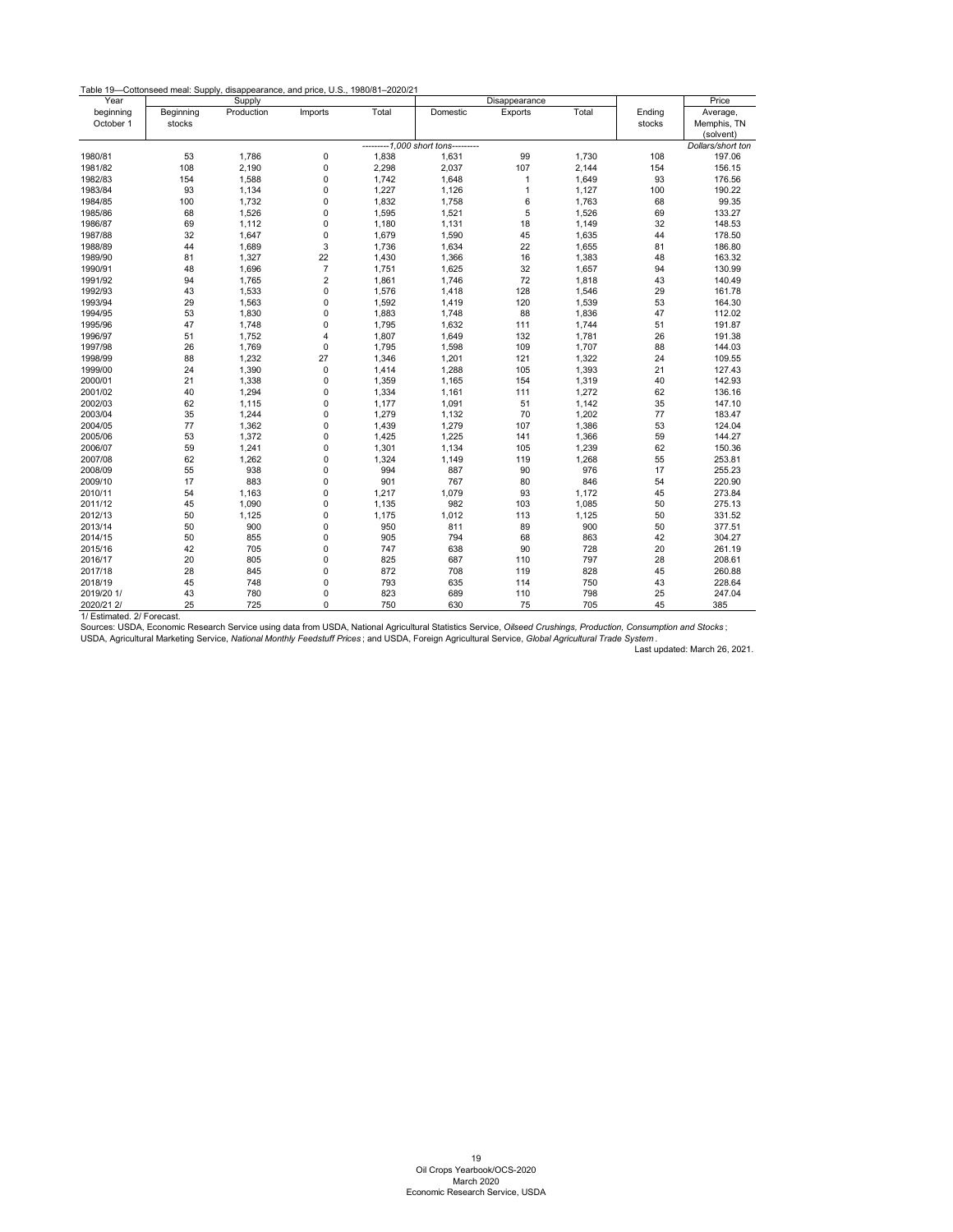Table 19—Cottonseed meal: Supply, disappearance, and price, U.S., 1980/81–2020/21

| Year | Supply | | | | Disappearance | | | | Price |
|---|---|---|---|---|---|---|---|---|---|
| beginning October 1 | Beginning stocks | Production | Imports | Total | Domestic | Exports | Total | Ending stocks | Average, Memphis, TN (solvent) |
| | ---------1,000 short tons--------- | | | | | | | | *Dollars/short ton* |
| 1980/81 | 53 | 1,786 | 0 | 1,838 | 1,631 | 99 | 1,730 | 108 | 197.06 |
| 1981/82 | 108 | 2,190 | 0 | 2,298 | 2,037 | 107 | 2,144 | 154 | 156.15 |
| 1982/83 | 154 | 1,588 | 0 | 1,742 | 1,648 | 1 | 1,649 | 93 | 176.56 |
| 1983/84 | 93 | 1,134 | 0 | 1,227 | 1,126 | 1 | 1,127 | 100 | 190.22 |
| 1984/85 | 100 | 1,732 | 0 | 1,832 | 1,758 | 6 | 1,763 | 68 | 99.35 |
| 1985/86 | 68 | 1,526 | 0 | 1,595 | 1,521 | 5 | 1,526 | 69 | 133.27 |
| 1986/87 | 69 | 1,112 | 0 | 1,180 | 1,131 | 18 | 1,149 | 32 | 148.53 |
| 1987/88 | 32 | 1,647 | 0 | 1,679 | 1,590 | 45 | 1,635 | 44 | 178.50 |
| 1988/89 | 44 | 1,689 | 3 | 1,736 | 1,634 | 22 | 1,655 | 81 | 186.80 |
| 1989/90 | 81 | 1,327 | 22 | 1,430 | 1,366 | 16 | 1,383 | 48 | 163.32 |
| 1990/91 | 48 | 1,696 | 7 | 1,751 | 1,625 | 32 | 1,657 | 94 | 130.99 |
| 1991/92 | 94 | 1,765 | 2 | 1,861 | 1,746 | 72 | 1,818 | 43 | 140.49 |
| 1992/93 | 43 | 1,533 | 0 | 1,576 | 1,418 | 128 | 1,546 | 29 | 161.78 |
| 1993/94 | 29 | 1,563 | 0 | 1,592 | 1,419 | 120 | 1,539 | 53 | 164.30 |
| 1994/95 | 53 | 1,830 | 0 | 1,883 | 1,748 | 88 | 1,836 | 47 | 112.02 |
| 1995/96 | 47 | 1,748 | 0 | 1,795 | 1,632 | 111 | 1,744 | 51 | 191.87 |
| 1996/97 | 51 | 1,752 | 4 | 1,807 | 1,649 | 132 | 1,781 | 26 | 191.38 |
| 1997/98 | 26 | 1,769 | 0 | 1,795 | 1,598 | 109 | 1,707 | 88 | 144.03 |
| 1998/99 | 88 | 1,232 | 27 | 1,346 | 1,201 | 121 | 1,322 | 24 | 109.55 |
| 1999/00 | 24 | 1,390 | 0 | 1,414 | 1,288 | 105 | 1,393 | 21 | 127.43 |
| 2000/01 | 21 | 1,338 | 0 | 1,359 | 1,165 | 154 | 1,319 | 40 | 142.93 |
| 2001/02 | 40 | 1,294 | 0 | 1,334 | 1,161 | 111 | 1,272 | 62 | 136.16 |
| 2002/03 | 62 | 1,115 | 0 | 1,177 | 1,091 | 51 | 1,142 | 35 | 147.10 |
| 2003/04 | 35 | 1,244 | 0 | 1,279 | 1,132 | 70 | 1,202 | 77 | 183.47 |
| 2004/05 | 77 | 1,362 | 0 | 1,439 | 1,279 | 107 | 1,386 | 53 | 124.04 |
| 2005/06 | 53 | 1,372 | 0 | 1,425 | 1,225 | 141 | 1,366 | 59 | 144.27 |
| 2006/07 | 59 | 1,241 | 0 | 1,301 | 1,134 | 105 | 1,239 | 62 | 150.36 |
| 2007/08 | 62 | 1,262 | 0 | 1,324 | 1,149 | 119 | 1,268 | 55 | 253.81 |
| 2008/09 | 55 | 938 | 0 | 994 | 887 | 90 | 976 | 17 | 255.23 |
| 2009/10 | 17 | 883 | 0 | 901 | 767 | 80 | 846 | 54 | 220.90 |
| 2010/11 | 54 | 1,163 | 0 | 1,217 | 1,079 | 93 | 1,172 | 45 | 273.84 |
| 2011/12 | 45 | 1,090 | 0 | 1,135 | 982 | 103 | 1,085 | 50 | 275.13 |
| 2012/13 | 50 | 1,125 | 0 | 1,175 | 1,012 | 113 | 1,125 | 50 | 331.52 |
| 2013/14 | 50 | 900 | 0 | 950 | 811 | 89 | 900 | 50 | 377.51 |
| 2014/15 | 50 | 855 | 0 | 905 | 794 | 68 | 863 | 42 | 304.27 |
| 2015/16 | 42 | 705 | 0 | 747 | 638 | 90 | 728 | 20 | 261.19 |
| 2016/17 | 20 | 805 | 0 | 825 | 687 | 110 | 797 | 28 | 208.61 |
| 2017/18 | 28 | 845 | 0 | 872 | 708 | 119 | 828 | 45 | 260.88 |
| 2018/19 | 45 | 748 | 0 | 793 | 635 | 114 | 750 | 43 | 228.64 |
| 2019/20 1/ | 43 | 780 | 0 | 823 | 689 | 110 | 798 | 25 | 247.04 |
| 2020/21 2/ | 25 | 725 | 0 | 750 | 630 | 75 | 705 | 45 | 385 |

1/ Estimated. 2/ Forecast.

Sources: USDA, Economic Research Service using data from USDA, National Agricultural Statistics Service, *Oilseed Crushings, Production, Consumption and Stocks*; USDA, Agricultural Marketing Service, *National Monthly Feedstuff Prices*; and USDA, Foreign Agricultural Service, *Global Agricultural Trade System*.

Last updated: March 26, 2021.

Oil Crops Yearbook/OCS-2020
March 2020
Economic Research Service, USDA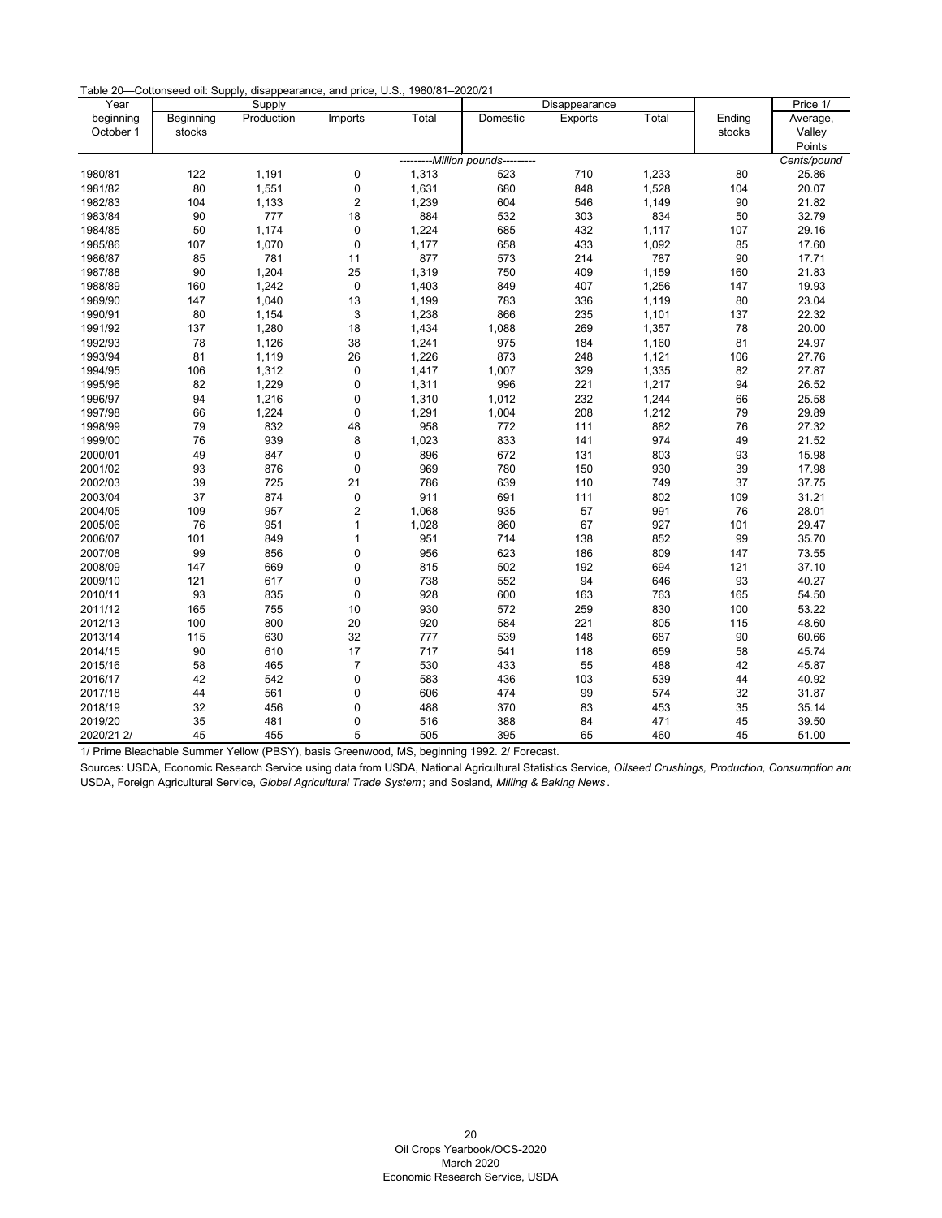Table 20—Cottonseed oil: Supply, disappearance, and price, U.S., 1980/81–2020/21

| Year | Supply | | | | Disappearance | | | | Price 1/ |
|---|---|---|---|---|---|---|---|---|---|
| beginning October 1 | Beginning stocks | Production | Imports | Total | Domestic | Exports | Total | Ending stocks | Average, Valley Points |
| | ---------*Million pounds*--------- | | | | | | | | *Cents/pound* |
| 1980/81 | 122 | 1,191 | 0 | 1,313 | 523 | 710 | 1,233 | 80 | 25.86 |
| 1981/82 | 80 | 1,551 | 0 | 1,631 | 680 | 848 | 1,528 | 104 | 20.07 |
| 1982/83 | 104 | 1,133 | 2 | 1,239 | 604 | 546 | 1,149 | 90 | 21.82 |
| 1983/84 | 90 | 777 | 18 | 884 | 532 | 303 | 834 | 50 | 32.79 |
| 1984/85 | 50 | 1,174 | 0 | 1,224 | 685 | 432 | 1,117 | 107 | 29.16 |
| 1985/86 | 107 | 1,070 | 0 | 1,177 | 658 | 433 | 1,092 | 85 | 17.60 |
| 1986/87 | 85 | 781 | 11 | 877 | 573 | 214 | 787 | 90 | 17.71 |
| 1987/88 | 90 | 1,204 | 25 | 1,319 | 750 | 409 | 1,159 | 160 | 21.83 |
| 1988/89 | 160 | 1,242 | 0 | 1,403 | 849 | 407 | 1,256 | 147 | 19.93 |
| 1989/90 | 147 | 1,040 | 13 | 1,199 | 783 | 336 | 1,119 | 80 | 23.04 |
| 1990/91 | 80 | 1,154 | 3 | 1,238 | 866 | 235 | 1,101 | 137 | 22.32 |
| 1991/92 | 137 | 1,280 | 18 | 1,434 | 1,088 | 269 | 1,357 | 78 | 20.00 |
| 1992/93 | 78 | 1,126 | 38 | 1,241 | 975 | 184 | 1,160 | 81 | 24.97 |
| 1993/94 | 81 | 1,119 | 26 | 1,226 | 873 | 248 | 1,121 | 106 | 27.76 |
| 1994/95 | 106 | 1,312 | 0 | 1,417 | 1,007 | 329 | 1,335 | 82 | 27.87 |
| 1995/96 | 82 | 1,229 | 0 | 1,311 | 996 | 221 | 1,217 | 94 | 26.52 |
| 1996/97 | 94 | 1,216 | 0 | 1,310 | 1,012 | 232 | 1,244 | 66 | 25.58 |
| 1997/98 | 66 | 1,224 | 0 | 1,291 | 1,004 | 208 | 1,212 | 79 | 29.89 |
| 1998/99 | 79 | 832 | 48 | 958 | 772 | 111 | 882 | 76 | 27.32 |
| 1999/00 | 76 | 939 | 8 | 1,023 | 833 | 141 | 974 | 49 | 21.52 |
| 2000/01 | 49 | 847 | 0 | 896 | 672 | 131 | 803 | 93 | 15.98 |
| 2001/02 | 93 | 876 | 0 | 969 | 780 | 150 | 930 | 39 | 17.98 |
| 2002/03 | 39 | 725 | 21 | 786 | 639 | 110 | 749 | 37 | 37.75 |
| 2003/04 | 37 | 874 | 0 | 911 | 691 | 111 | 802 | 109 | 31.21 |
| 2004/05 | 109 | 957 | 2 | 1,068 | 935 | 57 | 991 | 76 | 28.01 |
| 2005/06 | 76 | 951 | 1 | 1,028 | 860 | 67 | 927 | 101 | 29.47 |
| 2006/07 | 101 | 849 | 1 | 951 | 714 | 138 | 852 | 99 | 35.70 |
| 2007/08 | 99 | 856 | 0 | 956 | 623 | 186 | 809 | 147 | 73.55 |
| 2008/09 | 147 | 669 | 0 | 815 | 502 | 192 | 694 | 121 | 37.10 |
| 2009/10 | 121 | 617 | 0 | 738 | 552 | 94 | 646 | 93 | 40.27 |
| 2010/11 | 93 | 835 | 0 | 928 | 600 | 163 | 763 | 165 | 54.50 |
| 2011/12 | 165 | 755 | 10 | 930 | 572 | 259 | 830 | 100 | 53.22 |
| 2012/13 | 100 | 800 | 20 | 920 | 584 | 221 | 805 | 115 | 48.60 |
| 2013/14 | 115 | 630 | 32 | 777 | 539 | 148 | 687 | 90 | 60.66 |
| 2014/15 | 90 | 610 | 17 | 717 | 541 | 118 | 659 | 58 | 45.74 |
| 2015/16 | 58 | 465 | 7 | 530 | 433 | 55 | 488 | 42 | 45.87 |
| 2016/17 | 42 | 542 | 0 | 583 | 436 | 103 | 539 | 44 | 40.92 |
| 2017/18 | 44 | 561 | 0 | 606 | 474 | 99 | 574 | 32 | 31.87 |
| 2018/19 | 32 | 456 | 0 | 488 | 370 | 83 | 453 | 35 | 35.14 |
| 2019/20 | 35 | 481 | 0 | 516 | 388 | 84 | 471 | 45 | 39.50 |
| 2020/21 2/ | 45 | 455 | 5 | 505 | 395 | 65 | 460 | 45 | 51.00 |

1/ Prime Bleachable Summer Yellow (PBSY), basis Greenwood, MS, beginning 1992. 2/ Forecast.

Sources: USDA, Economic Research Service using data from USDA, National Agricultural Statistics Service, *Oilseed Crushings, Production, Consumption and* USDA, Foreign Agricultural Service, *Global Agricultural Trade System*; and Sosland, *Milling & Baking News*.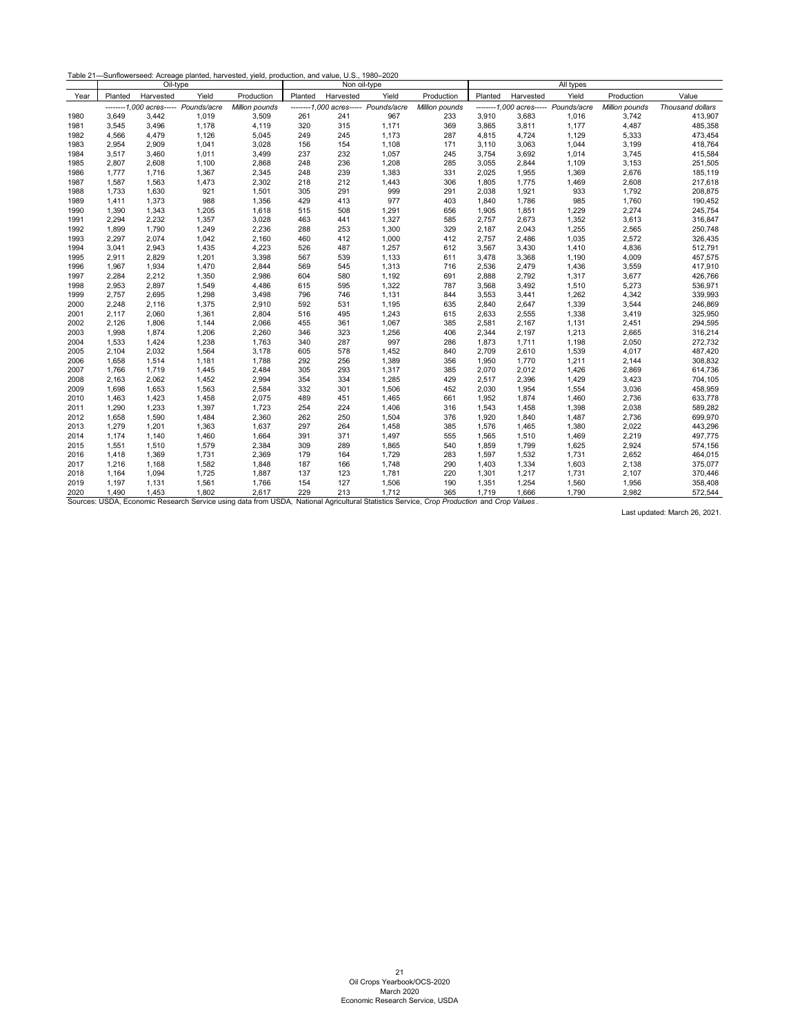Table 21—Sunflowerseed: Acreage planted, harvested, yield, production, and value, U.S., 1980–2020

| Year | Oil-type | | | | Non oil-type | | | | All types | | | | |
|---|---|---|---|---|---|---|---|---|---|---|---|---|---|
| | Planted | Harvested | Yield | Production | Planted | Harvested | Yield | Production | Planted | Harvested | Yield | Production | Value |
| | --------1,000 acres----- | | *Pounds/acre* | *Million pounds* | --------1,000 acres----- | | *Pounds/acre* | *Million pounds* | --------1,000 acres----- | | *Pounds/acre* | *Million pounds* | *Thousand dollars* |
| 1980 | 3,649 | 3,442 | 1,019 | 3,509 | 261 | 241 | 967 | 233 | 3,910 | 3,683 | 1,016 | 3,742 | 413,907 |
| 1981 | 3,545 | 3,496 | 1,178 | 4,119 | 320 | 315 | 1,171 | 369 | 3,865 | 3,811 | 1,177 | 4,487 | 485,358 |
| 1982 | 4,566 | 4,479 | 1,126 | 5,045 | 249 | 245 | 1,173 | 287 | 4,815 | 4,724 | 1,129 | 5,333 | 473,454 |
| 1983 | 2,954 | 2,909 | 1,041 | 3,028 | 156 | 154 | 1,108 | 171 | 3,110 | 3,063 | 1,044 | 3,199 | 418,764 |
| 1984 | 3,517 | 3,460 | 1,011 | 3,499 | 237 | 232 | 1,057 | 245 | 3,754 | 3,692 | 1,014 | 3,745 | 415,584 |
| 1985 | 2,807 | 2,608 | 1,100 | 2,868 | 248 | 236 | 1,208 | 285 | 3,055 | 2,844 | 1,109 | 3,153 | 251,505 |
| 1986 | 1,777 | 1,716 | 1,367 | 2,345 | 248 | 239 | 1,383 | 331 | 2,025 | 1,955 | 1,369 | 2,676 | 185,119 |
| 1987 | 1,587 | 1,563 | 1,473 | 2,302 | 218 | 212 | 1,443 | 306 | 1,805 | 1,775 | 1,469 | 2,608 | 217,618 |
| 1988 | 1,733 | 1,630 | 921 | 1,501 | 305 | 291 | 999 | 291 | 2,038 | 1,921 | 933 | 1,792 | 208,875 |
| 1989 | 1,411 | 1,373 | 988 | 1,356 | 429 | 413 | 977 | 403 | 1,840 | 1,786 | 985 | 1,760 | 190,452 |
| 1990 | 1,390 | 1,343 | 1,205 | 1,618 | 515 | 508 | 1,291 | 656 | 1,905 | 1,851 | 1,229 | 2,274 | 245,754 |
| 1991 | 2,294 | 2,232 | 1,357 | 3,028 | 463 | 441 | 1,327 | 585 | 2,757 | 2,673 | 1,352 | 3,613 | 316,847 |
| 1992 | 1,899 | 1,790 | 1,249 | 2,236 | 288 | 253 | 1,300 | 329 | 2,187 | 2,043 | 1,255 | 2,565 | 250,748 |
| 1993 | 2,297 | 2,074 | 1,042 | 2,160 | 460 | 412 | 1,000 | 412 | 2,757 | 2,486 | 1,035 | 2,572 | 326,435 |
| 1994 | 3,041 | 2,943 | 1,435 | 4,223 | 526 | 487 | 1,257 | 612 | 3,567 | 3,430 | 1,410 | 4,836 | 512,791 |
| 1995 | 2,911 | 2,829 | 1,201 | 3,398 | 567 | 539 | 1,133 | 611 | 3,478 | 3,368 | 1,190 | 4,009 | 457,575 |
| 1996 | 1,967 | 1,934 | 1,470 | 2,844 | 569 | 545 | 1,313 | 716 | 2,536 | 2,479 | 1,436 | 3,559 | 417,910 |
| 1997 | 2,284 | 2,212 | 1,350 | 2,986 | 604 | 580 | 1,192 | 691 | 2,888 | 2,792 | 1,317 | 3,677 | 426,766 |
| 1998 | 2,953 | 2,897 | 1,549 | 4,486 | 615 | 595 | 1,322 | 787 | 3,568 | 3,492 | 1,510 | 5,273 | 536,971 |
| 1999 | 2,757 | 2,695 | 1,298 | 3,498 | 796 | 746 | 1,131 | 844 | 3,553 | 3,441 | 1,262 | 4,342 | 339,993 |
| 2000 | 2,248 | 2,116 | 1,375 | 2,910 | 592 | 531 | 1,195 | 635 | 2,840 | 2,647 | 1,339 | 3,544 | 246,869 |
| 2001 | 2,117 | 2,060 | 1,361 | 2,804 | 516 | 495 | 1,243 | 615 | 2,633 | 2,555 | 1,338 | 3,419 | 325,950 |
| 2002 | 2,126 | 1,806 | 1,144 | 2,066 | 455 | 361 | 1,067 | 385 | 2,581 | 2,167 | 1,131 | 2,451 | 294,595 |
| 2003 | 1,998 | 1,874 | 1,206 | 2,260 | 346 | 323 | 1,256 | 406 | 2,344 | 2,197 | 1,213 | 2,665 | 316,214 |
| 2004 | 1,533 | 1,424 | 1,238 | 1,763 | 340 | 287 | 997 | 286 | 1,873 | 1,711 | 1,198 | 2,050 | 272,732 |
| 2005 | 2,104 | 2,032 | 1,564 | 3,178 | 605 | 578 | 1,452 | 840 | 2,709 | 2,610 | 1,539 | 4,017 | 487,420 |
| 2006 | 1,658 | 1,514 | 1,181 | 1,788 | 292 | 256 | 1,389 | 356 | 1,950 | 1,770 | 1,211 | 2,144 | 308,832 |
| 2007 | 1,766 | 1,719 | 1,445 | 2,484 | 305 | 293 | 1,317 | 385 | 2,070 | 2,012 | 1,426 | 2,869 | 614,736 |
| 2008 | 2,163 | 2,062 | 1,452 | 2,994 | 354 | 334 | 1,285 | 429 | 2,517 | 2,396 | 1,429 | 3,423 | 704,105 |
| 2009 | 1,698 | 1,653 | 1,563 | 2,584 | 332 | 301 | 1,506 | 452 | 2,030 | 1,954 | 1,554 | 3,036 | 458,959 |
| 2010 | 1,463 | 1,423 | 1,458 | 2,075 | 489 | 451 | 1,465 | 661 | 1,952 | 1,874 | 1,460 | 2,736 | 633,778 |
| 2011 | 1,290 | 1,233 | 1,397 | 1,723 | 254 | 224 | 1,406 | 316 | 1,543 | 1,458 | 1,398 | 2,038 | 589,282 |
| 2012 | 1,658 | 1,590 | 1,484 | 2,360 | 262 | 250 | 1,504 | 376 | 1,920 | 1,840 | 1,487 | 2,736 | 699,970 |
| 2013 | 1,279 | 1,201 | 1,363 | 1,637 | 297 | 264 | 1,458 | 385 | 1,576 | 1,465 | 1,380 | 2,022 | 443,296 |
| 2014 | 1,174 | 1,140 | 1,460 | 1,664 | 391 | 371 | 1,497 | 555 | 1,565 | 1,510 | 1,469 | 2,219 | 497,775 |
| 2015 | 1,551 | 1,510 | 1,579 | 2,384 | 309 | 289 | 1,865 | 540 | 1,859 | 1,799 | 1,625 | 2,924 | 574,156 |
| 2016 | 1,418 | 1,369 | 1,731 | 2,369 | 179 | 164 | 1,729 | 283 | 1,597 | 1,532 | 1,731 | 2,652 | 464,015 |
| 2017 | 1,216 | 1,168 | 1,582 | 1,848 | 187 | 166 | 1,748 | 290 | 1,403 | 1,334 | 1,603 | 2,138 | 375,077 |
| 2018 | 1,164 | 1,094 | 1,725 | 1,887 | 137 | 123 | 1,781 | 220 | 1,301 | 1,217 | 1,731 | 2,107 | 370,446 |
| 2019 | 1,197 | 1,131 | 1,561 | 1,766 | 154 | 127 | 1,506 | 190 | 1,351 | 1,254 | 1,560 | 1,956 | 358,408 |
| 2020 | 1,490 | 1,453 | 1,802 | 2,617 | 229 | 213 | 1,712 | 365 | 1,719 | 1,666 | 1,790 | 2,982 | 572,544 |

Sources: USDA, Economic Research Service using data from USDA, National Agricultural Statistics Service, *Crop Production* and *Crop Values*.

Last updated: March 26, 2021.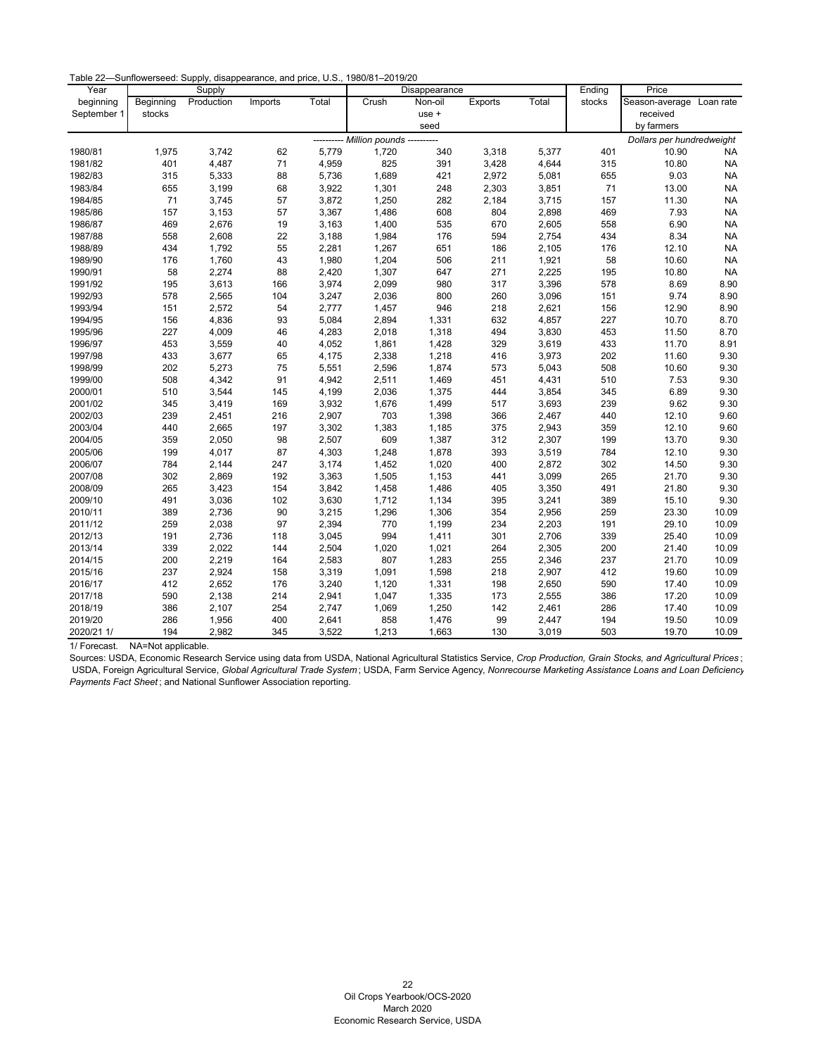Table 22—Sunflowerseed: Supply, disappearance, and price, U.S., 1980/81–2019/20

| Year beginning September 1 | Supply | | | | Disappearance | | | | Ending stocks | Price | |
|---|---|---|---|---|---|---|---|---|---|---|---|
| | Beginning stocks | Production | Imports | Total | Crush | Non-oil use + seed | Exports | Total | | Season-average received by farmers | Loan rate |
| | ---------- *Million pounds* ---------- | | | | | | | | | *Dollars per hundredweight* | |
| 1980/81 | 1,975 | 3,742 | 62 | 5,779 | 1,720 | 340 | 3,318 | 5,377 | 401 | 10.90 | NA |
| 1981/82 | 401 | 4,487 | 71 | 4,959 | 825 | 391 | 3,428 | 4,644 | 315 | 10.80 | NA |
| 1982/83 | 315 | 5,333 | 88 | 5,736 | 1,689 | 421 | 2,972 | 5,081 | 655 | 9.03 | NA |
| 1983/84 | 655 | 3,199 | 68 | 3,922 | 1,301 | 248 | 2,303 | 3,851 | 71 | 13.00 | NA |
| 1984/85 | 71 | 3,745 | 57 | 3,872 | 1,250 | 282 | 2,184 | 3,715 | 157 | 11.30 | NA |
| 1985/86 | 157 | 3,153 | 57 | 3,367 | 1,486 | 608 | 804 | 2,898 | 469 | 7.93 | NA |
| 1986/87 | 469 | 2,676 | 19 | 3,163 | 1,400 | 535 | 670 | 2,605 | 558 | 6.90 | NA |
| 1987/88 | 558 | 2,608 | 22 | 3,188 | 1,984 | 176 | 594 | 2,754 | 434 | 8.34 | NA |
| 1988/89 | 434 | 1,792 | 55 | 2,281 | 1,267 | 651 | 186 | 2,105 | 176 | 12.10 | NA |
| 1989/90 | 176 | 1,760 | 43 | 1,980 | 1,204 | 506 | 211 | 1,921 | 58 | 10.60 | NA |
| 1990/91 | 58 | 2,274 | 88 | 2,420 | 1,307 | 647 | 271 | 2,225 | 195 | 10.80 | NA |
| 1991/92 | 195 | 3,613 | 166 | 3,974 | 2,099 | 980 | 317 | 3,396 | 578 | 8.69 | 8.90 |
| 1992/93 | 578 | 2,565 | 104 | 3,247 | 2,036 | 800 | 260 | 3,096 | 151 | 9.74 | 8.90 |
| 1993/94 | 151 | 2,572 | 54 | 2,777 | 1,457 | 946 | 218 | 2,621 | 156 | 12.90 | 8.90 |
| 1994/95 | 156 | 4,836 | 93 | 5,084 | 2,894 | 1,331 | 632 | 4,857 | 227 | 10.70 | 8.70 |
| 1995/96 | 227 | 4,009 | 46 | 4,283 | 2,018 | 1,318 | 494 | 3,830 | 453 | 11.50 | 8.70 |
| 1996/97 | 453 | 3,559 | 40 | 4,052 | 1,861 | 1,428 | 329 | 3,619 | 433 | 11.70 | 8.91 |
| 1997/98 | 433 | 3,677 | 65 | 4,175 | 2,338 | 1,218 | 416 | 3,973 | 202 | 11.60 | 9.30 |
| 1998/99 | 202 | 5,273 | 75 | 5,551 | 2,596 | 1,874 | 573 | 5,043 | 508 | 10.60 | 9.30 |
| 1999/00 | 508 | 4,342 | 91 | 4,942 | 2,511 | 1,469 | 451 | 4,431 | 510 | 7.53 | 9.30 |
| 2000/01 | 510 | 3,544 | 145 | 4,199 | 2,036 | 1,375 | 444 | 3,854 | 345 | 6.89 | 9.30 |
| 2001/02 | 345 | 3,419 | 169 | 3,932 | 1,676 | 1,499 | 517 | 3,693 | 239 | 9.62 | 9.30 |
| 2002/03 | 239 | 2,451 | 216 | 2,907 | 703 | 1,398 | 366 | 2,467 | 440 | 12.10 | 9.60 |
| 2003/04 | 440 | 2,665 | 197 | 3,302 | 1,383 | 1,185 | 375 | 2,943 | 359 | 12.10 | 9.60 |
| 2004/05 | 359 | 2,050 | 98 | 2,507 | 609 | 1,387 | 312 | 2,307 | 199 | 13.70 | 9.30 |
| 2005/06 | 199 | 4,017 | 87 | 4,303 | 1,248 | 1,878 | 393 | 3,519 | 784 | 12.10 | 9.30 |
| 2006/07 | 784 | 2,144 | 247 | 3,174 | 1,452 | 1,020 | 400 | 2,872 | 302 | 14.50 | 9.30 |
| 2007/08 | 302 | 2,869 | 192 | 3,363 | 1,505 | 1,153 | 441 | 3,099 | 265 | 21.70 | 9.30 |
| 2008/09 | 265 | 3,423 | 154 | 3,842 | 1,458 | 1,486 | 405 | 3,350 | 491 | 21.80 | 9.30 |
| 2009/10 | 491 | 3,036 | 102 | 3,630 | 1,712 | 1,134 | 395 | 3,241 | 389 | 15.10 | 9.30 |
| 2010/11 | 389 | 2,736 | 90 | 3,215 | 1,296 | 1,306 | 354 | 2,956 | 259 | 23.30 | 10.09 |
| 2011/12 | 259 | 2,038 | 97 | 2,394 | 770 | 1,199 | 234 | 2,203 | 191 | 29.10 | 10.09 |
| 2012/13 | 191 | 2,736 | 118 | 3,045 | 994 | 1,411 | 301 | 2,706 | 339 | 25.40 | 10.09 |
| 2013/14 | 339 | 2,022 | 144 | 2,504 | 1,020 | 1,021 | 264 | 2,305 | 200 | 21.40 | 10.09 |
| 2014/15 | 200 | 2,219 | 164 | 2,583 | 807 | 1,283 | 255 | 2,346 | 237 | 21.70 | 10.09 |
| 2015/16 | 237 | 2,924 | 158 | 3,319 | 1,091 | 1,598 | 218 | 2,907 | 412 | 19.60 | 10.09 |
| 2016/17 | 412 | 2,652 | 176 | 3,240 | 1,120 | 1,331 | 198 | 2,650 | 590 | 17.40 | 10.09 |
| 2017/18 | 590 | 2,138 | 214 | 2,941 | 1,047 | 1,335 | 173 | 2,555 | 386 | 17.20 | 10.09 |
| 2018/19 | 386 | 2,107 | 254 | 2,747 | 1,069 | 1,250 | 142 | 2,461 | 286 | 17.40 | 10.09 |
| 2019/20 | 286 | 1,956 | 400 | 2,641 | 858 | 1,476 | 99 | 2,447 | 194 | 19.50 | 10.09 |
| 2020/21 1/ | 194 | 2,982 | 345 | 3,522 | 1,213 | 1,663 | 130 | 3,019 | 503 | 19.70 | 10.09 |

1/ Forecast. NA=Not applicable.

Sources: USDA, Economic Research Service using data from USDA, National Agricultural Statistics Service, *Crop Production, Grain Stocks, and Agricultural Prices*; USDA, Foreign Agricultural Service, *Global Agricultural Trade System*; USDA, Farm Service Agency, *Nonrecourse Marketing Assistance Loans and Loan Deficiency Payments Fact Sheet*; and National Sunflower Association reporting.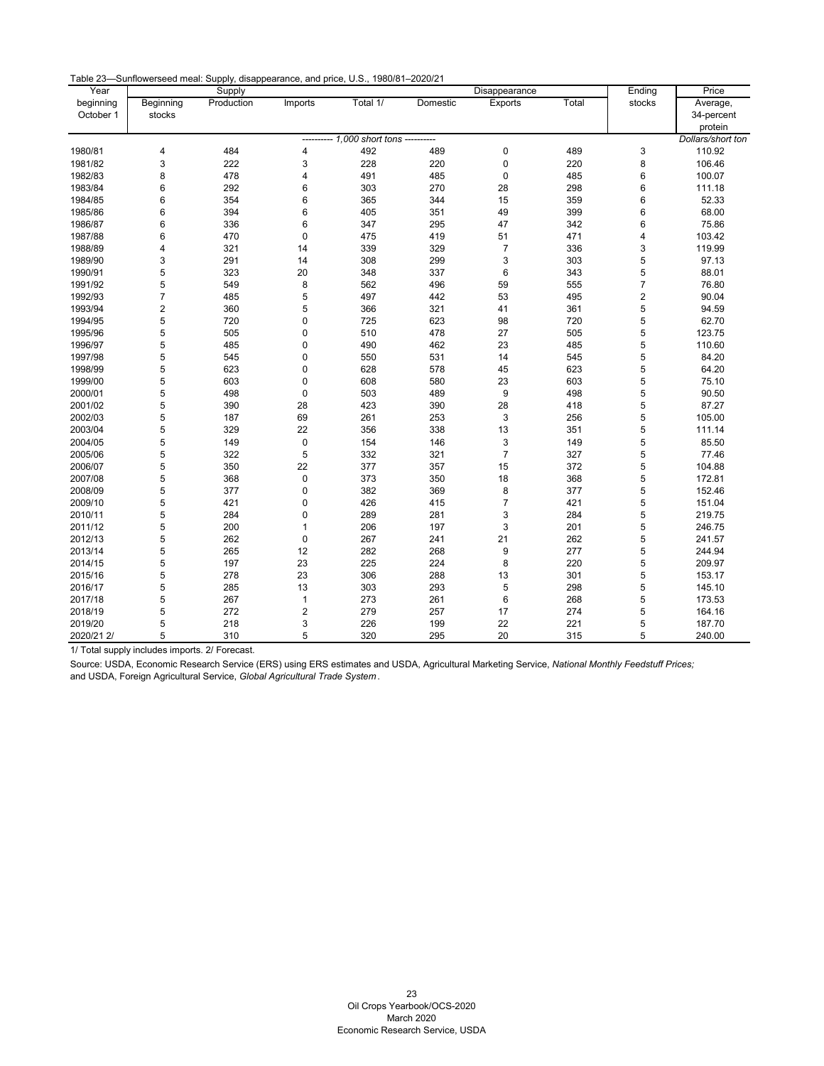Table 23—Sunflowerseed meal: Supply, disappearance, and price, U.S., 1980/81–2020/21

| Year beginning October 1 | Supply | | | | Disappearance | | | Ending stocks | Price |
|---|---|---|---|---|---|---|---|---|---|
| | Beginning stocks | Production | Imports | Total 1/ | Domestic | Exports | Total | | Average, 34-percent protein |
| | *1,000 short tons* | | | | | | | | *Dollars/short ton* |
| 1980/81 | 4 | 484 | 4 | 492 | 489 | 0 | 489 | 3 | 110.92 |
| 1981/82 | 3 | 222 | 3 | 228 | 220 | 0 | 220 | 8 | 106.46 |
| 1982/83 | 8 | 478 | 4 | 491 | 485 | 0 | 485 | 6 | 100.07 |
| 1983/84 | 6 | 292 | 6 | 303 | 270 | 28 | 298 | 6 | 111.18 |
| 1984/85 | 6 | 354 | 6 | 365 | 344 | 15 | 359 | 6 | 52.33 |
| 1985/86 | 6 | 394 | 6 | 405 | 351 | 49 | 399 | 6 | 68.00 |
| 1986/87 | 6 | 336 | 6 | 347 | 295 | 47 | 342 | 6 | 75.86 |
| 1987/88 | 6 | 470 | 0 | 475 | 419 | 51 | 471 | 4 | 103.42 |
| 1988/89 | 4 | 321 | 14 | 339 | 329 | 7 | 336 | 3 | 119.99 |
| 1989/90 | 3 | 291 | 14 | 308 | 299 | 3 | 303 | 5 | 97.13 |
| 1990/91 | 5 | 323 | 20 | 348 | 337 | 6 | 343 | 5 | 88.01 |
| 1991/92 | 5 | 549 | 8 | 562 | 496 | 59 | 555 | 7 | 76.80 |
| 1992/93 | 7 | 485 | 5 | 497 | 442 | 53 | 495 | 2 | 90.04 |
| 1993/94 | 2 | 360 | 5 | 366 | 321 | 41 | 361 | 5 | 94.59 |
| 1994/95 | 5 | 720 | 0 | 725 | 623 | 98 | 720 | 5 | 62.70 |
| 1995/96 | 5 | 505 | 0 | 510 | 478 | 27 | 505 | 5 | 123.75 |
| 1996/97 | 5 | 485 | 0 | 490 | 462 | 23 | 485 | 5 | 110.60 |
| 1997/98 | 5 | 545 | 0 | 550 | 531 | 14 | 545 | 5 | 84.20 |
| 1998/99 | 5 | 623 | 0 | 628 | 578 | 45 | 623 | 5 | 64.20 |
| 1999/00 | 5 | 603 | 0 | 608 | 580 | 23 | 603 | 5 | 75.10 |
| 2000/01 | 5 | 498 | 0 | 503 | 489 | 9 | 498 | 5 | 90.50 |
| 2001/02 | 5 | 390 | 28 | 423 | 390 | 28 | 418 | 5 | 87.27 |
| 2002/03 | 5 | 187 | 69 | 261 | 253 | 3 | 256 | 5 | 105.00 |
| 2003/04 | 5 | 329 | 22 | 356 | 338 | 13 | 351 | 5 | 111.14 |
| 2004/05 | 5 | 149 | 0 | 154 | 146 | 3 | 149 | 5 | 85.50 |
| 2005/06 | 5 | 322 | 5 | 332 | 321 | 7 | 327 | 5 | 77.46 |
| 2006/07 | 5 | 350 | 22 | 377 | 357 | 15 | 372 | 5 | 104.88 |
| 2007/08 | 5 | 368 | 0 | 373 | 350 | 18 | 368 | 5 | 172.81 |
| 2008/09 | 5 | 377 | 0 | 382 | 369 | 8 | 377 | 5 | 152.46 |
| 2009/10 | 5 | 421 | 0 | 426 | 415 | 7 | 421 | 5 | 151.04 |
| 2010/11 | 5 | 284 | 0 | 289 | 281 | 3 | 284 | 5 | 219.75 |
| 2011/12 | 5 | 200 | 1 | 206 | 197 | 3 | 201 | 5 | 246.75 |
| 2012/13 | 5 | 262 | 0 | 267 | 241 | 21 | 262 | 5 | 241.57 |
| 2013/14 | 5 | 265 | 12 | 282 | 268 | 9 | 277 | 5 | 244.94 |
| 2014/15 | 5 | 197 | 23 | 225 | 224 | 8 | 220 | 5 | 209.97 |
| 2015/16 | 5 | 278 | 23 | 306 | 288 | 13 | 301 | 5 | 153.17 |
| 2016/17 | 5 | 285 | 13 | 303 | 293 | 5 | 298 | 5 | 145.10 |
| 2017/18 | 5 | 267 | 1 | 273 | 261 | 6 | 268 | 5 | 173.53 |
| 2018/19 | 5 | 272 | 2 | 279 | 257 | 17 | 274 | 5 | 164.16 |
| 2019/20 | 5 | 218 | 3 | 226 | 199 | 22 | 221 | 5 | 187.70 |
| 2020/21 2/ | 5 | 310 | 5 | 320 | 295 | 20 | 315 | 5 | 240.00 |

1/ Total supply includes imports. 2/ Forecast.

Source: USDA, Economic Research Service (ERS) using ERS estimates and USDA, Agricultural Marketing Service, *National Monthly Feedstuff Prices;* and USDA, Foreign Agricultural Service, *Global Agricultural Trade System*.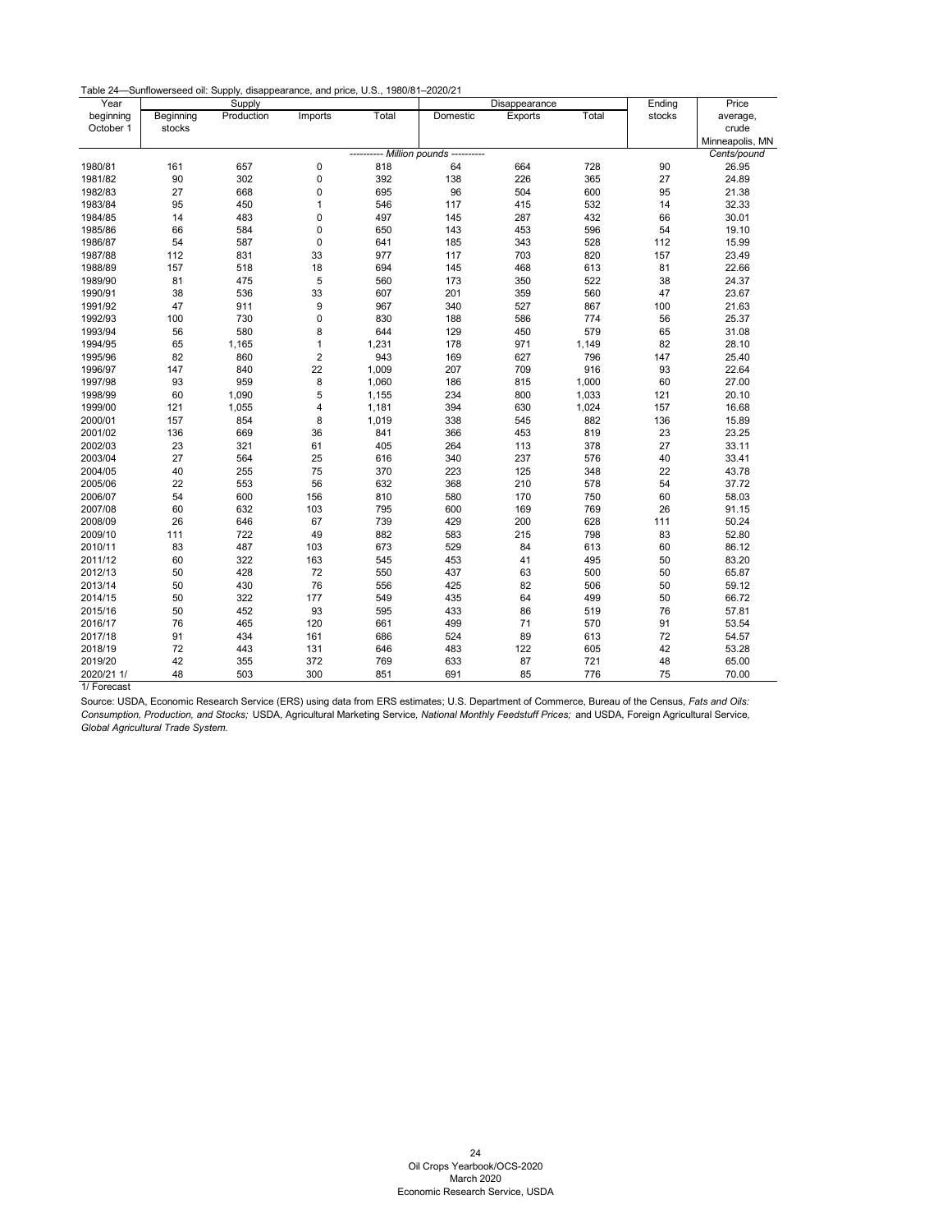Table 24—Sunflowerseed oil: Supply, disappearance, and price, U.S., 1980/81–2020/21

| Year beginning October 1 | Supply | | | | Disappearance | | | Ending stocks | Price average, crude Minneapolis, MN |
|---|---|---|---|---|---|---|---|---|---|
| | Beginning stocks | Production | Imports | Total | Domestic | Exports | Total | | |
| | ---------- *Million pounds* ---------- | | | | | | | | *Cents/pound* |
| 1980/81 | 161 | 657 | 0 | 818 | 64 | 664 | 728 | 90 | 26.95 |
| 1981/82 | 90 | 302 | 0 | 392 | 138 | 226 | 365 | 27 | 24.89 |
| 1982/83 | 27 | 668 | 0 | 695 | 96 | 504 | 600 | 95 | 21.38 |
| 1983/84 | 95 | 450 | 1 | 546 | 117 | 415 | 532 | 14 | 32.33 |
| 1984/85 | 14 | 483 | 0 | 497 | 145 | 287 | 432 | 66 | 30.01 |
| 1985/86 | 66 | 584 | 0 | 650 | 143 | 453 | 596 | 54 | 19.10 |
| 1986/87 | 54 | 587 | 0 | 641 | 185 | 343 | 528 | 112 | 15.99 |
| 1987/88 | 112 | 831 | 33 | 977 | 117 | 703 | 820 | 157 | 23.49 |
| 1988/89 | 157 | 518 | 18 | 694 | 145 | 468 | 613 | 81 | 22.66 |
| 1989/90 | 81 | 475 | 5 | 560 | 173 | 350 | 522 | 38 | 24.37 |
| 1990/91 | 38 | 536 | 33 | 607 | 201 | 359 | 560 | 47 | 23.67 |
| 1991/92 | 47 | 911 | 9 | 967 | 340 | 527 | 867 | 100 | 21.63 |
| 1992/93 | 100 | 730 | 0 | 830 | 188 | 586 | 774 | 56 | 25.37 |
| 1993/94 | 56 | 580 | 8 | 644 | 129 | 450 | 579 | 65 | 31.08 |
| 1994/95 | 65 | 1,165 | 1 | 1,231 | 178 | 971 | 1,149 | 82 | 28.10 |
| 1995/96 | 82 | 860 | 2 | 943 | 169 | 627 | 796 | 147 | 25.40 |
| 1996/97 | 147 | 840 | 22 | 1,009 | 207 | 709 | 916 | 93 | 22.64 |
| 1997/98 | 93 | 959 | 8 | 1,060 | 186 | 815 | 1,000 | 60 | 27.00 |
| 1998/99 | 60 | 1,090 | 5 | 1,155 | 234 | 800 | 1,033 | 121 | 20.10 |
| 1999/00 | 121 | 1,055 | 4 | 1,181 | 394 | 630 | 1,024 | 157 | 16.68 |
| 2000/01 | 157 | 854 | 8 | 1,019 | 338 | 545 | 882 | 136 | 15.89 |
| 2001/02 | 136 | 669 | 36 | 841 | 366 | 453 | 819 | 23 | 23.25 |
| 2002/03 | 23 | 321 | 61 | 405 | 264 | 113 | 378 | 27 | 33.11 |
| 2003/04 | 27 | 564 | 25 | 616 | 340 | 237 | 576 | 40 | 33.41 |
| 2004/05 | 40 | 255 | 75 | 370 | 223 | 125 | 348 | 22 | 43.78 |
| 2005/06 | 22 | 553 | 56 | 632 | 368 | 210 | 578 | 54 | 37.72 |
| 2006/07 | 54 | 600 | 156 | 810 | 580 | 170 | 750 | 60 | 58.03 |
| 2007/08 | 60 | 632 | 103 | 795 | 600 | 169 | 769 | 26 | 91.15 |
| 2008/09 | 26 | 646 | 67 | 739 | 429 | 200 | 628 | 111 | 50.24 |
| 2009/10 | 111 | 722 | 49 | 882 | 583 | 215 | 798 | 83 | 52.80 |
| 2010/11 | 83 | 487 | 103 | 673 | 529 | 84 | 613 | 60 | 86.12 |
| 2011/12 | 60 | 322 | 163 | 545 | 453 | 41 | 495 | 50 | 83.20 |
| 2012/13 | 50 | 428 | 72 | 550 | 437 | 63 | 500 | 50 | 65.87 |
| 2013/14 | 50 | 430 | 76 | 556 | 425 | 82 | 506 | 50 | 59.12 |
| 2014/15 | 50 | 322 | 177 | 549 | 435 | 64 | 499 | 50 | 66.72 |
| 2015/16 | 50 | 452 | 93 | 595 | 433 | 86 | 519 | 76 | 57.81 |
| 2016/17 | 76 | 465 | 120 | 661 | 499 | 71 | 570 | 91 | 53.54 |
| 2017/18 | 91 | 434 | 161 | 686 | 524 | 89 | 613 | 72 | 54.57 |
| 2018/19 | 72 | 443 | 131 | 646 | 483 | 122 | 605 | 42 | 53.28 |
| 2019/20 | 42 | 355 | 372 | 769 | 633 | 87 | 721 | 48 | 65.00 |
| 2020/21 1/ | 48 | 503 | 300 | 851 | 691 | 85 | 776 | 75 | 70.00 |

1/ Forecast

Source: USDA, Economic Research Service (ERS) using data from ERS estimates; U.S. Department of Commerce, Bureau of the Census, *Fats and Oils: Consumption, Production, and Stocks;* USDA, Agricultural Marketing Service, *National Monthly Feedstuff Prices;* and USDA, Foreign Agricultural Service, *Global Agricultural Trade System.*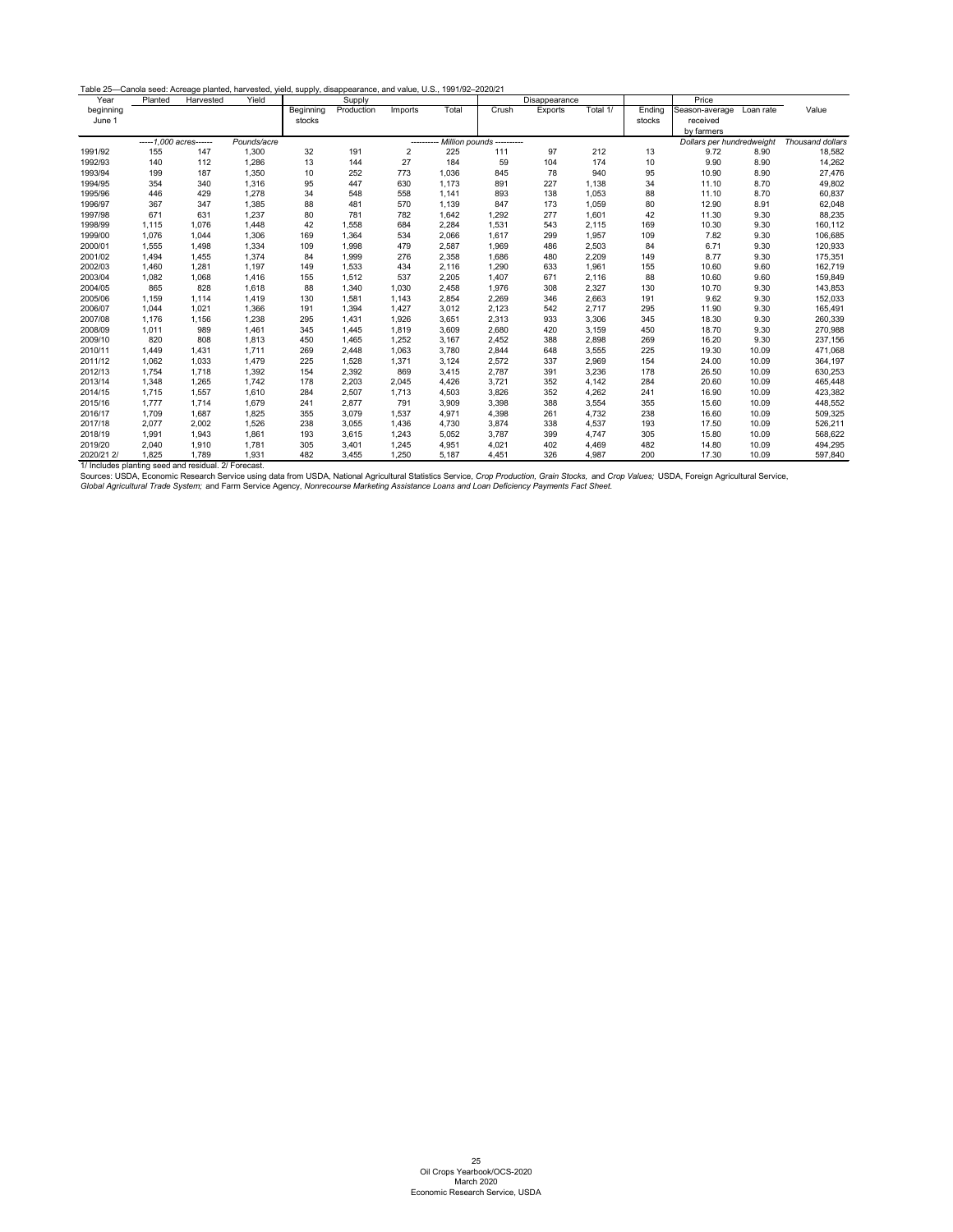Table 25—Canola seed: Acreage planted, harvested, yield, supply, disappearance, and value, U.S., 1991/92–2020/21

| Year beginning June 1 | Planted | Harvested | Yield | Supply | | | | Disappearance | | | Ending stocks | Price | | Value |
|---|---|---|---|---|---|---|---|---|---|---|---|---|---|---|
| | | | | Beginning stocks | Production | Imports | Total | Crush | Exports | Total 1/ | | Season-average received by farmers | Loan rate | |
| | -----1,000 acres------ | | Pounds/acre | ---------- Million pounds ---------- | | | | | | | | Dollars per hundredweight | | Thousand dollars |
| 1991/92 | 155 | 147 | 1,300 | 32 | 191 | 2 | 225 | 111 | 97 | 212 | 13 | 9.72 | 8.90 | 18,582 |
| 1992/93 | 140 | 112 | 1,286 | 13 | 144 | 27 | 184 | 59 | 104 | 174 | 10 | 9.90 | 8.90 | 14,262 |
| 1993/94 | 199 | 187 | 1,350 | 10 | 252 | 773 | 1,036 | 845 | 78 | 940 | 95 | 10.90 | 8.90 | 27,476 |
| 1994/95 | 354 | 340 | 1,316 | 95 | 447 | 630 | 1,173 | 891 | 227 | 1,138 | 34 | 11.10 | 8.70 | 49,802 |
| 1995/96 | 446 | 429 | 1,278 | 34 | 548 | 558 | 1,141 | 893 | 138 | 1,053 | 88 | 11.10 | 8.70 | 60,837 |
| 1996/97 | 367 | 347 | 1,385 | 88 | 481 | 570 | 1,139 | 847 | 173 | 1,059 | 80 | 12.90 | 8.91 | 62,048 |
| 1997/98 | 671 | 631 | 1,237 | 80 | 781 | 782 | 1,642 | 1,292 | 277 | 1,601 | 42 | 11.30 | 9.30 | 88,235 |
| 1998/99 | 1,115 | 1,076 | 1,448 | 42 | 1,558 | 684 | 2,284 | 1,531 | 543 | 2,115 | 169 | 10.30 | 9.30 | 160,112 |
| 1999/00 | 1,076 | 1,044 | 1,306 | 169 | 1,364 | 534 | 2,066 | 1,617 | 299 | 1,957 | 109 | 7.82 | 9.30 | 106,685 |
| 2000/01 | 1,555 | 1,498 | 1,334 | 109 | 1,998 | 479 | 2,587 | 1,969 | 486 | 2,503 | 84 | 6.71 | 9.30 | 120,933 |
| 2001/02 | 1,494 | 1,455 | 1,374 | 84 | 1,999 | 276 | 2,358 | 1,686 | 480 | 2,209 | 149 | 8.77 | 9.30 | 175,351 |
| 2002/03 | 1,460 | 1,281 | 1,197 | 149 | 1,533 | 434 | 2,116 | 1,290 | 633 | 1,961 | 155 | 10.60 | 9.60 | 162,719 |
| 2003/04 | 1,082 | 1,068 | 1,416 | 155 | 1,512 | 537 | 2,205 | 1,407 | 671 | 2,116 | 88 | 10.60 | 9.60 | 159,849 |
| 2004/05 | 865 | 828 | 1,618 | 88 | 1,340 | 1,030 | 2,458 | 1,976 | 308 | 2,327 | 130 | 10.70 | 9.30 | 143,853 |
| 2005/06 | 1,159 | 1,114 | 1,419 | 130 | 1,581 | 1,143 | 2,854 | 2,269 | 346 | 2,663 | 191 | 9.62 | 9.30 | 152,033 |
| 2006/07 | 1,044 | 1,021 | 1,366 | 191 | 1,394 | 1,427 | 3,012 | 2,123 | 542 | 2,717 | 295 | 11.90 | 9.30 | 165,491 |
| 2007/08 | 1,176 | 1,156 | 1,238 | 295 | 1,431 | 1,926 | 3,651 | 2,313 | 933 | 3,306 | 345 | 18.30 | 9.30 | 260,339 |
| 2008/09 | 1,011 | 989 | 1,461 | 345 | 1,445 | 1,819 | 3,609 | 2,680 | 420 | 3,159 | 450 | 18.70 | 9.30 | 270,988 |
| 2009/10 | 820 | 808 | 1,813 | 450 | 1,465 | 1,252 | 3,167 | 2,452 | 388 | 2,898 | 269 | 16.20 | 9.30 | 237,156 |
| 2010/11 | 1,449 | 1,431 | 1,711 | 269 | 2,448 | 1,063 | 3,780 | 2,844 | 648 | 3,555 | 225 | 19.30 | 10.09 | 471,068 |
| 2011/12 | 1,062 | 1,033 | 1,479 | 225 | 1,528 | 1,371 | 3,124 | 2,572 | 337 | 2,969 | 154 | 24.00 | 10.09 | 364,197 |
| 2012/13 | 1,754 | 1,718 | 1,392 | 154 | 2,392 | 869 | 3,415 | 2,787 | 391 | 3,236 | 178 | 26.50 | 10.09 | 630,253 |
| 2013/14 | 1,348 | 1,265 | 1,742 | 178 | 2,203 | 2,045 | 4,426 | 3,721 | 352 | 4,142 | 284 | 20.60 | 10.09 | 465,448 |
| 2014/15 | 1,715 | 1,557 | 1,610 | 284 | 2,507 | 1,713 | 4,503 | 3,826 | 352 | 4,262 | 241 | 16.90 | 10.09 | 423,382 |
| 2015/16 | 1,777 | 1,714 | 1,679 | 241 | 2,877 | 791 | 3,909 | 3,398 | 388 | 3,554 | 355 | 15.60 | 10.09 | 448,552 |
| 2016/17 | 1,709 | 1,687 | 1,825 | 355 | 3,079 | 1,537 | 4,971 | 4,398 | 261 | 4,732 | 238 | 16.60 | 10.09 | 509,325 |
| 2017/18 | 2,077 | 2,002 | 1,526 | 238 | 3,055 | 1,436 | 4,730 | 3,874 | 338 | 4,537 | 193 | 17.50 | 10.09 | 526,211 |
| 2018/19 | 1,991 | 1,943 | 1,861 | 193 | 3,615 | 1,243 | 5,052 | 3,787 | 399 | 4,747 | 305 | 15.80 | 10.09 | 568,622 |
| 2019/20 | 2,040 | 1,910 | 1,781 | 305 | 3,401 | 1,245 | 4,951 | 4,021 | 402 | 4,469 | 482 | 14.80 | 10.09 | 494,295 |
| 2020/21 2/ | 1,825 | 1,789 | 1,931 | 482 | 3,455 | 1,250 | 5,187 | 4,451 | 326 | 4,987 | 200 | 17.30 | 10.09 | 597,840 |

1/ Includes planting seed and residual. 2/ Forecast.

Sources: USDA, Economic Research Service using data from USDA, National Agricultural Statistics Service, *Crop Production, Grain Stocks,* and *Crop Values;* USDA, Foreign Agricultural Service, *Global Agricultural Trade System;* and Farm Service Agency, *Nonrecourse Marketing Assistance Loans and Loan Deficiency Payments Fact Sheet.*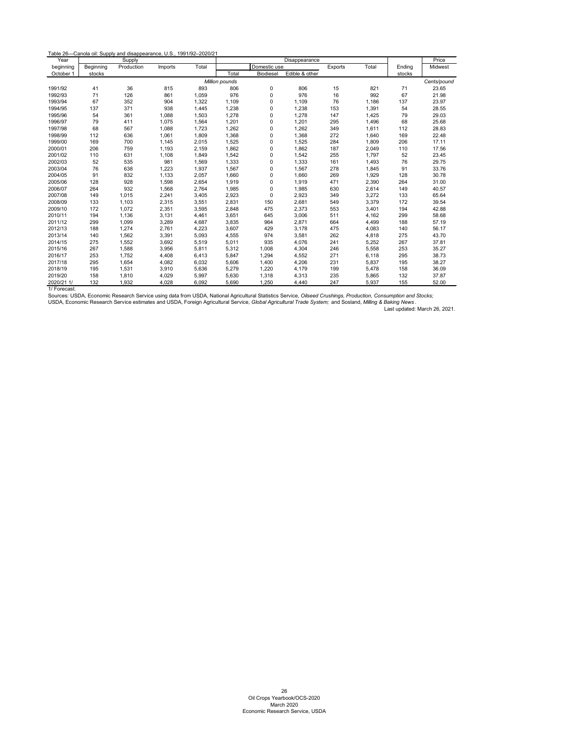Table 26—Canola oil: Supply and disappearance, U.S., 1991/92–2020/21

| Year | Supply | | | | Disappearance | | | | | | Price |
|---|---|---|---|---|---|---|---|---|---|---|---|
| beginning | Beginning | Production | Imports | Total | Domestic use | | | Exports | Total | Ending | Midwest |
| October 1 | stocks | | | | Total | Biodiesel | Edible & other | | | stocks | |
| | *Million pounds* | | | | | | | | | | *Cents/pound* |
| 1991/92 | 41 | 36 | 815 | 893 | 806 | 0 | 806 | 15 | 821 | 71 | 23.65 |
| 1992/93 | 71 | 126 | 861 | 1,059 | 976 | 0 | 976 | 16 | 992 | 67 | 21.98 |
| 1993/94 | 67 | 352 | 904 | 1,322 | 1,109 | 0 | 1,109 | 76 | 1,186 | 137 | 23.97 |
| 1994/95 | 137 | 371 | 938 | 1,445 | 1,238 | 0 | 1,238 | 153 | 1,391 | 54 | 28.55 |
| 1995/96 | 54 | 361 | 1,088 | 1,503 | 1,278 | 0 | 1,278 | 147 | 1,425 | 79 | 29.03 |
| 1996/97 | 79 | 411 | 1,075 | 1,564 | 1,201 | 0 | 1,201 | 295 | 1,496 | 68 | 25.68 |
| 1997/98 | 68 | 567 | 1,088 | 1,723 | 1,262 | 0 | 1,262 | 349 | 1,611 | 112 | 28.83 |
| 1998/99 | 112 | 636 | 1,061 | 1,809 | 1,368 | 0 | 1,368 | 272 | 1,640 | 169 | 22.48 |
| 1999/00 | 169 | 700 | 1,145 | 2,015 | 1,525 | 0 | 1,525 | 284 | 1,809 | 206 | 17.11 |
| 2000/01 | 206 | 759 | 1,193 | 2,159 | 1,862 | 0 | 1,862 | 187 | 2,049 | 110 | 17.56 |
| 2001/02 | 110 | 631 | 1,108 | 1,849 | 1,542 | 0 | 1,542 | 255 | 1,797 | 52 | 23.45 |
| 2002/03 | 52 | 535 | 981 | 1,569 | 1,333 | 0 | 1,333 | 161 | 1,493 | 76 | 29.75 |
| 2003/04 | 76 | 638 | 1,223 | 1,937 | 1,567 | 0 | 1,567 | 278 | 1,845 | 91 | 33.76 |
| 2004/05 | 91 | 832 | 1,133 | 2,057 | 1,660 | 0 | 1,660 | 269 | 1,929 | 128 | 30.78 |
| 2005/06 | 128 | 928 | 1,598 | 2,654 | 1,919 | 0 | 1,919 | 471 | 2,390 | 264 | 31.00 |
| 2006/07 | 264 | 932 | 1,568 | 2,764 | 1,985 | 0 | 1,985 | 630 | 2,614 | 149 | 40.57 |
| 2007/08 | 149 | 1,015 | 2,241 | 3,405 | 2,923 | 0 | 2,923 | 349 | 3,272 | 133 | 65.64 |
| 2008/09 | 133 | 1,103 | 2,315 | 3,551 | 2,831 | 150 | 2,681 | 549 | 3,379 | 172 | 39.54 |
| 2009/10 | 172 | 1,072 | 2,351 | 3,595 | 2,848 | 475 | 2,373 | 553 | 3,401 | 194 | 42.88 |
| 2010/11 | 194 | 1,136 | 3,131 | 4,461 | 3,651 | 645 | 3,006 | 511 | 4,162 | 299 | 58.68 |
| 2011/12 | 299 | 1,099 | 3,289 | 4,687 | 3,835 | 964 | 2,871 | 664 | 4,499 | 188 | 57.19 |
| 2012/13 | 188 | 1,274 | 2,761 | 4,223 | 3,607 | 429 | 3,178 | 475 | 4,083 | 140 | 56.17 |
| 2013/14 | 140 | 1,562 | 3,391 | 5,093 | 4,555 | 974 | 3,581 | 262 | 4,818 | 275 | 43.70 |
| 2014/15 | 275 | 1,552 | 3,692 | 5,519 | 5,011 | 935 | 4,076 | 241 | 5,252 | 267 | 37.81 |
| 2015/16 | 267 | 1,588 | 3,956 | 5,811 | 5,312 | 1,008 | 4,304 | 246 | 5,558 | 253 | 35.27 |
| 2016/17 | 253 | 1,752 | 4,408 | 6,413 | 5,847 | 1,294 | 4,552 | 271 | 6,118 | 295 | 38.73 |
| 2017/18 | 295 | 1,654 | 4,082 | 6,032 | 5,606 | 1,400 | 4,206 | 231 | 5,837 | 195 | 38.27 |
| 2018/19 | 195 | 1,531 | 3,910 | 5,636 | 5,279 | 1,220 | 4,179 | 199 | 5,478 | 158 | 36.09 |
| 2019/20 | 158 | 1,810 | 4,029 | 5,997 | 5,630 | 1,318 | 4,313 | 235 | 5,865 | 132 | 37.87 |
| 2020/21 1/ | 132 | 1,932 | 4,028 | 6,092 | 5,690 | 1,250 | 4,440 | 247 | 5,937 | 155 | 52.00 |

1/ Forecast.

Sources: USDA, Economic Research Service using data from USDA, National Agricultural Statistics Service, *Oilseed Crushings, Production, Consumption and Stocks;* USDA, Economic Research Service estimates and USDA, Foreign Agricultural Service, *Global Agricultural Trade System;* and Sosland, *Milling & Baking News*.

Last updated: March 26, 2021.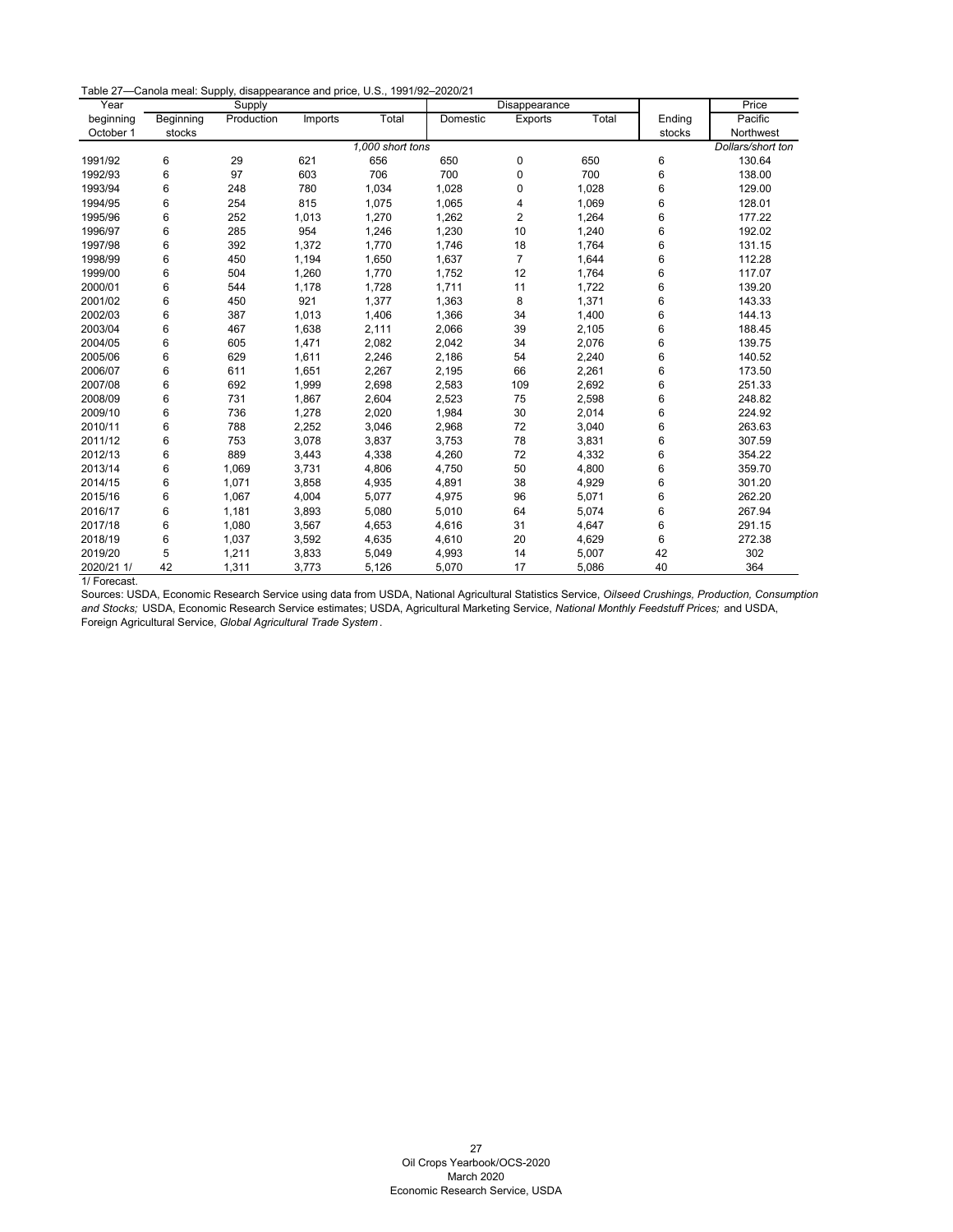Table 27—Canola meal: Supply, disappearance and price, U.S., 1991/92–2020/21

| Year | Supply | | | | Disappearance | | | | Price |
|---|---|---|---|---|---|---|---|---|---|
| beginning October 1 | Beginning stocks | Production | Imports | Total | Domestic | Exports | Total | Ending stocks | Pacific Northwest |
| | *1,000 short tons* | | | | | | | | *Dollars/short ton* |
| 1991/92 | 6 | 29 | 621 | 656 | 650 | 0 | 650 | 6 | 130.64 |
| 1992/93 | 6 | 97 | 603 | 706 | 700 | 0 | 700 | 6 | 138.00 |
| 1993/94 | 6 | 248 | 780 | 1,034 | 1,028 | 0 | 1,028 | 6 | 129.00 |
| 1994/95 | 6 | 254 | 815 | 1,075 | 1,065 | 4 | 1,069 | 6 | 128.01 |
| 1995/96 | 6 | 252 | 1,013 | 1,270 | 1,262 | 2 | 1,264 | 6 | 177.22 |
| 1996/97 | 6 | 285 | 954 | 1,246 | 1,230 | 10 | 1,240 | 6 | 192.02 |
| 1997/98 | 6 | 392 | 1,372 | 1,770 | 1,746 | 18 | 1,764 | 6 | 131.15 |
| 1998/99 | 6 | 450 | 1,194 | 1,650 | 1,637 | 7 | 1,644 | 6 | 112.28 |
| 1999/00 | 6 | 504 | 1,260 | 1,770 | 1,752 | 12 | 1,764 | 6 | 117.07 |
| 2000/01 | 6 | 544 | 1,178 | 1,728 | 1,711 | 11 | 1,722 | 6 | 139.20 |
| 2001/02 | 6 | 450 | 921 | 1,377 | 1,363 | 8 | 1,371 | 6 | 143.33 |
| 2002/03 | 6 | 387 | 1,013 | 1,406 | 1,366 | 34 | 1,400 | 6 | 144.13 |
| 2003/04 | 6 | 467 | 1,638 | 2,111 | 2,066 | 39 | 2,105 | 6 | 188.45 |
| 2004/05 | 6 | 605 | 1,471 | 2,082 | 2,042 | 34 | 2,076 | 6 | 139.75 |
| 2005/06 | 6 | 629 | 1,611 | 2,246 | 2,186 | 54 | 2,240 | 6 | 140.52 |
| 2006/07 | 6 | 611 | 1,651 | 2,267 | 2,195 | 66 | 2,261 | 6 | 173.50 |
| 2007/08 | 6 | 692 | 1,999 | 2,698 | 2,583 | 109 | 2,692 | 6 | 251.33 |
| 2008/09 | 6 | 731 | 1,867 | 2,604 | 2,523 | 75 | 2,598 | 6 | 248.82 |
| 2009/10 | 6 | 736 | 1,278 | 2,020 | 1,984 | 30 | 2,014 | 6 | 224.92 |
| 2010/11 | 6 | 788 | 2,252 | 3,046 | 2,968 | 72 | 3,040 | 6 | 263.63 |
| 2011/12 | 6 | 753 | 3,078 | 3,837 | 3,753 | 78 | 3,831 | 6 | 307.59 |
| 2012/13 | 6 | 889 | 3,443 | 4,338 | 4,260 | 72 | 4,332 | 6 | 354.22 |
| 2013/14 | 6 | 1,069 | 3,731 | 4,806 | 4,750 | 50 | 4,800 | 6 | 359.70 |
| 2014/15 | 6 | 1,071 | 3,858 | 4,935 | 4,891 | 38 | 4,929 | 6 | 301.20 |
| 2015/16 | 6 | 1,067 | 4,004 | 5,077 | 4,975 | 96 | 5,071 | 6 | 262.20 |
| 2016/17 | 6 | 1,181 | 3,893 | 5,080 | 5,010 | 64 | 5,074 | 6 | 267.94 |
| 2017/18 | 6 | 1,080 | 3,567 | 4,653 | 4,616 | 31 | 4,647 | 6 | 291.15 |
| 2018/19 | 6 | 1,037 | 3,592 | 4,635 | 4,610 | 20 | 4,629 | 6 | 272.38 |
| 2019/20 | 5 | 1,211 | 3,833 | 5,049 | 4,993 | 14 | 5,007 | 42 | 302 |
| 2020/21 1/ | 42 | 1,311 | 3,773 | 5,126 | 5,070 | 17 | 5,086 | 40 | 364 |

1/ Forecast.

Sources: USDA, Economic Research Service using data from USDA, National Agricultural Statistics Service, *Oilseed Crushings, Production, Consumption and Stocks;* USDA, Economic Research Service estimates; USDA, Agricultural Marketing Service, *National Monthly Feedstuff Prices;* and USDA, Foreign Agricultural Service, *Global Agricultural Trade System*.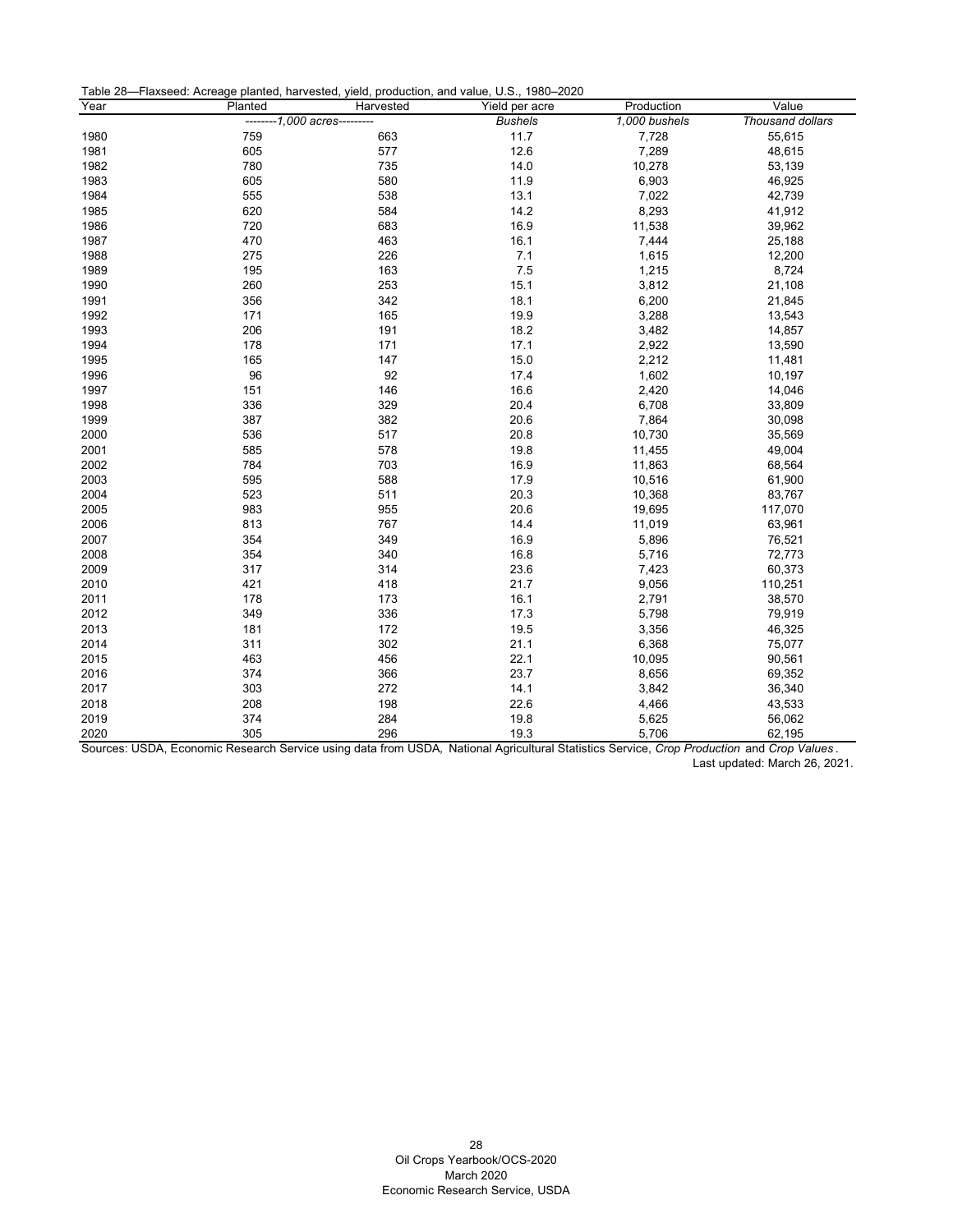Table 28—Flaxseed: Acreage planted, harvested, yield, production, and value, U.S., 1980–2020

| Year | Planted | Harvested | Yield per acre | Production | Value |
|---|---|---|---|---|---|
| | --------*1,000 acres*--------- | | *Bushels* | *1,000 bushels* | *Thousand dollars* |
| 1980 | 759 | 663 | 11.7 | 7,728 | 55,615 |
| 1981 | 605 | 577 | 12.6 | 7,289 | 48,615 |
| 1982 | 780 | 735 | 14.0 | 10,278 | 53,139 |
| 1983 | 605 | 580 | 11.9 | 6,903 | 46,925 |
| 1984 | 555 | 538 | 13.1 | 7,022 | 42,739 |
| 1985 | 620 | 584 | 14.2 | 8,293 | 41,912 |
| 1986 | 720 | 683 | 16.9 | 11,538 | 39,962 |
| 1987 | 470 | 463 | 16.1 | 7,444 | 25,188 |
| 1988 | 275 | 226 | 7.1 | 1,615 | 12,200 |
| 1989 | 195 | 163 | 7.5 | 1,215 | 8,724 |
| 1990 | 260 | 253 | 15.1 | 3,812 | 21,108 |
| 1991 | 356 | 342 | 18.1 | 6,200 | 21,845 |
| 1992 | 171 | 165 | 19.9 | 3,288 | 13,543 |
| 1993 | 206 | 191 | 18.2 | 3,482 | 14,857 |
| 1994 | 178 | 171 | 17.1 | 2,922 | 13,590 |
| 1995 | 165 | 147 | 15.0 | 2,212 | 11,481 |
| 1996 | 96 | 92 | 17.4 | 1,602 | 10,197 |
| 1997 | 151 | 146 | 16.6 | 2,420 | 14,046 |
| 1998 | 336 | 329 | 20.4 | 6,708 | 33,809 |
| 1999 | 387 | 382 | 20.6 | 7,864 | 30,098 |
| 2000 | 536 | 517 | 20.8 | 10,730 | 35,569 |
| 2001 | 585 | 578 | 19.8 | 11,455 | 49,004 |
| 2002 | 784 | 703 | 16.9 | 11,863 | 68,564 |
| 2003 | 595 | 588 | 17.9 | 10,516 | 61,900 |
| 2004 | 523 | 511 | 20.3 | 10,368 | 83,767 |
| 2005 | 983 | 955 | 20.6 | 19,695 | 117,070 |
| 2006 | 813 | 767 | 14.4 | 11,019 | 63,961 |
| 2007 | 354 | 349 | 16.9 | 5,896 | 76,521 |
| 2008 | 354 | 340 | 16.8 | 5,716 | 72,773 |
| 2009 | 317 | 314 | 23.6 | 7,423 | 60,373 |
| 2010 | 421 | 418 | 21.7 | 9,056 | 110,251 |
| 2011 | 178 | 173 | 16.1 | 2,791 | 38,570 |
| 2012 | 349 | 336 | 17.3 | 5,798 | 79,919 |
| 2013 | 181 | 172 | 19.5 | 3,356 | 46,325 |
| 2014 | 311 | 302 | 21.1 | 6,368 | 75,077 |
| 2015 | 463 | 456 | 22.1 | 10,095 | 90,561 |
| 2016 | 374 | 366 | 23.7 | 8,656 | 69,352 |
| 2017 | 303 | 272 | 14.1 | 3,842 | 36,340 |
| 2018 | 208 | 198 | 22.6 | 4,466 | 43,533 |
| 2019 | 374 | 284 | 19.8 | 5,625 | 56,062 |
| 2020 | 305 | 296 | 19.3 | 5,706 | 62,195 |

Sources: USDA, Economic Research Service using data from USDA, National Agricultural Statistics Service, *Crop Production* and *Crop Values*.

Last updated: March 26, 2021.

Oil Crops Yearbook/OCS-2020
March 2020
Economic Research Service, USDA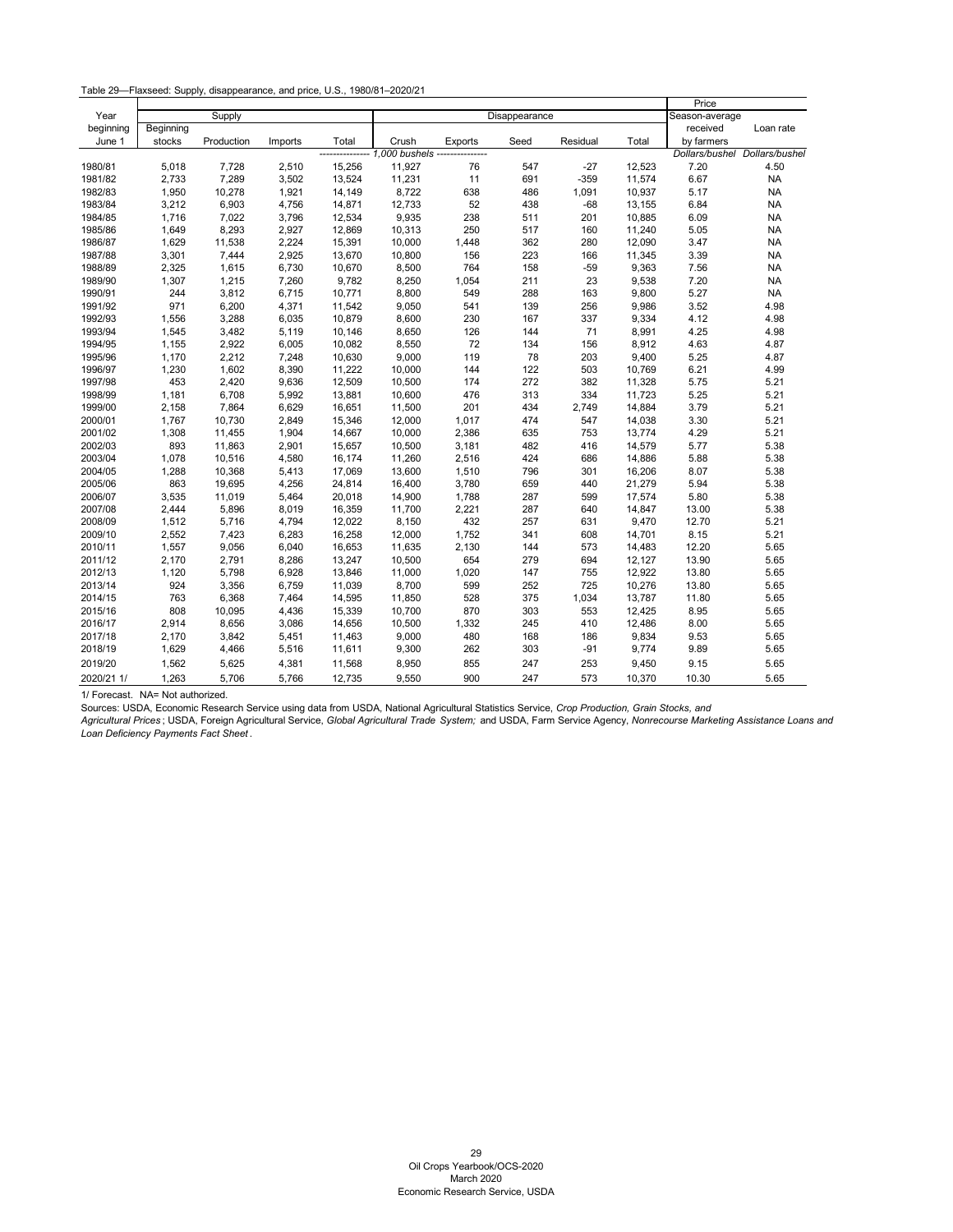Table 29—Flaxseed: Supply, disappearance, and price, U.S., 1980/81–2020/21

| Year beginning June 1 | Supply | | | | Disappearance | | | | | Price | |
|---|---|---|---|---|---|---|---|---|---|---|---|
| | Beginning stocks | Production | Imports | Total | Crush | Exports | Seed | Residual | Total | Season-average received by farmers | Loan rate |
| | *1,000 bushels* | | | | | | | | | *Dollars/bushel* | *Dollars/bushel* |
| 1980/81 | 5,018 | 7,728 | 2,510 | 15,256 | 11,927 | 76 | 547 | -27 | 12,523 | 7.20 | 4.50 |
| 1981/82 | 2,733 | 7,289 | 3,502 | 13,524 | 11,231 | 11 | 691 | -359 | 11,574 | 6.67 | NA |
| 1982/83 | 1,950 | 10,278 | 1,921 | 14,149 | 8,722 | 638 | 486 | 1,091 | 10,937 | 5.17 | NA |
| 1983/84 | 3,212 | 6,903 | 4,756 | 14,871 | 12,733 | 52 | 438 | -68 | 13,155 | 6.84 | NA |
| 1984/85 | 1,716 | 7,022 | 3,796 | 12,534 | 9,935 | 238 | 511 | 201 | 10,885 | 6.09 | NA |
| 1985/86 | 1,649 | 8,293 | 2,927 | 12,869 | 10,313 | 250 | 517 | 160 | 11,240 | 5.05 | NA |
| 1986/87 | 1,629 | 11,538 | 2,224 | 15,391 | 10,000 | 1,448 | 362 | 280 | 12,090 | 3.47 | NA |
| 1987/88 | 3,301 | 7,444 | 2,925 | 13,670 | 10,800 | 156 | 223 | 166 | 11,345 | 3.39 | NA |
| 1988/89 | 2,325 | 1,615 | 6,730 | 10,670 | 8,500 | 764 | 158 | -59 | 9,363 | 7.56 | NA |
| 1989/90 | 1,307 | 1,215 | 7,260 | 9,782 | 8,250 | 1,054 | 211 | 23 | 9,538 | 7.20 | NA |
| 1990/91 | 244 | 3,812 | 6,715 | 10,771 | 8,800 | 549 | 288 | 163 | 9,800 | 5.27 | NA |
| 1991/92 | 971 | 6,200 | 4,371 | 11,542 | 9,050 | 541 | 139 | 256 | 9,986 | 3.52 | 4.98 |
| 1992/93 | 1,556 | 3,288 | 6,035 | 10,879 | 8,600 | 230 | 167 | 337 | 9,334 | 4.12 | 4.98 |
| 1993/94 | 1,545 | 3,482 | 5,119 | 10,146 | 8,650 | 126 | 144 | 71 | 8,991 | 4.25 | 4.98 |
| 1994/95 | 1,155 | 2,922 | 6,005 | 10,082 | 8,550 | 72 | 134 | 156 | 8,912 | 4.63 | 4.87 |
| 1995/96 | 1,170 | 2,212 | 7,248 | 10,630 | 9,000 | 119 | 78 | 203 | 9,400 | 5.25 | 4.87 |
| 1996/97 | 1,230 | 1,602 | 8,390 | 11,222 | 10,000 | 144 | 122 | 503 | 10,769 | 6.21 | 4.99 |
| 1997/98 | 453 | 2,420 | 9,636 | 12,509 | 10,500 | 174 | 272 | 382 | 11,328 | 5.75 | 5.21 |
| 1998/99 | 1,181 | 6,708 | 5,992 | 13,881 | 10,600 | 476 | 313 | 334 | 11,723 | 5.25 | 5.21 |
| 1999/00 | 2,158 | 7,864 | 6,629 | 16,651 | 11,500 | 201 | 434 | 2,749 | 14,884 | 3.79 | 5.21 |
| 2000/01 | 1,767 | 10,730 | 2,849 | 15,346 | 12,000 | 1,017 | 474 | 547 | 14,038 | 3.30 | 5.21 |
| 2001/02 | 1,308 | 11,455 | 1,904 | 14,667 | 10,000 | 2,386 | 635 | 753 | 13,774 | 4.29 | 5.21 |
| 2002/03 | 893 | 11,863 | 2,901 | 15,657 | 10,500 | 3,181 | 482 | 416 | 14,579 | 5.77 | 5.38 |
| 2003/04 | 1,078 | 10,516 | 4,580 | 16,174 | 11,260 | 2,516 | 424 | 686 | 14,886 | 5.88 | 5.38 |
| 2004/05 | 1,288 | 10,368 | 5,413 | 17,069 | 13,600 | 1,510 | 796 | 301 | 16,206 | 8.07 | 5.38 |
| 2005/06 | 863 | 19,695 | 4,256 | 24,814 | 16,400 | 3,780 | 659 | 440 | 21,279 | 5.94 | 5.38 |
| 2006/07 | 3,535 | 11,019 | 5,464 | 20,018 | 14,900 | 1,788 | 287 | 599 | 17,574 | 5.80 | 5.38 |
| 2007/08 | 2,444 | 5,896 | 8,019 | 16,359 | 11,700 | 2,221 | 287 | 640 | 14,847 | 13.00 | 5.38 |
| 2008/09 | 1,512 | 5,716 | 4,794 | 12,022 | 8,150 | 432 | 257 | 631 | 9,470 | 12.70 | 5.21 |
| 2009/10 | 2,552 | 7,423 | 6,283 | 16,258 | 12,000 | 1,752 | 341 | 608 | 14,701 | 8.15 | 5.21 |
| 2010/11 | 1,557 | 9,056 | 6,040 | 16,653 | 11,635 | 2,130 | 144 | 573 | 14,483 | 12.20 | 5.65 |
| 2011/12 | 2,170 | 2,791 | 8,286 | 13,247 | 10,500 | 654 | 279 | 694 | 12,127 | 13.90 | 5.65 |
| 2012/13 | 1,120 | 5,798 | 6,928 | 13,846 | 11,000 | 1,020 | 147 | 755 | 12,922 | 13.80 | 5.65 |
| 2013/14 | 924 | 3,356 | 6,759 | 11,039 | 8,700 | 599 | 252 | 725 | 10,276 | 13.80 | 5.65 |
| 2014/15 | 763 | 6,368 | 7,464 | 14,595 | 11,850 | 528 | 375 | 1,034 | 13,787 | 11.80 | 5.65 |
| 2015/16 | 808 | 10,095 | 4,436 | 15,339 | 10,700 | 870 | 303 | 553 | 12,425 | 8.95 | 5.65 |
| 2016/17 | 2,914 | 8,656 | 3,086 | 14,656 | 10,500 | 1,332 | 245 | 410 | 12,486 | 8.00 | 5.65 |
| 2017/18 | 2,170 | 3,842 | 5,451 | 11,463 | 9,000 | 480 | 168 | 186 | 9,834 | 9.53 | 5.65 |
| 2018/19 | 1,629 | 4,466 | 5,516 | 11,611 | 9,300 | 262 | 303 | -91 | 9,774 | 9.89 | 5.65 |
| 2019/20 | 1,562 | 5,625 | 4,381 | 11,568 | 8,950 | 855 | 247 | 253 | 9,450 | 9.15 | 5.65 |
| 2020/21 1/ | 1,263 | 5,706 | 5,766 | 12,735 | 9,550 | 900 | 247 | 573 | 10,370 | 10.30 | 5.65 |

1/ Forecast. NA= Not authorized.

Sources: USDA, Economic Research Service using data from USDA, National Agricultural Statistics Service, *Crop Production, Grain Stocks, and Agricultural Prices*; USDA, Foreign Agricultural Service, *Global Agricultural Trade System;* and USDA, Farm Service Agency, *Nonrecourse Marketing Assistance Loans and Loan Deficiency Payments Fact Sheet*.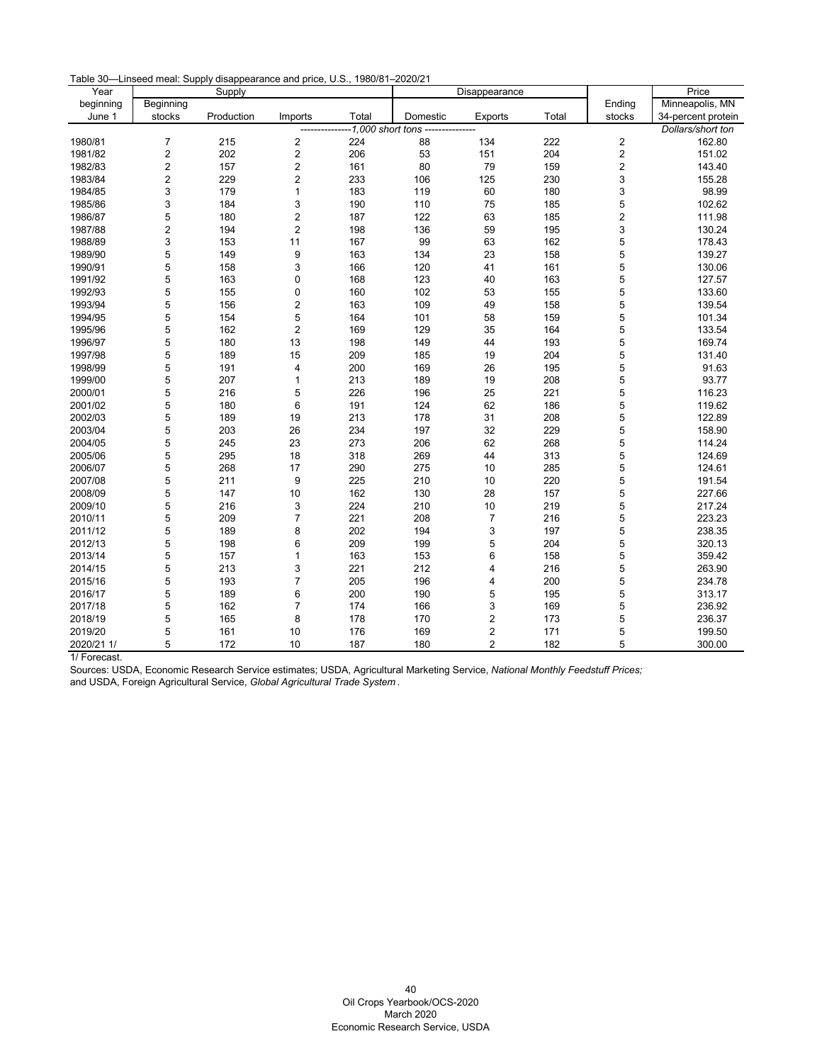Table 30—Linseed meal: Supply disappearance and price, U.S., 1980/81–2020/21

| Year beginning June 1 | Supply | | | | Disappearance | | | Ending stocks | Price Minneapolis, MN 34-percent protein |
|---|---|---|---|---|---|---|---|---|---|
| | Beginning stocks | Production | Imports | Total | Domestic | Exports | Total | | |
| | *1,000 short tons* | | | | | | | | *Dollars/short ton* |
| 1980/81 | 7 | 215 | 2 | 224 | 88 | 134 | 222 | 2 | 162.80 |
| 1981/82 | 2 | 202 | 2 | 206 | 53 | 151 | 204 | 2 | 151.02 |
| 1982/83 | 2 | 157 | 2 | 161 | 80 | 79 | 159 | 2 | 143.40 |
| 1983/84 | 2 | 229 | 2 | 233 | 106 | 125 | 230 | 3 | 155.28 |
| 1984/85 | 3 | 179 | 1 | 183 | 119 | 60 | 180 | 3 | 98.99 |
| 1985/86 | 3 | 184 | 3 | 190 | 110 | 75 | 185 | 5 | 102.62 |
| 1986/87 | 5 | 180 | 2 | 187 | 122 | 63 | 185 | 2 | 111.98 |
| 1987/88 | 2 | 194 | 2 | 198 | 136 | 59 | 195 | 3 | 130.24 |
| 1988/89 | 3 | 153 | 11 | 167 | 99 | 63 | 162 | 5 | 178.43 |
| 1989/90 | 5 | 149 | 9 | 163 | 134 | 23 | 158 | 5 | 139.27 |
| 1990/91 | 5 | 158 | 3 | 166 | 120 | 41 | 161 | 5 | 130.06 |
| 1991/92 | 5 | 163 | 0 | 168 | 123 | 40 | 163 | 5 | 127.57 |
| 1992/93 | 5 | 155 | 0 | 160 | 102 | 53 | 155 | 5 | 133.60 |
| 1993/94 | 5 | 156 | 2 | 163 | 109 | 49 | 158 | 5 | 139.54 |
| 1994/95 | 5 | 154 | 5 | 164 | 101 | 58 | 159 | 5 | 101.34 |
| 1995/96 | 5 | 162 | 2 | 169 | 129 | 35 | 164 | 5 | 133.54 |
| 1996/97 | 5 | 180 | 13 | 198 | 149 | 44 | 193 | 5 | 169.74 |
| 1997/98 | 5 | 189 | 15 | 209 | 185 | 19 | 204 | 5 | 131.40 |
| 1998/99 | 5 | 191 | 4 | 200 | 169 | 26 | 195 | 5 | 91.63 |
| 1999/00 | 5 | 207 | 1 | 213 | 189 | 19 | 208 | 5 | 93.77 |
| 2000/01 | 5 | 216 | 5 | 226 | 196 | 25 | 221 | 5 | 116.23 |
| 2001/02 | 5 | 180 | 6 | 191 | 124 | 62 | 186 | 5 | 119.62 |
| 2002/03 | 5 | 189 | 19 | 213 | 178 | 31 | 208 | 5 | 122.89 |
| 2003/04 | 5 | 203 | 26 | 234 | 197 | 32 | 229 | 5 | 158.90 |
| 2004/05 | 5 | 245 | 23 | 273 | 206 | 62 | 268 | 5 | 114.24 |
| 2005/06 | 5 | 295 | 18 | 318 | 269 | 44 | 313 | 5 | 124.69 |
| 2006/07 | 5 | 268 | 17 | 290 | 275 | 10 | 285 | 5 | 124.61 |
| 2007/08 | 5 | 211 | 9 | 225 | 210 | 10 | 220 | 5 | 191.54 |
| 2008/09 | 5 | 147 | 10 | 162 | 130 | 28 | 157 | 5 | 227.66 |
| 2009/10 | 5 | 216 | 3 | 224 | 210 | 10 | 219 | 5 | 217.24 |
| 2010/11 | 5 | 209 | 7 | 221 | 208 | 7 | 216 | 5 | 223.23 |
| 2011/12 | 5 | 189 | 8 | 202 | 194 | 3 | 197 | 5 | 238.35 |
| 2012/13 | 5 | 198 | 6 | 209 | 199 | 5 | 204 | 5 | 320.13 |
| 2013/14 | 5 | 157 | 1 | 163 | 153 | 6 | 158 | 5 | 359.42 |
| 2014/15 | 5 | 213 | 3 | 221 | 212 | 4 | 216 | 5 | 263.90 |
| 2015/16 | 5 | 193 | 7 | 205 | 196 | 4 | 200 | 5 | 234.78 |
| 2016/17 | 5 | 189 | 6 | 200 | 190 | 5 | 195 | 5 | 313.17 |
| 2017/18 | 5 | 162 | 7 | 174 | 166 | 3 | 169 | 5 | 236.92 |
| 2018/19 | 5 | 165 | 8 | 178 | 170 | 2 | 173 | 5 | 236.37 |
| 2019/20 | 5 | 161 | 10 | 176 | 169 | 2 | 171 | 5 | 199.50 |
| 2020/21 1/ | 5 | 172 | 10 | 187 | 180 | 2 | 182 | 5 | 300.00 |

1/ Forecast.

Sources: USDA, Economic Research Service estimates; USDA, Agricultural Marketing Service, *National Monthly Feedstuff Prices;* and USDA, Foreign Agricultural Service, *Global Agricultural Trade System*.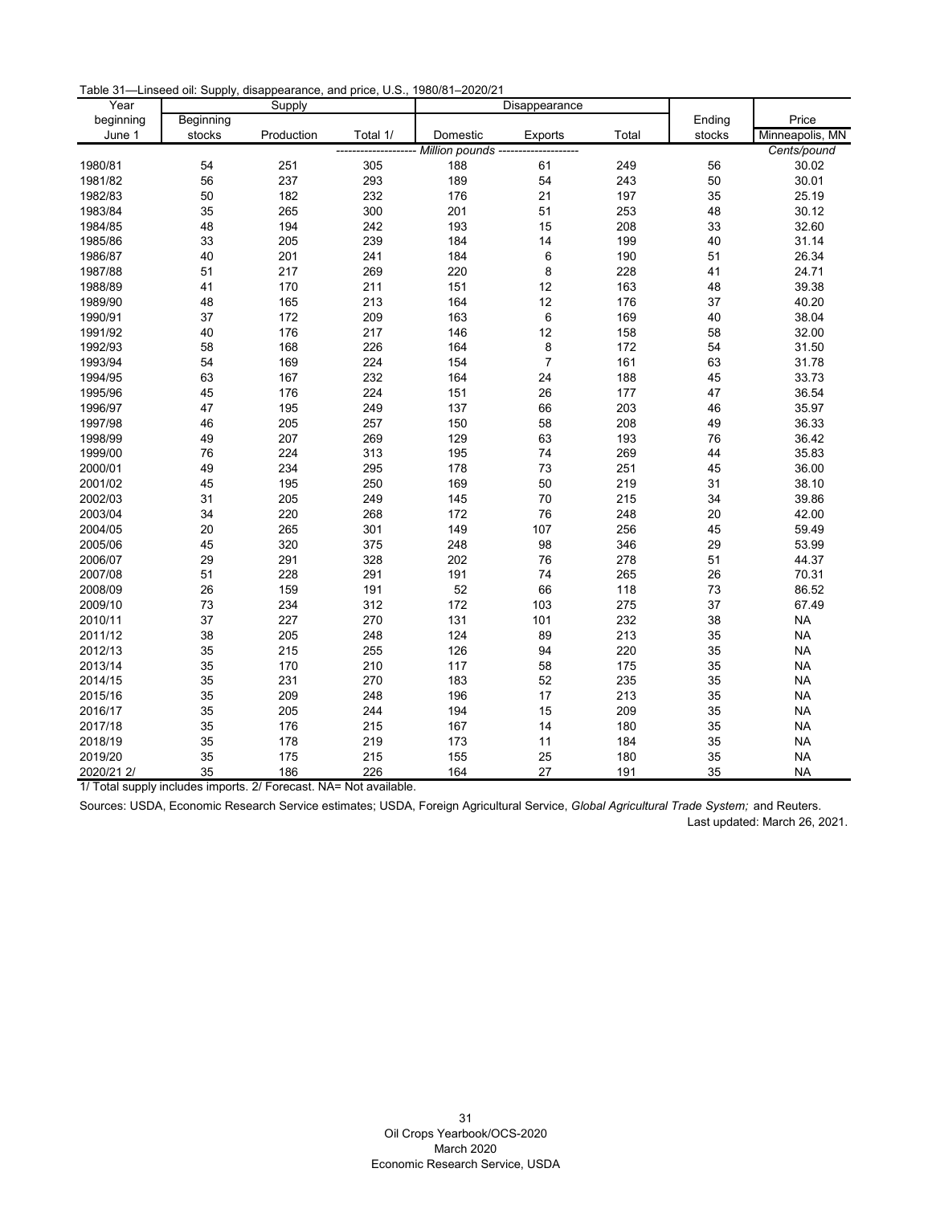Table 31—Linseed oil: Supply, disappearance, and price, U.S., 1980/81–2020/21

| Year beginning June 1 | Supply | | | Disappearance | | | Ending stocks | Price Minneapolis, MN |
|---|---|---|---|---|---|---|---|---|
| | Beginning stocks | Production | Total 1/ | Domestic | Exports | Total | | |
| | *Million pounds* | | | | | | | *Cents/pound* |
| 1980/81 | 54 | 251 | 305 | 188 | 61 | 249 | 56 | 30.02 |
| 1981/82 | 56 | 237 | 293 | 189 | 54 | 243 | 50 | 30.01 |
| 1982/83 | 50 | 182 | 232 | 176 | 21 | 197 | 35 | 25.19 |
| 1983/84 | 35 | 265 | 300 | 201 | 51 | 253 | 48 | 30.12 |
| 1984/85 | 48 | 194 | 242 | 193 | 15 | 208 | 33 | 32.60 |
| 1985/86 | 33 | 205 | 239 | 184 | 14 | 199 | 40 | 31.14 |
| 1986/87 | 40 | 201 | 241 | 184 | 6 | 190 | 51 | 26.34 |
| 1987/88 | 51 | 217 | 269 | 220 | 8 | 228 | 41 | 24.71 |
| 1988/89 | 41 | 170 | 211 | 151 | 12 | 163 | 48 | 39.38 |
| 1989/90 | 48 | 165 | 213 | 164 | 12 | 176 | 37 | 40.20 |
| 1990/91 | 37 | 172 | 209 | 163 | 6 | 169 | 40 | 38.04 |
| 1991/92 | 40 | 176 | 217 | 146 | 12 | 158 | 58 | 32.00 |
| 1992/93 | 58 | 168 | 226 | 164 | 8 | 172 | 54 | 31.50 |
| 1993/94 | 54 | 169 | 224 | 154 | 7 | 161 | 63 | 31.78 |
| 1994/95 | 63 | 167 | 232 | 164 | 24 | 188 | 45 | 33.73 |
| 1995/96 | 45 | 176 | 224 | 151 | 26 | 177 | 47 | 36.54 |
| 1996/97 | 47 | 195 | 249 | 137 | 66 | 203 | 46 | 35.97 |
| 1997/98 | 46 | 205 | 257 | 150 | 58 | 208 | 49 | 36.33 |
| 1998/99 | 49 | 207 | 269 | 129 | 63 | 193 | 76 | 36.42 |
| 1999/00 | 76 | 224 | 313 | 195 | 74 | 269 | 44 | 35.83 |
| 2000/01 | 49 | 234 | 295 | 178 | 73 | 251 | 45 | 36.00 |
| 2001/02 | 45 | 195 | 250 | 169 | 50 | 219 | 31 | 38.10 |
| 2002/03 | 31 | 205 | 249 | 145 | 70 | 215 | 34 | 39.86 |
| 2003/04 | 34 | 220 | 268 | 172 | 76 | 248 | 20 | 42.00 |
| 2004/05 | 20 | 265 | 301 | 149 | 107 | 256 | 45 | 59.49 |
| 2005/06 | 45 | 320 | 375 | 248 | 98 | 346 | 29 | 53.99 |
| 2006/07 | 29 | 291 | 328 | 202 | 76 | 278 | 51 | 44.37 |
| 2007/08 | 51 | 228 | 291 | 191 | 74 | 265 | 26 | 70.31 |
| 2008/09 | 26 | 159 | 191 | 52 | 66 | 118 | 73 | 86.52 |
| 2009/10 | 73 | 234 | 312 | 172 | 103 | 275 | 37 | 67.49 |
| 2010/11 | 37 | 227 | 270 | 131 | 101 | 232 | 38 | NA |
| 2011/12 | 38 | 205 | 248 | 124 | 89 | 213 | 35 | NA |
| 2012/13 | 35 | 215 | 255 | 126 | 94 | 220 | 35 | NA |
| 2013/14 | 35 | 170 | 210 | 117 | 58 | 175 | 35 | NA |
| 2014/15 | 35 | 231 | 270 | 183 | 52 | 235 | 35 | NA |
| 2015/16 | 35 | 209 | 248 | 196 | 17 | 213 | 35 | NA |
| 2016/17 | 35 | 205 | 244 | 194 | 15 | 209 | 35 | NA |
| 2017/18 | 35 | 176 | 215 | 167 | 14 | 180 | 35 | NA |
| 2018/19 | 35 | 178 | 219 | 173 | 11 | 184 | 35 | NA |
| 2019/20 | 35 | 175 | 215 | 155 | 25 | 180 | 35 | NA |
| 2020/21 2/ | 35 | 186 | 226 | 164 | 27 | 191 | 35 | NA |

1/ Total supply includes imports. 2/ Forecast. NA= Not available.

Sources: USDA, Economic Research Service estimates; USDA, Foreign Agricultural Service, *Global Agricultural Trade System;* and Reuters.

Last updated: March 26, 2021.

Oil Crops Yearbook/OCS-2020
March 2020
Economic Research Service, USDA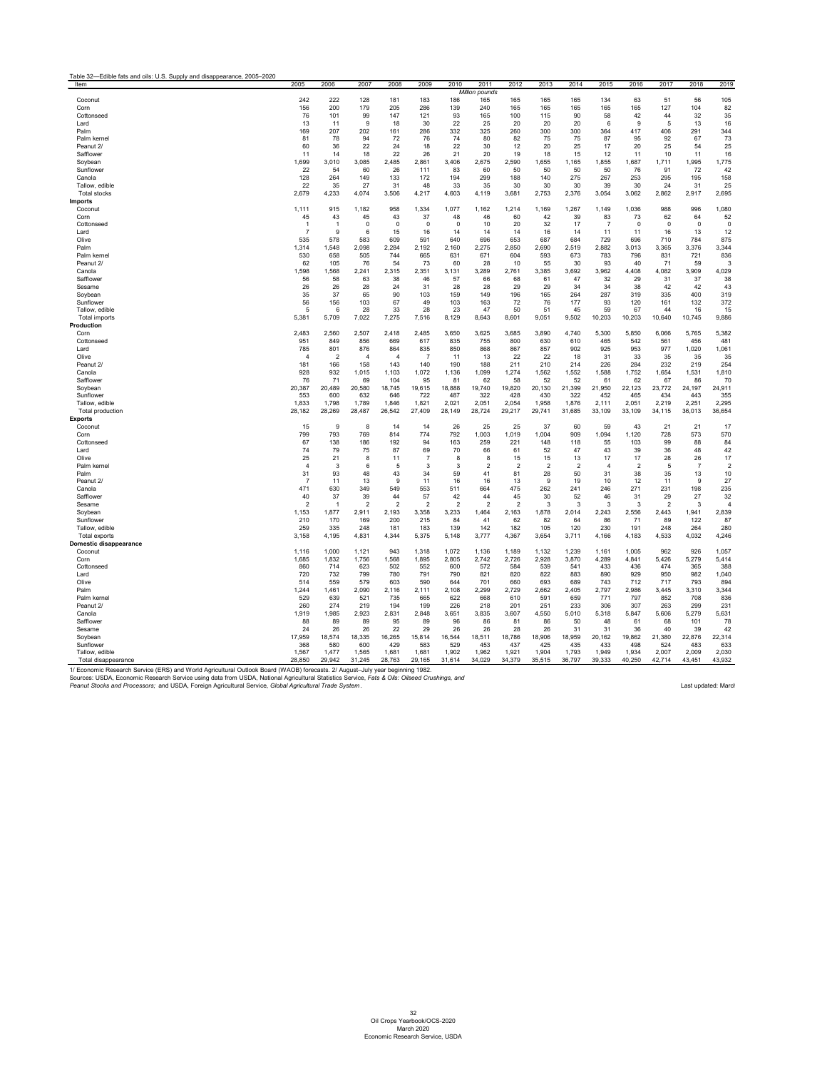Table 32—Edible fats and oils: U.S. Supply and disappearance, 2005–2020

| Item | 2005 | 2006 | 2007 | 2008 | 2009 | 2010 | 2011 | 2012 | 2013 | 2014 | 2015 | 2016 | 2017 | 2018 | 2019 |
|---|---|---|---|---|---|---|---|---|---|---|---|---|---|---|---|
| | *Million pounds* | | | | | | | | | | | | | | |
| Coconut | 242 | 222 | 128 | 181 | 183 | 186 | 165 | 165 | 165 | 165 | 134 | 63 | 51 | 56 | 105 |
| Corn | 156 | 200 | 179 | 205 | 286 | 139 | 240 | 165 | 165 | 165 | 165 | 165 | 127 | 104 | 82 |
| Cottonseed | 76 | 101 | 99 | 147 | 121 | 93 | 165 | 100 | 115 | 90 | 58 | 42 | 44 | 32 | 35 |
| Lard | 13 | 11 | 9 | 18 | 30 | 22 | 25 | 20 | 20 | 20 | 6 | 9 | 5 | 13 | 16 |
| Palm | 169 | 207 | 202 | 161 | 286 | 332 | 325 | 260 | 300 | 300 | 364 | 417 | 406 | 291 | 344 |
| Palm kernel | 81 | 78 | 94 | 72 | 76 | 74 | 80 | 82 | 75 | 75 | 87 | 95 | 92 | 67 | 73 |
| Peanut 2/ | 60 | 36 | 22 | 24 | 18 | 22 | 30 | 12 | 20 | 25 | 17 | 20 | 25 | 54 | 25 |
| Safflower | 11 | 14 | 18 | 22 | 26 | 21 | 20 | 19 | 18 | 15 | 12 | 11 | 10 | 11 | 16 |
| Soybean | 1,699 | 3,010 | 3,085 | 2,485 | 2,861 | 3,406 | 2,675 | 2,590 | 1,655 | 1,165 | 1,855 | 1,687 | 1,711 | 1,995 | 1,775 |
| Sunflower | 22 | 54 | 60 | 26 | 111 | 83 | 60 | 50 | 50 | 50 | 50 | 76 | 91 | 72 | 42 |
| Canola | 128 | 264 | 149 | 133 | 172 | 194 | 299 | 188 | 140 | 275 | 267 | 253 | 295 | 195 | 158 |
| Tallow, edible | 22 | 35 | 27 | 31 | 48 | 33 | 35 | 30 | 30 | 30 | 39 | 30 | 24 | 31 | 25 |
| Total stocks | 2,679 | 4,233 | 4,074 | 3,506 | 4,217 | 4,603 | 4,119 | 3,681 | 2,753 | 2,376 | 3,054 | 3,062 | 2,862 | 2,917 | 2,695 |
| **Imports** | | | | | | | | | | | | | | | |
| Coconut | 1,111 | 915 | 1,182 | 958 | 1,334 | 1,077 | 1,162 | 1,214 | 1,169 | 1,267 | 1,149 | 1,036 | 988 | 996 | 1,080 |
| Corn | 45 | 43 | 45 | 43 | 37 | 48 | 46 | 60 | 42 | 39 | 83 | 73 | 62 | 64 | 52 |
| Cottonseed | 1 | 1 | 0 | 0 | 0 | 0 | 10 | 20 | 32 | 17 | 7 | 0 | 0 | 0 | 0 |
| Lard | 7 | 9 | 6 | 15 | 16 | 14 | 14 | 14 | 16 | 14 | 11 | 11 | 16 | 13 | 12 |
| Olive | 535 | 578 | 583 | 609 | 591 | 640 | 696 | 653 | 687 | 684 | 729 | 696 | 710 | 784 | 875 |
| Palm | 1,314 | 1,548 | 2,098 | 2,284 | 2,192 | 2,160 | 2,275 | 2,850 | 2,690 | 2,519 | 2,882 | 3,013 | 3,365 | 3,376 | 3,344 |
| Palm kernel | 530 | 658 | 505 | 744 | 665 | 631 | 671 | 604 | 593 | 673 | 783 | 796 | 831 | 721 | 836 |
| Peanut 2/ | 62 | 105 | 76 | 54 | 73 | 60 | 28 | 10 | 55 | 30 | 93 | 40 | 71 | 59 | 3 |
| Canola | 1,598 | 1,568 | 2,241 | 2,315 | 2,351 | 3,131 | 3,289 | 2,761 | 3,385 | 3,692 | 3,962 | 4,408 | 4,082 | 3,909 | 4,029 |
| Safflower | 56 | 58 | 63 | 38 | 46 | 57 | 66 | 68 | 61 | 47 | 32 | 29 | 31 | 37 | 38 |
| Sesame | 26 | 26 | 28 | 24 | 31 | 28 | 28 | 29 | 29 | 34 | 34 | 38 | 42 | 42 | 43 |
| Soybean | 35 | 37 | 65 | 90 | 103 | 159 | 149 | 196 | 165 | 264 | 287 | 319 | 335 | 400 | 319 |
| Sunflower | 56 | 156 | 103 | 67 | 49 | 103 | 163 | 72 | 76 | 177 | 93 | 120 | 161 | 132 | 372 |
| Tallow, edible | 5 | 6 | 28 | 33 | 28 | 23 | 47 | 50 | 51 | 45 | 59 | 67 | 44 | 16 | 15 |
| Total imports | 5,381 | 5,709 | 7,022 | 7,275 | 7,516 | 8,129 | 8,643 | 8,601 | 9,051 | 9,502 | 10,203 | 10,203 | 10,640 | 10,745 | 9,886 |
| **Production** | | | | | | | | | | | | | | | |
| Corn | 2,483 | 2,560 | 2,507 | 2,418 | 2,485 | 3,650 | 3,625 | 3,685 | 3,890 | 4,740 | 5,300 | 5,850 | 6,066 | 5,765 | 5,382 |
| Cottonseed | 951 | 849 | 856 | 669 | 617 | 835 | 755 | 800 | 630 | 610 | 465 | 542 | 561 | 456 | 481 |
| Lard | 785 | 801 | 876 | 864 | 835 | 850 | 868 | 867 | 857 | 902 | 925 | 953 | 977 | 1,020 | 1,061 |
| Olive | 4 | 2 | 4 | 4 | 7 | 11 | 13 | 22 | 22 | 18 | 31 | 33 | 35 | 35 | 35 |
| Peanut 2/ | 181 | 166 | 158 | 143 | 140 | 190 | 188 | 211 | 210 | 214 | 226 | 284 | 232 | 219 | 254 |
| Canola | 928 | 932 | 1,015 | 1,103 | 1,072 | 1,136 | 1,099 | 1,274 | 1,562 | 1,552 | 1,588 | 1,752 | 1,654 | 1,531 | 1,810 |
| Safflower | 76 | 71 | 69 | 104 | 95 | 81 | 62 | 58 | 52 | 52 | 61 | 62 | 67 | 86 | 70 |
| Soybean | 20,387 | 20,489 | 20,580 | 18,745 | 19,615 | 18,888 | 19,740 | 19,820 | 20,130 | 21,399 | 21,950 | 22,123 | 23,772 | 24,197 | 24,911 |
| Sunflower | 553 | 600 | 632 | 646 | 722 | 487 | 322 | 428 | 430 | 322 | 452 | 465 | 434 | 443 | 355 |
| Tallow, edible | 1,833 | 1,798 | 1,789 | 1,846 | 1,821 | 2,021 | 2,051 | 2,054 | 1,958 | 1,876 | 2,111 | 2,051 | 2,219 | 2,251 | 2,295 |
| Total production | 28,182 | 28,269 | 28,487 | 26,542 | 27,409 | 28,149 | 28,724 | 29,217 | 29,741 | 31,685 | 33,109 | 33,109 | 34,115 | 36,013 | 36,654 |
| **Exports** | | | | | | | | | | | | | | | |
| Coconut | 15 | 9 | 8 | 14 | 14 | 26 | 25 | 25 | 37 | 60 | 59 | 43 | 21 | 21 | 17 |
| Corn | 799 | 793 | 769 | 814 | 774 | 792 | 1,003 | 1,019 | 1,004 | 909 | 1,094 | 1,120 | 728 | 573 | 570 |
| Cottonseed | 67 | 138 | 186 | 192 | 94 | 163 | 259 | 221 | 148 | 118 | 55 | 103 | 99 | 88 | 84 |
| Lard | 74 | 79 | 75 | 87 | 69 | 70 | 66 | 61 | 52 | 47 | 43 | 39 | 36 | 48 | 42 |
| Olive | 25 | 21 | 8 | 11 | 7 | 8 | 8 | 15 | 15 | 13 | 17 | 17 | 28 | 26 | 17 |
| Palm kernel | 4 | 3 | 6 | 5 | 3 | 3 | 2 | 2 | 2 | 2 | 4 | 2 | 5 | 7 | 2 |
| Palm | 31 | 93 | 48 | 43 | 34 | 59 | 41 | 81 | 28 | 50 | 31 | 38 | 35 | 13 | 10 |
| Peanut 2/ | 7 | 11 | 13 | 9 | 11 | 16 | 16 | 13 | 9 | 19 | 10 | 12 | 11 | 9 | 27 |
| Canola | 471 | 630 | 349 | 549 | 553 | 511 | 664 | 475 | 262 | 241 | 246 | 271 | 231 | 198 | 235 |
| Safflower | 40 | 37 | 39 | 44 | 57 | 42 | 44 | 45 | 30 | 52 | 46 | 31 | 29 | 27 | 32 |
| Sesame | 2 | 1 | 2 | 2 | 2 | 2 | 2 | 2 | 3 | 3 | 3 | 3 | 2 | 3 | 4 |
| Soybean | 1,153 | 1,877 | 2,911 | 2,193 | 3,358 | 3,233 | 1,464 | 2,163 | 1,878 | 2,014 | 2,243 | 2,556 | 2,443 | 1,941 | 2,839 |
| Sunflower | 210 | 170 | 169 | 200 | 215 | 84 | 41 | 62 | 82 | 64 | 86 | 71 | 89 | 122 | 87 |
| Tallow, edible | 259 | 335 | 248 | 181 | 183 | 139 | 142 | 182 | 105 | 120 | 230 | 191 | 248 | 264 | 280 |
| Total exports | 3,158 | 4,195 | 4,831 | 4,344 | 5,375 | 5,148 | 3,777 | 4,367 | 3,654 | 3,711 | 4,166 | 4,183 | 4,533 | 4,032 | 4,246 |
| **Domestic disappearance** | | | | | | | | | | | | | | | |
| Coconut | 1,116 | 1,000 | 1,121 | 943 | 1,318 | 1,072 | 1,136 | 1,189 | 1,132 | 1,239 | 1,161 | 1,005 | 962 | 926 | 1,057 |
| Corn | 1,685 | 1,832 | 1,756 | 1,568 | 1,895 | 2,805 | 2,742 | 2,726 | 2,928 | 3,870 | 4,289 | 4,841 | 5,426 | 5,279 | 5,414 |
| Cottonseed | 860 | 714 | 623 | 502 | 552 | 600 | 572 | 584 | 539 | 541 | 433 | 436 | 474 | 365 | 388 |
| Lard | 720 | 732 | 799 | 780 | 791 | 790 | 821 | 820 | 822 | 883 | 890 | 929 | 950 | 982 | 1,040 |
| Olive | 514 | 559 | 579 | 603 | 590 | 644 | 701 | 660 | 693 | 689 | 743 | 712 | 717 | 793 | 894 |
| Palm | 1,244 | 1,461 | 2,090 | 2,116 | 2,111 | 2,108 | 2,299 | 2,729 | 2,662 | 2,405 | 2,797 | 2,986 | 3,445 | 3,310 | 3,344 |
| Palm kernel | 529 | 639 | 521 | 735 | 665 | 622 | 668 | 610 | 591 | 659 | 771 | 797 | 852 | 708 | 836 |
| Peanut 2/ | 260 | 274 | 219 | 194 | 199 | 226 | 218 | 201 | 251 | 233 | 306 | 307 | 263 | 299 | 231 |
| Canola | 1,919 | 1,985 | 2,923 | 2,831 | 2,848 | 3,651 | 3,835 | 3,607 | 4,550 | 5,010 | 5,318 | 5,847 | 5,606 | 5,279 | 5,631 |
| Safflower | 88 | 89 | 89 | 95 | 89 | 96 | 86 | 81 | 86 | 50 | 48 | 61 | 68 | 101 | 78 |
| Sesame | 24 | 26 | 26 | 22 | 29 | 26 | 26 | 28 | 26 | 31 | 31 | 36 | 40 | 39 | 42 |
| Soybean | 17,959 | 18,574 | 18,335 | 16,265 | 15,814 | 16,544 | 18,511 | 18,786 | 18,906 | 18,959 | 20,162 | 19,862 | 21,380 | 22,876 | 22,314 |
| Sunflower | 368 | 580 | 600 | 429 | 583 | 529 | 453 | 437 | 425 | 435 | 433 | 498 | 524 | 483 | 633 |
| Tallow, edible | 1,567 | 1,477 | 1,565 | 1,681 | 1,681 | 1,902 | 1,962 | 1,921 | 1,904 | 1,793 | 1,949 | 1,934 | 2,007 | 2,009 | 2,030 |
| Total disappearance | 28,850 | 29,942 | 31,245 | 28,763 | 29,165 | 31,614 | 34,029 | 34,379 | 35,515 | 36,797 | 39,333 | 40,250 | 42,714 | 43,451 | 43,932 |

1/ Economic Research Service (ERS) and World Agricultural Outlook Board (WAOB) forecasts. 2/ August–July year beginning 1982.

Sources: USDA, Economic Research Service using data from USDA, National Agricultural Statistics Service, *Fats & Oils: Oilseed Crushings, and Peanut Stocks and Processors;* and USDA, Foreign Agricultural Service, *Global Agricultural Trade System*.

Last updated: March

Oil Crops Yearbook/OCS-2020
March 2020
Economic Research Service, USDA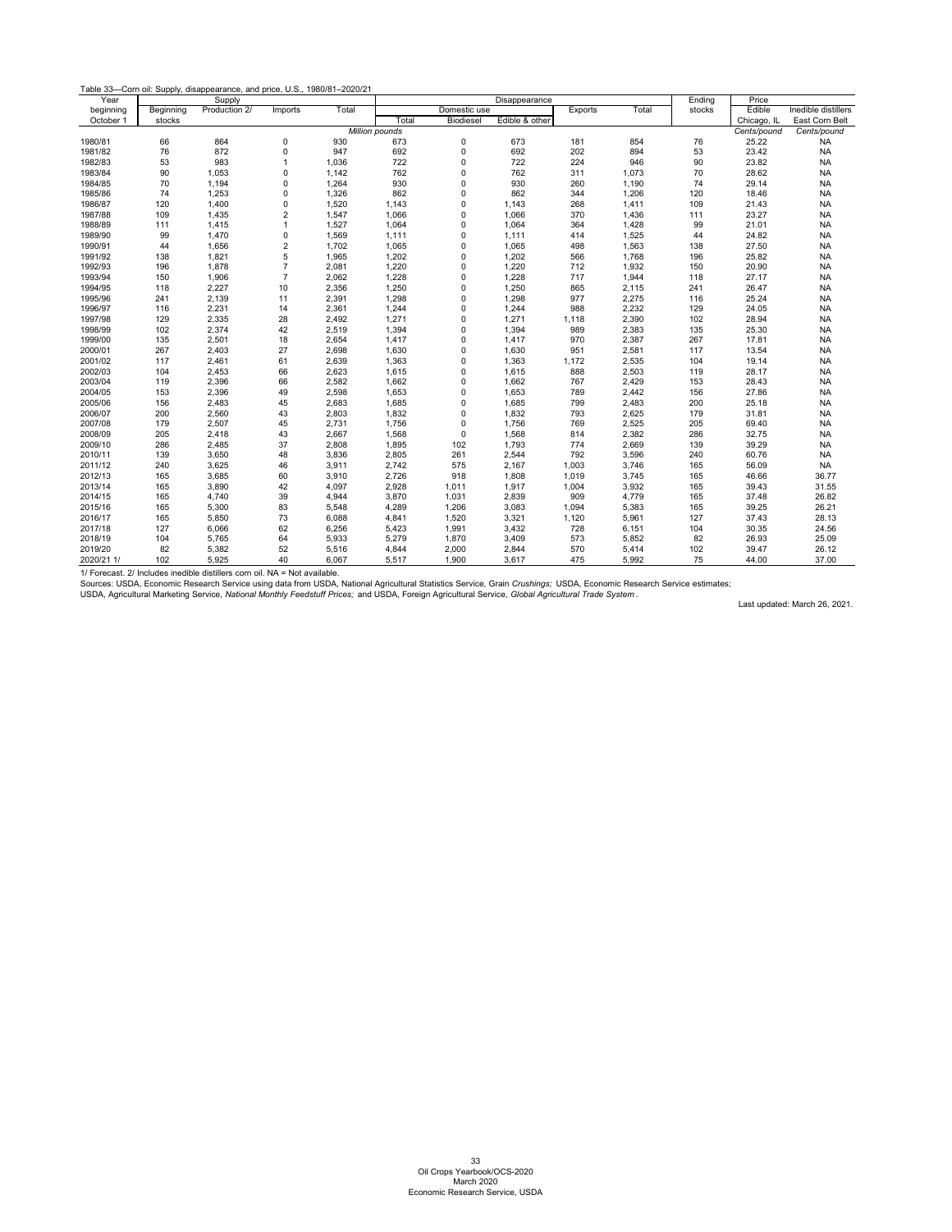Table 33—Corn oil: Supply, disappearance, and price, U.S., 1980/81–2020/21

| Year beginning October 1 | Supply | | | | Disappearance | | | | | Ending stocks | Price | |
|---|---|---|---|---|---|---|---|---|---|---|---|---|
| | Beginning stocks | Production 2/ | Imports | Total | Domestic use | | | Exports | Total | | Edible | Inedible distillers |
| | | | | | Total | Biodiesel | Edible & other | | | | Chicago, IL | East Corn Belt |
| | *Million pounds* | | | | | | | | | | *Cents/pound* | *Cents/pound* |
| 1980/81 | 66 | 864 | 0 | 930 | 673 | 0 | 673 | 181 | 854 | 76 | 25.22 | NA |
| 1981/82 | 76 | 872 | 0 | 947 | 692 | 0 | 692 | 202 | 894 | 53 | 23.42 | NA |
| 1982/83 | 53 | 983 | 1 | 1,036 | 722 | 0 | 722 | 224 | 946 | 90 | 23.82 | NA |
| 1983/84 | 90 | 1,053 | 0 | 1,142 | 762 | 0 | 762 | 311 | 1,073 | 70 | 28.62 | NA |
| 1984/85 | 70 | 1,194 | 0 | 1,264 | 930 | 0 | 930 | 260 | 1,190 | 74 | 29.14 | NA |
| 1985/86 | 74 | 1,253 | 0 | 1,326 | 862 | 0 | 862 | 344 | 1,206 | 120 | 18.46 | NA |
| 1986/87 | 120 | 1,400 | 0 | 1,520 | 1,143 | 0 | 1,143 | 268 | 1,411 | 109 | 21.43 | NA |
| 1987/88 | 109 | 1,435 | 2 | 1,547 | 1,066 | 0 | 1,066 | 370 | 1,436 | 111 | 23.27 | NA |
| 1988/89 | 111 | 1,415 | 1 | 1,527 | 1,064 | 0 | 1,064 | 364 | 1,428 | 99 | 21.01 | NA |
| 1989/90 | 99 | 1,470 | 0 | 1,569 | 1,111 | 0 | 1,111 | 414 | 1,525 | 44 | 24.82 | NA |
| 1990/91 | 44 | 1,656 | 2 | 1,702 | 1,065 | 0 | 1,065 | 498 | 1,563 | 138 | 27.50 | NA |
| 1991/92 | 138 | 1,821 | 5 | 1,965 | 1,202 | 0 | 1,202 | 566 | 1,768 | 196 | 25.82 | NA |
| 1992/93 | 196 | 1,878 | 7 | 2,081 | 1,220 | 0 | 1,220 | 712 | 1,932 | 150 | 20.90 | NA |
| 1993/94 | 150 | 1,906 | 7 | 2,062 | 1,228 | 0 | 1,228 | 717 | 1,944 | 118 | 27.17 | NA |
| 1994/95 | 118 | 2,227 | 10 | 2,356 | 1,250 | 0 | 1,250 | 865 | 2,115 | 241 | 26.47 | NA |
| 1995/96 | 241 | 2,139 | 11 | 2,391 | 1,298 | 0 | 1,298 | 977 | 2,275 | 116 | 25.24 | NA |
| 1996/97 | 116 | 2,231 | 14 | 2,361 | 1,244 | 0 | 1,244 | 988 | 2,232 | 129 | 24.05 | NA |
| 1997/98 | 129 | 2,335 | 28 | 2,492 | 1,271 | 0 | 1,271 | 1,118 | 2,390 | 102 | 28.94 | NA |
| 1998/99 | 102 | 2,374 | 42 | 2,519 | 1,394 | 0 | 1,394 | 989 | 2,383 | 135 | 25.30 | NA |
| 1999/00 | 135 | 2,501 | 18 | 2,654 | 1,417 | 0 | 1,417 | 970 | 2,387 | 267 | 17.81 | NA |
| 2000/01 | 267 | 2,403 | 27 | 2,698 | 1,630 | 0 | 1,630 | 951 | 2,581 | 117 | 13.54 | NA |
| 2001/02 | 117 | 2,461 | 61 | 2,639 | 1,363 | 0 | 1,363 | 1,172 | 2,535 | 104 | 19.14 | NA |
| 2002/03 | 104 | 2,453 | 66 | 2,623 | 1,615 | 0 | 1,615 | 888 | 2,503 | 119 | 28.17 | NA |
| 2003/04 | 119 | 2,396 | 66 | 2,582 | 1,662 | 0 | 1,662 | 767 | 2,429 | 153 | 28.43 | NA |
| 2004/05 | 153 | 2,396 | 49 | 2,598 | 1,653 | 0 | 1,653 | 789 | 2,442 | 156 | 27.86 | NA |
| 2005/06 | 156 | 2,483 | 45 | 2,683 | 1,685 | 0 | 1,685 | 799 | 2,483 | 200 | 25.18 | NA |
| 2006/07 | 200 | 2,560 | 43 | 2,803 | 1,832 | 0 | 1,832 | 793 | 2,625 | 179 | 31.81 | NA |
| 2007/08 | 179 | 2,507 | 45 | 2,731 | 1,756 | 0 | 1,756 | 769 | 2,525 | 205 | 69.40 | NA |
| 2008/09 | 205 | 2,418 | 43 | 2,667 | 1,568 | 0 | 1,568 | 814 | 2,382 | 286 | 32.75 | NA |
| 2009/10 | 286 | 2,485 | 37 | 2,808 | 1,895 | 102 | 1,793 | 774 | 2,669 | 139 | 39.29 | NA |
| 2010/11 | 139 | 3,650 | 48 | 3,836 | 2,805 | 261 | 2,544 | 792 | 3,596 | 240 | 60.76 | NA |
| 2011/12 | 240 | 3,625 | 46 | 3,911 | 2,742 | 575 | 2,167 | 1,003 | 3,746 | 165 | 56.09 | NA |
| 2012/13 | 165 | 3,685 | 60 | 3,910 | 2,726 | 918 | 1,808 | 1,019 | 3,745 | 165 | 46.66 | 36.77 |
| 2013/14 | 165 | 3,890 | 42 | 4,097 | 2,928 | 1,011 | 1,917 | 1,004 | 3,932 | 165 | 39.43 | 31.55 |
| 2014/15 | 165 | 4,740 | 39 | 4,944 | 3,870 | 1,031 | 2,839 | 909 | 4,779 | 165 | 37.48 | 26.82 |
| 2015/16 | 165 | 5,300 | 83 | 5,548 | 4,289 | 1,206 | 3,083 | 1,094 | 5,383 | 165 | 39.25 | 26.21 |
| 2016/17 | 165 | 5,850 | 73 | 6,088 | 4,841 | 1,520 | 3,321 | 1,120 | 5,961 | 127 | 37.43 | 28.13 |
| 2017/18 | 127 | 6,066 | 62 | 6,256 | 5,423 | 1,991 | 3,432 | 728 | 6,151 | 104 | 30.35 | 24.56 |
| 2018/19 | 104 | 5,765 | 64 | 5,933 | 5,279 | 1,870 | 3,409 | 573 | 5,852 | 82 | 26.93 | 25.09 |
| 2019/20 | 82 | 5,382 | 52 | 5,516 | 4,844 | 2,000 | 2,844 | 570 | 5,414 | 102 | 39.47 | 26.12 |
| 2020/21 1/ | 102 | 5,925 | 40 | 6,067 | 5,517 | 1,900 | 3,617 | 475 | 5,992 | 75 | 44.00 | 37.00 |

1/ Forecast. 2/ Includes inedible distillers corn oil. NA = Not available.

Sources: USDA, Economic Research Service using data from USDA, National Agricultural Statistics Service, Grain *Crushings;* USDA, Economic Research Service estimates; USDA, Agricultural Marketing Service, *National Monthly Feedstuff Prices;* and USDA, Foreign Agricultural Service, *Global Agricultural Trade System*.

Last updated: March 26, 2021.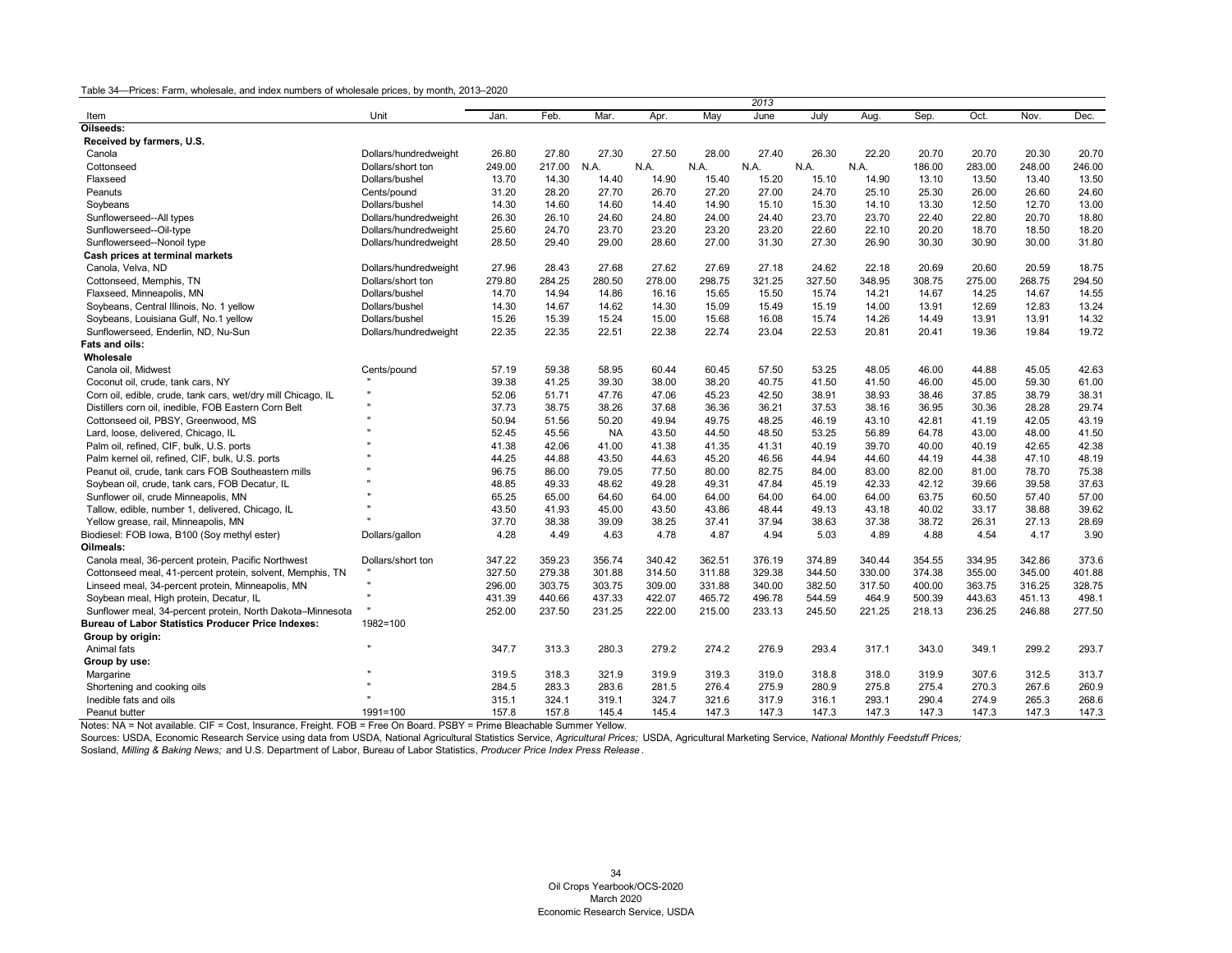Table 34—Prices: Farm, wholesale, and index numbers of wholesale prices, by month, 2013–2020

| Item | Unit | 2013 | | | | | | | | | | | |
|---|---|---|---|---|---|---|---|---|---|---|---|---|---|
| | | Jan. | Feb. | Mar. | Apr. | May | June | July | Aug. | Sep. | Oct. | Nov. | Dec. |
| **Oilseeds:** | | | | | | | | | | | | | |
| **Received by farmers, U.S.** | | | | | | | | | | | | | |
| Canola | Dollars/hundredweight | 26.80 | 27.80 | 27.30 | 27.50 | 28.00 | 27.40 | 26.30 | 22.20 | 20.70 | 20.70 | 20.30 | 20.70 |
| Cottonseed | Dollars/short ton | 249.00 | 217.00 | N.A. | N.A. | N.A. | N.A. | N.A. | N.A. | 186.00 | 283.00 | 248.00 | 246.00 |
| Flaxseed | Dollars/bushel | 13.70 | 14.30 | 14.40 | 14.90 | 15.40 | 15.20 | 15.10 | 14.90 | 13.10 | 13.50 | 13.40 | 13.50 |
| Peanuts | Cents/pound | 31.20 | 28.20 | 27.70 | 26.70 | 27.20 | 27.00 | 24.70 | 25.10 | 25.30 | 26.00 | 26.60 | 24.60 |
| Soybeans | Dollars/bushel | 14.30 | 14.60 | 14.60 | 14.40 | 14.90 | 15.10 | 15.30 | 14.10 | 13.30 | 12.50 | 12.70 | 13.00 |
| Sunflowerseed--All types | Dollars/hundredweight | 26.30 | 26.10 | 24.60 | 24.80 | 24.00 | 24.40 | 23.70 | 23.70 | 22.40 | 22.80 | 20.70 | 18.80 |
| Sunflowerseed--Oil-type | Dollars/hundredweight | 25.60 | 24.70 | 23.70 | 23.20 | 23.20 | 23.20 | 22.60 | 22.10 | 20.20 | 18.70 | 18.50 | 18.20 |
| Sunflowerseed--Nonoil type | Dollars/hundredweight | 28.50 | 29.40 | 29.00 | 28.60 | 27.00 | 31.30 | 27.30 | 26.90 | 30.30 | 30.90 | 30.00 | 31.80 |
| **Cash prices at terminal markets** | | | | | | | | | | | | | |
| Canola, Velva, ND | Dollars/hundredweight | 27.96 | 28.43 | 27.68 | 27.62 | 27.69 | 27.18 | 24.62 | 22.18 | 20.69 | 20.60 | 20.59 | 18.75 |
| Cottonseed, Memphis, TN | Dollars/short ton | 279.80 | 284.25 | 280.50 | 278.00 | 298.75 | 321.25 | 327.50 | 348.95 | 308.75 | 275.00 | 268.75 | 294.50 |
| Flaxseed, Minneapolis, MN | Dollars/bushel | 14.70 | 14.94 | 14.86 | 16.16 | 15.65 | 15.50 | 15.74 | 14.21 | 14.67 | 14.25 | 14.67 | 14.55 |
| Soybeans, Central Illinois, No. 1 yellow | Dollars/bushel | 14.30 | 14.67 | 14.62 | 14.30 | 15.09 | 15.49 | 15.19 | 14.00 | 13.91 | 12.69 | 12.83 | 13.24 |
| Soybeans, Louisiana Gulf, No.1 yellow | Dollars/bushel | 15.26 | 15.39 | 15.24 | 15.00 | 15.68 | 16.08 | 15.74 | 14.26 | 14.49 | 13.91 | 13.91 | 14.32 |
| Sunflowerseed, Enderlin, ND, Nu-Sun | Dollars/hundredweight | 22.35 | 22.35 | 22.51 | 22.38 | 22.74 | 23.04 | 22.53 | 20.81 | 20.41 | 19.36 | 19.84 | 19.72 |
| **Fats and oils:** | | | | | | | | | | | | | |
| **Wholesale** | | | | | | | | | | | | | |
| Canola oil, Midwest | Cents/pound | 57.19 | 59.38 | 58.95 | 60.44 | 60.45 | 57.50 | 53.25 | 48.05 | 46.00 | 44.88 | 45.05 | 42.63 |
| Coconut oil, crude, tank cars, NY | " | 39.38 | 41.25 | 39.30 | 38.00 | 38.20 | 40.75 | 41.50 | 41.50 | 46.00 | 45.00 | 59.30 | 61.00 |
| Corn oil, edible, crude, tank cars, wet/dry mill Chicago, IL | " | 52.06 | 51.71 | 47.76 | 47.06 | 45.23 | 42.50 | 38.91 | 38.93 | 38.46 | 37.85 | 38.79 | 38.31 |
| Distillers corn oil, inedible, FOB Eastern Corn Belt | " | 37.73 | 38.75 | 38.26 | 37.68 | 36.36 | 36.21 | 37.53 | 38.16 | 36.95 | 30.36 | 28.28 | 29.74 |
| Cottonseed oil, PBSY, Greenwood, MS | " | 50.94 | 51.56 | 50.20 | 49.94 | 49.75 | 48.25 | 46.19 | 43.10 | 42.81 | 41.19 | 42.05 | 43.19 |
| Lard, loose, delivered, Chicago, IL | " | 52.45 | 45.56 | NA | 43.50 | 44.50 | 48.50 | 53.25 | 56.89 | 64.78 | 43.00 | 48.00 | 41.50 |
| Palm oil, refined, CIF, bulk, U.S. ports | " | 41.38 | 42.06 | 41.00 | 41.38 | 41.35 | 41.31 | 40.19 | 39.70 | 40.00 | 40.19 | 42.65 | 42.38 |
| Palm kernel oil, refined, CIF, bulk, U.S. ports | " | 44.25 | 44.88 | 43.50 | 44.63 | 45.20 | 46.56 | 44.94 | 44.60 | 44.19 | 44.38 | 47.10 | 48.19 |
| Peanut oil, crude, tank cars FOB Southeastern mills | " | 96.75 | 86.00 | 79.05 | 77.50 | 80.00 | 82.75 | 84.00 | 83.00 | 82.00 | 81.00 | 78.70 | 75.38 |
| Soybean oil, crude, tank cars, FOB Decatur, IL | " | 48.85 | 49.33 | 48.62 | 49.28 | 49.31 | 47.84 | 45.19 | 42.33 | 42.12 | 39.66 | 39.58 | 37.63 |
| Sunflower oil, crude Minneapolis, MN | " | 65.25 | 65.00 | 64.60 | 64.00 | 64.00 | 64.00 | 64.00 | 64.00 | 63.75 | 60.50 | 57.40 | 57.00 |
| Tallow, edible, number 1, delivered, Chicago, IL | " | 43.50 | 41.93 | 45.00 | 43.50 | 43.86 | 48.44 | 49.13 | 43.18 | 40.02 | 33.17 | 38.88 | 39.62 |
| Yellow grease, rail, Minneapolis, MN | " | 37.70 | 38.38 | 39.09 | 38.25 | 37.41 | 37.94 | 38.63 | 37.38 | 38.72 | 26.31 | 27.13 | 28.69 |
| Biodiesel: FOB Iowa, B100 (Soy methyl ester) | Dollars/gallon | 4.28 | 4.49 | 4.63 | 4.78 | 4.87 | 4.94 | 5.03 | 4.89 | 4.88 | 4.54 | 4.17 | 3.90 |
| **Oilmeals:** | | | | | | | | | | | | | |
| Canola meal, 36-percent protein, Pacific Northwest | Dollars/short ton | 347.22 | 359.23 | 356.74 | 340.42 | 362.51 | 376.19 | 374.89 | 340.44 | 354.55 | 334.95 | 342.86 | 373.6 |
| Cottonseed meal, 41-percent protein, solvent, Memphis, TN | " | 327.50 | 279.38 | 301.88 | 314.50 | 311.88 | 329.38 | 344.50 | 330.00 | 374.38 | 355.00 | 345.00 | 401.88 |
| Linseed meal, 34-percent protein, Minneapolis, MN | " | 296.00 | 303.75 | 303.75 | 309.00 | 331.88 | 340.00 | 382.50 | 317.50 | 400.00 | 363.75 | 316.25 | 328.75 |
| Soybean meal, High protein, Decatur, IL | " | 431.39 | 440.66 | 437.33 | 422.07 | 465.72 | 496.78 | 544.59 | 464.9 | 500.39 | 443.63 | 451.13 | 498.1 |
| Sunflower meal, 34-percent protein, North Dakota–Minnesota | " | 252.00 | 237.50 | 231.25 | 222.00 | 215.00 | 233.13 | 245.50 | 221.25 | 218.13 | 236.25 | 246.88 | 277.50 |
| **Bureau of Labor Statistics Producer Price Indexes:** | 1982=100 | | | | | | | | | | | | |
| **Group by origin:** | | | | | | | | | | | | | |
| Animal fats | " | 347.7 | 313.3 | 280.3 | 279.2 | 274.2 | 276.9 | 293.4 | 317.1 | 343.0 | 349.1 | 299.2 | 293.7 |
| **Group by use:** | | | | | | | | | | | | | |
| Margarine | " | 319.5 | 318.3 | 321.9 | 319.9 | 319.3 | 319.0 | 318.8 | 318.0 | 319.9 | 307.6 | 312.5 | 313.7 |
| Shortening and cooking oils | " | 284.5 | 283.3 | 283.6 | 281.5 | 276.4 | 275.9 | 280.9 | 275.8 | 275.4 | 270.3 | 267.6 | 260.9 |
| Inedible fats and oils | " | 315.1 | 324.1 | 319.1 | 324.7 | 321.6 | 317.9 | 316.1 | 293.1 | 290.4 | 274.9 | 265.3 | 268.6 |
| Peanut butter | 1991=100 | 157.8 | 157.8 | 145.4 | 145.4 | 147.3 | 147.3 | 147.3 | 147.3 | 147.3 | 147.3 | 147.3 | 147.3 |

Notes: NA = Not available. CIF = Cost, Insurance, Freight. FOB = Free On Board. PSBY = Prime Bleachable Summer Yellow.

Sources: USDA, Economic Research Service using data from USDA, National Agricultural Statistics Service, *Agricultural Prices;* USDA, Agricultural Marketing Service, *National Monthly Feedstuff Prices;* Sosland, *Milling & Baking News;* and U.S. Department of Labor, Bureau of Labor Statistics, *Producer Price Index Press Release*.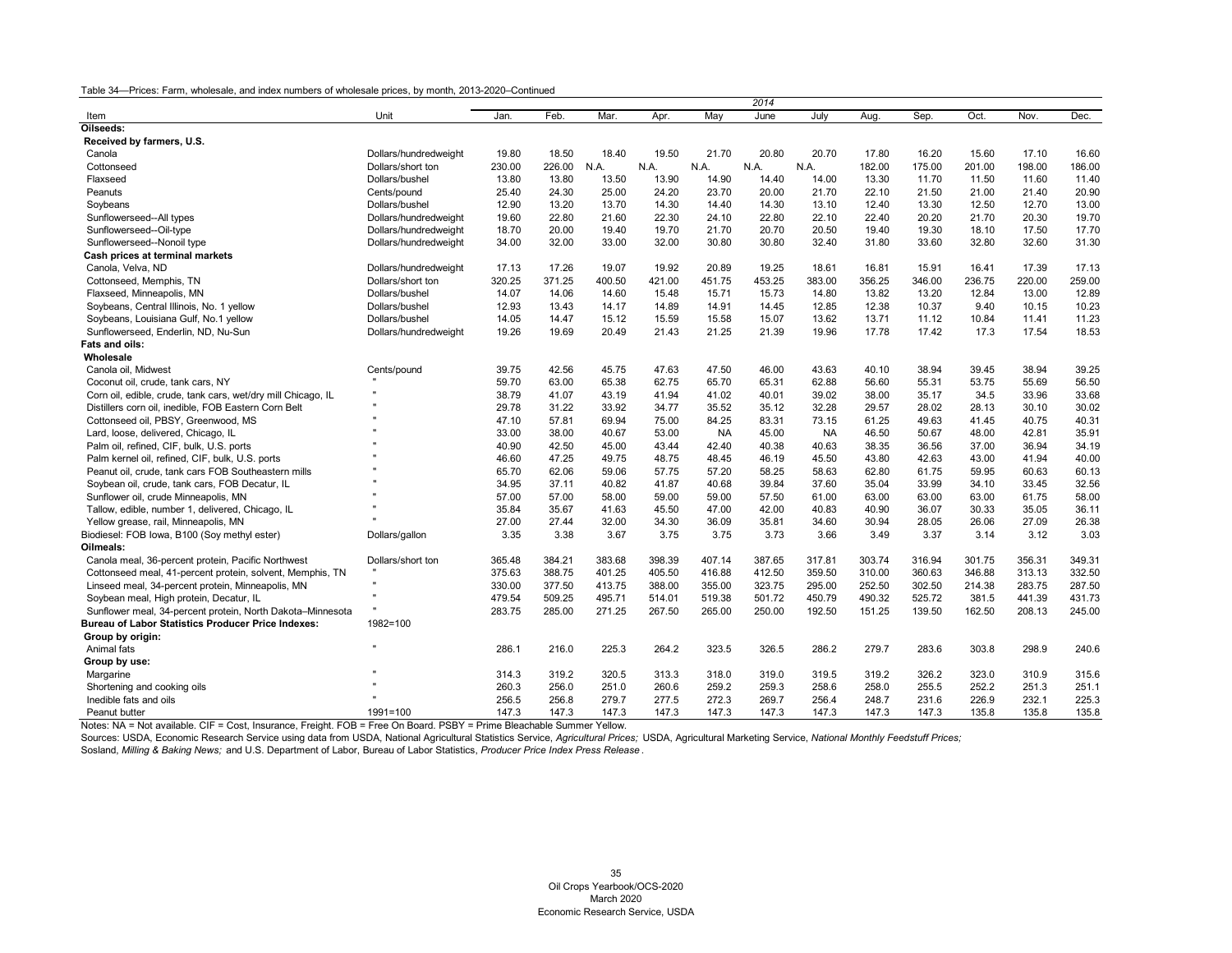Table 34—Prices: Farm, wholesale, and index numbers of wholesale prices, by month, 2013-2020–Continued

| Item | Unit | 2014 Jan. | Feb. | Mar. | Apr. | May | June | July | Aug. | Sep. | Oct. | Nov. | Dec. |
|---|---|---|---|---|---|---|---|---|---|---|---|---|---|
| **Oilseeds:** | | | | | | | | | | | | | |
| **Received by farmers, U.S.** | | | | | | | | | | | | | |
| Canola | Dollars/hundredweight | 19.80 | 18.50 | 18.40 | 19.50 | 21.70 | 20.80 | 20.70 | 17.80 | 16.20 | 15.60 | 17.10 | 16.60 |
| Cottonseed | Dollars/short ton | 230.00 | 226.00 | N.A. | N.A. | N.A. | N.A. | N.A. | 182.00 | 175.00 | 201.00 | 198.00 | 186.00 |
| Flaxseed | Dollars/bushel | 13.80 | 13.80 | 13.50 | 13.90 | 14.90 | 14.40 | 14.00 | 13.30 | 11.70 | 11.50 | 11.60 | 11.40 |
| Peanuts | Cents/pound | 25.40 | 24.30 | 25.00 | 24.20 | 23.70 | 20.00 | 21.70 | 22.10 | 21.50 | 21.00 | 21.40 | 20.90 |
| Soybeans | Dollars/bushel | 12.90 | 13.20 | 13.70 | 14.30 | 14.40 | 14.30 | 13.10 | 12.40 | 13.30 | 12.50 | 12.70 | 13.00 |
| Sunflowerseed--All types | Dollars/hundredweight | 19.60 | 22.80 | 21.60 | 22.30 | 24.10 | 22.80 | 22.10 | 22.40 | 20.20 | 21.70 | 20.30 | 19.70 |
| Sunflowerseed--Oil-type | Dollars/hundredweight | 18.70 | 20.00 | 19.40 | 19.70 | 21.70 | 20.70 | 20.50 | 19.40 | 19.30 | 18.10 | 17.50 | 17.70 |
| Sunflowerseed--Nonoil type | Dollars/hundredweight | 34.00 | 32.00 | 33.00 | 32.00 | 30.80 | 30.80 | 32.40 | 31.80 | 33.60 | 32.80 | 32.60 | 31.30 |
| **Cash prices at terminal markets** | | | | | | | | | | | | | |
| Canola, Velva, ND | Dollars/hundredweight | 17.13 | 17.26 | 19.07 | 19.92 | 20.89 | 19.25 | 18.61 | 16.81 | 15.91 | 16.41 | 17.39 | 17.13 |
| Cottonseed, Memphis, TN | Dollars/short ton | 320.25 | 371.25 | 400.50 | 421.00 | 451.75 | 453.25 | 383.00 | 356.25 | 346.00 | 236.75 | 220.00 | 259.00 |
| Flaxseed, Minneapolis, MN | Dollars/bushel | 14.07 | 14.06 | 14.60 | 15.48 | 15.71 | 15.73 | 14.80 | 13.82 | 13.20 | 12.84 | 13.00 | 12.89 |
| Soybeans, Central Illinois, No. 1 yellow | Dollars/bushel | 12.93 | 13.43 | 14.17 | 14.89 | 14.91 | 14.45 | 12.85 | 12.38 | 10.37 | 9.40 | 10.15 | 10.23 |
| Soybeans, Louisiana Gulf, No.1 yellow | Dollars/bushel | 14.05 | 14.47 | 15.12 | 15.59 | 15.58 | 15.07 | 13.62 | 13.71 | 11.12 | 10.84 | 11.41 | 11.23 |
| Sunflowerseed, Enderlin, ND, Nu-Sun | Dollars/hundredweight | 19.26 | 19.69 | 20.49 | 21.43 | 21.25 | 21.39 | 19.96 | 17.78 | 17.42 | 17.3 | 17.54 | 18.53 |
| **Fats and oils:** | | | | | | | | | | | | | |
| **Wholesale** | | | | | | | | | | | | | |
| Canola oil, Midwest | Cents/pound | 39.75 | 42.56 | 45.75 | 47.63 | 47.50 | 46.00 | 43.63 | 40.10 | 38.94 | 39.45 | 38.94 | 39.25 |
| Coconut oil, crude, tank cars, NY | " | 59.70 | 63.00 | 65.38 | 62.75 | 65.70 | 65.31 | 62.88 | 56.60 | 55.31 | 53.75 | 55.69 | 56.50 |
| Corn oil, edible, crude, tank cars, wet/dry mill Chicago, IL | " | 38.79 | 41.07 | 43.19 | 41.94 | 41.02 | 40.01 | 39.02 | 38.00 | 35.17 | 34.5 | 33.96 | 33.68 |
| Distillers corn oil, inedible, FOB Eastern Corn Belt | " | 29.78 | 31.22 | 33.92 | 34.77 | 35.52 | 35.12 | 32.28 | 29.57 | 28.02 | 28.13 | 30.10 | 30.02 |
| Cottonseed oil, PBSY, Greenwood, MS | " | 47.10 | 57.81 | 69.94 | 75.00 | 84.25 | 83.31 | 73.15 | 61.25 | 49.63 | 41.45 | 40.75 | 40.31 |
| Lard, loose, delivered, Chicago, IL | " | 33.00 | 38.00 | 40.67 | 53.00 | NA | 45.00 | NA | 46.50 | 50.67 | 48.00 | 42.81 | 35.91 |
| Palm oil, refined, CIF, bulk, U.S. ports | " | 40.90 | 42.50 | 45.00 | 43.44 | 42.40 | 40.38 | 40.63 | 38.35 | 36.56 | 37.00 | 36.94 | 34.19 |
| Palm kernel oil, refined, CIF, bulk, U.S. ports | " | 46.60 | 47.25 | 49.75 | 48.75 | 48.45 | 46.19 | 45.50 | 43.80 | 42.63 | 43.00 | 41.94 | 40.00 |
| Peanut oil, crude, tank cars FOB Southeastern mills | " | 65.70 | 62.06 | 59.06 | 57.75 | 57.20 | 58.25 | 58.63 | 62.80 | 61.75 | 59.95 | 60.63 | 60.13 |
| Soybean oil, crude, tank cars, FOB Decatur, IL | " | 34.95 | 37.11 | 40.82 | 41.87 | 40.68 | 39.84 | 37.60 | 35.04 | 33.99 | 34.10 | 33.45 | 32.56 |
| Sunflower oil, crude Minneapolis, MN | " | 57.00 | 57.00 | 58.00 | 59.00 | 59.00 | 57.50 | 61.00 | 63.00 | 63.00 | 63.00 | 61.75 | 58.00 |
| Tallow, edible, number 1, delivered, Chicago, IL | " | 35.84 | 35.67 | 41.63 | 45.50 | 47.00 | 42.00 | 40.83 | 40.90 | 36.07 | 30.33 | 35.05 | 36.11 |
| Yellow grease, rail, Minneapolis, MN | " | 27.00 | 27.44 | 32.00 | 34.30 | 36.09 | 35.81 | 34.60 | 30.94 | 28.05 | 26.06 | 27.09 | 26.38 |
| Biodiesel: FOB Iowa, B100 (Soy methyl ester) | Dollars/gallon | 3.35 | 3.38 | 3.67 | 3.75 | 3.75 | 3.73 | 3.66 | 3.49 | 3.37 | 3.14 | 3.12 | 3.03 |
| **Oilmeals:** | | | | | | | | | | | | | |
| Canola meal, 36-percent protein, Pacific Northwest | Dollars/short ton | 365.48 | 384.21 | 383.68 | 398.39 | 407.14 | 387.65 | 317.81 | 303.74 | 316.94 | 301.75 | 356.31 | 349.31 |
| Cottonseed meal, 41-percent protein, solvent, Memphis, TN | " | 375.63 | 388.75 | 401.25 | 405.50 | 416.88 | 412.50 | 359.50 | 310.00 | 360.63 | 346.88 | 313.13 | 332.50 |
| Linseed meal, 34-percent protein, Minneapolis, MN | " | 330.00 | 377.50 | 413.75 | 388.00 | 355.00 | 323.75 | 295.00 | 252.50 | 302.50 | 214.38 | 283.75 | 287.50 |
| Soybean meal, High protein, Decatur, IL | " | 479.54 | 509.25 | 495.71 | 514.01 | 519.38 | 501.72 | 450.79 | 490.32 | 525.72 | 381.5 | 441.39 | 431.73 |
| Sunflower meal, 34-percent protein, North Dakota–Minnesota | " | 283.75 | 285.00 | 271.25 | 267.50 | 265.00 | 250.00 | 192.50 | 151.25 | 139.50 | 162.50 | 208.13 | 245.00 |
| **Bureau of Labor Statistics Producer Price Indexes:** | 1982=100 | | | | | | | | | | | | |
| **Group by origin:** | | | | | | | | | | | | | |
| Animal fats | " | 286.1 | 216.0 | 225.3 | 264.2 | 323.5 | 326.5 | 286.2 | 279.7 | 283.6 | 303.8 | 298.9 | 240.6 |
| **Group by use:** | | | | | | | | | | | | | |
| Margarine | " | 314.3 | 319.2 | 320.5 | 313.3 | 318.0 | 319.0 | 319.5 | 319.2 | 326.2 | 323.0 | 310.9 | 315.6 |
| Shortening and cooking oils | " | 260.3 | 256.0 | 251.0 | 260.6 | 259.2 | 259.3 | 258.6 | 258.0 | 255.5 | 252.2 | 251.3 | 251.1 |
| Inedible fats and oils | " | 256.5 | 256.8 | 279.7 | 277.5 | 272.3 | 269.7 | 256.4 | 248.7 | 231.6 | 226.9 | 232.1 | 225.3 |
| Peanut butter | 1991=100 | 147.3 | 147.3 | 147.3 | 147.3 | 147.3 | 147.3 | 147.3 | 147.3 | 147.3 | 135.8 | 135.8 | 135.8 |

Notes: NA = Not available. CIF = Cost, Insurance, Freight. FOB = Free On Board. PSBY = Prime Bleachable Summer Yellow.

Sources: USDA, Economic Research Service using data from USDA, National Agricultural Statistics Service, *Agricultural Prices;* USDA, Agricultural Marketing Service, *National Monthly Feedstuff Prices;* Sosland, *Milling & Baking News;* and U.S. Department of Labor, Bureau of Labor Statistics, *Producer Price Index Press Release* .

Oil Crops Yearbook/OCS-2020
March 2020
Economic Research Service, USDA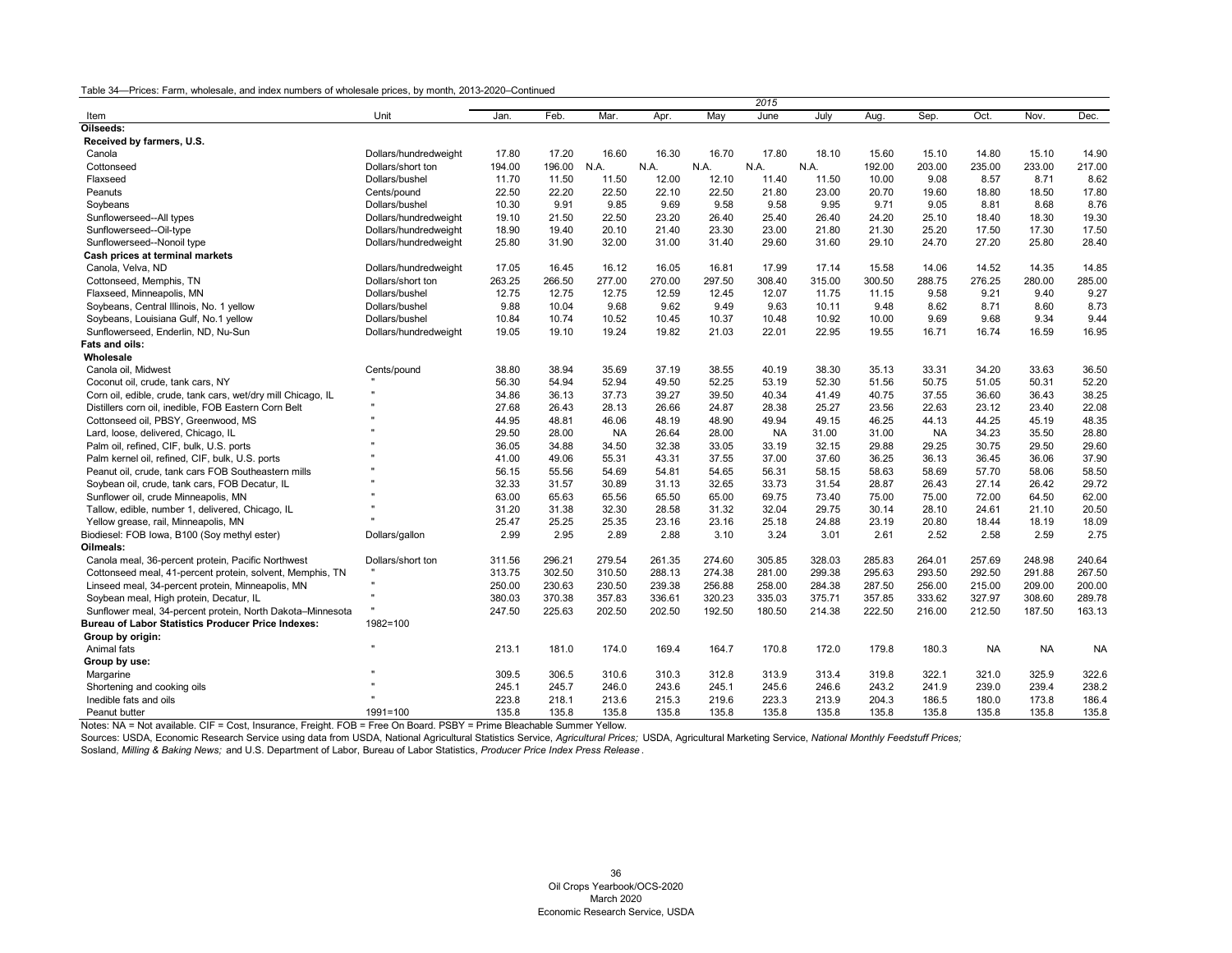Table 34—Prices: Farm, wholesale, and index numbers of wholesale prices, by month, 2013-2020–Continued

| Item | Unit | 2015 | | | | | | | | | | | |
|---|---|---|---|---|---|---|---|---|---|---|---|---|---|
| | | Jan. | Feb. | Mar. | Apr. | May | June | July | Aug. | Sep. | Oct. | Nov. | Dec. |
| **Oilseeds:** | | | | | | | | | | | | | |
| **Received by farmers, U.S.** | | | | | | | | | | | | | |
| Canola | Dollars/hundredweight | 17.80 | 17.20 | 16.60 | 16.30 | 16.70 | 17.80 | 18.10 | 15.60 | 15.10 | 14.80 | 15.10 | 14.90 |
| Cottonseed | Dollars/short ton | 194.00 | 196.00 | N.A. | N.A. | N.A. | N.A. | N.A. | 192.00 | 203.00 | 235.00 | 233.00 | 217.00 |
| Flaxseed | Dollars/bushel | 11.70 | 11.50 | 11.50 | 12.00 | 12.10 | 11.40 | 11.50 | 10.00 | 9.08 | 8.57 | 8.71 | 8.62 |
| Peanuts | Cents/pound | 22.50 | 22.20 | 22.50 | 22.10 | 22.50 | 21.80 | 23.00 | 20.70 | 19.60 | 18.80 | 18.50 | 17.80 |
| Soybeans | Dollars/bushel | 10.30 | 9.91 | 9.85 | 9.69 | 9.58 | 9.58 | 9.95 | 9.71 | 9.05 | 8.81 | 8.68 | 8.76 |
| Sunflowerseed--All types | Dollars/hundredweight | 19.10 | 21.50 | 22.50 | 23.20 | 26.40 | 25.40 | 26.40 | 24.20 | 25.10 | 18.40 | 18.30 | 19.30 |
| Sunflowerseed--Oil-type | Dollars/hundredweight | 18.90 | 19.40 | 20.10 | 21.40 | 23.30 | 23.00 | 21.80 | 21.30 | 25.20 | 17.50 | 17.30 | 17.50 |
| Sunflowerseed--Nonoil type | Dollars/hundredweight | 25.80 | 31.90 | 32.00 | 31.00 | 31.40 | 29.60 | 31.60 | 29.10 | 24.70 | 27.20 | 25.80 | 28.40 |
| **Cash prices at terminal markets** | | | | | | | | | | | | | |
| Canola, Velva, ND | Dollars/hundredweight | 17.05 | 16.45 | 16.12 | 16.05 | 16.81 | 17.99 | 17.14 | 15.58 | 14.06 | 14.52 | 14.35 | 14.85 |
| Cottonseed, Memphis, TN | Dollars/short ton | 263.25 | 266.50 | 277.00 | 270.00 | 297.50 | 308.40 | 315.00 | 300.50 | 288.75 | 276.25 | 280.00 | 285.00 |
| Flaxseed, Minneapolis, MN | Dollars/bushel | 12.75 | 12.75 | 12.75 | 12.59 | 12.45 | 12.07 | 11.75 | 11.15 | 9.58 | 9.21 | 9.40 | 9.27 |
| Soybeans, Central Illinois, No. 1 yellow | Dollars/bushel | 9.88 | 10.04 | 9.68 | 9.62 | 9.49 | 9.63 | 10.11 | 9.48 | 8.62 | 8.71 | 8.60 | 8.73 |
| Soybeans, Louisiana Gulf, No.1 yellow | Dollars/bushel | 10.84 | 10.74 | 10.52 | 10.45 | 10.37 | 10.48 | 10.92 | 10.00 | 9.69 | 9.68 | 9.34 | 9.44 |
| Sunflowerseed, Enderlin, ND, Nu-Sun | Dollars/hundredweight | 19.05 | 19.10 | 19.24 | 19.82 | 21.03 | 22.01 | 22.95 | 19.55 | 16.71 | 16.74 | 16.59 | 16.95 |
| **Fats and oils:** | | | | | | | | | | | | | |
| **Wholesale** | | | | | | | | | | | | | |
| Canola oil, Midwest | Cents/pound | 38.80 | 38.94 | 35.69 | 37.19 | 38.55 | 40.19 | 38.30 | 35.13 | 33.31 | 34.20 | 33.63 | 36.50 |
| Coconut oil, crude, tank cars, NY | " | 56.30 | 54.94 | 52.94 | 49.50 | 52.25 | 53.19 | 52.30 | 51.56 | 50.75 | 51.05 | 50.31 | 52.20 |
| Corn oil, edible, crude, tank cars, wet/dry mill Chicago, IL | " | 34.86 | 36.13 | 37.73 | 39.27 | 39.50 | 40.34 | 41.49 | 40.75 | 37.55 | 36.60 | 36.43 | 38.25 |
| Distillers corn oil, inedible, FOB Eastern Corn Belt | " | 27.68 | 26.43 | 28.13 | 26.66 | 24.87 | 28.38 | 25.27 | 23.56 | 22.63 | 23.12 | 23.40 | 22.08 |
| Cottonseed oil, PBSY, Greenwood, MS | " | 44.95 | 48.81 | 46.06 | 48.19 | 48.90 | 49.94 | 49.15 | 46.25 | 44.13 | 44.25 | 45.19 | 48.35 |
| Lard, loose, delivered, Chicago, IL | " | 29.50 | 28.00 | NA | 26.64 | 28.00 | NA | 31.00 | 31.00 | NA | 34.23 | 35.50 | 28.80 |
| Palm oil, refined, CIF, bulk, U.S. ports | " | 36.05 | 34.88 | 34.50 | 32.38 | 33.05 | 33.19 | 32.15 | 29.88 | 29.25 | 30.75 | 29.50 | 29.60 |
| Palm kernel oil, refined, CIF, bulk, U.S. ports | " | 41.00 | 49.06 | 55.31 | 43.31 | 37.55 | 37.00 | 37.60 | 36.25 | 36.13 | 36.45 | 36.06 | 37.90 |
| Peanut oil, crude, tank cars FOB Southeastern mills | " | 56.15 | 55.56 | 54.69 | 54.81 | 54.65 | 56.31 | 58.15 | 58.63 | 58.69 | 57.70 | 58.06 | 58.50 |
| Soybean oil, crude, tank cars, FOB Decatur, IL | " | 32.33 | 31.57 | 30.89 | 31.13 | 32.65 | 33.73 | 31.54 | 28.87 | 26.43 | 27.14 | 26.42 | 29.72 |
| Sunflower oil, crude Minneapolis, MN | " | 63.00 | 65.63 | 65.56 | 65.50 | 65.00 | 69.75 | 73.40 | 75.00 | 75.00 | 72.00 | 64.50 | 62.00 |
| Tallow, edible, number 1, delivered, Chicago, IL | " | 31.20 | 31.38 | 32.30 | 28.58 | 31.32 | 32.04 | 29.75 | 30.14 | 28.10 | 24.61 | 21.10 | 20.50 |
| Yellow grease, rail, Minneapolis, MN | " | 25.47 | 25.25 | 25.35 | 23.16 | 23.16 | 25.18 | 24.88 | 23.19 | 20.80 | 18.44 | 18.19 | 18.09 |
| Biodiesel: FOB Iowa, B100 (Soy methyl ester) | Dollars/gallon | 2.99 | 2.95 | 2.89 | 2.88 | 3.10 | 3.24 | 3.01 | 2.61 | 2.52 | 2.58 | 2.59 | 2.75 |
| **Oilmeals:** | | | | | | | | | | | | | |
| Canola meal, 36-percent protein, Pacific Northwest | Dollars/short ton | 311.56 | 296.21 | 279.54 | 261.35 | 274.60 | 305.85 | 328.03 | 285.83 | 264.01 | 257.69 | 248.98 | 240.64 |
| Cottonseed meal, 41-percent protein, solvent, Memphis, TN | " | 313.75 | 302.50 | 310.50 | 288.13 | 274.38 | 281.00 | 299.38 | 295.63 | 293.50 | 292.50 | 291.88 | 267.50 |
| Linseed meal, 34-percent protein, Minneapolis, MN | " | 250.00 | 230.63 | 230.50 | 239.38 | 256.88 | 258.00 | 284.38 | 287.50 | 256.00 | 215.00 | 209.00 | 200.00 |
| Soybean meal, High protein, Decatur, IL | " | 380.03 | 370.38 | 357.83 | 336.61 | 320.23 | 335.03 | 375.71 | 357.85 | 333.62 | 327.97 | 308.60 | 289.78 |
| Sunflower meal, 34-percent protein, North Dakota–Minnesota | " | 247.50 | 225.63 | 202.50 | 202.50 | 192.50 | 180.50 | 214.38 | 222.50 | 216.00 | 212.50 | 187.50 | 163.13 |
| **Bureau of Labor Statistics Producer Price Indexes:** | 1982=100 | | | | | | | | | | | | |
| **Group by origin:** | | | | | | | | | | | | | |
| Animal fats | " | 213.1 | 181.0 | 174.0 | 169.4 | 164.7 | 170.8 | 172.0 | 179.8 | 180.3 | NA | NA | NA |
| **Group by use:** | | | | | | | | | | | | | |
| Margarine | " | 309.5 | 306.5 | 310.6 | 310.3 | 312.8 | 313.9 | 313.4 | 319.8 | 322.1 | 321.0 | 325.9 | 322.6 |
| Shortening and cooking oils | " | 245.1 | 245.7 | 246.0 | 243.6 | 245.1 | 245.6 | 246.6 | 243.2 | 241.9 | 239.0 | 239.4 | 238.2 |
| Inedible fats and oils | " | 223.8 | 218.1 | 213.6 | 215.3 | 219.6 | 223.3 | 213.9 | 204.3 | 186.5 | 180.0 | 173.8 | 186.4 |
| Peanut butter | 1991=100 | 135.8 | 135.8 | 135.8 | 135.8 | 135.8 | 135.8 | 135.8 | 135.8 | 135.8 | 135.8 | 135.8 | 135.8 |

Notes: NA = Not available. CIF = Cost, Insurance, Freight. FOB = Free On Board. PSBY = Prime Bleachable Summer Yellow.

Sources: USDA, Economic Research Service using data from USDA, National Agricultural Statistics Service, *Agricultural Prices;* USDA, Agricultural Marketing Service, *National Monthly Feedstuff Prices;* Sosland, *Milling & Baking News;* and U.S. Department of Labor, Bureau of Labor Statistics, *Producer Price Index Press Release* .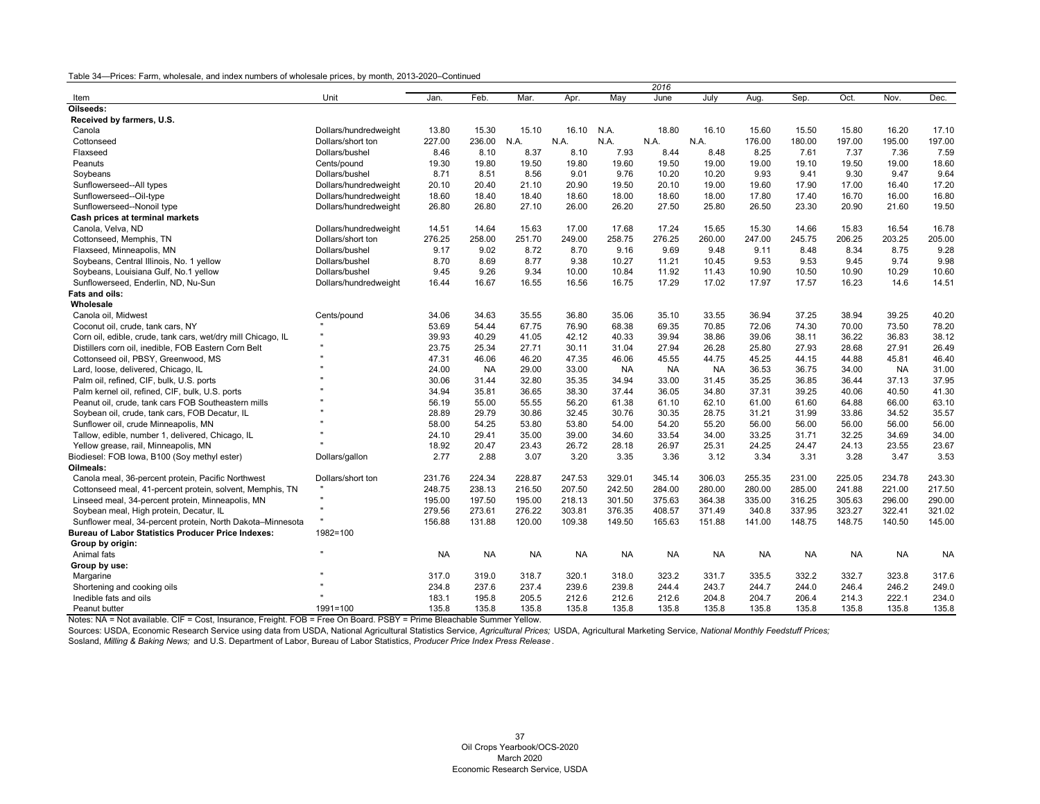Table 34—Prices: Farm, wholesale, and index numbers of wholesale prices, by month, 2013-2020–Continued

| Item | Unit | 2016 | | | | | | | | | | | |
|---|---|---|---|---|---|---|---|---|---|---|---|---|---|
| | | Jan. | Feb. | Mar. | Apr. | May | June | July | Aug. | Sep. | Oct. | Nov. | Dec. |
| **Oilseeds:** | | | | | | | | | | | | | |
| **Received by farmers, U.S.** | | | | | | | | | | | | | |
| Canola | Dollars/hundredweight | 13.80 | 15.30 | 15.10 | 16.10 | N.A. | 18.80 | 16.10 | 15.60 | 15.50 | 15.80 | 16.20 | 17.10 |
| Cottonseed | Dollars/short ton | 227.00 | 236.00 | N.A. | N.A. | N.A. | N.A. | N.A. | 176.00 | 180.00 | 197.00 | 195.00 | 197.00 |
| Flaxseed | Dollars/bushel | 8.46 | 8.10 | 8.37 | 8.10 | 7.93 | 8.44 | 8.48 | 8.25 | 7.61 | 7.37 | 7.36 | 7.59 |
| Peanuts | Cents/pound | 19.30 | 19.80 | 19.50 | 19.80 | 19.60 | 19.50 | 19.00 | 19.00 | 19.10 | 19.50 | 19.00 | 18.60 |
| Soybeans | Dollars/bushel | 8.71 | 8.51 | 8.56 | 9.01 | 9.76 | 10.20 | 10.20 | 9.93 | 9.41 | 9.30 | 9.47 | 9.64 |
| Sunflowerseed--All types | Dollars/hundredweight | 20.10 | 20.40 | 21.10 | 20.90 | 19.50 | 20.10 | 19.00 | 19.60 | 17.90 | 17.00 | 16.40 | 17.20 |
| Sunflowerseed--Oil-type | Dollars/hundredweight | 18.60 | 18.40 | 18.40 | 18.60 | 18.00 | 18.60 | 18.00 | 17.80 | 17.40 | 16.70 | 16.00 | 16.80 |
| Sunflowerseed--Nonoil type | Dollars/hundredweight | 26.80 | 26.80 | 27.10 | 26.00 | 26.20 | 27.50 | 25.80 | 26.50 | 23.30 | 20.90 | 21.60 | 19.50 |
| **Cash prices at terminal markets** | | | | | | | | | | | | | |
| Canola, Velva, ND | Dollars/hundredweight | 14.51 | 14.64 | 15.63 | 17.00 | 17.68 | 17.24 | 15.65 | 15.30 | 14.66 | 15.83 | 16.54 | 16.78 |
| Cottonseed, Memphis, TN | Dollars/short ton | 276.25 | 258.00 | 251.70 | 249.00 | 258.75 | 276.25 | 260.00 | 247.00 | 245.75 | 206.25 | 203.25 | 205.00 |
| Flaxseed, Minneapolis, MN | Dollars/bushel | 9.17 | 9.02 | 8.72 | 8.70 | 9.16 | 9.69 | 9.48 | 9.11 | 8.48 | 8.34 | 8.75 | 9.28 |
| Soybeans, Central Illinois, No. 1 yellow | Dollars/bushel | 8.70 | 8.69 | 8.77 | 9.38 | 10.27 | 11.21 | 10.45 | 9.53 | 9.53 | 9.45 | 9.74 | 9.98 |
| Soybeans, Louisiana Gulf, No.1 yellow | Dollars/bushel | 9.45 | 9.26 | 9.34 | 10.00 | 10.84 | 11.92 | 11.43 | 10.90 | 10.50 | 10.90 | 10.29 | 10.60 |
| Sunflowerseed, Enderlin, ND, Nu-Sun | Dollars/hundredweight | 16.44 | 16.67 | 16.55 | 16.56 | 16.75 | 17.29 | 17.02 | 17.97 | 17.57 | 16.23 | 14.6 | 14.51 |
| **Fats and oils:** | | | | | | | | | | | | | |
| **Wholesale** | | | | | | | | | | | | | |
| Canola oil, Midwest | Cents/pound | 34.06 | 34.63 | 35.55 | 36.80 | 35.06 | 35.10 | 33.55 | 36.94 | 37.25 | 38.94 | 39.25 | 40.20 |
| Coconut oil, crude, tank cars, NY | " | 53.69 | 54.44 | 67.75 | 76.90 | 68.38 | 69.35 | 70.85 | 72.06 | 74.30 | 70.00 | 73.50 | 78.20 |
| Corn oil, edible, crude, tank cars, wet/dry mill Chicago, IL | " | 39.93 | 40.29 | 41.05 | 42.12 | 40.33 | 39.94 | 38.86 | 39.06 | 38.11 | 36.22 | 36.83 | 38.12 |
| Distillers corn oil, inedible, FOB Eastern Corn Belt | " | 23.75 | 25.34 | 27.71 | 30.11 | 31.04 | 27.94 | 26.28 | 25.80 | 27.93 | 28.68 | 27.91 | 26.49 |
| Cottonseed oil, PBSY, Greenwood, MS | " | 47.31 | 46.06 | 46.20 | 47.35 | 46.06 | 45.55 | 44.75 | 45.25 | 44.15 | 44.88 | 45.81 | 46.40 |
| Lard, loose, delivered, Chicago, IL | " | 24.00 | NA | 29.00 | 33.00 | NA | NA | NA | 36.53 | 36.75 | 34.00 | NA | 31.00 |
| Palm oil, refined, CIF, bulk, U.S. ports | " | 30.06 | 31.44 | 32.80 | 35.35 | 34.94 | 33.00 | 31.45 | 35.25 | 36.85 | 36.44 | 37.13 | 37.95 |
| Palm kernel oil, refined, CIF, bulk, U.S. ports | " | 34.94 | 35.81 | 36.65 | 38.30 | 37.44 | 36.05 | 34.80 | 37.31 | 39.25 | 40.06 | 40.50 | 41.30 |
| Peanut oil, crude, tank cars FOB Southeastern mills | " | 56.19 | 55.00 | 55.55 | 56.20 | 61.38 | 61.10 | 62.10 | 61.00 | 61.60 | 64.88 | 66.00 | 63.10 |
| Soybean oil, crude, tank cars, FOB Decatur, IL | " | 28.89 | 29.79 | 30.86 | 32.45 | 30.76 | 30.35 | 28.75 | 31.21 | 31.99 | 33.86 | 34.52 | 35.57 |
| Sunflower oil, crude Minneapolis, MN | " | 58.00 | 54.25 | 53.80 | 53.80 | 54.00 | 54.20 | 55.20 | 56.00 | 56.00 | 56.00 | 56.00 | 56.00 |
| Tallow, edible, number 1, delivered, Chicago, IL | " | 24.10 | 29.41 | 35.00 | 39.00 | 34.60 | 33.54 | 34.00 | 33.25 | 31.71 | 32.25 | 34.69 | 34.00 |
| Yellow grease, rail, Minneapolis, MN | " | 18.92 | 20.47 | 23.43 | 26.72 | 28.18 | 26.97 | 25.31 | 24.25 | 24.47 | 24.13 | 23.55 | 23.67 |
| Biodiesel: FOB Iowa, B100 (Soy methyl ester) | Dollars/gallon | 2.77 | 2.88 | 3.07 | 3.20 | 3.35 | 3.36 | 3.12 | 3.34 | 3.31 | 3.28 | 3.47 | 3.53 |
| **Oilmeals:** | | | | | | | | | | | | | |
| Canola meal, 36-percent protein, Pacific Northwest | Dollars/short ton | 231.76 | 224.34 | 228.87 | 247.53 | 329.01 | 345.14 | 306.03 | 255.35 | 231.00 | 225.05 | 234.78 | 243.30 |
| Cottonseed meal, 41-percent protein, solvent, Memphis, TN | " | 248.75 | 238.13 | 216.50 | 207.50 | 242.50 | 284.00 | 280.00 | 280.00 | 285.00 | 241.88 | 221.00 | 217.50 |
| Linseed meal, 34-percent protein, Minneapolis, MN | " | 195.00 | 197.50 | 195.00 | 218.13 | 301.50 | 375.63 | 364.38 | 335.00 | 316.25 | 305.63 | 296.00 | 290.00 |
| Soybean meal, High protein, Decatur, IL | " | 279.56 | 273.61 | 276.22 | 303.81 | 376.35 | 408.57 | 371.49 | 340.8 | 337.95 | 323.27 | 322.41 | 321.02 |
| Sunflower meal, 34-percent protein, North Dakota–Minnesota | " | 156.88 | 131.88 | 120.00 | 109.38 | 149.50 | 165.63 | 151.88 | 141.00 | 148.75 | 148.75 | 140.50 | 145.00 |
| **Bureau of Labor Statistics Producer Price Indexes:** | 1982=100 | | | | | | | | | | | | |
| **Group by origin:** | | | | | | | | | | | | | |
| Animal fats | " | NA | NA | NA | NA | NA | NA | NA | NA | NA | NA | NA | NA |
| **Group by use:** | | | | | | | | | | | | | |
| Margarine | " | 317.0 | 319.0 | 318.7 | 320.1 | 318.0 | 323.2 | 331.7 | 335.5 | 332.2 | 332.7 | 323.8 | 317.6 |
| Shortening and cooking oils | " | 234.8 | 237.6 | 237.4 | 239.6 | 239.8 | 244.4 | 243.7 | 244.7 | 244.0 | 246.4 | 246.2 | 249.0 |
| Inedible fats and oils | " | 183.1 | 195.8 | 205.5 | 212.6 | 212.6 | 212.6 | 204.8 | 204.7 | 206.4 | 214.3 | 222.1 | 234.0 |
| Peanut butter | 1991=100 | 135.8 | 135.8 | 135.8 | 135.8 | 135.8 | 135.8 | 135.8 | 135.8 | 135.8 | 135.8 | 135.8 | 135.8 |

Notes: NA = Not available. CIF = Cost, Insurance, Freight. FOB = Free On Board. PSBY = Prime Bleachable Summer Yellow.

Sources: USDA, Economic Research Service using data from USDA, National Agricultural Statistics Service, *Agricultural Prices;* USDA, Agricultural Marketing Service, *National Monthly Feedstuff Prices;* Sosland, *Milling & Baking News;* and U.S. Department of Labor, Bureau of Labor Statistics, *Producer Price Index Press Release*.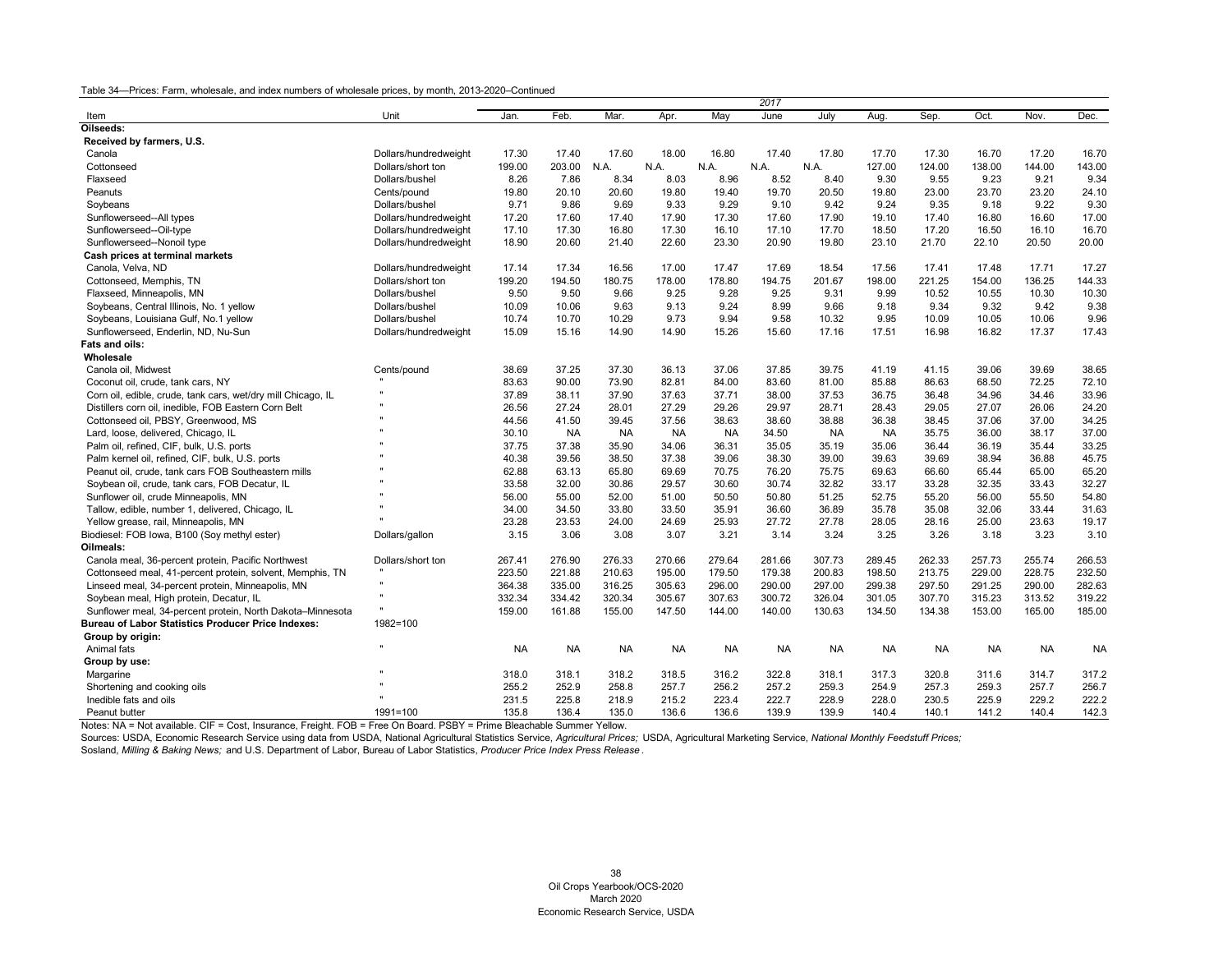Table 34—Prices: Farm, wholesale, and index numbers of wholesale prices, by month, 2013-2020–Continued

| Item | Unit | 2017 | | | | | | | | | | | |
|---|---|---|---|---|---|---|---|---|---|---|---|---|---|
| | | Jan. | Feb. | Mar. | Apr. | May | June | July | Aug. | Sep. | Oct. | Nov. | Dec. |
| **Oilseeds:** | | | | | | | | | | | | | |
| **Received by farmers, U.S.** | | | | | | | | | | | | | |
| Canola | Dollars/hundredweight | 17.30 | 17.40 | 17.60 | 18.00 | 16.80 | 17.40 | 17.80 | 17.70 | 17.30 | 16.70 | 17.20 | 16.70 |
| Cottonseed | Dollars/short ton | 199.00 | 203.00 | N.A. | N.A. | N.A. | N.A. | N.A. | 127.00 | 124.00 | 138.00 | 144.00 | 143.00 |
| Flaxseed | Dollars/bushel | 8.26 | 7.86 | 8.34 | 8.03 | 8.96 | 8.52 | 8.40 | 9.30 | 9.55 | 9.23 | 9.21 | 9.34 |
| Peanuts | Cents/pound | 19.80 | 20.10 | 20.60 | 19.80 | 19.40 | 19.70 | 20.50 | 19.80 | 23.00 | 23.70 | 23.20 | 24.10 |
| Soybeans | Dollars/bushel | 9.71 | 9.86 | 9.69 | 9.33 | 9.29 | 9.10 | 9.42 | 9.24 | 9.35 | 9.18 | 9.22 | 9.30 |
| Sunflowerseed--All types | Dollars/hundredweight | 17.20 | 17.60 | 17.40 | 17.90 | 17.30 | 17.60 | 17.90 | 19.10 | 17.40 | 16.80 | 16.60 | 17.00 |
| Sunflowerseed--Oil-type | Dollars/hundredweight | 17.10 | 17.30 | 16.80 | 17.30 | 16.10 | 17.10 | 17.70 | 18.50 | 17.20 | 16.50 | 16.10 | 16.70 |
| Sunflowerseed--Nonoil type | Dollars/hundredweight | 18.90 | 20.60 | 21.40 | 22.60 | 23.30 | 20.90 | 19.80 | 23.10 | 21.70 | 22.10 | 20.50 | 20.00 |
| **Cash prices at terminal markets** | | | | | | | | | | | | | |
| Canola, Velva, ND | Dollars/hundredweight | 17.14 | 17.34 | 16.56 | 17.00 | 17.47 | 17.69 | 18.54 | 17.56 | 17.41 | 17.48 | 17.71 | 17.27 |
| Cottonseed, Memphis, TN | Dollars/short ton | 199.20 | 194.50 | 180.75 | 178.00 | 178.80 | 194.75 | 201.67 | 198.00 | 221.25 | 154.00 | 136.25 | 144.33 |
| Flaxseed, Minneapolis, MN | Dollars/bushel | 9.50 | 9.50 | 9.66 | 9.25 | 9.28 | 9.25 | 9.31 | 9.99 | 10.52 | 10.55 | 10.30 | 10.30 |
| Soybeans, Central Illinois, No. 1 yellow | Dollars/bushel | 10.09 | 10.06 | 9.63 | 9.13 | 9.24 | 8.99 | 9.66 | 9.18 | 9.34 | 9.32 | 9.42 | 9.38 |
| Soybeans, Louisiana Gulf, No.1 yellow | Dollars/bushel | 10.74 | 10.70 | 10.29 | 9.73 | 9.94 | 9.58 | 10.32 | 9.95 | 10.09 | 10.05 | 10.06 | 9.96 |
| Sunflowerseed, Enderlin, ND, Nu-Sun | Dollars/hundredweight | 15.09 | 15.16 | 14.90 | 14.90 | 15.26 | 15.60 | 17.16 | 17.51 | 16.98 | 16.82 | 17.37 | 17.43 |
| **Fats and oils:** | | | | | | | | | | | | | |
| **Wholesale** | | | | | | | | | | | | | |
| Canola oil, Midwest | Cents/pound | 38.69 | 37.25 | 37.30 | 36.13 | 37.06 | 37.85 | 39.75 | 41.19 | 41.15 | 39.06 | 39.69 | 38.65 |
| Coconut oil, crude, tank cars, NY | " | 83.63 | 90.00 | 73.90 | 82.81 | 84.00 | 83.60 | 81.00 | 85.88 | 86.63 | 68.50 | 72.25 | 72.10 |
| Corn oil, edible, crude, tank cars, wet/dry mill Chicago, IL | " | 37.89 | 38.11 | 37.90 | 37.63 | 37.71 | 38.00 | 37.53 | 36.75 | 36.48 | 34.96 | 34.46 | 33.96 |
| Distillers corn oil, inedible, FOB Eastern Corn Belt | " | 26.56 | 27.24 | 28.01 | 27.29 | 29.26 | 29.97 | 28.71 | 28.43 | 29.05 | 27.07 | 26.06 | 24.20 |
| Cottonseed oil, PBSY, Greenwood, MS | " | 44.56 | 41.50 | 39.45 | 37.56 | 38.63 | 38.60 | 38.88 | 36.38 | 38.45 | 37.06 | 37.00 | 34.25 |
| Lard, loose, delivered, Chicago, IL | " | 30.10 | NA | NA | NA | NA | 34.50 | NA | NA | 35.75 | 36.00 | 38.17 | 37.00 |
| Palm oil, refined, CIF, bulk, U.S. ports | " | 37.75 | 37.38 | 35.90 | 34.06 | 36.31 | 35.05 | 35.19 | 35.06 | 36.44 | 36.19 | 35.44 | 33.25 |
| Palm kernel oil, refined, CIF, bulk, U.S. ports | " | 40.38 | 39.56 | 38.50 | 37.38 | 39.06 | 38.30 | 39.00 | 39.63 | 39.69 | 38.94 | 36.88 | 45.75 |
| Peanut oil, crude, tank cars FOB Southeastern mills | " | 62.88 | 63.13 | 65.80 | 69.69 | 70.75 | 76.20 | 75.75 | 69.63 | 66.60 | 65.44 | 65.00 | 65.20 |
| Soybean oil, crude, tank cars, FOB Decatur, IL | " | 33.58 | 32.00 | 30.86 | 29.57 | 30.60 | 30.74 | 32.82 | 33.17 | 33.28 | 32.35 | 33.43 | 32.27 |
| Sunflower oil, crude Minneapolis, MN | " | 56.00 | 55.00 | 52.00 | 51.00 | 50.50 | 50.80 | 51.25 | 52.75 | 55.20 | 56.00 | 55.50 | 54.80 |
| Tallow, edible, number 1, delivered, Chicago, IL | " | 34.00 | 34.50 | 33.80 | 33.50 | 35.91 | 36.60 | 36.89 | 35.78 | 35.08 | 32.06 | 33.44 | 31.63 |
| Yellow grease, rail, Minneapolis, MN | " | 23.28 | 23.53 | 24.00 | 24.69 | 25.93 | 27.72 | 27.78 | 28.05 | 28.16 | 25.00 | 23.63 | 19.17 |
| Biodiesel: FOB Iowa, B100 (Soy methyl ester) | Dollars/gallon | 3.15 | 3.06 | 3.08 | 3.07 | 3.21 | 3.14 | 3.24 | 3.25 | 3.26 | 3.18 | 3.23 | 3.10 |
| **Oilmeals:** | | | | | | | | | | | | | |
| Canola meal, 36-percent protein, Pacific Northwest | Dollars/short ton | 267.41 | 276.90 | 276.33 | 270.66 | 279.64 | 281.66 | 307.73 | 289.45 | 262.33 | 257.73 | 255.74 | 266.53 |
| Cottonseed meal, 41-percent protein, solvent, Memphis, TN | " | 223.50 | 221.88 | 210.63 | 195.00 | 179.50 | 179.38 | 200.83 | 198.50 | 213.75 | 229.00 | 228.75 | 232.50 |
| Linseed meal, 34-percent protein, Minneapolis, MN | " | 364.38 | 335.00 | 316.25 | 305.63 | 296.00 | 290.00 | 297.00 | 299.38 | 297.50 | 291.25 | 290.00 | 282.63 |
| Soybean meal, High protein, Decatur, IL | " | 332.34 | 334.42 | 320.34 | 305.67 | 307.63 | 300.72 | 326.04 | 301.05 | 307.70 | 315.23 | 313.52 | 319.22 |
| Sunflower meal, 34-percent protein, North Dakota–Minnesota | " | 159.00 | 161.88 | 155.00 | 147.50 | 144.00 | 140.00 | 130.63 | 134.50 | 134.38 | 153.00 | 165.00 | 185.00 |
| **Bureau of Labor Statistics Producer Price Indexes:** | 1982=100 | | | | | | | | | | | | |
| **Group by origin:** | | | | | | | | | | | | | |
| Animal fats | " | NA | NA | NA | NA | NA | NA | NA | NA | NA | NA | NA | NA |
| **Group by use:** | | | | | | | | | | | | | |
| Margarine | " | 318.0 | 318.1 | 318.2 | 318.5 | 316.2 | 322.8 | 318.1 | 317.3 | 320.8 | 311.6 | 314.7 | 317.2 |
| Shortening and cooking oils | " | 255.2 | 252.9 | 258.8 | 257.7 | 256.2 | 257.2 | 259.3 | 254.9 | 257.3 | 259.3 | 257.7 | 256.7 |
| Inedible fats and oils | " | 231.5 | 225.8 | 218.9 | 215.2 | 223.4 | 222.7 | 228.9 | 228.0 | 230.5 | 225.9 | 229.2 | 222.2 |
| Peanut butter | 1991=100 | 135.8 | 136.4 | 135.0 | 136.6 | 136.6 | 139.9 | 139.9 | 140.4 | 140.1 | 141.2 | 140.4 | 142.3 |

Notes: NA = Not available. CIF = Cost, Insurance, Freight. FOB = Free On Board. PSBY = Prime Bleachable Summer Yellow.

Sources: USDA, Economic Research Service using data from USDA, National Agricultural Statistics Service, *Agricultural Prices;* USDA, Agricultural Marketing Service, *National Monthly Feedstuff Prices;* Sosland, *Milling & Baking News;* and U.S. Department of Labor, Bureau of Labor Statistics, *Producer Price Index Press Release*.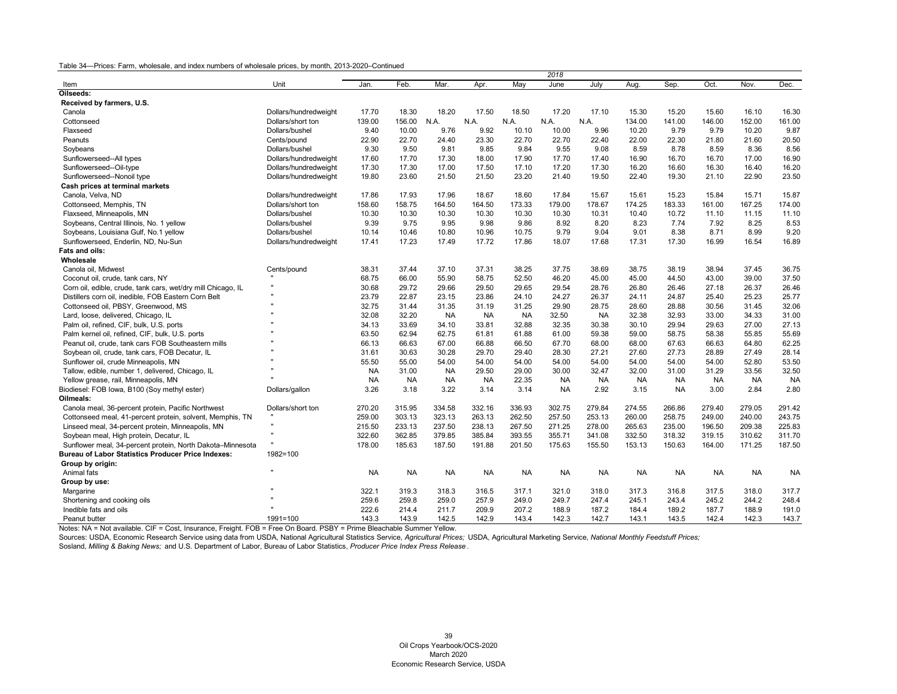Table 34—Prices: Farm, wholesale, and index numbers of wholesale prices, by month, 2013-2020–Continued

| Item | Unit | 2018 Jan. | Feb. | Mar. | Apr. | May | June | July | Aug. | Sep. | Oct. | Nov. | Dec. |
|---|---|---|---|---|---|---|---|---|---|---|---|---|---|
| **Oilseeds:** | | | | | | | | | | | | | |
| **Received by farmers, U.S.** | | | | | | | | | | | | | |
| Canola | Dollars/hundredweight | 17.70 | 18.30 | 18.20 | 17.50 | 18.50 | 17.20 | 17.10 | 15.30 | 15.20 | 15.60 | 16.10 | 16.30 |
| Cottonseed | Dollars/short ton | 139.00 | 156.00 | N.A. | N.A. | N.A. | N.A. | N.A. | 134.00 | 141.00 | 146.00 | 152.00 | 161.00 |
| Flaxseed | Dollars/bushel | 9.40 | 10.00 | 9.76 | 9.92 | 10.10 | 10.00 | 9.96 | 10.20 | 9.79 | 9.79 | 10.20 | 9.87 |
| Peanuts | Cents/pound | 22.90 | 22.70 | 24.40 | 23.30 | 22.70 | 22.70 | 22.40 | 22.00 | 22.30 | 21.80 | 21.60 | 20.50 |
| Soybeans | Dollars/bushel | 9.30 | 9.50 | 9.81 | 9.85 | 9.84 | 9.55 | 9.08 | 8.59 | 8.78 | 8.59 | 8.36 | 8.56 |
| Sunflowerseed--All types | Dollars/hundredweight | 17.60 | 17.70 | 17.30 | 18.00 | 17.90 | 17.70 | 17.40 | 16.90 | 16.70 | 16.70 | 17.00 | 16.90 |
| Sunflowerseed--Oil-type | Dollars/hundredweight | 17.30 | 17.30 | 17.00 | 17.50 | 17.10 | 17.20 | 17.30 | 16.20 | 16.60 | 16.30 | 16.40 | 16.20 |
| Sunflowerseed--Nonoil type | Dollars/hundredweight | 19.80 | 23.60 | 21.50 | 21.50 | 23.20 | 21.40 | 19.50 | 22.40 | 19.30 | 21.10 | 22.90 | 23.50 |
| **Cash prices at terminal markets** | | | | | | | | | | | | | |
| Canola, Velva, ND | Dollars/hundredweight | 17.86 | 17.93 | 17.96 | 18.67 | 18.60 | 17.84 | 15.67 | 15.61 | 15.23 | 15.84 | 15.71 | 15.87 |
| Cottonseed, Memphis, TN | Dollars/short ton | 158.60 | 158.75 | 164.50 | 164.50 | 173.33 | 179.00 | 178.67 | 174.25 | 183.33 | 161.00 | 167.25 | 174.00 |
| Flaxseed, Minneapolis, MN | Dollars/bushel | 10.30 | 10.30 | 10.30 | 10.30 | 10.30 | 10.30 | 10.31 | 10.40 | 10.72 | 11.10 | 11.15 | 11.10 |
| Soybeans, Central Illinois, No. 1 yellow | Dollars/bushel | 9.39 | 9.75 | 9.95 | 9.98 | 9.86 | 8.92 | 8.20 | 8.23 | 7.74 | 7.92 | 8.25 | 8.53 |
| Soybeans, Louisiana Gulf, No.1 yellow | Dollars/bushel | 10.14 | 10.46 | 10.80 | 10.96 | 10.75 | 9.79 | 9.04 | 9.01 | 8.38 | 8.71 | 8.99 | 9.20 |
| Sunflowerseed, Enderlin, ND, Nu-Sun | Dollars/hundredweight | 17.41 | 17.23 | 17.49 | 17.72 | 17.86 | 18.07 | 17.68 | 17.31 | 17.30 | 16.99 | 16.54 | 16.89 |
| **Fats and oils:** | | | | | | | | | | | | | |
| **Wholesale** | | | | | | | | | | | | | |
| Canola oil, Midwest | Cents/pound | 38.31 | 37.44 | 37.10 | 37.31 | 38.25 | 37.75 | 38.69 | 38.75 | 38.19 | 38.94 | 37.45 | 36.75 |
| Coconut oil, crude, tank cars, NY | " | 68.75 | 66.00 | 55.90 | 58.75 | 52.50 | 46.20 | 45.00 | 45.00 | 44.50 | 43.00 | 39.00 | 37.50 |
| Corn oil, edible, crude, tank cars, wet/dry mill Chicago, IL | " | 30.68 | 29.72 | 29.66 | 29.50 | 29.65 | 29.54 | 28.76 | 26.80 | 26.46 | 27.18 | 26.37 | 26.46 |
| Distillers corn oil, inedible, FOB Eastern Corn Belt | " | 23.79 | 22.87 | 23.15 | 23.86 | 24.10 | 24.27 | 26.37 | 24.11 | 24.87 | 25.40 | 25.23 | 25.77 |
| Cottonseed oil, PBSY, Greenwood, MS | " | 32.75 | 31.44 | 31.35 | 31.19 | 31.25 | 29.90 | 28.75 | 28.60 | 28.88 | 30.56 | 31.45 | 32.06 |
| Lard, loose, delivered, Chicago, IL | " | 32.08 | 32.20 | NA | NA | NA | 32.50 | NA | 32.38 | 32.93 | 33.00 | 34.33 | 31.00 |
| Palm oil, refined, CIF, bulk, U.S. ports | " | 34.13 | 33.69 | 34.10 | 33.81 | 32.88 | 32.35 | 30.38 | 30.10 | 29.94 | 29.63 | 27.00 | 27.13 |
| Palm kernel oil, refined, CIF, bulk, U.S. ports | " | 63.50 | 62.94 | 62.75 | 61.81 | 61.88 | 61.00 | 59.38 | 59.00 | 58.75 | 58.38 | 55.85 | 55.69 |
| Peanut oil, crude, tank cars FOB Southeastern mills | " | 66.13 | 66.63 | 67.00 | 66.88 | 66.50 | 67.70 | 68.00 | 68.00 | 67.63 | 66.63 | 64.80 | 62.25 |
| Soybean oil, crude, tank cars, FOB Decatur, IL | " | 31.61 | 30.63 | 30.28 | 29.70 | 29.40 | 28.30 | 27.21 | 27.60 | 27.73 | 28.89 | 27.49 | 28.14 |
| Sunflower oil, crude Minneapolis, MN | " | 55.50 | 55.00 | 54.00 | 54.00 | 54.00 | 54.00 | 54.00 | 54.00 | 54.00 | 54.00 | 52.80 | 53.50 |
| Tallow, edible, number 1, delivered, Chicago, IL | " | NA | 31.00 | NA | 29.50 | 29.00 | 30.00 | 32.47 | 32.00 | 31.00 | 31.29 | 33.56 | 32.50 |
| Yellow grease, rail, Minneapolis, MN | " | NA | NA | NA | NA | 22.35 | NA | NA | NA | NA | NA | NA | NA |
| Biodiesel: FOB Iowa, B100 (Soy methyl ester) | Dollars/gallon | 3.26 | 3.18 | 3.22 | 3.14 | 3.14 | NA | 2.92 | 3.15 | NA | 3.00 | 2.84 | 2.80 |
| **Oilmeals:** | | | | | | | | | | | | | |
| Canola meal, 36-percent protein, Pacific Northwest | Dollars/short ton | 270.20 | 315.95 | 334.58 | 332.16 | 336.93 | 302.75 | 279.84 | 274.55 | 266.86 | 279.40 | 279.05 | 291.42 |
| Cottonseed meal, 41-percent protein, solvent, Memphis, TN | " | 259.00 | 303.13 | 323.13 | 263.13 | 262.50 | 257.50 | 253.13 | 260.00 | 258.75 | 249.00 | 240.00 | 243.75 |
| Linseed meal, 34-percent protein, Minneapolis, MN | " | 215.50 | 233.13 | 237.50 | 238.13 | 267.50 | 271.25 | 278.00 | 265.63 | 235.00 | 196.50 | 209.38 | 225.83 |
| Soybean meal, High protein, Decatur, IL | " | 322.60 | 362.85 | 379.85 | 385.84 | 393.55 | 355.71 | 341.08 | 332.50 | 318.32 | 319.15 | 310.62 | 311.70 |
| Sunflower meal, 34-percent protein, North Dakota–Minnesota | " | 178.00 | 185.63 | 187.50 | 191.88 | 201.50 | 175.63 | 155.50 | 153.13 | 150.63 | 164.00 | 171.25 | 187.50 |
| **Bureau of Labor Statistics Producer Price Indexes:** | 1982=100 | | | | | | | | | | | | |
| **Group by origin:** | | | | | | | | | | | | | |
| Animal fats | " | NA | NA | NA | NA | NA | NA | NA | NA | NA | NA | NA | NA |
| **Group by use:** | | | | | | | | | | | | | |
| Margarine | " | 322.1 | 319.3 | 318.3 | 316.5 | 317.1 | 321.0 | 318.0 | 317.3 | 316.8 | 317.5 | 318.0 | 317.7 |
| Shortening and cooking oils | " | 259.6 | 259.8 | 259.0 | 257.9 | 249.0 | 249.7 | 247.4 | 245.1 | 243.4 | 245.2 | 244.2 | 248.4 |
| Inedible fats and oils | " | 222.6 | 214.4 | 211.7 | 209.9 | 207.2 | 188.9 | 187.2 | 184.4 | 189.2 | 187.7 | 188.9 | 191.0 |
| Peanut butter | 1991=100 | 143.3 | 143.9 | 142.5 | 142.9 | 143.4 | 142.3 | 142.7 | 143.1 | 143.5 | 142.4 | 142.3 | 143.7 |

Notes: NA = Not available. CIF = Cost, Insurance, Freight. FOB = Free On Board. PSBY = Prime Bleachable Summer Yellow.

Sources: USDA, Economic Research Service using data from USDA, National Agricultural Statistics Service, *Agricultural Prices;* USDA, Agricultural Marketing Service, *National Monthly Feedstuff Prices;* Sosland, *Milling & Baking News;* and U.S. Department of Labor, Bureau of Labor Statistics, *Producer Price Index Press Release*.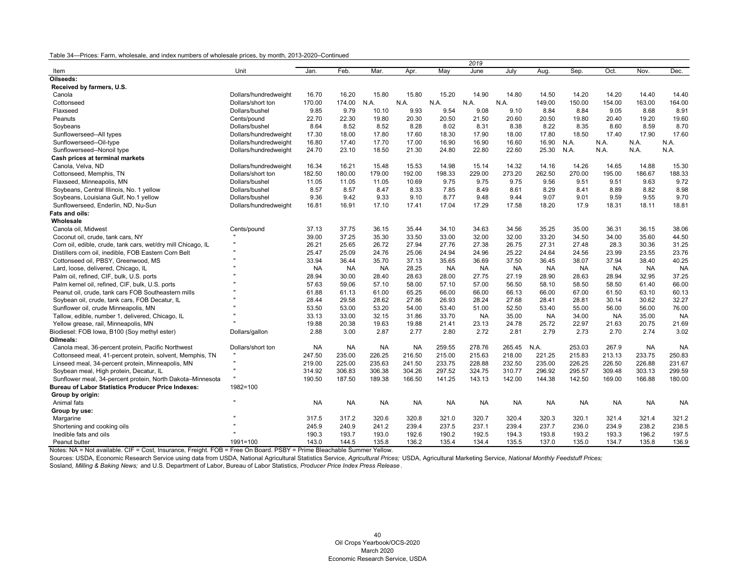Table 34—Prices: Farm, wholesale, and index numbers of wholesale prices, by month, 2013-2020–Continued

| Item | Unit | 2019 Jan. | Feb. | Mar. | Apr. | May | June | July | Aug. | Sep. | Oct. | Nov. | Dec. |
|---|---|---|---|---|---|---|---|---|---|---|---|---|---|
| **Oilseeds:** | | | | | | | | | | | | | |
| **Received by farmers, U.S.** | | | | | | | | | | | | | |
| Canola | Dollars/hundredweight | 16.70 | 16.20 | 15.80 | 15.80 | 15.20 | 14.90 | 14.80 | 14.50 | 14.20 | 14.20 | 14.40 | 14.40 |
| Cottonseed | Dollars/short ton | 170.00 | 174.00 | N.A. | N.A. | N.A. | N.A. | N.A. | 149.00 | 150.00 | 154.00 | 163.00 | 164.00 |
| Flaxseed | Dollars/bushel | 9.85 | 9.79 | 10.10 | 9.93 | 9.54 | 9.08 | 9.10 | 8.84 | 8.84 | 9.05 | 8.68 | 8.91 |
| Peanuts | Cents/pound | 22.70 | 22.30 | 19.80 | 20.30 | 20.50 | 21.50 | 20.60 | 20.50 | 19.80 | 20.40 | 19.20 | 19.60 |
| Soybeans | Dollars/bushel | 8.64 | 8.52 | 8.52 | 8.28 | 8.02 | 8.31 | 8.38 | 8.22 | 8.35 | 8.60 | 8.59 | 8.70 |
| Sunflowerseed--All types | Dollars/hundredweight | 17.30 | 18.00 | 17.80 | 17.60 | 18.30 | 17.90 | 18.00 | 17.80 | 18.50 | 17.40 | 17.90 | 17.60 |
| Sunflowerseed--Oil-type | Dollars/hundredweight | 16.80 | 17.40 | 17.70 | 17.00 | 16.90 | 16.90 | 16.60 | 16.90 | N.A. | N.A. | N.A. | N.A. |
| Sunflowerseed--Nonoil type | Dollars/hundredweight | 24.70 | 23.10 | 18.50 | 21.30 | 24.80 | 22.80 | 22.60 | 25.30 | N.A. | N.A. | N.A. | N.A. |
| **Cash prices at terminal markets** | | | | | | | | | | | | | |
| Canola, Velva, ND | Dollars/hundredweight | 16.34 | 16.21 | 15.48 | 15.53 | 14.98 | 15.14 | 14.32 | 14.16 | 14.26 | 14.65 | 14.88 | 15.30 |
| Cottonseed, Memphis, TN | Dollars/short ton | 182.50 | 180.00 | 179.00 | 192.00 | 198.33 | 229.00 | 273.20 | 262.50 | 270.00 | 195.00 | 186.67 | 188.33 |
| Flaxseed, Minneapolis, MN | Dollars/bushel | 11.05 | 11.05 | 11.05 | 10.69 | 9.75 | 9.75 | 9.75 | 9.56 | 9.51 | 9.51 | 9.63 | 9.72 |
| Soybeans, Central Illinois, No. 1 yellow | Dollars/bushel | 8.57 | 8.57 | 8.47 | 8.33 | 7.85 | 8.49 | 8.61 | 8.29 | 8.41 | 8.89 | 8.82 | 8.98 |
| Soybeans, Louisiana Gulf, No.1 yellow | Dollars/bushel | 9.36 | 9.42 | 9.33 | 9.10 | 8.77 | 9.48 | 9.44 | 9.07 | 9.01 | 9.59 | 9.55 | 9.70 |
| Sunflowerseed, Enderlin, ND, Nu-Sun | Dollars/hundredweight | 16.81 | 16.91 | 17.10 | 17.41 | 17.04 | 17.29 | 17.58 | 18.20 | 17.9 | 18.31 | 18.11 | 18.81 |
| **Fats and oils:** | | | | | | | | | | | | | |
| **Wholesale** | | | | | | | | | | | | | |
| Canola oil, Midwest | Cents/pound | 37.13 | 37.75 | 36.15 | 35.44 | 34.10 | 34.63 | 34.56 | 35.25 | 35.00 | 36.31 | 36.15 | 38.06 |
| Coconut oil, crude, tank cars, NY | " | 39.00 | 37.25 | 35.30 | 33.50 | 33.00 | 32.00 | 32.00 | 33.20 | 34.50 | 34.00 | 35.60 | 44.50 |
| Corn oil, edible, crude, tank cars, wet/dry mill Chicago, IL | " | 26.21 | 25.65 | 26.72 | 27.94 | 27.76 | 27.38 | 26.75 | 27.31 | 27.48 | 28.3 | 30.36 | 31.25 |
| Distillers corn oil, inedible, FOB Eastern Corn Belt | " | 25.47 | 25.09 | 24.76 | 25.06 | 24.94 | 24.96 | 25.22 | 24.64 | 24.56 | 23.99 | 23.55 | 23.76 |
| Cottonseed oil, PBSY, Greenwood, MS | " | 33.94 | 36.44 | 35.70 | 37.13 | 35.65 | 36.69 | 37.50 | 36.45 | 38.07 | 37.94 | 38.40 | 40.25 |
| Lard, loose, delivered, Chicago, IL | " | NA | NA | NA | 28.25 | NA | NA | NA | NA | NA | NA | NA | NA |
| Palm oil, refined, CIF, bulk, U.S. ports | " | 28.94 | 30.00 | 28.40 | 28.63 | 28.00 | 27.75 | 27.19 | 28.90 | 28.63 | 28.94 | 32.95 | 37.25 |
| Palm kernel oil, refined, CIF, bulk, U.S. ports | " | 57.63 | 59.06 | 57.10 | 58.00 | 57.10 | 57.00 | 56.50 | 58.10 | 58.50 | 58.50 | 61.40 | 66.00 |
| Peanut oil, crude, tank cars FOB Southeastern mills | " | 61.88 | 61.13 | 61.00 | 65.25 | 66.00 | 66.00 | 66.13 | 66.00 | 67.00 | 61.50 | 63.10 | 60.13 |
| Soybean oil, crude, tank cars, FOB Decatur, IL | " | 28.44 | 29.58 | 28.62 | 27.86 | 26.93 | 28.24 | 27.68 | 28.41 | 28.81 | 30.14 | 30.62 | 32.27 |
| Sunflower oil, crude Minneapolis, MN | " | 53.50 | 53.00 | 53.20 | 54.00 | 53.40 | 51.00 | 52.50 | 53.40 | 55.00 | 56.00 | 56.00 | 76.00 |
| Tallow, edible, number 1, delivered, Chicago, IL | " | 33.13 | 33.00 | 32.15 | 31.86 | 33.70 | NA | 35.00 | NA | 34.00 | NA | 35.00 | NA |
| Yellow grease, rail, Minneapolis, MN | " | 19.88 | 20.38 | 19.63 | 19.88 | 21.41 | 23.13 | 24.78 | 25.72 | 22.97 | 21.63 | 20.75 | 21.69 |
| Biodiesel: FOB Iowa, B100 (Soy methyl ester) | Dollars/gallon | 2.88 | 3.00 | 2.87 | 2.77 | 2.80 | 2.72 | 2.81 | 2.79 | 2.73 | 2.70 | 2.74 | 3.02 |
| **Oilmeals:** | | | | | | | | | | | | | |
| Canola meal, 36-percent protein, Pacific Northwest | Dollars/short ton | NA | NA | NA | NA | 259.55 | 278.76 | 265.45 | N.A. | 253.03 | 267.9 | NA | NA |
| Cottonseed meal, 41-percent protein, solvent, Memphis, TN | " | 247.50 | 235.00 | 226.25 | 216.50 | 215.00 | 215.63 | 218.00 | 221.25 | 215.83 | 213.13 | 233.75 | 250.83 |
| Linseed meal, 34-percent protein, Minneapolis, MN | " | 219.00 | 225.00 | 235.63 | 241.50 | 233.75 | 228.88 | 232.50 | 235.00 | 226.25 | 226.50 | 226.88 | 231.67 |
| Soybean meal, High protein, Decatur, IL | " | 314.92 | 306.83 | 306.38 | 304.26 | 297.52 | 324.75 | 310.77 | 296.92 | 295.57 | 309.48 | 303.13 | 299.59 |
| Sunflower meal, 34-percent protein, North Dakota–Minnesota | " | 190.50 | 187.50 | 189.38 | 166.50 | 141.25 | 143.13 | 142.00 | 144.38 | 142.50 | 169.00 | 166.88 | 180.00 |
| **Bureau of Labor Statistics Producer Price Indexes:** | 1982=100 | | | | | | | | | | | | |
| **Group by origin:** | | | | | | | | | | | | | |
| Animal fats | " | NA | NA | NA | NA | NA | NA | NA | NA | NA | NA | NA | NA |
| **Group by use:** | | | | | | | | | | | | | |
| Margarine | " | 317.5 | 317.2 | 320.6 | 320.8 | 321.0 | 320.7 | 320.4 | 320.3 | 320.1 | 321.4 | 321.4 | 321.2 |
| Shortening and cooking oils | " | 245.9 | 240.9 | 241.2 | 239.4 | 237.5 | 237.1 | 239.4 | 237.7 | 236.0 | 234.9 | 238.2 | 238.5 |
| Inedible fats and oils | " | 190.3 | 193.7 | 193.0 | 192.6 | 190.2 | 192.5 | 194.3 | 193.8 | 193.2 | 193.3 | 196.2 | 197.5 |
| Peanut butter | 1991=100 | 143.0 | 144.5 | 135.8 | 136.2 | 135.4 | 134.4 | 135.5 | 137.0 | 135.0 | 134.7 | 135.8 | 136.9 |

Notes: NA = Not available. CIF = Cost, Insurance, Freight. FOB = Free On Board. PSBY = Prime Bleachable Summer Yellow.

Sources: USDA, Economic Research Service using data from USDA, National Agricultural Statistics Service, *Agricultural Prices;* USDA, Agricultural Marketing Service, *National Monthly Feedstuff Prices;* Sosland, *Milling & Baking News;* and U.S. Department of Labor, Bureau of Labor Statistics, *Producer Price Index Press Release*.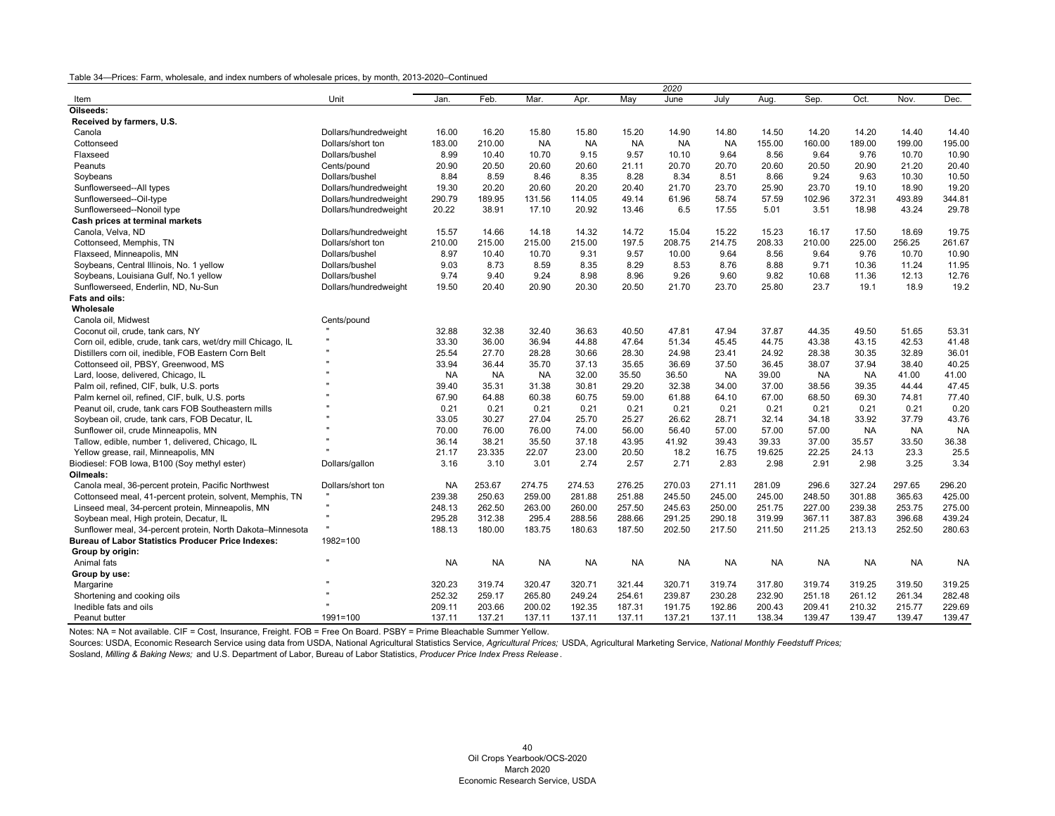Table 34—Prices: Farm, wholesale, and index numbers of wholesale prices, by month, 2013-2020–Continued

| Item | Unit | 2020 | | | | | | | | | | | |
|---|---|---|---|---|---|---|---|---|---|---|---|---|---|
| | | Jan. | Feb. | Mar. | Apr. | May | June | July | Aug. | Sep. | Oct. | Nov. | Dec. |
| **Oilseeds:** | | | | | | | | | | | | | |
| **Received by farmers, U.S.** | | | | | | | | | | | | | |
| Canola | Dollars/hundredweight | 16.00 | 16.20 | 15.80 | 15.80 | 15.20 | 14.90 | 14.80 | 14.50 | 14.20 | 14.20 | 14.40 | 14.40 |
| Cottonseed | Dollars/short ton | 183.00 | 210.00 | NA | NA | NA | NA | NA | 155.00 | 160.00 | 189.00 | 199.00 | 195.00 |
| Flaxseed | Dollars/bushel | 8.99 | 10.40 | 10.70 | 9.15 | 9.57 | 10.10 | 9.64 | 8.56 | 9.64 | 9.76 | 10.70 | 10.90 |
| Peanuts | Cents/pound | 20.90 | 20.50 | 20.60 | 20.60 | 21.11 | 20.70 | 20.70 | 20.60 | 20.50 | 20.90 | 21.20 | 20.40 |
| Soybeans | Dollars/bushel | 8.84 | 8.59 | 8.46 | 8.35 | 8.28 | 8.34 | 8.51 | 8.66 | 9.24 | 9.63 | 10.30 | 10.50 |
| Sunflowerseed--All types | Dollars/hundredweight | 19.30 | 20.20 | 20.60 | 20.20 | 20.40 | 21.70 | 23.70 | 25.90 | 23.70 | 19.10 | 18.90 | 19.20 |
| Sunflowerseed--Oil-type | Dollars/hundredweight | 290.79 | 189.95 | 131.56 | 114.05 | 49.14 | 61.96 | 58.74 | 57.59 | 102.96 | 372.31 | 493.89 | 344.81 |
| Sunflowerseed--Nonoil type | Dollars/hundredweight | 20.22 | 38.91 | 17.10 | 20.92 | 13.46 | 6.5 | 17.55 | 5.01 | 3.51 | 18.98 | 43.24 | 29.78 |
| **Cash prices at terminal markets** | | | | | | | | | | | | | |
| Canola, Velva, ND | Dollars/hundredweight | 15.57 | 14.66 | 14.18 | 14.32 | 14.72 | 15.04 | 15.22 | 15.23 | 16.17 | 17.50 | 18.69 | 19.75 |
| Cottonseed, Memphis, TN | Dollars/short ton | 210.00 | 215.00 | 215.00 | 215.00 | 197.5 | 208.75 | 214.75 | 208.33 | 210.00 | 225.00 | 256.25 | 261.67 |
| Flaxseed, Minneapolis, MN | Dollars/bushel | 8.97 | 10.40 | 10.70 | 9.31 | 9.57 | 10.00 | 9.64 | 8.56 | 9.64 | 9.76 | 10.70 | 10.90 |
| Soybeans, Central Illinois, No. 1 yellow | Dollars/bushel | 9.03 | 8.73 | 8.59 | 8.35 | 8.29 | 8.53 | 8.76 | 8.88 | 9.71 | 10.36 | 11.24 | 11.95 |
| Soybeans, Louisiana Gulf, No.1 yellow | Dollars/bushel | 9.74 | 9.40 | 9.24 | 8.98 | 8.96 | 9.26 | 9.60 | 9.82 | 10.68 | 11.36 | 12.13 | 12.76 |
| Sunflowerseed, Enderlin, ND, Nu-Sun | Dollars/hundredweight | 19.50 | 20.40 | 20.90 | 20.30 | 20.50 | 21.70 | 23.70 | 25.80 | 23.7 | 19.1 | 18.9 | 19.2 |
| **Fats and oils:** | | | | | | | | | | | | | |
| **Wholesale** | | | | | | | | | | | | | |
| Canola oil, Midwest | Cents/pound | | | | | | | | | | | | |
| Coconut oil, crude, tank cars, NY | " | 32.88 | 32.38 | 32.40 | 36.63 | 40.50 | 47.81 | 47.94 | 37.87 | 44.35 | 49.50 | 51.65 | 53.31 |
| Corn oil, edible, crude, tank cars, wet/dry mill Chicago, IL | " | 33.30 | 36.00 | 36.94 | 44.88 | 47.64 | 51.34 | 45.45 | 44.75 | 43.38 | 43.15 | 42.53 | 41.48 |
| Distillers corn oil, inedible, FOB Eastern Corn Belt | " | 25.54 | 27.70 | 28.28 | 30.66 | 28.30 | 24.98 | 23.41 | 24.92 | 28.38 | 30.35 | 32.89 | 36.01 |
| Cottonseed oil, PBSY, Greenwood, MS | " | 33.94 | 36.44 | 35.70 | 37.13 | 35.65 | 36.69 | 37.50 | 36.45 | 38.07 | 37.94 | 38.40 | 40.25 |
| Lard, loose, delivered, Chicago, IL | " | NA | NA | NA | 32.00 | 35.50 | 36.50 | NA | 39.00 | NA | NA | 41.00 | 41.00 |
| Palm oil, refined, CIF, bulk, U.S. ports | " | 39.40 | 35.31 | 31.38 | 30.81 | 29.20 | 32.38 | 34.00 | 37.00 | 38.56 | 39.35 | 44.44 | 47.45 |
| Palm kernel oil, refined, CIF, bulk, U.S. ports | " | 67.90 | 64.88 | 60.38 | 60.75 | 59.00 | 61.88 | 64.10 | 67.00 | 68.50 | 69.30 | 74.81 | 77.40 |
| Peanut oil, crude, tank cars FOB Southeastern mills | " | 0.21 | 0.21 | 0.21 | 0.21 | 0.21 | 0.21 | 0.21 | 0.21 | 0.21 | 0.21 | 0.21 | 0.20 |
| Soybean oil, crude, tank cars, FOB Decatur, IL | " | 33.05 | 30.27 | 27.04 | 25.70 | 25.27 | 26.62 | 28.71 | 32.14 | 34.18 | 33.92 | 37.79 | 43.76 |
| Sunflower oil, crude Minneapolis, MN | " | 70.00 | 76.00 | 76.00 | 74.00 | 56.00 | 56.40 | 57.00 | 57.00 | 57.00 | NA | NA | NA |
| Tallow, edible, number 1, delivered, Chicago, IL | " | 36.14 | 38.21 | 35.50 | 37.18 | 43.95 | 41.92 | 39.43 | 39.33 | 37.00 | 35.57 | 33.50 | 36.38 |
| Yellow grease, rail, Minneapolis, MN | " | 21.17 | 23.335 | 22.07 | 23.00 | 20.50 | 18.2 | 16.75 | 19.625 | 22.25 | 24.13 | 23.3 | 25.5 |
| Biodiesel: FOB Iowa, B100 (Soy methyl ester) | Dollars/gallon | 3.16 | 3.10 | 3.01 | 2.74 | 2.57 | 2.71 | 2.83 | 2.98 | 2.91 | 2.98 | 3.25 | 3.34 |
| **Oilmeals:** | | | | | | | | | | | | | |
| Canola meal, 36-percent protein, Pacific Northwest | Dollars/short ton | NA | 253.67 | 274.75 | 274.53 | 276.25 | 270.03 | 271.11 | 281.09 | 296.6 | 327.24 | 297.65 | 296.20 |
| Cottonseed meal, 41-percent protein, solvent, Memphis, TN | " | 239.38 | 250.63 | 259.00 | 281.88 | 251.88 | 245.50 | 245.00 | 245.00 | 248.50 | 301.88 | 365.63 | 425.00 |
| Linseed meal, 34-percent protein, Minneapolis, MN | " | 248.13 | 262.50 | 263.00 | 260.00 | 257.50 | 245.63 | 250.00 | 251.75 | 227.00 | 239.38 | 253.75 | 275.00 |
| Soybean meal, High protein, Decatur, IL | " | 295.28 | 312.38 | 295.4 | 288.56 | 288.66 | 291.25 | 290.18 | 319.99 | 367.11 | 387.83 | 396.68 | 439.24 |
| Sunflower meal, 34-percent protein, North Dakota–Minnesota | " | 188.13 | 180.00 | 183.75 | 180.63 | 187.50 | 202.50 | 217.50 | 211.50 | 211.25 | 213.13 | 252.50 | 280.63 |
| **Bureau of Labor Statistics Producer Price Indexes:** | 1982=100 | | | | | | | | | | | | |
| **Group by origin:** | | | | | | | | | | | | | |
| Animal fats | " | NA | NA | NA | NA | NA | NA | NA | NA | NA | NA | NA | NA |
| **Group by use:** | | | | | | | | | | | | | |
| Margarine | " | 320.23 | 319.74 | 320.47 | 320.71 | 321.44 | 320.71 | 319.74 | 317.80 | 319.74 | 319.25 | 319.50 | 319.25 |
| Shortening and cooking oils | " | 252.32 | 259.17 | 265.80 | 249.24 | 254.61 | 239.87 | 230.28 | 232.90 | 251.18 | 261.12 | 261.34 | 282.48 |
| Inedible fats and oils | " | 209.11 | 203.66 | 200.02 | 192.35 | 187.31 | 191.75 | 192.86 | 200.43 | 209.41 | 210.32 | 215.77 | 229.69 |
| Peanut butter | 1991=100 | 137.11 | 137.21 | 137.11 | 137.11 | 137.11 | 137.21 | 137.11 | 138.34 | 139.47 | 139.47 | 139.47 | 139.47 |

Notes: NA = Not available. CIF = Cost, Insurance, Freight. FOB = Free On Board. PSBY = Prime Bleachable Summer Yellow.

Sources: USDA, Economic Research Service using data from USDA, National Agricultural Statistics Service, *Agricultural Prices;* USDA, Agricultural Marketing Service, *National Monthly Feedstuff Prices;* Sosland, *Milling & Baking News;* and U.S. Department of Labor, Bureau of Labor Statistics, *Producer Price Index Press Release*.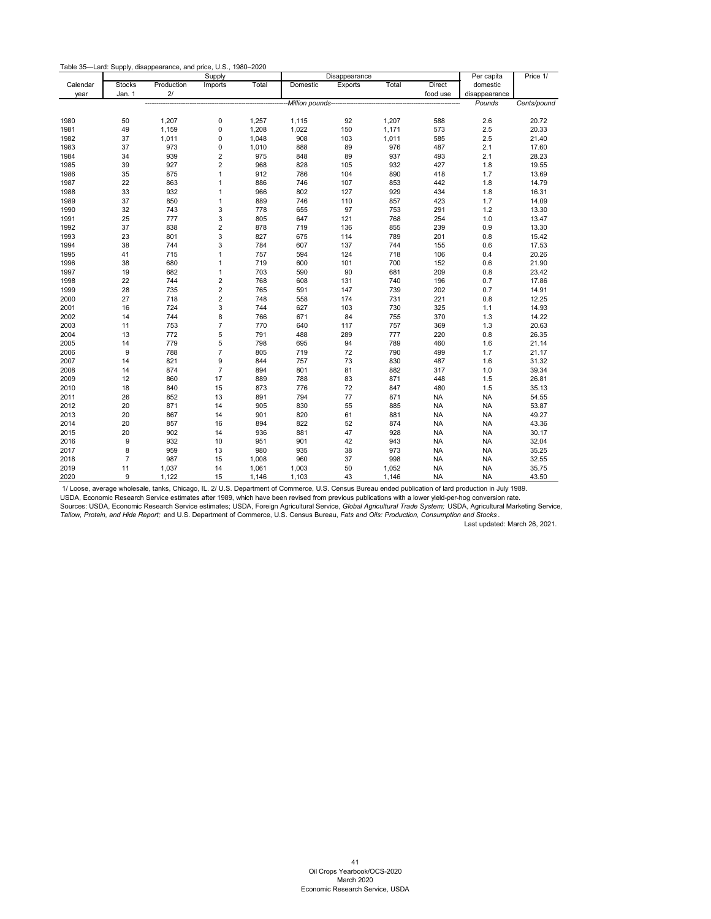Table 35—Lard: Supply, disappearance, and price, U.S., 1980–2020

| Calendar year | Supply | | | | Disappearance | | | | Per capita domestic disappearance | Price 1/ |
|---|---|---|---|---|---|---|---|---|---|---|
| | Stocks Jan. 1 | Production 2/ | Imports | Total | Domestic | Exports | Total | Direct food use | | |
| | *Million pounds* | | | | | | | | *Pounds* | *Cents/pound* |
| 1980 | 50 | 1,207 | 0 | 1,257 | 1,115 | 92 | 1,207 | 588 | 2.6 | 20.72 |
| 1981 | 49 | 1,159 | 0 | 1,208 | 1,022 | 150 | 1,171 | 573 | 2.5 | 20.33 |
| 1982 | 37 | 1,011 | 0 | 1,048 | 908 | 103 | 1,011 | 585 | 2.5 | 21.40 |
| 1983 | 37 | 973 | 0 | 1,010 | 888 | 89 | 976 | 487 | 2.1 | 17.60 |
| 1984 | 34 | 939 | 2 | 975 | 848 | 89 | 937 | 493 | 2.1 | 28.23 |
| 1985 | 39 | 927 | 2 | 968 | 828 | 105 | 932 | 427 | 1.8 | 19.55 |
| 1986 | 35 | 875 | 1 | 912 | 786 | 104 | 890 | 418 | 1.7 | 13.69 |
| 1987 | 22 | 863 | 1 | 886 | 746 | 107 | 853 | 442 | 1.8 | 14.79 |
| 1988 | 33 | 932 | 1 | 966 | 802 | 127 | 929 | 434 | 1.8 | 16.31 |
| 1989 | 37 | 850 | 1 | 889 | 746 | 110 | 857 | 423 | 1.7 | 14.09 |
| 1990 | 32 | 743 | 3 | 778 | 655 | 97 | 753 | 291 | 1.2 | 13.30 |
| 1991 | 25 | 777 | 3 | 805 | 647 | 121 | 768 | 254 | 1.0 | 13.47 |
| 1992 | 37 | 838 | 2 | 878 | 719 | 136 | 855 | 239 | 0.9 | 13.30 |
| 1993 | 23 | 801 | 3 | 827 | 675 | 114 | 789 | 201 | 0.8 | 15.42 |
| 1994 | 38 | 744 | 3 | 784 | 607 | 137 | 744 | 155 | 0.6 | 17.53 |
| 1995 | 41 | 715 | 1 | 757 | 594 | 124 | 718 | 106 | 0.4 | 20.26 |
| 1996 | 38 | 680 | 1 | 719 | 600 | 101 | 700 | 152 | 0.6 | 21.90 |
| 1997 | 19 | 682 | 1 | 703 | 590 | 90 | 681 | 209 | 0.8 | 23.42 |
| 1998 | 22 | 744 | 2 | 768 | 608 | 131 | 740 | 196 | 0.7 | 17.86 |
| 1999 | 28 | 735 | 2 | 765 | 591 | 147 | 739 | 202 | 0.7 | 14.91 |
| 2000 | 27 | 718 | 2 | 748 | 558 | 174 | 731 | 221 | 0.8 | 12.25 |
| 2001 | 16 | 724 | 3 | 744 | 627 | 103 | 730 | 325 | 1.1 | 14.93 |
| 2002 | 14 | 744 | 8 | 766 | 671 | 84 | 755 | 370 | 1.3 | 14.22 |
| 2003 | 11 | 753 | 7 | 770 | 640 | 117 | 757 | 369 | 1.3 | 20.63 |
| 2004 | 13 | 772 | 5 | 791 | 488 | 289 | 777 | 220 | 0.8 | 26.35 |
| 2005 | 14 | 779 | 5 | 798 | 695 | 94 | 789 | 460 | 1.6 | 21.14 |
| 2006 | 9 | 788 | 7 | 805 | 719 | 72 | 790 | 499 | 1.7 | 21.17 |
| 2007 | 14 | 821 | 9 | 844 | 757 | 73 | 830 | 487 | 1.6 | 31.32 |
| 2008 | 14 | 874 | 7 | 894 | 801 | 81 | 882 | 317 | 1.0 | 39.34 |
| 2009 | 12 | 860 | 17 | 889 | 788 | 83 | 871 | 448 | 1.5 | 26.81 |
| 2010 | 18 | 840 | 15 | 873 | 776 | 72 | 847 | 480 | 1.5 | 35.13 |
| 2011 | 26 | 852 | 13 | 891 | 794 | 77 | 871 | NA | NA | 54.55 |
| 2012 | 20 | 871 | 14 | 905 | 830 | 55 | 885 | NA | NA | 53.87 |
| 2013 | 20 | 867 | 14 | 901 | 820 | 61 | 881 | NA | NA | 49.27 |
| 2014 | 20 | 857 | 16 | 894 | 822 | 52 | 874 | NA | NA | 43.36 |
| 2015 | 20 | 902 | 14 | 936 | 881 | 47 | 928 | NA | NA | 30.17 |
| 2016 | 9 | 932 | 10 | 951 | 901 | 42 | 943 | NA | NA | 32.04 |
| 2017 | 8 | 959 | 13 | 980 | 935 | 38 | 973 | NA | NA | 35.25 |
| 2018 | 7 | 987 | 15 | 1,008 | 960 | 37 | 998 | NA | NA | 32.55 |
| 2019 | 11 | 1,037 | 14 | 1,061 | 1,003 | 50 | 1,052 | NA | NA | 35.75 |
| 2020 | 9 | 1,122 | 15 | 1,146 | 1,103 | 43 | 1,146 | NA | NA | 43.50 |

1/ Loose, average wholesale, tanks, Chicago, IL. 2/ U.S. Department of Commerce, U.S. Census Bureau ended publication of lard production in July 1989. USDA, Economic Research Service estimates after 1989, which have been revised from previous publications with a lower yield-per-hog conversion rate.

Sources: USDA, Economic Research Service estimates; USDA, Foreign Agricultural Service, *Global Agricultural Trade System;* USDA, Agricultural Marketing Service, *Tallow, Protein, and Hide Report;* and U.S. Department of Commerce, U.S. Census Bureau, *Fats and Oils: Production, Consumption and Stocks*.

Last updated: March 26, 2021.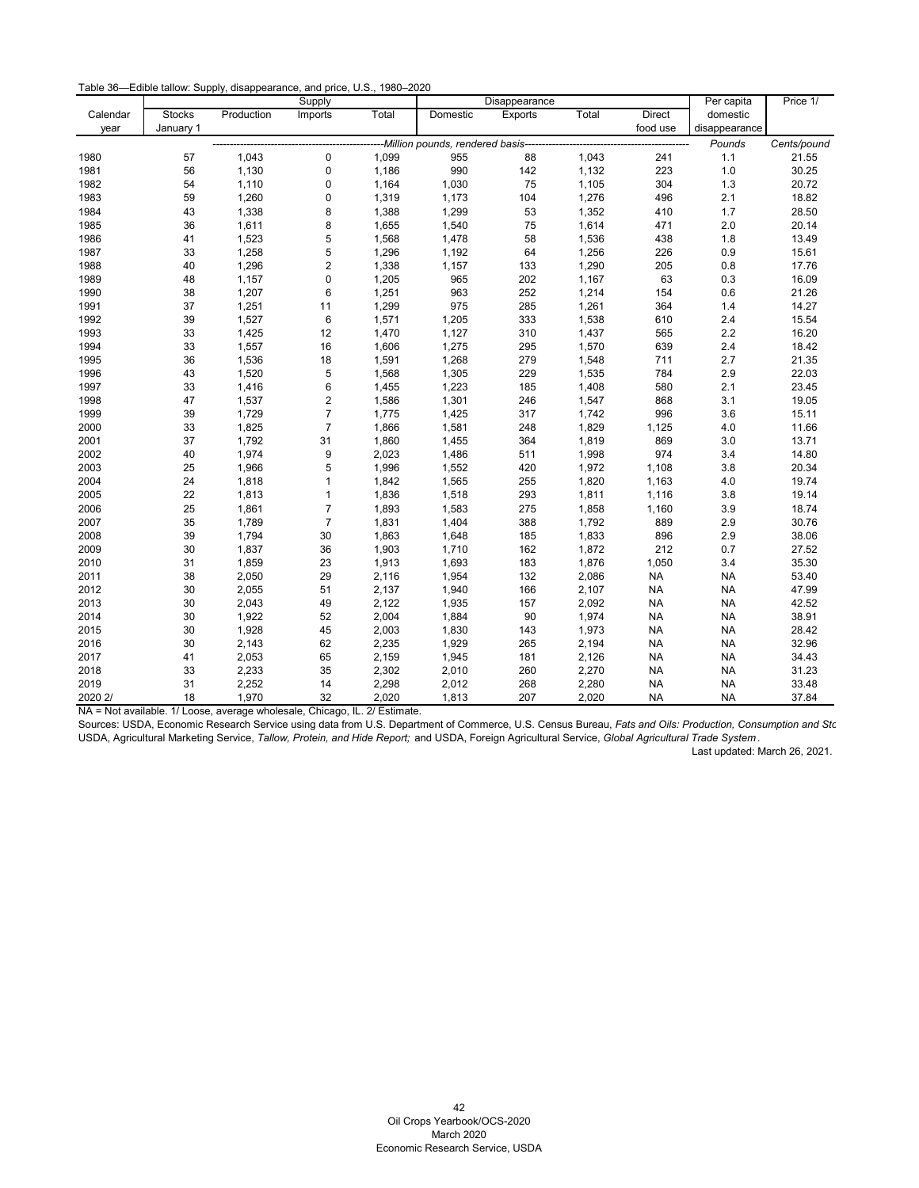Table 36—Edible tallow: Supply, disappearance, and price, U.S., 1980–2020

| Calendar year | Supply | | | | Disappearance | | | | Per capita domestic disappearance | Price 1/ |
|---|---|---|---|---|---|---|---|---|---|---|
| | Stocks January 1 | Production | Imports | Total | Domestic | Exports | Total | Direct food use | | |
| | *Million pounds, rendered basis* | | | | | | | | *Pounds* | *Cents/pound* |
| 1980 | 57 | 1,043 | 0 | 1,099 | 955 | 88 | 1,043 | 241 | 1.1 | 21.55 |
| 1981 | 56 | 1,130 | 0 | 1,186 | 990 | 142 | 1,132 | 223 | 1.0 | 30.25 |
| 1982 | 54 | 1,110 | 0 | 1,164 | 1,030 | 75 | 1,105 | 304 | 1.3 | 20.72 |
| 1983 | 59 | 1,260 | 0 | 1,319 | 1,173 | 104 | 1,276 | 496 | 2.1 | 18.82 |
| 1984 | 43 | 1,338 | 8 | 1,388 | 1,299 | 53 | 1,352 | 410 | 1.7 | 28.50 |
| 1985 | 36 | 1,611 | 8 | 1,655 | 1,540 | 75 | 1,614 | 471 | 2.0 | 20.14 |
| 1986 | 41 | 1,523 | 5 | 1,568 | 1,478 | 58 | 1,536 | 438 | 1.8 | 13.49 |
| 1987 | 33 | 1,258 | 5 | 1,296 | 1,192 | 64 | 1,256 | 226 | 0.9 | 15.61 |
| 1988 | 40 | 1,296 | 2 | 1,338 | 1,157 | 133 | 1,290 | 205 | 0.8 | 17.76 |
| 1989 | 48 | 1,157 | 0 | 1,205 | 965 | 202 | 1,167 | 63 | 0.3 | 16.09 |
| 1990 | 38 | 1,207 | 6 | 1,251 | 963 | 252 | 1,214 | 154 | 0.6 | 21.26 |
| 1991 | 37 | 1,251 | 11 | 1,299 | 975 | 285 | 1,261 | 364 | 1.4 | 14.27 |
| 1992 | 39 | 1,527 | 6 | 1,571 | 1,205 | 333 | 1,538 | 610 | 2.4 | 15.54 |
| 1993 | 33 | 1,425 | 12 | 1,470 | 1,127 | 310 | 1,437 | 565 | 2.2 | 16.20 |
| 1994 | 33 | 1,557 | 16 | 1,606 | 1,275 | 295 | 1,570 | 639 | 2.4 | 18.42 |
| 1995 | 36 | 1,536 | 18 | 1,591 | 1,268 | 279 | 1,548 | 711 | 2.7 | 21.35 |
| 1996 | 43 | 1,520 | 5 | 1,568 | 1,305 | 229 | 1,535 | 784 | 2.9 | 22.03 |
| 1997 | 33 | 1,416 | 6 | 1,455 | 1,223 | 185 | 1,408 | 580 | 2.1 | 23.45 |
| 1998 | 47 | 1,537 | 2 | 1,586 | 1,301 | 246 | 1,547 | 868 | 3.1 | 19.05 |
| 1999 | 39 | 1,729 | 7 | 1,775 | 1,425 | 317 | 1,742 | 996 | 3.6 | 15.11 |
| 2000 | 33 | 1,825 | 7 | 1,866 | 1,581 | 248 | 1,829 | 1,125 | 4.0 | 11.66 |
| 2001 | 37 | 1,792 | 31 | 1,860 | 1,455 | 364 | 1,819 | 869 | 3.0 | 13.71 |
| 2002 | 40 | 1,974 | 9 | 2,023 | 1,486 | 511 | 1,998 | 974 | 3.4 | 14.80 |
| 2003 | 25 | 1,966 | 5 | 1,996 | 1,552 | 420 | 1,972 | 1,108 | 3.8 | 20.34 |
| 2004 | 24 | 1,818 | 1 | 1,842 | 1,565 | 255 | 1,820 | 1,163 | 4.0 | 19.74 |
| 2005 | 22 | 1,813 | 1 | 1,836 | 1,518 | 293 | 1,811 | 1,116 | 3.8 | 19.14 |
| 2006 | 25 | 1,861 | 7 | 1,893 | 1,583 | 275 | 1,858 | 1,160 | 3.9 | 18.74 |
| 2007 | 35 | 1,789 | 7 | 1,831 | 1,404 | 388 | 1,792 | 889 | 2.9 | 30.76 |
| 2008 | 39 | 1,794 | 30 | 1,863 | 1,648 | 185 | 1,833 | 896 | 2.9 | 38.06 |
| 2009 | 30 | 1,837 | 36 | 1,903 | 1,710 | 162 | 1,872 | 212 | 0.7 | 27.52 |
| 2010 | 31 | 1,859 | 23 | 1,913 | 1,693 | 183 | 1,876 | 1,050 | 3.4 | 35.30 |
| 2011 | 38 | 2,050 | 29 | 2,116 | 1,954 | 132 | 2,086 | NA | NA | 53.40 |
| 2012 | 30 | 2,055 | 51 | 2,137 | 1,940 | 166 | 2,107 | NA | NA | 47.99 |
| 2013 | 30 | 2,043 | 49 | 2,122 | 1,935 | 157 | 2,092 | NA | NA | 42.52 |
| 2014 | 30 | 1,922 | 52 | 2,004 | 1,884 | 90 | 1,974 | NA | NA | 38.91 |
| 2015 | 30 | 1,928 | 45 | 2,003 | 1,830 | 143 | 1,973 | NA | NA | 28.42 |
| 2016 | 30 | 2,143 | 62 | 2,235 | 1,929 | 265 | 2,194 | NA | NA | 32.96 |
| 2017 | 41 | 2,053 | 65 | 2,159 | 1,945 | 181 | 2,126 | NA | NA | 34.43 |
| 2018 | 33 | 2,233 | 35 | 2,302 | 2,010 | 260 | 2,270 | NA | NA | 31.23 |
| 2019 | 31 | 2,252 | 14 | 2,298 | 2,012 | 268 | 2,280 | NA | NA | 33.48 |
| 2020 2/ | 18 | 1,970 | 32 | 2,020 | 1,813 | 207 | 2,020 | NA | NA | 37.84 |

NA = Not available. 1/ Loose, average wholesale, Chicago, IL. 2/ Estimate.

Sources: USDA, Economic Research Service using data from U.S. Department of Commerce, U.S. Census Bureau, *Fats and Oils: Production, Consumption and Sto* USDA, Agricultural Marketing Service, *Tallow, Protein, and Hide Report;* and USDA, Foreign Agricultural Service, *Global Agricultural Trade System*.

Last updated: March 26, 2021.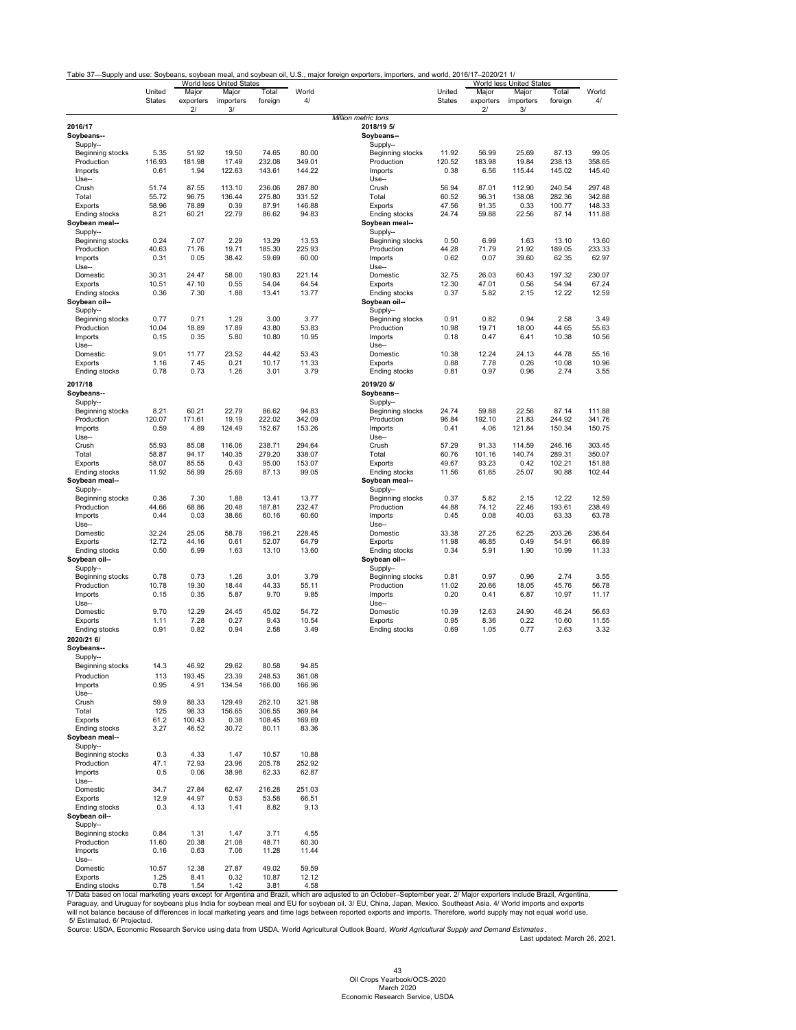Table 37—Supply and use: Soybeans, soybean meal, and soybean oil, U.S., major foreign exporters, importers, and world, 2016/17–2020/21 1/

| | United States | World less United States | | | World 4/ |
|---|---|---|---|---|---|
| | | Major exporters 2/ | Major importers 3/ | Total foreign | |
| | *Million metric tons* | | | | |
| **2016/17** | | | | | |
| **Soybeans--** | | | | | |
| Supply-- | | | | | |
| Beginning stocks | 5.35 | 51.92 | 19.50 | 74.65 | 80.00 |
| Production | 116.93 | 181.98 | 17.49 | 232.08 | 349.01 |
| Imports | 0.61 | 1.94 | 122.63 | 143.61 | 144.22 |
| Use-- | | | | | |
| Crush | 51.74 | 87.55 | 113.10 | 236.06 | 287.80 |
| Total | 55.72 | 96.75 | 136.44 | 275.80 | 331.52 |
| Exports | 58.96 | 78.89 | 0.39 | 87.91 | 146.88 |
| Ending stocks | 8.21 | 60.21 | 22.79 | 86.62 | 94.83 |
| **Soybean meal--** | | | | | |
| Supply-- | | | | | |
| Beginning stocks | 0.24 | 7.07 | 2.29 | 13.29 | 13.53 |
| Production | 40.63 | 71.76 | 19.71 | 185.30 | 225.93 |
| Imports | 0.31 | 0.05 | 38.42 | 59.69 | 60.00 |
| Use-- | | | | | |
| Domestic | 30.31 | 24.47 | 58.00 | 190.83 | 221.14 |
| Exports | 10.51 | 47.10 | 0.55 | 54.04 | 64.54 |
| Ending stocks | 0.36 | 7.30 | 1.88 | 13.41 | 13.77 |
| **Soybean oil--** | | | | | |
| Supply-- | | | | | |
| Beginning stocks | 0.77 | 0.71 | 1.29 | 3.00 | 3.77 |
| Production | 10.04 | 18.89 | 17.89 | 43.80 | 53.83 |
| Imports | 0.15 | 0.35 | 5.80 | 10.80 | 10.95 |
| Use-- | | | | | |
| Domestic | 9.01 | 11.77 | 23.52 | 44.42 | 53.43 |
| Exports | 1.16 | 7.45 | 0.21 | 10.17 | 11.33 |
| Ending stocks | 0.78 | 0.73 | 1.26 | 3.01 | 3.79 |
| **2017/18** | | | | | |
| **Soybeans--** | | | | | |
| Supply-- | | | | | |
| Beginning stocks | 8.21 | 60.21 | 22.79 | 86.62 | 94.83 |
| Production | 120.07 | 171.61 | 19.19 | 222.02 | 342.09 |
| Imports | 0.59 | 4.89 | 124.49 | 152.67 | 153.26 |
| Use-- | | | | | |
| Crush | 55.93 | 85.08 | 116.06 | 238.71 | 294.64 |
| Total | 58.87 | 94.17 | 140.35 | 279.20 | 338.07 |
| Exports | 58.07 | 85.55 | 0.43 | 95.00 | 153.07 |
| Ending stocks | 11.92 | 56.99 | 25.69 | 87.13 | 99.05 |
| **Soybean meal--** | | | | | |
| Supply-- | | | | | |
| Beginning stocks | 0.36 | 7.30 | 1.88 | 13.41 | 13.77 |
| Production | 44.66 | 68.86 | 20.48 | 187.81 | 232.47 |
| Imports | 0.44 | 0.03 | 38.66 | 60.16 | 60.60 |
| Use-- | | | | | |
| Domestic | 32.24 | 25.05 | 58.78 | 196.21 | 228.45 |
| Exports | 12.72 | 44.16 | 0.61 | 52.07 | 64.79 |
| Ending stocks | 0.50 | 6.99 | 1.63 | 13.10 | 13.60 |
| **Soybean oil--** | | | | | |
| Supply-- | | | | | |
| Beginning stocks | 0.78 | 0.73 | 1.26 | 3.01 | 3.79 |
| Production | 10.78 | 19.30 | 18.44 | 44.33 | 55.11 |
| Imports | 0.15 | 0.35 | 5.87 | 9.70 | 9.85 |
| Use-- | | | | | |
| Domestic | 9.70 | 12.29 | 24.45 | 45.02 | 54.72 |
| Exports | 1.11 | 7.28 | 0.27 | 9.43 | 10.54 |
| Ending stocks | 0.91 | 0.82 | 0.94 | 2.58 | 3.49 |
| **2018/19 5/** | | | | | |
| **Soybeans--** | | | | | |
| Supply-- | | | | | |
| Beginning stocks | 11.92 | 56.99 | 25.69 | 87.13 | 99.05 |
| Production | 120.52 | 183.98 | 19.84 | 238.13 | 358.65 |
| Imports | 0.38 | 6.56 | 115.44 | 145.02 | 145.40 |
| Use-- | | | | | |
| Crush | 56.94 | 87.01 | 112.90 | 240.54 | 297.48 |
| Total | 60.52 | 96.31 | 138.08 | 282.36 | 342.88 |
| Exports | 47.56 | 91.35 | 0.33 | 100.77 | 148.33 |
| Ending stocks | 24.74 | 59.88 | 22.56 | 87.14 | 111.88 |
| **Soybean meal--** | | | | | |
| Supply-- | | | | | |
| Beginning stocks | 0.50 | 6.99 | 1.63 | 13.10 | 13.60 |
| Production | 44.28 | 71.79 | 21.92 | 189.05 | 233.33 |
| Imports | 0.62 | 0.07 | 39.60 | 62.35 | 62.97 |
| Use-- | | | | | |
| Domestic | 32.75 | 26.03 | 60.43 | 197.32 | 230.07 |
| Exports | 12.30 | 47.01 | 0.56 | 54.94 | 67.24 |
| Ending stocks | 0.37 | 5.82 | 2.15 | 12.22 | 12.59 |
| **Soybean oil--** | | | | | |
| Supply-- | | | | | |
| Beginning stocks | 0.91 | 0.82 | 0.94 | 2.58 | 3.49 |
| Production | 10.98 | 19.71 | 18.00 | 44.65 | 55.63 |
| Imports | 0.18 | 0.47 | 6.41 | 10.38 | 10.56 |
| Use-- | | | | | |
| Domestic | 10.38 | 12.24 | 24.13 | 44.78 | 55.16 |
| Exports | 0.88 | 7.78 | 0.26 | 10.08 | 10.96 |
| Ending stocks | 0.81 | 0.97 | 0.96 | 2.74 | 3.55 |
| **2019/20 5/** | | | | | |
| **Soybeans--** | | | | | |
| Supply-- | | | | | |
| Beginning stocks | 24.74 | 59.88 | 22.56 | 87.14 | 111.88 |
| Production | 96.84 | 192.10 | 21.83 | 244.92 | 341.76 |
| Imports | 0.41 | 4.06 | 121.84 | 150.34 | 150.75 |
| Use-- | | | | | |
| Crush | 57.29 | 91.33 | 114.59 | 246.16 | 303.45 |
| Total | 60.76 | 101.16 | 140.74 | 289.31 | 350.07 |
| Exports | 49.67 | 93.23 | 0.42 | 102.21 | 151.88 |
| Ending stocks | 11.56 | 61.65 | 25.07 | 90.88 | 102.44 |
| **Soybean meal--** | | | | | |
| Supply-- | | | | | |
| Beginning stocks | 0.37 | 5.82 | 2.15 | 12.22 | 12.59 |
| Production | 44.88 | 74.12 | 22.46 | 193.61 | 238.49 |
| Imports | 0.45 | 0.08 | 40.03 | 63.33 | 63.78 |
| Use-- | | | | | |
| Domestic | 33.38 | 27.25 | 62.25 | 203.26 | 236.64 |
| Exports | 11.98 | 46.85 | 0.49 | 54.91 | 66.89 |
| Ending stocks | 0.34 | 5.91 | 1.90 | 10.99 | 11.33 |
| **Soybean oil--** | | | | | |
| Supply-- | | | | | |
| Beginning stocks | 0.81 | 0.97 | 0.96 | 2.74 | 3.55 |
| Production | 11.02 | 20.66 | 18.05 | 45.76 | 56.78 |
| Imports | 0.20 | 0.41 | 6.87 | 10.97 | 11.17 |
| Use-- | | | | | |
| Domestic | 10.39 | 12.63 | 24.90 | 46.24 | 56.63 |
| Exports | 0.95 | 8.36 | 0.22 | 10.60 | 11.55 |
| Ending stocks | 0.69 | 1.05 | 0.77 | 2.63 | 3.32 |
| **2020/21 6/** | | | | | |
| **Soybeans--** | | | | | |
| Supply-- | | | | | |
| Beginning stocks | 14.3 | 46.92 | 29.62 | 80.58 | 94.85 |
| Production | 113 | 193.45 | 23.39 | 248.53 | 361.08 |
| Imports | 0.95 | 4.91 | 134.54 | 166.00 | 166.96 |
| Use-- | | | | | |
| Crush | 59.9 | 88.33 | 129.49 | 262.10 | 321.98 |
| Total | 125 | 98.33 | 156.65 | 306.55 | 369.84 |
| Exports | 61.2 | 100.43 | 0.38 | 108.45 | 169.69 |
| Ending stocks | 3.27 | 46.52 | 30.72 | 80.11 | 83.36 |
| **Soybean meal--** | | | | | |
| Supply-- | | | | | |
| Beginning stocks | 0.3 | 4.33 | 1.47 | 10.57 | 10.88 |
| Production | 47.1 | 72.93 | 23.96 | 205.78 | 252.92 |
| Imports | 0.5 | 0.06 | 38.98 | 62.33 | 62.87 |
| Use-- | | | | | |
| Domestic | 34.7 | 27.84 | 62.47 | 216.28 | 251.03 |
| Exports | 12.9 | 44.97 | 0.53 | 53.58 | 66.51 |
| Ending stocks | 0.3 | 4.13 | 1.41 | 8.82 | 9.13 |
| **Soybean oil--** | | | | | |
| Supply-- | | | | | |
| Beginning stocks | 0.84 | 1.31 | 1.47 | 3.71 | 4.55 |
| Production | 11.60 | 20.38 | 21.08 | 48.71 | 60.30 |
| Imports | 0.16 | 0.63 | 7.06 | 11.28 | 11.44 |
| Use-- | | | | | |
| Domestic | 10.57 | 12.38 | 27.87 | 49.02 | 59.59 |
| Exports | 1.25 | 8.41 | 0.32 | 10.87 | 12.12 |
| Ending stocks | 0.78 | 1.54 | 1.42 | 3.81 | 4.58 |

1/ Data based on local marketing years except for Argentina and Brazil, which are adjusted to an October–September year. 2/ Major exporters include Brazil, Argentina, Paraguay, and Uruguay for soybeans plus India for soybean meal and EU for soybean oil. 3/ EU, China, Japan, Mexico, Southeast Asia. 4/ World imports and exports will not balance because of differences in local marketing years and time lags between reported exports and imports. Therefore, world supply may not equal world use. 5/ Estimated. 6/ Projected.

Source: USDA, Economic Research Service using data from USDA, World Agricultural Outlook Board, *World Agricultural Supply and Demand Estimates*.

Last updated: March 26, 2021.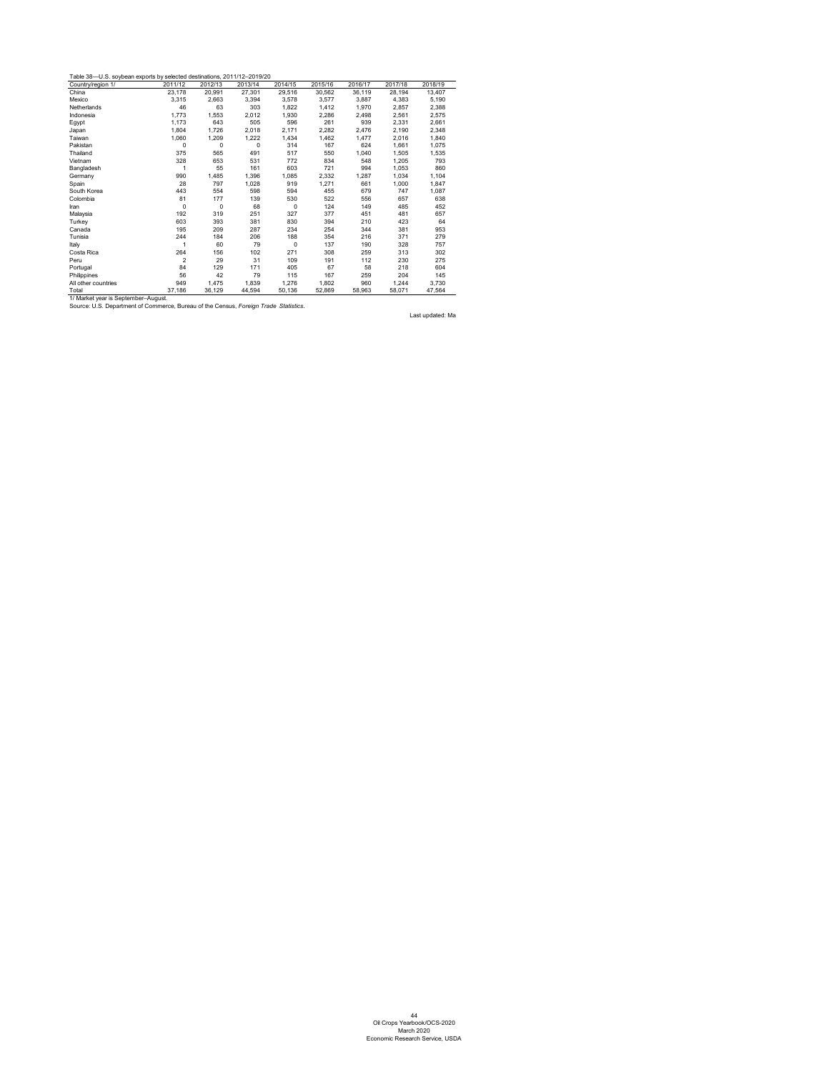Table 38—U.S. soybean exports by selected destinations, 2011/12–2019/20

| Country/region 1/ | 2011/12 | 2012/13 | 2013/14 | 2014/15 | 2015/16 | 2016/17 | 2017/18 | 2018/19 |
|---|---|---|---|---|---|---|---|---|
| China | 23,178 | 20,991 | 27,301 | 29,516 | 30,562 | 36,119 | 28,194 | 13,407 |
| Mexico | 3,315 | 2,663 | 3,394 | 3,578 | 3,577 | 3,887 | 4,383 | 5,190 |
| Netherlands | 46 | 63 | 303 | 1,822 | 1,412 | 1,970 | 2,857 | 2,388 |
| Indonesia | 1,773 | 1,553 | 2,012 | 1,930 | 2,286 | 2,498 | 2,561 | 2,575 |
| Egypt | 1,173 | 643 | 505 | 596 | 261 | 939 | 2,331 | 2,661 |
| Japan | 1,804 | 1,726 | 2,018 | 2,171 | 2,282 | 2,476 | 2,190 | 2,348 |
| Taiwan | 1,060 | 1,209 | 1,222 | 1,434 | 1,462 | 1,477 | 2,016 | 1,840 |
| Pakistan | 0 | 0 | 0 | 314 | 167 | 624 | 1,661 | 1,075 |
| Thailand | 375 | 565 | 491 | 517 | 550 | 1,040 | 1,505 | 1,535 |
| Vietnam | 328 | 653 | 531 | 772 | 834 | 548 | 1,205 | 793 |
| Bangladesh | 1 | 55 | 161 | 603 | 721 | 994 | 1,053 | 860 |
| Germany | 990 | 1,485 | 1,396 | 1,085 | 2,332 | 1,287 | 1,034 | 1,104 |
| Spain | 28 | 797 | 1,028 | 919 | 1,271 | 661 | 1,000 | 1,847 |
| South Korea | 443 | 554 | 598 | 594 | 455 | 679 | 747 | 1,087 |
| Colombia | 81 | 177 | 139 | 530 | 522 | 556 | 657 | 638 |
| Iran | 0 | 0 | 68 | 0 | 124 | 149 | 485 | 452 |
| Malaysia | 192 | 319 | 251 | 327 | 377 | 451 | 481 | 657 |
| Turkey | 603 | 393 | 381 | 830 | 394 | 210 | 423 | 64 |
| Canada | 195 | 209 | 287 | 234 | 254 | 344 | 381 | 953 |
| Tunisia | 244 | 184 | 206 | 188 | 354 | 216 | 371 | 279 |
| Italy | 1 | 60 | 79 | 0 | 137 | 190 | 328 | 757 |
| Costa Rica | 264 | 156 | 102 | 271 | 308 | 259 | 313 | 302 |
| Peru | 2 | 29 | 31 | 109 | 191 | 112 | 230 | 275 |
| Portugal | 84 | 129 | 171 | 405 | 67 | 58 | 218 | 604 |
| Philippines | 56 | 42 | 79 | 115 | 167 | 259 | 204 | 145 |
| All other countries | 949 | 1,475 | 1,839 | 1,276 | 1,802 | 960 | 1,244 | 3,730 |
| Total | 37,186 | 36,129 | 44,594 | 50,136 | 52,869 | 58,963 | 58,071 | 47,564 |

1/ Market year is September–August.

Source: U.S. Department of Commerce, Bureau of the Census, *Foreign Trade Statistics*.

Last updated: Ma

Oil Crops Yearbook/OCS-2020
March 2020
Economic Research Service, USDA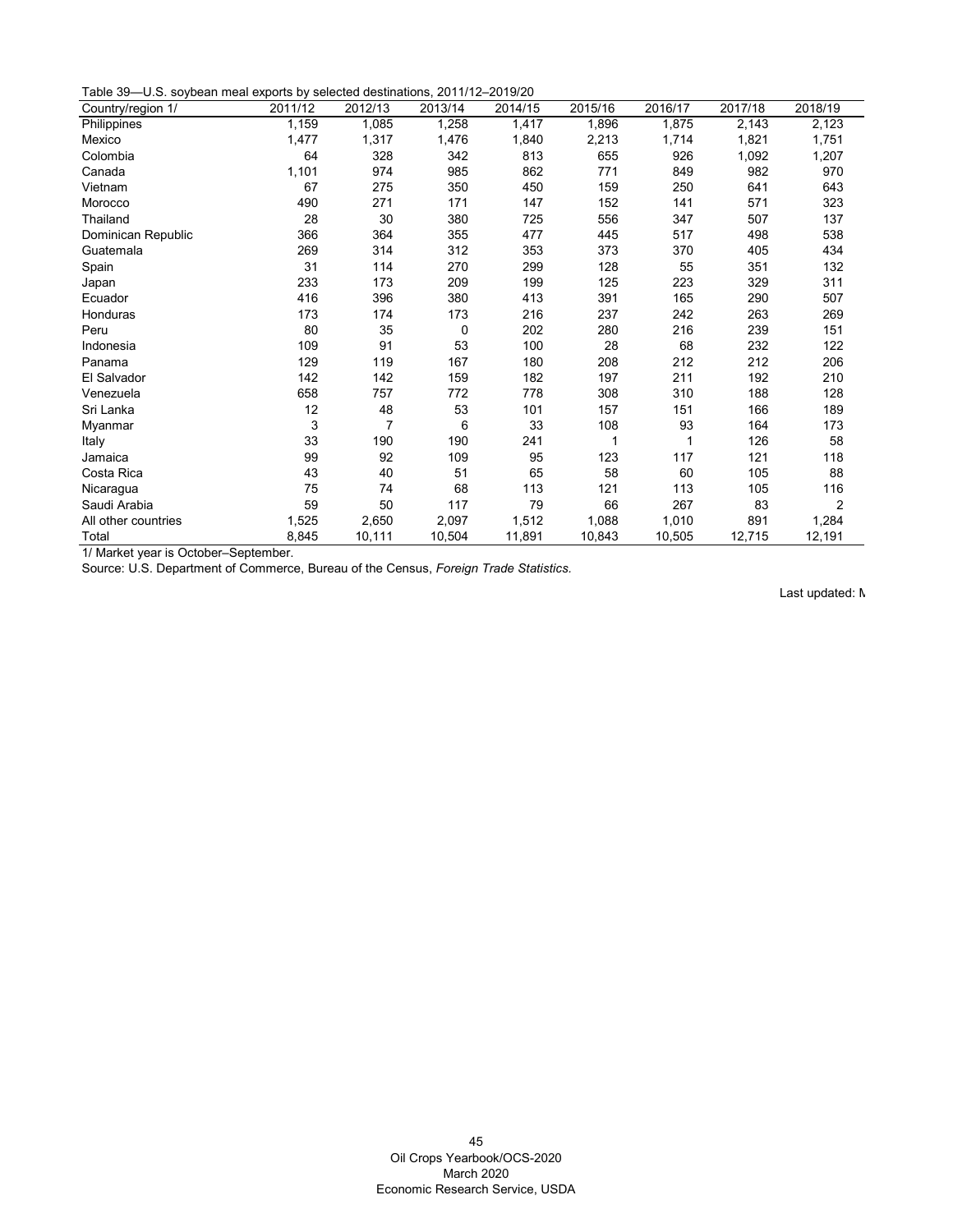Table 39—U.S. soybean meal exports by selected destinations, 2011/12–2019/20

| Country/region 1/ | 2011/12 | 2012/13 | 2013/14 | 2014/15 | 2015/16 | 2016/17 | 2017/18 | 2018/19 |
|---|---|---|---|---|---|---|---|---|
| Philippines | 1,159 | 1,085 | 1,258 | 1,417 | 1,896 | 1,875 | 2,143 | 2,123 |
| Mexico | 1,477 | 1,317 | 1,476 | 1,840 | 2,213 | 1,714 | 1,821 | 1,751 |
| Colombia | 64 | 328 | 342 | 813 | 655 | 926 | 1,092 | 1,207 |
| Canada | 1,101 | 974 | 985 | 862 | 771 | 849 | 982 | 970 |
| Vietnam | 67 | 275 | 350 | 450 | 159 | 250 | 641 | 643 |
| Morocco | 490 | 271 | 171 | 147 | 152 | 141 | 571 | 323 |
| Thailand | 28 | 30 | 380 | 725 | 556 | 347 | 507 | 137 |
| Dominican Republic | 366 | 364 | 355 | 477 | 445 | 517 | 498 | 538 |
| Guatemala | 269 | 314 | 312 | 353 | 373 | 370 | 405 | 434 |
| Spain | 31 | 114 | 270 | 299 | 128 | 55 | 351 | 132 |
| Japan | 233 | 173 | 209 | 199 | 125 | 223 | 329 | 311 |
| Ecuador | 416 | 396 | 380 | 413 | 391 | 165 | 290 | 507 |
| Honduras | 173 | 174 | 173 | 216 | 237 | 242 | 263 | 269 |
| Peru | 80 | 35 | 0 | 202 | 280 | 216 | 239 | 151 |
| Indonesia | 109 | 91 | 53 | 100 | 28 | 68 | 232 | 122 |
| Panama | 129 | 119 | 167 | 180 | 208 | 212 | 212 | 206 |
| El Salvador | 142 | 142 | 159 | 182 | 197 | 211 | 192 | 210 |
| Venezuela | 658 | 757 | 772 | 778 | 308 | 310 | 188 | 128 |
| Sri Lanka | 12 | 48 | 53 | 101 | 157 | 151 | 166 | 189 |
| Myanmar | 3 | 7 | 6 | 33 | 108 | 93 | 164 | 173 |
| Italy | 33 | 190 | 190 | 241 | 1 | 1 | 126 | 58 |
| Jamaica | 99 | 92 | 109 | 95 | 123 | 117 | 121 | 118 |
| Costa Rica | 43 | 40 | 51 | 65 | 58 | 60 | 105 | 88 |
| Nicaragua | 75 | 74 | 68 | 113 | 121 | 113 | 105 | 116 |
| Saudi Arabia | 59 | 50 | 117 | 79 | 66 | 267 | 83 | 2 |
| All other countries | 1,525 | 2,650 | 2,097 | 1,512 | 1,088 | 1,010 | 891 | 1,284 |
| Total | 8,845 | 10,111 | 10,504 | 11,891 | 10,843 | 10,505 | 12,715 | 12,191 |

1/ Market year is October–September.

Source: U.S. Department of Commerce, Bureau of the Census, *Foreign Trade Statistics*.

Last updated: M

Oil Crops Yearbook/OCS-2020
March 2020
Economic Research Service, USDA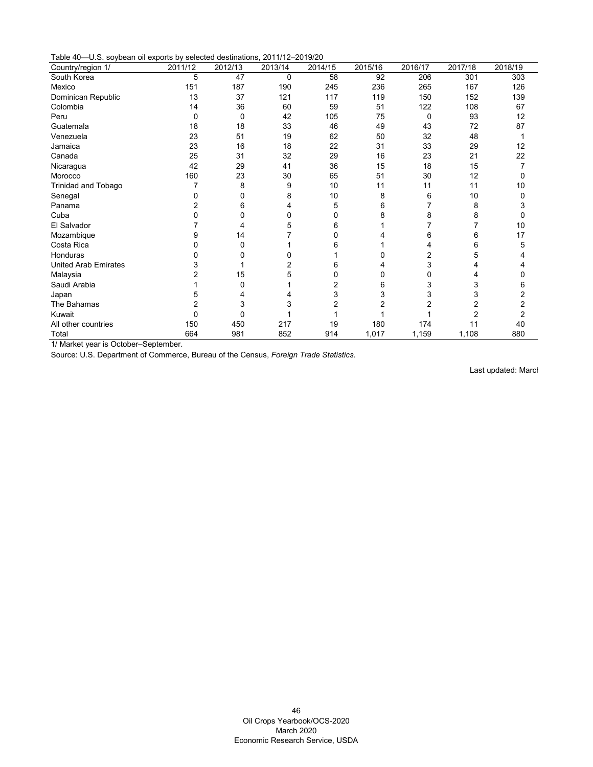Table 40—U.S. soybean oil exports by selected destinations, 2011/12–2019/20

| Country/region 1/ | 2011/12 | 2012/13 | 2013/14 | 2014/15 | 2015/16 | 2016/17 | 2017/18 | 2018/19 |
|---|---|---|---|---|---|---|---|---|
| South Korea | 5 | 47 | 0 | 58 | 92 | 206 | 301 | 303 |
| Mexico | 151 | 187 | 190 | 245 | 236 | 265 | 167 | 126 |
| Dominican Republic | 13 | 37 | 121 | 117 | 119 | 150 | 152 | 139 |
| Colombia | 14 | 36 | 60 | 59 | 51 | 122 | 108 | 67 |
| Peru | 0 | 0 | 42 | 105 | 75 | 0 | 93 | 12 |
| Guatemala | 18 | 18 | 33 | 46 | 49 | 43 | 72 | 87 |
| Venezuela | 23 | 51 | 19 | 62 | 50 | 32 | 48 | 1 |
| Jamaica | 23 | 16 | 18 | 22 | 31 | 33 | 29 | 12 |
| Canada | 25 | 31 | 32 | 29 | 16 | 23 | 21 | 22 |
| Nicaragua | 42 | 29 | 41 | 36 | 15 | 18 | 15 | 7 |
| Morocco | 160 | 23 | 30 | 65 | 51 | 30 | 12 | 0 |
| Trinidad and Tobago | 7 | 8 | 9 | 10 | 11 | 11 | 11 | 10 |
| Senegal | 0 | 0 | 8 | 10 | 8 | 6 | 10 | 0 |
| Panama | 2 | 6 | 4 | 5 | 6 | 7 | 8 | 3 |
| Cuba | 0 | 0 | 0 | 0 | 8 | 8 | 8 | 0 |
| El Salvador | 7 | 4 | 5 | 6 | 1 | 7 | 7 | 10 |
| Mozambique | 9 | 14 | 7 | 0 | 4 | 6 | 6 | 17 |
| Costa Rica | 0 | 0 | 1 | 6 | 1 | 4 | 6 | 5 |
| Honduras | 0 | 0 | 0 | 1 | 0 | 2 | 5 | 4 |
| United Arab Emirates | 3 | 1 | 2 | 6 | 4 | 3 | 4 | 4 |
| Malaysia | 2 | 15 | 5 | 0 | 0 | 0 | 4 | 0 |
| Saudi Arabia | 1 | 0 | 1 | 2 | 6 | 3 | 3 | 6 |
| Japan | 5 | 4 | 4 | 3 | 3 | 3 | 3 | 2 |
| The Bahamas | 2 | 3 | 3 | 2 | 2 | 2 | 2 | 2 |
| Kuwait | 0 | 0 | 1 | 1 | 1 | 1 | 2 | 2 |
| All other countries | 150 | 450 | 217 | 19 | 180 | 174 | 11 | 40 |
| Total | 664 | 981 | 852 | 914 | 1,017 | 1,159 | 1,108 | 880 |

1/ Market year is October–September.

Source: U.S. Department of Commerce, Bureau of the Census, *Foreign Trade Statistics*.

Last updated: March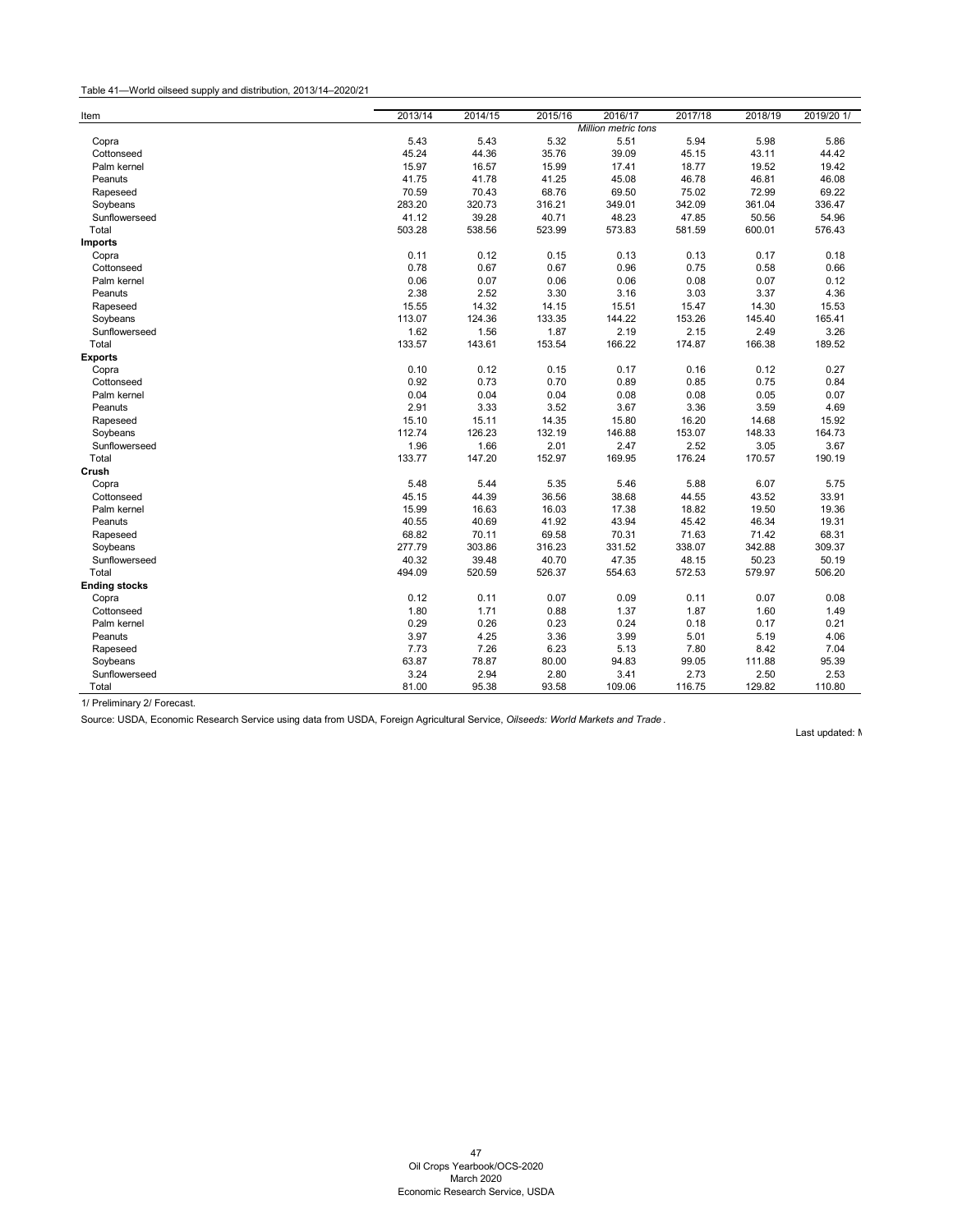Table 41—World oilseed supply and distribution, 2013/14–2020/21

| Item | 2013/14 | 2014/15 | 2015/16 | 2016/17 | 2017/18 | 2018/19 | 2019/20 1/ |
|---|---|---|---|---|---|---|---|
| | | | | *Million metric tons* | | | |
| Copra | 5.43 | 5.43 | 5.32 | 5.51 | 5.94 | 5.98 | 5.86 |
| Cottonseed | 45.24 | 44.36 | 35.76 | 39.09 | 45.15 | 43.11 | 44.42 |
| Palm kernel | 15.97 | 16.57 | 15.99 | 17.41 | 18.77 | 19.52 | 19.42 |
| Peanuts | 41.75 | 41.78 | 41.25 | 45.08 | 46.78 | 46.81 | 46.08 |
| Rapeseed | 70.59 | 70.43 | 68.76 | 69.50 | 75.02 | 72.99 | 69.22 |
| Soybeans | 283.20 | 320.73 | 316.21 | 349.01 | 342.09 | 361.04 | 336.47 |
| Sunflowerseed | 41.12 | 39.28 | 40.71 | 48.23 | 47.85 | 50.56 | 54.96 |
| Total | 503.28 | 538.56 | 523.99 | 573.83 | 581.59 | 600.01 | 576.43 |
| **Imports** | | | | | | | |
| Copra | 0.11 | 0.12 | 0.15 | 0.13 | 0.13 | 0.17 | 0.18 |
| Cottonseed | 0.78 | 0.67 | 0.67 | 0.96 | 0.75 | 0.58 | 0.66 |
| Palm kernel | 0.06 | 0.07 | 0.06 | 0.06 | 0.08 | 0.07 | 0.12 |
| Peanuts | 2.38 | 2.52 | 3.30 | 3.16 | 3.03 | 3.37 | 4.36 |
| Rapeseed | 15.55 | 14.32 | 14.15 | 15.51 | 15.47 | 14.30 | 15.53 |
| Soybeans | 113.07 | 124.36 | 133.35 | 144.22 | 153.26 | 145.40 | 165.41 |
| Sunflowerseed | 1.62 | 1.56 | 1.87 | 2.19 | 2.15 | 2.49 | 3.26 |
| Total | 133.57 | 143.61 | 153.54 | 166.22 | 174.87 | 166.38 | 189.52 |
| **Exports** | | | | | | | |
| Copra | 0.10 | 0.12 | 0.15 | 0.17 | 0.16 | 0.12 | 0.27 |
| Cottonseed | 0.92 | 0.73 | 0.70 | 0.89 | 0.85 | 0.75 | 0.84 |
| Palm kernel | 0.04 | 0.04 | 0.04 | 0.08 | 0.08 | 0.05 | 0.07 |
| Peanuts | 2.91 | 3.33 | 3.52 | 3.67 | 3.36 | 3.59 | 4.69 |
| Rapeseed | 15.10 | 15.11 | 14.35 | 15.80 | 16.20 | 14.68 | 15.92 |
| Soybeans | 112.74 | 126.23 | 132.19 | 146.88 | 153.07 | 148.33 | 164.73 |
| Sunflowerseed | 1.96 | 1.66 | 2.01 | 2.47 | 2.52 | 3.05 | 3.67 |
| Total | 133.77 | 147.20 | 152.97 | 169.95 | 176.24 | 170.57 | 190.19 |
| **Crush** | | | | | | | |
| Copra | 5.48 | 5.44 | 5.35 | 5.46 | 5.88 | 6.07 | 5.75 |
| Cottonseed | 45.15 | 44.39 | 36.56 | 38.68 | 44.55 | 43.52 | 33.91 |
| Palm kernel | 15.99 | 16.63 | 16.03 | 17.38 | 18.82 | 19.50 | 19.36 |
| Peanuts | 40.55 | 40.69 | 41.92 | 43.94 | 45.42 | 46.34 | 19.31 |
| Rapeseed | 68.82 | 70.11 | 69.58 | 70.31 | 71.63 | 71.42 | 68.31 |
| Soybeans | 277.79 | 303.86 | 316.23 | 331.52 | 338.07 | 342.88 | 309.37 |
| Sunflowerseed | 40.32 | 39.48 | 40.70 | 47.35 | 48.15 | 50.23 | 50.19 |
| Total | 494.09 | 520.59 | 526.37 | 554.63 | 572.53 | 579.97 | 506.20 |
| **Ending stocks** | | | | | | | |
| Copra | 0.12 | 0.11 | 0.07 | 0.09 | 0.11 | 0.07 | 0.08 |
| Cottonseed | 1.80 | 1.71 | 0.88 | 1.37 | 1.87 | 1.60 | 1.49 |
| Palm kernel | 0.29 | 0.26 | 0.23 | 0.24 | 0.18 | 0.17 | 0.21 |
| Peanuts | 3.97 | 4.25 | 3.36 | 3.99 | 5.01 | 5.19 | 4.06 |
| Rapeseed | 7.73 | 7.26 | 6.23 | 5.13 | 7.80 | 8.42 | 7.04 |
| Soybeans | 63.87 | 78.87 | 80.00 | 94.83 | 99.05 | 111.88 | 95.39 |
| Sunflowerseed | 3.24 | 2.94 | 2.80 | 3.41 | 2.73 | 2.50 | 2.53 |
| Total | 81.00 | 95.38 | 93.58 | 109.06 | 116.75 | 129.82 | 110.80 |

1/ Preliminary 2/ Forecast.

Source: USDA, Economic Research Service using data from USDA, Foreign Agricultural Service, *Oilseeds: World Markets and Trade*.

Last updated: M

Oil Crops Yearbook/OCS-2020
March 2020
Economic Research Service, USDA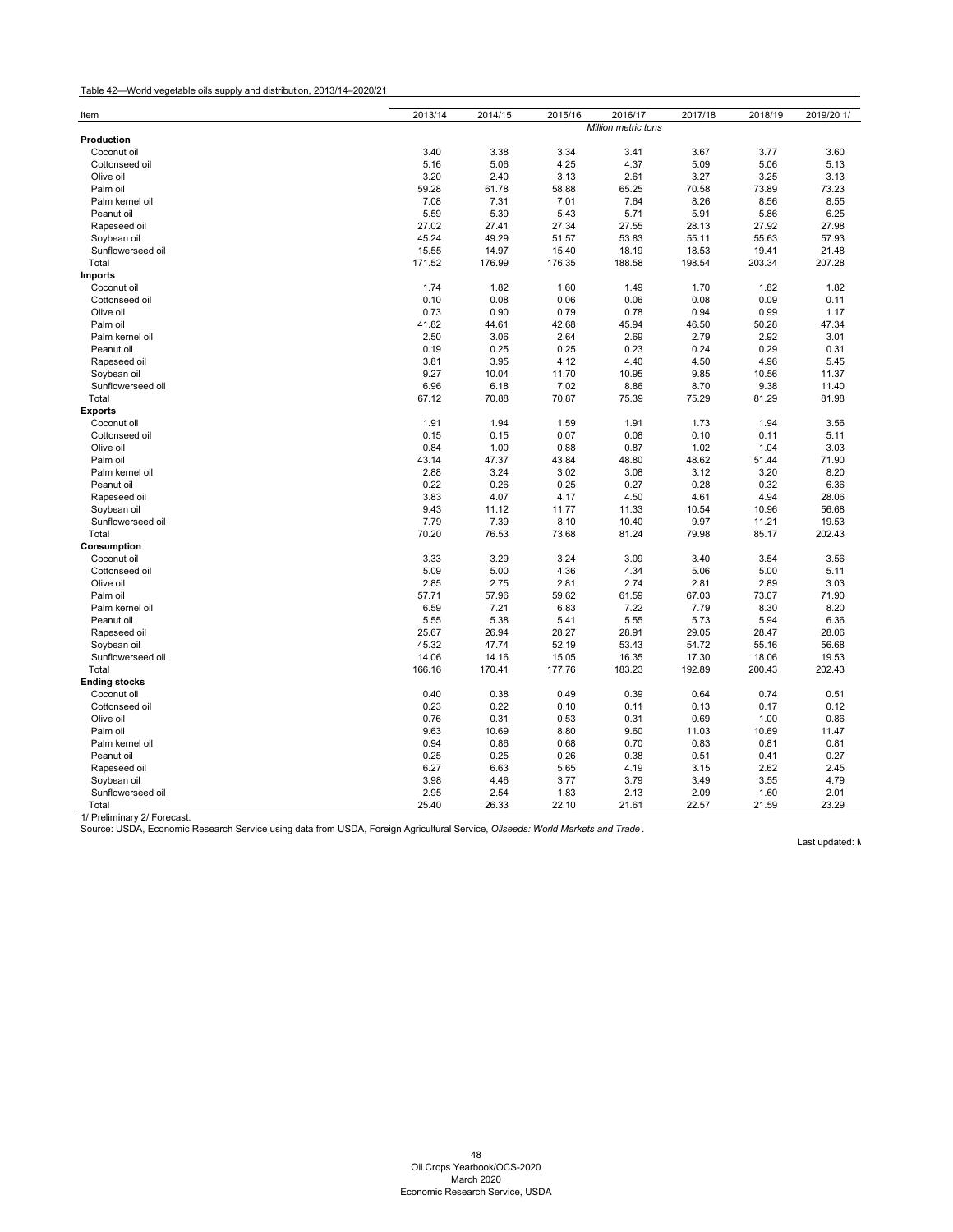Table 42—World vegetable oils supply and distribution, 2013/14–2020/21

| Item | 2013/14 | 2014/15 | 2015/16 | 2016/17 | 2017/18 | 2018/19 | 2019/20 1/ |
|---|---|---|---|---|---|---|---|
| | | | | *Million metric tons* | | | |
| **Production** | | | | | | | |
| Coconut oil | 3.40 | 3.38 | 3.34 | 3.41 | 3.67 | 3.77 | 3.60 |
| Cottonseed oil | 5.16 | 5.06 | 4.25 | 4.37 | 5.09 | 5.06 | 5.13 |
| Olive oil | 3.20 | 2.40 | 3.13 | 2.61 | 3.27 | 3.25 | 3.13 |
| Palm oil | 59.28 | 61.78 | 58.88 | 65.25 | 70.58 | 73.89 | 73.23 |
| Palm kernel oil | 7.08 | 7.31 | 7.01 | 7.64 | 8.26 | 8.56 | 8.55 |
| Peanut oil | 5.59 | 5.39 | 5.43 | 5.71 | 5.91 | 5.86 | 6.25 |
| Rapeseed oil | 27.02 | 27.41 | 27.34 | 27.55 | 28.13 | 27.92 | 27.98 |
| Soybean oil | 45.24 | 49.29 | 51.57 | 53.83 | 55.11 | 55.63 | 57.93 |
| Sunflowerseed oil | 15.55 | 14.97 | 15.40 | 18.19 | 18.53 | 19.41 | 21.48 |
| Total | 171.52 | 176.99 | 176.35 | 188.58 | 198.54 | 203.34 | 207.28 |
| **Imports** | | | | | | | |
| Coconut oil | 1.74 | 1.82 | 1.60 | 1.49 | 1.70 | 1.82 | 1.82 |
| Cottonseed oil | 0.10 | 0.08 | 0.06 | 0.06 | 0.08 | 0.09 | 0.11 |
| Olive oil | 0.73 | 0.90 | 0.79 | 0.78 | 0.94 | 0.99 | 1.17 |
| Palm oil | 41.82 | 44.61 | 42.68 | 45.94 | 46.50 | 50.28 | 47.34 |
| Palm kernel oil | 2.50 | 3.06 | 2.64 | 2.69 | 2.79 | 2.92 | 3.01 |
| Peanut oil | 0.19 | 0.25 | 0.25 | 0.23 | 0.24 | 0.29 | 0.31 |
| Rapeseed oil | 3.81 | 3.95 | 4.12 | 4.40 | 4.50 | 4.96 | 5.45 |
| Soybean oil | 9.27 | 10.04 | 11.70 | 10.95 | 9.85 | 10.56 | 11.37 |
| Sunflowerseed oil | 6.96 | 6.18 | 7.02 | 8.86 | 8.70 | 9.38 | 11.40 |
| Total | 67.12 | 70.88 | 70.87 | 75.39 | 75.29 | 81.29 | 81.98 |
| **Exports** | | | | | | | |
| Coconut oil | 1.91 | 1.94 | 1.59 | 1.91 | 1.73 | 1.94 | 3.56 |
| Cottonseed oil | 0.15 | 0.15 | 0.07 | 0.08 | 0.10 | 0.11 | 5.11 |
| Olive oil | 0.84 | 1.00 | 0.88 | 0.87 | 1.02 | 1.04 | 3.03 |
| Palm oil | 43.14 | 47.37 | 43.84 | 48.80 | 48.62 | 51.44 | 71.90 |
| Palm kernel oil | 2.88 | 3.24 | 3.02 | 3.08 | 3.12 | 3.20 | 8.20 |
| Peanut oil | 0.22 | 0.26 | 0.25 | 0.27 | 0.28 | 0.32 | 6.36 |
| Rapeseed oil | 3.83 | 4.07 | 4.17 | 4.50 | 4.61 | 4.94 | 28.06 |
| Soybean oil | 9.43 | 11.12 | 11.77 | 11.33 | 10.54 | 10.96 | 56.68 |
| Sunflowerseed oil | 7.79 | 7.39 | 8.10 | 10.40 | 9.97 | 11.21 | 19.53 |
| Total | 70.20 | 76.53 | 73.68 | 81.24 | 79.98 | 85.17 | 202.43 |
| **Consumption** | | | | | | | |
| Coconut oil | 3.33 | 3.29 | 3.24 | 3.09 | 3.40 | 3.54 | 3.56 |
| Cottonseed oil | 5.09 | 5.00 | 4.36 | 4.34 | 5.06 | 5.00 | 5.11 |
| Olive oil | 2.85 | 2.75 | 2.81 | 2.74 | 2.81 | 2.89 | 3.03 |
| Palm oil | 57.71 | 57.96 | 59.62 | 61.59 | 67.03 | 73.07 | 71.90 |
| Palm kernel oil | 6.59 | 7.21 | 6.83 | 7.22 | 7.79 | 8.30 | 8.20 |
| Peanut oil | 5.55 | 5.38 | 5.41 | 5.55 | 5.73 | 5.94 | 6.36 |
| Rapeseed oil | 25.67 | 26.94 | 28.27 | 28.91 | 29.05 | 28.47 | 28.06 |
| Soybean oil | 45.32 | 47.74 | 52.19 | 53.43 | 54.72 | 55.16 | 56.68 |
| Sunflowerseed oil | 14.06 | 14.16 | 15.05 | 16.35 | 17.30 | 18.06 | 19.53 |
| Total | 166.16 | 170.41 | 177.76 | 183.23 | 192.89 | 200.43 | 202.43 |
| **Ending stocks** | | | | | | | |
| Coconut oil | 0.40 | 0.38 | 0.49 | 0.39 | 0.64 | 0.74 | 0.51 |
| Cottonseed oil | 0.23 | 0.22 | 0.10 | 0.11 | 0.13 | 0.17 | 0.12 |
| Olive oil | 0.76 | 0.31 | 0.53 | 0.31 | 0.69 | 1.00 | 0.86 |
| Palm oil | 9.63 | 10.69 | 8.80 | 9.60 | 11.03 | 10.69 | 11.47 |
| Palm kernel oil | 0.94 | 0.86 | 0.68 | 0.70 | 0.83 | 0.81 | 0.81 |
| Peanut oil | 0.25 | 0.25 | 0.26 | 0.38 | 0.51 | 0.41 | 0.27 |
| Rapeseed oil | 6.27 | 6.63 | 5.65 | 4.19 | 3.15 | 2.62 | 2.45 |
| Soybean oil | 3.98 | 4.46 | 3.77 | 3.79 | 3.49 | 3.55 | 4.79 |
| Sunflowerseed oil | 2.95 | 2.54 | 1.83 | 2.13 | 2.09 | 1.60 | 2.01 |
| Total | 25.40 | 26.33 | 22.10 | 21.61 | 22.57 | 21.59 | 23.29 |

1/ Preliminary 2/ Forecast.

Source: USDA, Economic Research Service using data from USDA, Foreign Agricultural Service, *Oilseeds: World Markets and Trade* .

Last updated: M

Oil Crops Yearbook/OCS-2020
March 2020
Economic Research Service, USDA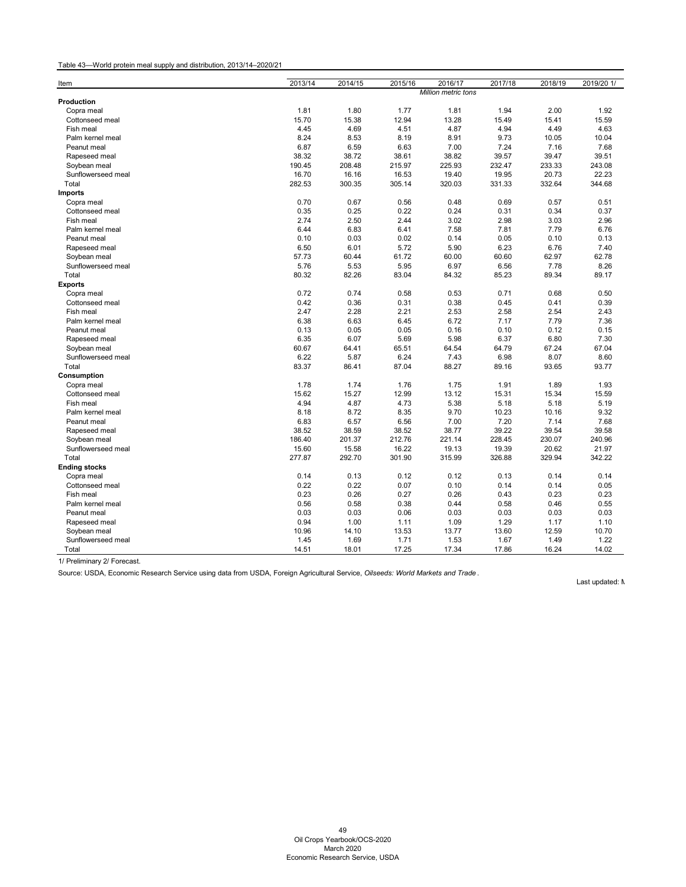Table 43—World protein meal supply and distribution, 2013/14–2020/21

| Item | 2013/14 | 2014/15 | 2015/16 | 2016/17 | 2017/18 | 2018/19 | 2019/20 1/ |
|---|---|---|---|---|---|---|---|
| | | | | *Million metric tons* | | | |
| **Production** | | | | | | | |
| Copra meal | 1.81 | 1.80 | 1.77 | 1.81 | 1.94 | 2.00 | 1.92 |
| Cottonseed meal | 15.70 | 15.38 | 12.94 | 13.28 | 15.49 | 15.41 | 15.59 |
| Fish meal | 4.45 | 4.69 | 4.51 | 4.87 | 4.94 | 4.49 | 4.63 |
| Palm kernel meal | 8.24 | 8.53 | 8.19 | 8.91 | 9.73 | 10.05 | 10.04 |
| Peanut meal | 6.87 | 6.59 | 6.63 | 7.00 | 7.24 | 7.16 | 7.68 |
| Rapeseed meal | 38.32 | 38.72 | 38.61 | 38.82 | 39.57 | 39.47 | 39.51 |
| Soybean meal | 190.45 | 208.48 | 215.97 | 225.93 | 232.47 | 233.33 | 243.08 |
| Sunflowerseed meal | 16.70 | 16.16 | 16.53 | 19.40 | 19.95 | 20.73 | 22.23 |
| Total | 282.53 | 300.35 | 305.14 | 320.03 | 331.33 | 332.64 | 344.68 |
| **Imports** | | | | | | | |
| Copra meal | 0.70 | 0.67 | 0.56 | 0.48 | 0.69 | 0.57 | 0.51 |
| Cottonseed meal | 0.35 | 0.25 | 0.22 | 0.24 | 0.31 | 0.34 | 0.37 |
| Fish meal | 2.74 | 2.50 | 2.44 | 3.02 | 2.98 | 3.03 | 2.96 |
| Palm kernel meal | 6.44 | 6.83 | 6.41 | 7.58 | 7.81 | 7.79 | 6.76 |
| Peanut meal | 0.10 | 0.03 | 0.02 | 0.14 | 0.05 | 0.10 | 0.13 |
| Rapeseed meal | 6.50 | 6.01 | 5.72 | 5.90 | 6.23 | 6.76 | 7.40 |
| Soybean meal | 57.73 | 60.44 | 61.72 | 60.00 | 60.60 | 62.97 | 62.78 |
| Sunflowerseed meal | 5.76 | 5.53 | 5.95 | 6.97 | 6.56 | 7.78 | 8.26 |
| Total | 80.32 | 82.26 | 83.04 | 84.32 | 85.23 | 89.34 | 89.17 |
| **Exports** | | | | | | | |
| Copra meal | 0.72 | 0.74 | 0.58 | 0.53 | 0.71 | 0.68 | 0.50 |
| Cottonseed meal | 0.42 | 0.36 | 0.31 | 0.38 | 0.45 | 0.41 | 0.39 |
| Fish meal | 2.47 | 2.28 | 2.21 | 2.53 | 2.58 | 2.54 | 2.43 |
| Palm kernel meal | 6.38 | 6.63 | 6.45 | 6.72 | 7.17 | 7.79 | 7.36 |
| Peanut meal | 0.13 | 0.05 | 0.05 | 0.16 | 0.10 | 0.12 | 0.15 |
| Rapeseed meal | 6.35 | 6.07 | 5.69 | 5.98 | 6.37 | 6.80 | 7.30 |
| Soybean meal | 60.67 | 64.41 | 65.51 | 64.54 | 64.79 | 67.24 | 67.04 |
| Sunflowerseed meal | 6.22 | 5.87 | 6.24 | 7.43 | 6.98 | 8.07 | 8.60 |
| Total | 83.37 | 86.41 | 87.04 | 88.27 | 89.16 | 93.65 | 93.77 |
| **Consumption** | | | | | | | |
| Copra meal | 1.78 | 1.74 | 1.76 | 1.75 | 1.91 | 1.89 | 1.93 |
| Cottonseed meal | 15.62 | 15.27 | 12.99 | 13.12 | 15.31 | 15.34 | 15.59 |
| Fish meal | 4.94 | 4.87 | 4.73 | 5.38 | 5.18 | 5.18 | 5.19 |
| Palm kernel meal | 8.18 | 8.72 | 8.35 | 9.70 | 10.23 | 10.16 | 9.32 |
| Peanut meal | 6.83 | 6.57 | 6.56 | 7.00 | 7.20 | 7.14 | 7.68 |
| Rapeseed meal | 38.52 | 38.59 | 38.52 | 38.77 | 39.22 | 39.54 | 39.58 |
| Soybean meal | 186.40 | 201.37 | 212.76 | 221.14 | 228.45 | 230.07 | 240.96 |
| Sunflowerseed meal | 15.60 | 15.58 | 16.22 | 19.13 | 19.39 | 20.62 | 21.97 |
| Total | 277.87 | 292.70 | 301.90 | 315.99 | 326.88 | 329.94 | 342.22 |
| **Ending stocks** | | | | | | | |
| Copra meal | 0.14 | 0.13 | 0.12 | 0.12 | 0.13 | 0.14 | 0.14 |
| Cottonseed meal | 0.22 | 0.22 | 0.07 | 0.10 | 0.14 | 0.14 | 0.05 |
| Fish meal | 0.23 | 0.26 | 0.27 | 0.26 | 0.43 | 0.23 | 0.23 |
| Palm kernel meal | 0.56 | 0.58 | 0.38 | 0.44 | 0.58 | 0.46 | 0.55 |
| Peanut meal | 0.03 | 0.03 | 0.06 | 0.03 | 0.03 | 0.03 | 0.03 |
| Rapeseed meal | 0.94 | 1.00 | 1.11 | 1.09 | 1.29 | 1.17 | 1.10 |
| Soybean meal | 10.96 | 14.10 | 13.53 | 13.77 | 13.60 | 12.59 | 10.70 |
| Sunflowerseed meal | 1.45 | 1.69 | 1.71 | 1.53 | 1.67 | 1.49 | 1.22 |
| Total | 14.51 | 18.01 | 17.25 | 17.34 | 17.86 | 16.24 | 14.02 |

1/ Preliminary 2/ Forecast.

Source: USDA, Economic Research Service using data from USDA, Foreign Agricultural Service, *Oilseeds: World Markets and Trade*.

Last updated: M